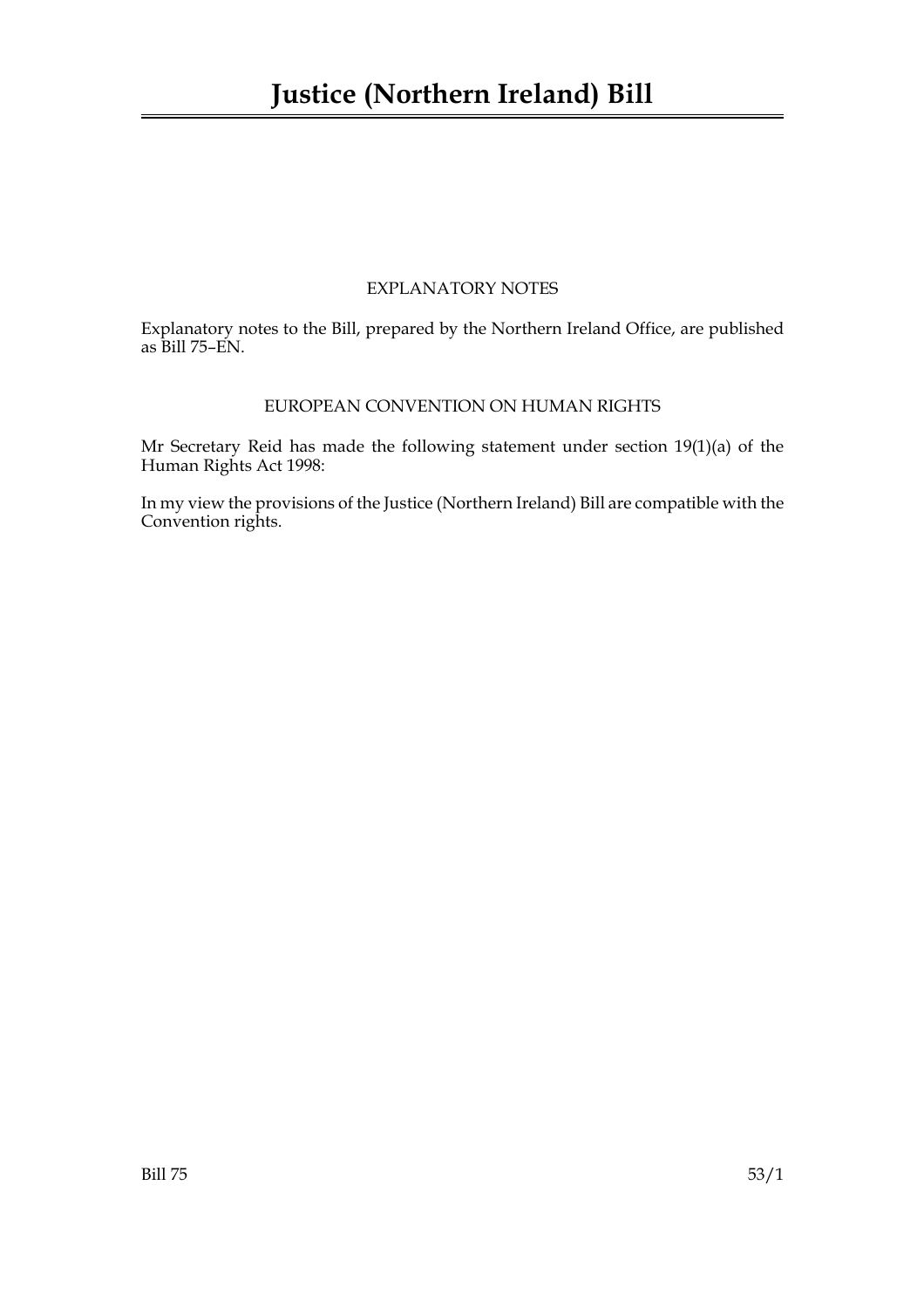# Justice (Northern Ireland) Bill

## EXPLANATORY NOTES

Explanatory notes to the Bill, prepared by the Northern Ireland Office, are published as Bill 75–EN.

## EUROPEAN CONVENTION ON HUMAN RIGHTS

Mr Secretary Reid has made the following statement under section 19(1)(a) of the Human Rights Act 1998:

In my view the provisions of the Justice (Northern Ireland) Bill are compatible with the Convention rights.

Bill 75 53/1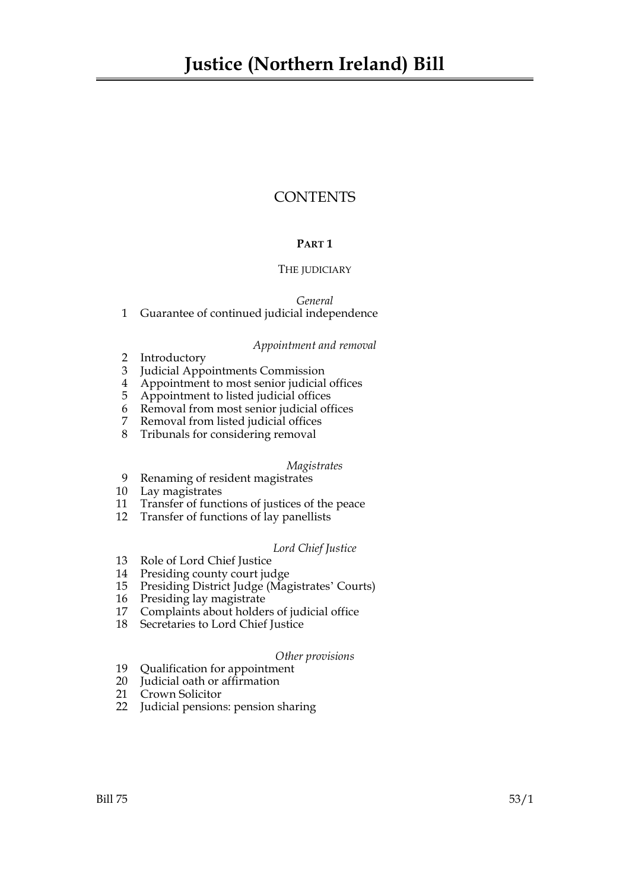# Justice (Northern Ireland) Bill

## CONTENTS

### PART 1

#### THE JUDICIARY

*General*

1 Guarantee of continued judicial independence

*Appointment and removal*

2 Introductory
3 Judicial Appointments Commission
4 Appointment to most senior judicial offices
5 Appointment to listed judicial offices
6 Removal from most senior judicial offices
7 Removal from listed judicial offices
8 Tribunals for considering removal

*Magistrates*

9 Renaming of resident magistrates
10 Lay magistrates
11 Transfer of functions of justices of the peace
12 Transfer of functions of lay panellists

*Lord Chief Justice*

13 Role of Lord Chief Justice
14 Presiding county court judge
15 Presiding District Judge (Magistrates' Courts)
16 Presiding lay magistrate
17 Complaints about holders of judicial office
18 Secretaries to Lord Chief Justice

*Other provisions*

19 Qualification for appointment
20 Judicial oath or affirmation
21 Crown Solicitor
22 Judicial pensions: pension sharing

Bill 75 53/1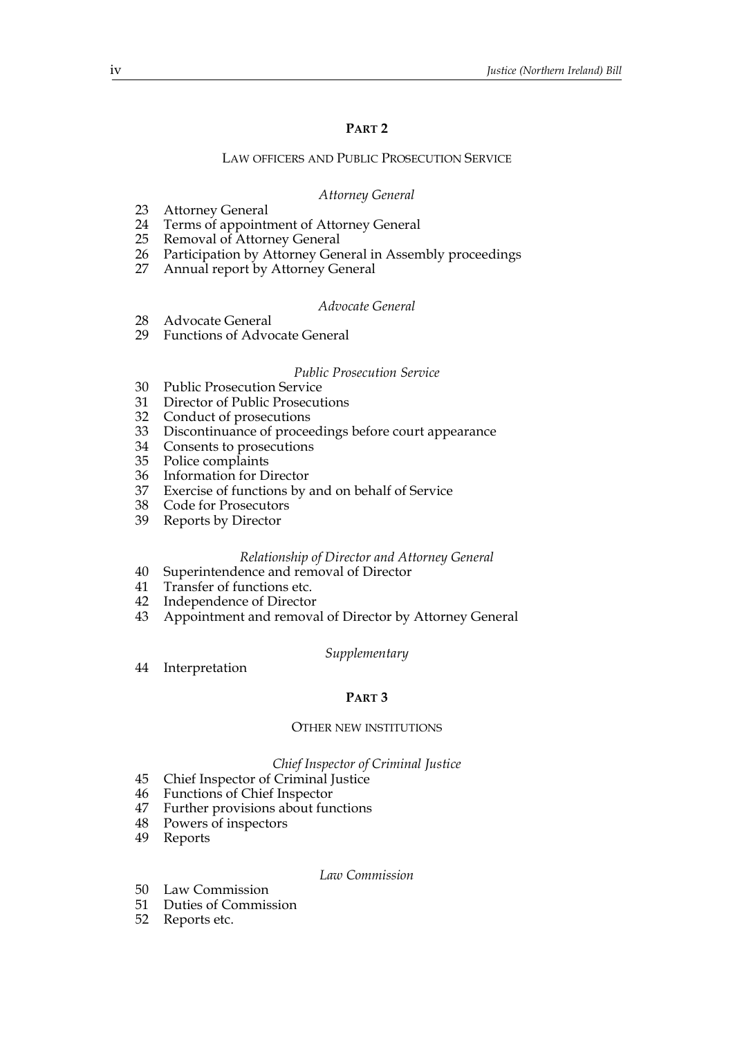## PART 2

### LAW OFFICERS AND PUBLIC PROSECUTION SERVICE

*Attorney General*

23 Attorney General
24 Terms of appointment of Attorney General
25 Removal of Attorney General
26 Participation by Attorney General in Assembly proceedings
27 Annual report by Attorney General

*Advocate General*

28 Advocate General
29 Functions of Advocate General

*Public Prosecution Service*

30 Public Prosecution Service
31 Director of Public Prosecutions
32 Conduct of prosecutions
33 Discontinuance of proceedings before court appearance
34 Consents to prosecutions
35 Police complaints
36 Information for Director
37 Exercise of functions by and on behalf of Service
38 Code for Prosecutors
39 Reports by Director

*Relationship of Director and Attorney General*

40 Superintendence and removal of Director
41 Transfer of functions etc.
42 Independence of Director
43 Appointment and removal of Director by Attorney General

*Supplementary*

44 Interpretation

## PART 3

### OTHER NEW INSTITUTIONS

*Chief Inspector of Criminal Justice*

45 Chief Inspector of Criminal Justice
46 Functions of Chief Inspector
47 Further provisions about functions
48 Powers of inspectors
49 Reports

*Law Commission*

50 Law Commission
51 Duties of Commission
52 Reports etc.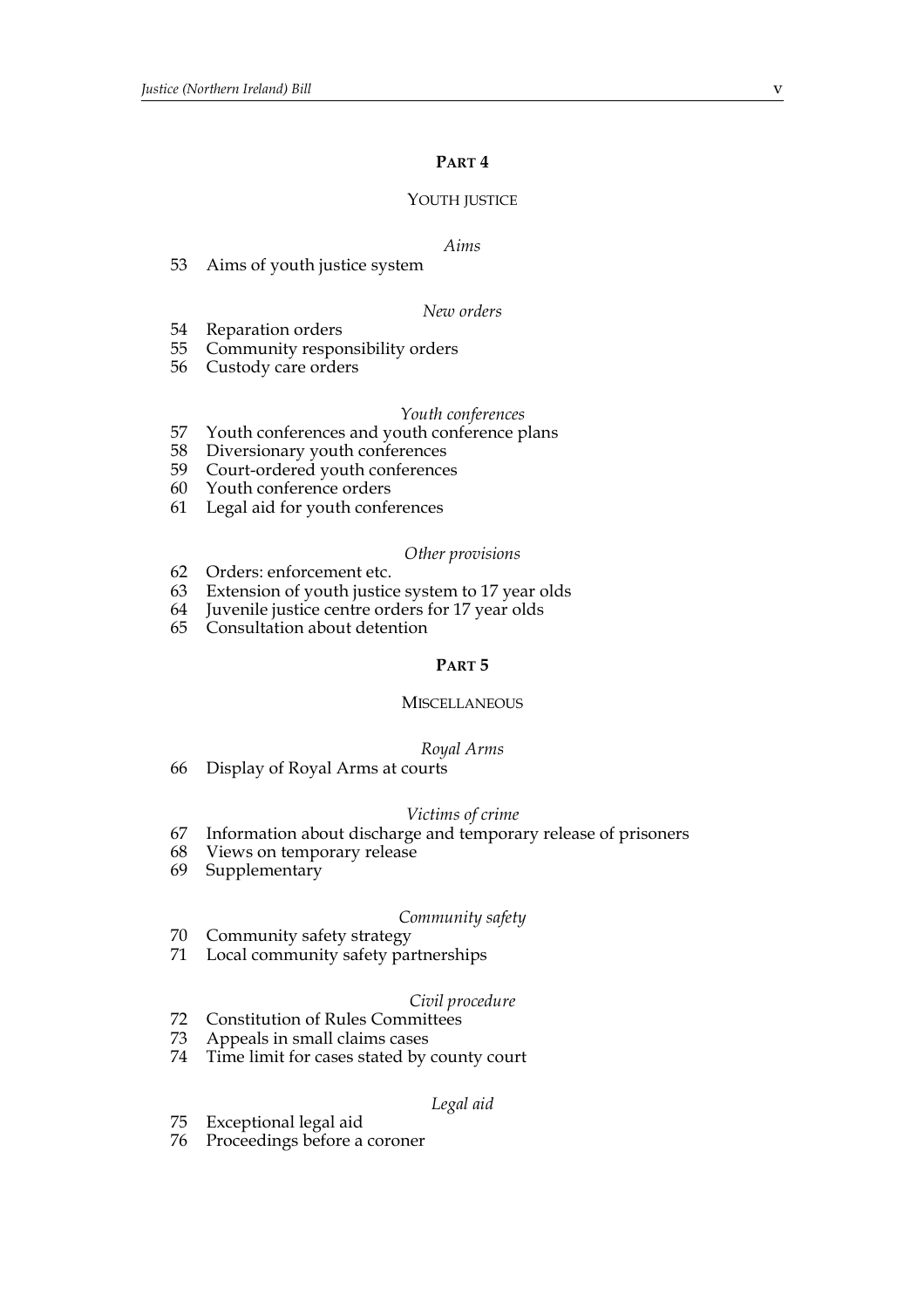## PART 4

### YOUTH JUSTICE

*Aims*

53 Aims of youth justice system

*New orders*

54 Reparation orders
55 Community responsibility orders
56 Custody care orders

*Youth conferences*

57 Youth conferences and youth conference plans
58 Diversionary youth conferences
59 Court-ordered youth conferences
60 Youth conference orders
61 Legal aid for youth conferences

*Other provisions*

62 Orders: enforcement etc.
63 Extension of youth justice system to 17 year olds
64 Juvenile justice centre orders for 17 year olds
65 Consultation about detention

## PART 5

### MISCELLANEOUS

*Royal Arms*

66 Display of Royal Arms at courts

*Victims of crime*

67 Information about discharge and temporary release of prisoners
68 Views on temporary release
69 Supplementary

*Community safety*

70 Community safety strategy
71 Local community safety partnerships

*Civil procedure*

72 Constitution of Rules Committees
73 Appeals in small claims cases
74 Time limit for cases stated by county court

*Legal aid*

75 Exceptional legal aid
76 Proceedings before a coroner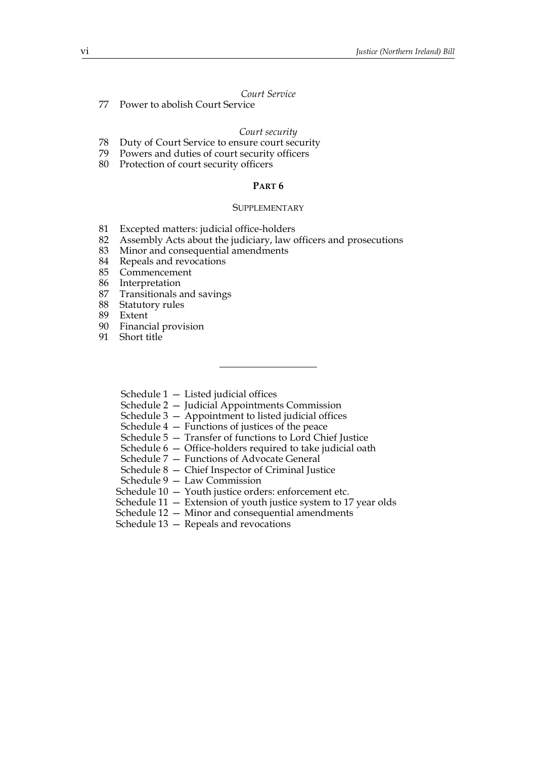*Court Service*

77 Power to abolish Court Service

*Court security*

78 Duty of Court Service to ensure court security
79 Powers and duties of court security officers
80 Protection of court security officers

**PART 6**

SUPPLEMENTARY

81 Excepted matters: judicial office-holders
82 Assembly Acts about the judiciary, law officers and prosecutions
83 Minor and consequential amendments
84 Repeals and revocations
85 Commencement
86 Interpretation
87 Transitionals and savings
88 Statutory rules
89 Extent
90 Financial provision
91 Short title

---

Schedule 1 — Listed judicial offices
Schedule 2 — Judicial Appointments Commission
Schedule 3 — Appointment to listed judicial offices
Schedule 4 — Functions of justices of the peace
Schedule 5 — Transfer of functions to Lord Chief Justice
Schedule 6 — Office-holders required to take judicial oath
Schedule 7 — Functions of Advocate General
Schedule 8 — Chief Inspector of Criminal Justice
Schedule 9 — Law Commission
Schedule 10 — Youth justice orders: enforcement etc.
Schedule 11 — Extension of youth justice system to 17 year olds
Schedule 12 — Minor and consequential amendments
Schedule 13 — Repeals and revocations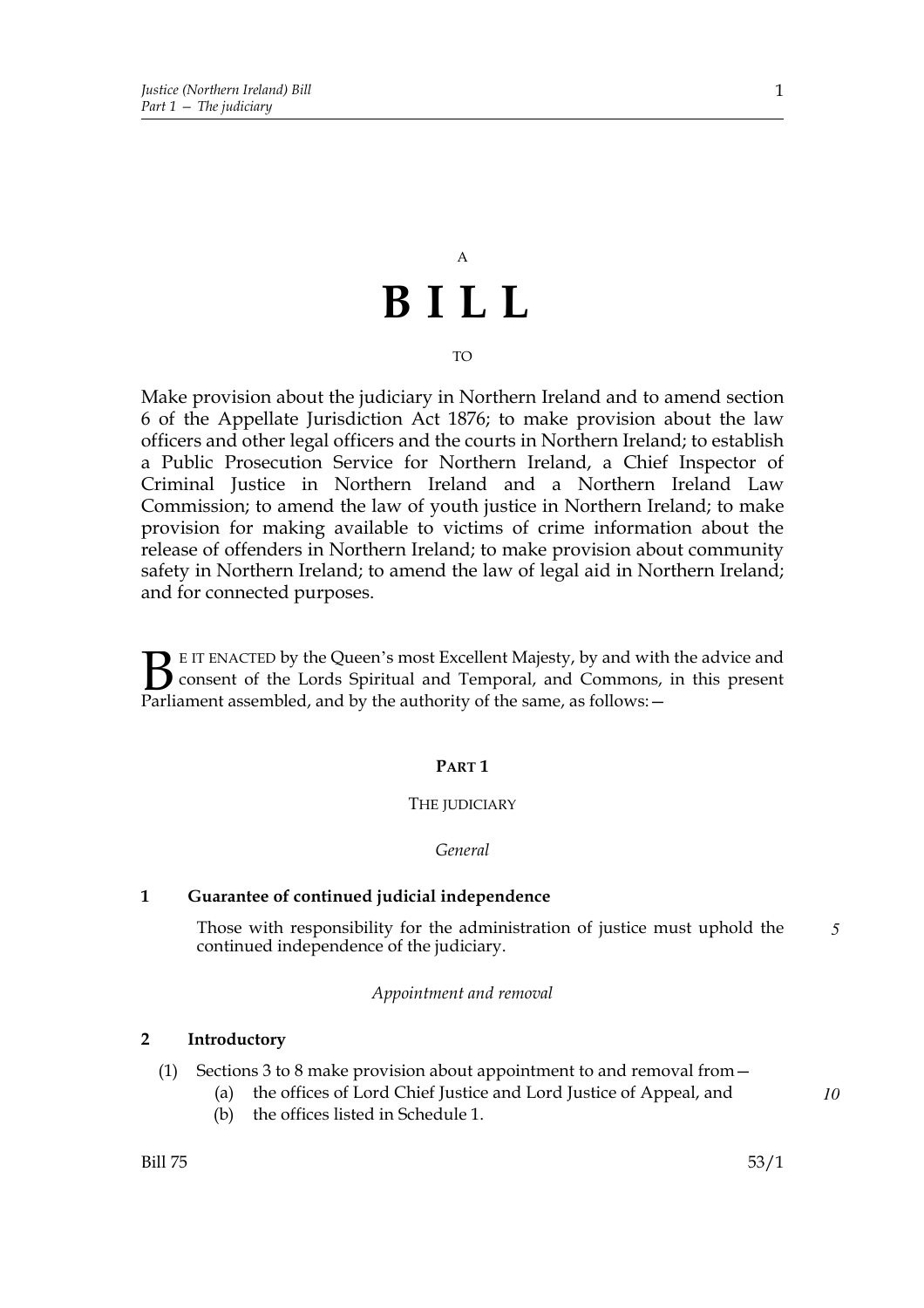A

# B I L L

TO

Make provision about the judiciary in Northern Ireland and to amend section 6 of the Appellate Jurisdiction Act 1876; to make provision about the law officers and other legal officers and the courts in Northern Ireland; to establish a Public Prosecution Service for Northern Ireland, a Chief Inspector of Criminal Justice in Northern Ireland and a Northern Ireland Law Commission; to amend the law of youth justice in Northern Ireland; to make provision for making available to victims of crime information about the release of offenders in Northern Ireland; to make provision about community safety in Northern Ireland; to amend the law of legal aid in Northern Ireland; and for connected purposes.

BE IT ENACTED by the Queen's most Excellent Majesty, by and with the advice and consent of the Lords Spiritual and Temporal, and Commons, in this present Parliament assembled, and by the authority of the same, as follows:—

## PART 1

### THE JUDICIARY

*General*

**1 Guarantee of continued judicial independence**

Those with responsibility for the administration of justice must uphold the continued independence of the judiciary.

*Appointment and removal*

**2 Introductory**

(1) Sections 3 to 8 make provision about appointment to and removal from—

(a) the offices of Lord Chief Justice and Lord Justice of Appeal, and

(b) the offices listed in Schedule 1.

Bill 75 53/1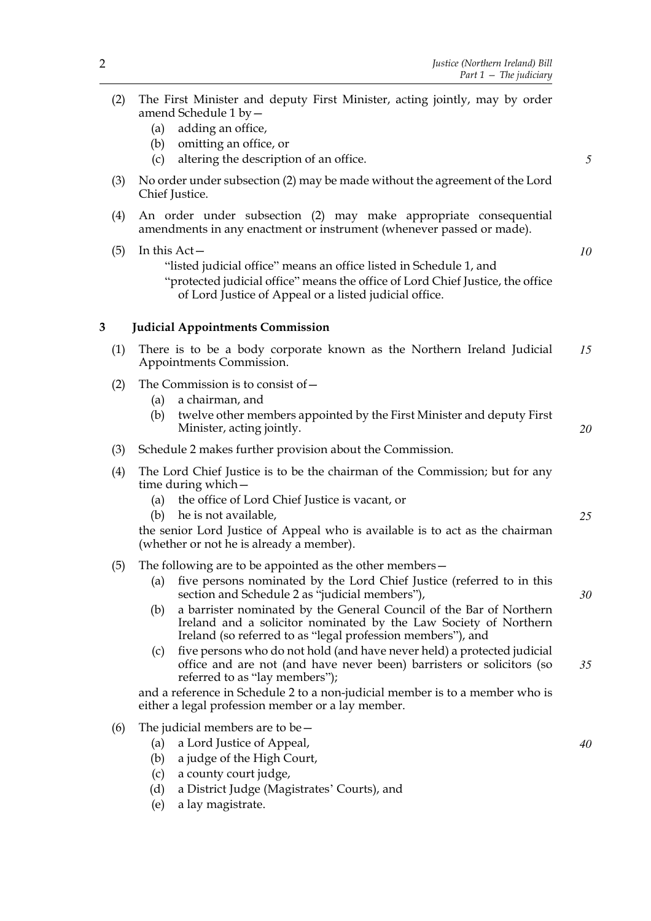(2) The First Minister and deputy First Minister, acting jointly, may by order amend Schedule 1 by—

   (a) adding an office,

   (b) omitting an office, or

   (c) altering the description of an office.

(3) No order under subsection (2) may be made without the agreement of the Lord Chief Justice.

(4) An order under subsection (2) may make appropriate consequential amendments in any enactment or instrument (whenever passed or made).

(5) In this Act—

   "listed judicial office" means an office listed in Schedule 1, and

   "protected judicial office" means the office of Lord Chief Justice, the office of Lord Justice of Appeal or a listed judicial office.

## 3 Judicial Appointments Commission

(1) There is to be a body corporate known as the Northern Ireland Judicial Appointments Commission.

(2) The Commission is to consist of—

   (a) a chairman, and

   (b) twelve other members appointed by the First Minister and deputy First Minister, acting jointly.

(3) Schedule 2 makes further provision about the Commission.

(4) The Lord Chief Justice is to be the chairman of the Commission; but for any time during which—

   (a) the office of Lord Chief Justice is vacant, or

   (b) he is not available,

   the senior Lord Justice of Appeal who is available is to act as the chairman (whether or not he is already a member).

(5) The following are to be appointed as the other members—

   (a) five persons nominated by the Lord Chief Justice (referred to in this section and Schedule 2 as "judicial members"),

   (b) a barrister nominated by the General Council of the Bar of Northern Ireland and a solicitor nominated by the Law Society of Northern Ireland (so referred to as "legal profession members"), and

   (c) five persons who do not hold (and have never held) a protected judicial office and are not (and have never been) barristers or solicitors (so referred to as "lay members");

   and a reference in Schedule 2 to a non-judicial member is to a member who is either a legal profession member or a lay member.

(6) The judicial members are to be—

   (a) a Lord Justice of Appeal,

   (b) a judge of the High Court,

   (c) a county court judge,

   (d) a District Judge (Magistrates' Courts), and

   (e) a lay magistrate.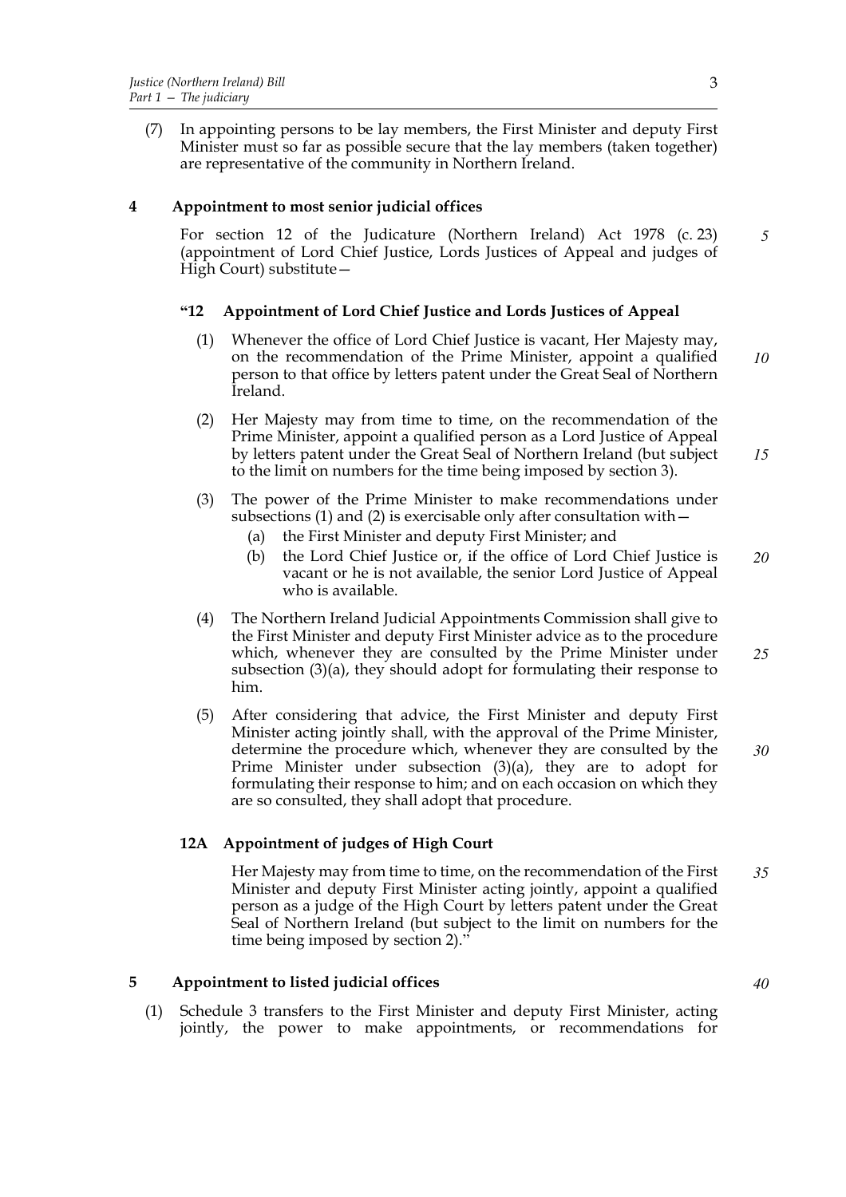(7) In appointing persons to be lay members, the First Minister and deputy First Minister must so far as possible secure that the lay members (taken together) are representative of the community in Northern Ireland.

## 4 Appointment to most senior judicial offices

For section 12 of the Judicature (Northern Ireland) Act 1978 (c. 23) (appointment of Lord Chief Justice, Lords Justices of Appeal and judges of High Court) substitute—

### "12 Appointment of Lord Chief Justice and Lords Justices of Appeal

(1) Whenever the office of Lord Chief Justice is vacant, Her Majesty may, on the recommendation of the Prime Minister, appoint a qualified person to that office by letters patent under the Great Seal of Northern Ireland.

(2) Her Majesty may from time to time, on the recommendation of the Prime Minister, appoint a qualified person as a Lord Justice of Appeal by letters patent under the Great Seal of Northern Ireland (but subject to the limit on numbers for the time being imposed by section 3).

(3) The power of the Prime Minister to make recommendations under subsections (1) and (2) is exercisable only after consultation with—

- (a) the First Minister and deputy First Minister; and
- (b) the Lord Chief Justice or, if the office of Lord Chief Justice is vacant or he is not available, the senior Lord Justice of Appeal who is available.

(4) The Northern Ireland Judicial Appointments Commission shall give to the First Minister and deputy First Minister advice as to the procedure which, whenever they are consulted by the Prime Minister under subsection (3)(a), they should adopt for formulating their response to him.

(5) After considering that advice, the First Minister and deputy First Minister acting jointly shall, with the approval of the Prime Minister, determine the procedure which, whenever they are consulted by the Prime Minister under subsection (3)(a), they are to adopt for formulating their response to him; and on each occasion on which they are so consulted, they shall adopt that procedure.

### 12A Appointment of judges of High Court

Her Majesty may from time to time, on the recommendation of the First Minister and deputy First Minister acting jointly, appoint a qualified person as a judge of the High Court by letters patent under the Great Seal of Northern Ireland (but subject to the limit on numbers for the time being imposed by section 2)."

## 5 Appointment to listed judicial offices

(1) Schedule 3 transfers to the First Minister and deputy First Minister, acting jointly, the power to make appointments, or recommendations for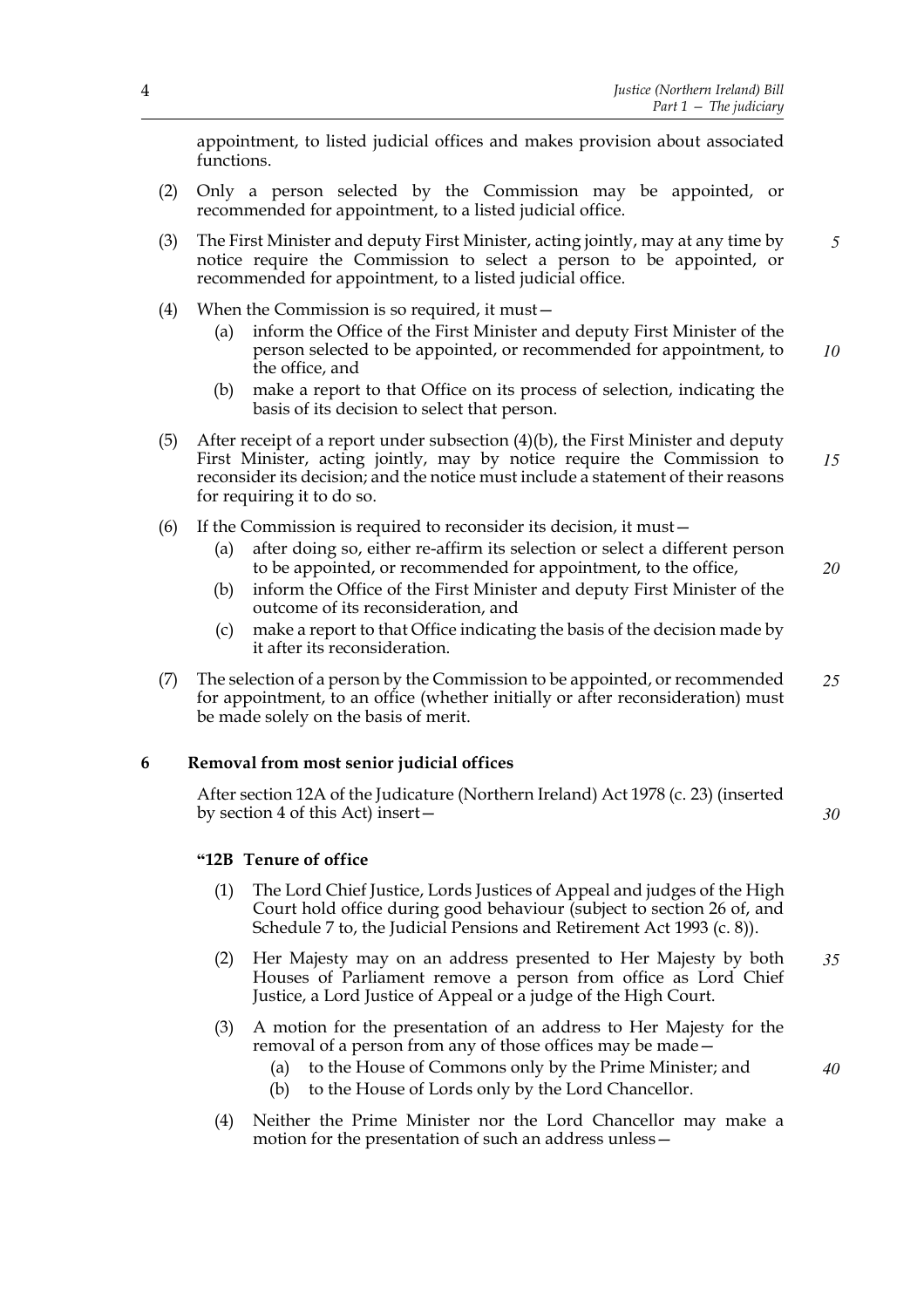appointment, to listed judicial offices and makes provision about associated functions.

(2) Only a person selected by the Commission may be appointed, or recommended for appointment, to a listed judicial office.

(3) The First Minister and deputy First Minister, acting jointly, may at any time by notice require the Commission to select a person to be appointed, or recommended for appointment, to a listed judicial office.

(4) When the Commission is so required, it must—

(a) inform the Office of the First Minister and deputy First Minister of the person selected to be appointed, or recommended for appointment, to the office, and

(b) make a report to that Office on its process of selection, indicating the basis of its decision to select that person.

(5) After receipt of a report under subsection (4)(b), the First Minister and deputy First Minister, acting jointly, may by notice require the Commission to reconsider its decision; and the notice must include a statement of their reasons for requiring it to do so.

(6) If the Commission is required to reconsider its decision, it must—

(a) after doing so, either re-affirm its selection or select a different person to be appointed, or recommended for appointment, to the office,

(b) inform the Office of the First Minister and deputy First Minister of the outcome of its reconsideration, and

(c) make a report to that Office indicating the basis of the decision made by it after its reconsideration.

(7) The selection of a person by the Commission to be appointed, or recommended for appointment, to an office (whether initially or after reconsideration) must be made solely on the basis of merit.

## 6 Removal from most senior judicial offices

After section 12A of the Judicature (Northern Ireland) Act 1978 (c. 23) (inserted by section 4 of this Act) insert—

### "12B Tenure of office

(1) The Lord Chief Justice, Lords Justices of Appeal and judges of the High Court hold office during good behaviour (subject to section 26 of, and Schedule 7 to, the Judicial Pensions and Retirement Act 1993 (c. 8)).

(2) Her Majesty may on an address presented to Her Majesty by both Houses of Parliament remove a person from office as Lord Chief Justice, a Lord Justice of Appeal or a judge of the High Court.

(3) A motion for the presentation of an address to Her Majesty for the removal of a person from any of those offices may be made—

(a) to the House of Commons only by the Prime Minister; and

(b) to the House of Lords only by the Lord Chancellor.

(4) Neither the Prime Minister nor the Lord Chancellor may make a motion for the presentation of such an address unless—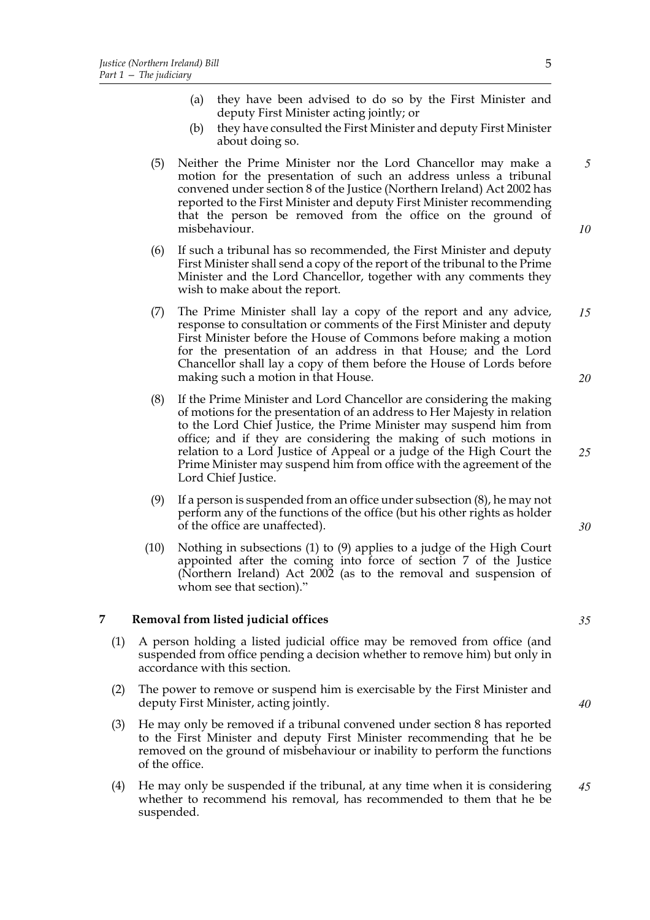(a) they have been advised to do so by the First Minister and deputy First Minister acting jointly; or

(b) they have consulted the First Minister and deputy First Minister about doing so.

(5) Neither the Prime Minister nor the Lord Chancellor may make a motion for the presentation of such an address unless a tribunal convened under section 8 of the Justice (Northern Ireland) Act 2002 has reported to the First Minister and deputy First Minister recommending that the person be removed from the office on the ground of misbehaviour.

(6) If such a tribunal has so recommended, the First Minister and deputy First Minister shall send a copy of the report of the tribunal to the Prime Minister and the Lord Chancellor, together with any comments they wish to make about the report.

(7) The Prime Minister shall lay a copy of the report and any advice, response to consultation or comments of the First Minister and deputy First Minister before the House of Commons before making a motion for the presentation of an address in that House; and the Lord Chancellor shall lay a copy of them before the House of Lords before making such a motion in that House.

(8) If the Prime Minister and Lord Chancellor are considering the making of motions for the presentation of an address to Her Majesty in relation to the Lord Chief Justice, the Prime Minister may suspend him from office; and if they are considering the making of such motions in relation to a Lord Justice of Appeal or a judge of the High Court the Prime Minister may suspend him from office with the agreement of the Lord Chief Justice.

(9) If a person is suspended from an office under subsection (8), he may not perform any of the functions of the office (but his other rights as holder of the office are unaffected).

(10) Nothing in subsections (1) to (9) applies to a judge of the High Court appointed after the coming into force of section 7 of the Justice (Northern Ireland) Act 2002 (as to the removal and suspension of whom see that section)."

## 7 Removal from listed judicial offices

(1) A person holding a listed judicial office may be removed from office (and suspended from office pending a decision whether to remove him) but only in accordance with this section.

(2) The power to remove or suspend him is exercisable by the First Minister and deputy First Minister, acting jointly.

(3) He may only be removed if a tribunal convened under section 8 has reported to the First Minister and deputy First Minister recommending that he be removed on the ground of misbehaviour or inability to perform the functions of the office.

(4) He may only be suspended if the tribunal, at any time when it is considering whether to recommend his removal, has recommended to them that he be suspended.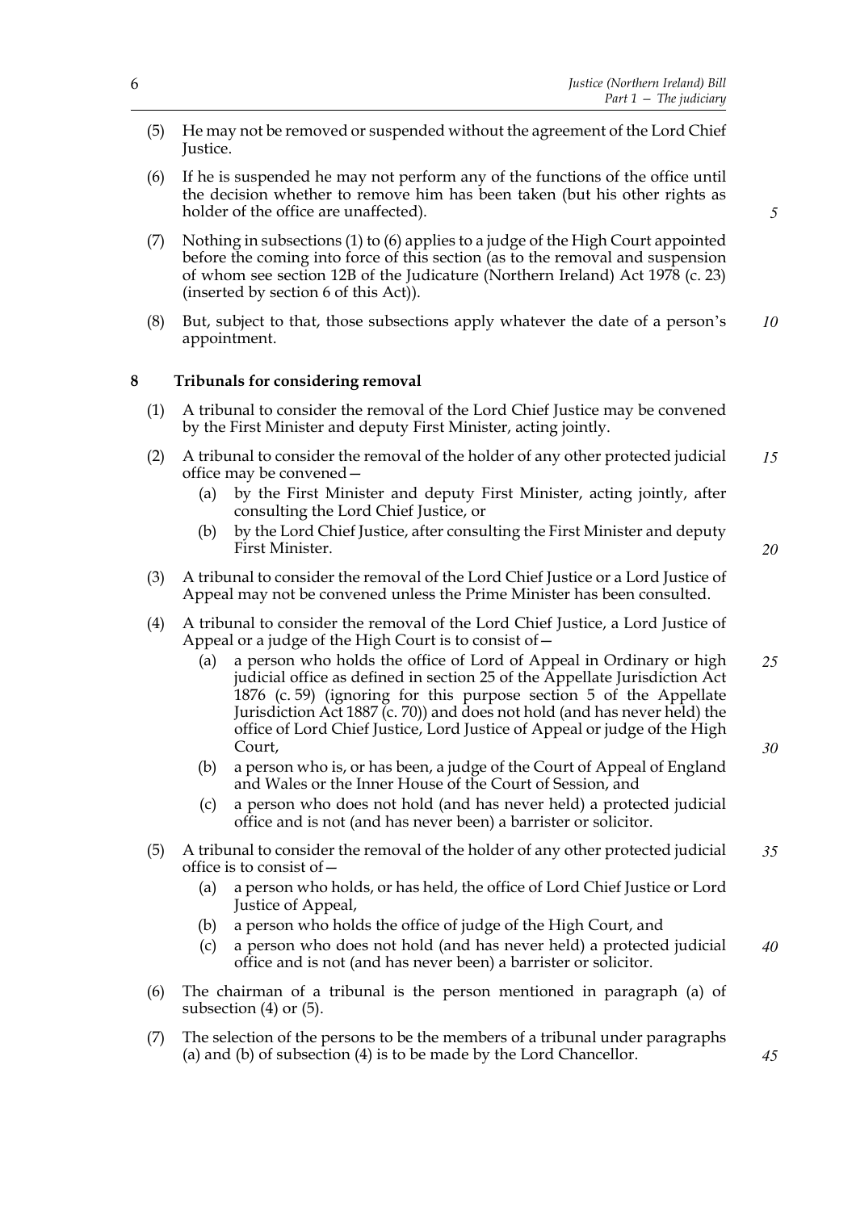(5) He may not be removed or suspended without the agreement of the Lord Chief Justice.

(6) If he is suspended he may not perform any of the functions of the office until the decision whether to remove him has been taken (but his other rights as holder of the office are unaffected).

(7) Nothing in subsections (1) to (6) applies to a judge of the High Court appointed before the coming into force of this section (as to the removal and suspension of whom see section 12B of the Judicature (Northern Ireland) Act 1978 (c. 23) (inserted by section 6 of this Act)).

(8) But, subject to that, those subsections apply whatever the date of a person's appointment.

## 8 Tribunals for considering removal

(1) A tribunal to consider the removal of the Lord Chief Justice may be convened by the First Minister and deputy First Minister, acting jointly.

(2) A tribunal to consider the removal of the holder of any other protected judicial office may be convened—

   (a) by the First Minister and deputy First Minister, acting jointly, after consulting the Lord Chief Justice, or

   (b) by the Lord Chief Justice, after consulting the First Minister and deputy First Minister.

(3) A tribunal to consider the removal of the Lord Chief Justice or a Lord Justice of Appeal may not be convened unless the Prime Minister has been consulted.

(4) A tribunal to consider the removal of the Lord Chief Justice, a Lord Justice of Appeal or a judge of the High Court is to consist of—

   (a) a person who holds the office of Lord of Appeal in Ordinary or high judicial office as defined in section 25 of the Appellate Jurisdiction Act 1876 (c. 59) (ignoring for this purpose section 5 of the Appellate Jurisdiction Act 1887 (c. 70)) and does not hold (and has never held) the office of Lord Chief Justice, Lord Justice of Appeal or judge of the High Court,

   (b) a person who is, or has been, a judge of the Court of Appeal of England and Wales or the Inner House of the Court of Session, and

   (c) a person who does not hold (and has never held) a protected judicial office and is not (and has never been) a barrister or solicitor.

(5) A tribunal to consider the removal of the holder of any other protected judicial office is to consist of—

   (a) a person who holds, or has held, the office of Lord Chief Justice or Lord Justice of Appeal,

   (b) a person who holds the office of judge of the High Court, and

   (c) a person who does not hold (and has never held) a protected judicial office and is not (and has never been) a barrister or solicitor.

(6) The chairman of a tribunal is the person mentioned in paragraph (a) of subsection (4) or (5).

(7) The selection of the persons to be the members of a tribunal under paragraphs (a) and (b) of subsection (4) is to be made by the Lord Chancellor.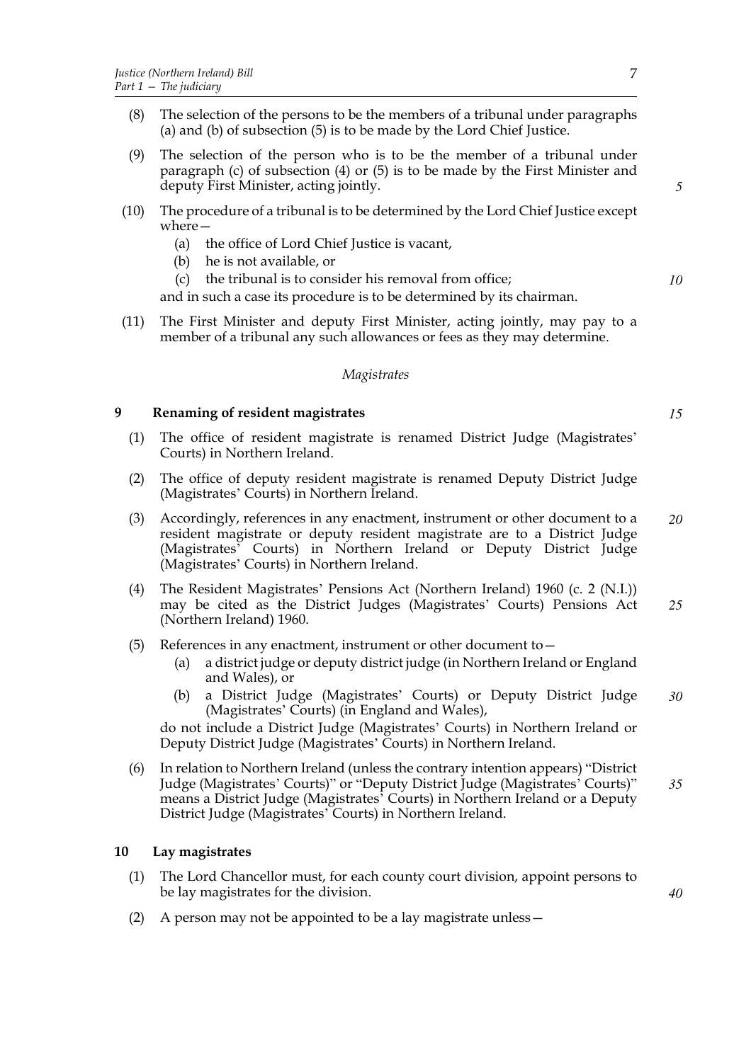(8) The selection of the persons to be the members of a tribunal under paragraphs (a) and (b) of subsection (5) is to be made by the Lord Chief Justice.

(9) The selection of the person who is to be the member of a tribunal under paragraph (c) of subsection (4) or (5) is to be made by the First Minister and deputy First Minister, acting jointly.

(10) The procedure of a tribunal is to be determined by the Lord Chief Justice except where—

- (a) the office of Lord Chief Justice is vacant,
- (b) he is not available, or
- (c) the tribunal is to consider his removal from office;

and in such a case its procedure is to be determined by its chairman.

(11) The First Minister and deputy First Minister, acting jointly, may pay to a member of a tribunal any such allowances or fees as they may determine.

*Magistrates*

### 9 Renaming of resident magistrates

(1) The office of resident magistrate is renamed District Judge (Magistrates' Courts) in Northern Ireland.

(2) The office of deputy resident magistrate is renamed Deputy District Judge (Magistrates' Courts) in Northern Ireland.

(3) Accordingly, references in any enactment, instrument or other document to a resident magistrate or deputy resident magistrate are to a District Judge (Magistrates' Courts) in Northern Ireland or Deputy District Judge (Magistrates' Courts) in Northern Ireland.

(4) The Resident Magistrates' Pensions Act (Northern Ireland) 1960 (c. 2 (N.I.)) may be cited as the District Judges (Magistrates' Courts) Pensions Act (Northern Ireland) 1960.

(5) References in any enactment, instrument or other document to—

- (a) a district judge or deputy district judge (in Northern Ireland or England and Wales), or
- (b) a District Judge (Magistrates' Courts) or Deputy District Judge (Magistrates' Courts) (in England and Wales),

do not include a District Judge (Magistrates' Courts) in Northern Ireland or Deputy District Judge (Magistrates' Courts) in Northern Ireland.

(6) In relation to Northern Ireland (unless the contrary intention appears) "District Judge (Magistrates' Courts)" or "Deputy District Judge (Magistrates' Courts)" means a District Judge (Magistrates' Courts) in Northern Ireland or a Deputy District Judge (Magistrates' Courts) in Northern Ireland.

### 10 Lay magistrates

(1) The Lord Chancellor must, for each county court division, appoint persons to be lay magistrates for the division.

(2) A person may not be appointed to be a lay magistrate unless—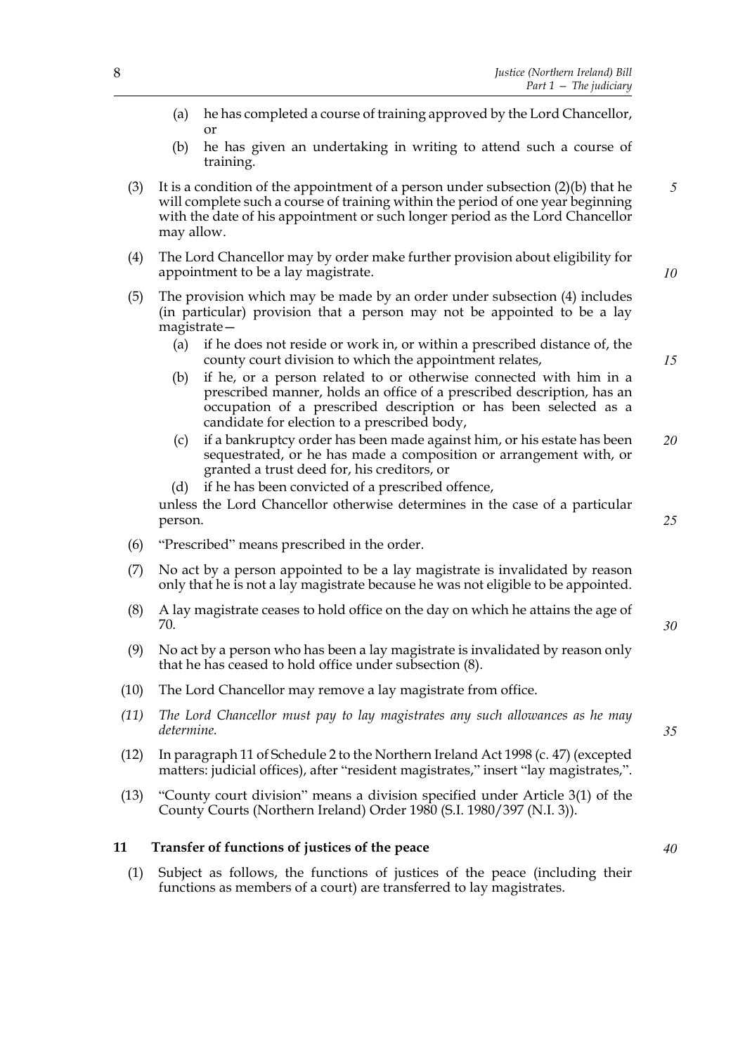(a) he has completed a course of training approved by the Lord Chancellor, or

(b) he has given an undertaking in writing to attend such a course of training.

(3) It is a condition of the appointment of a person under subsection (2)(b) that he will complete such a course of training within the period of one year beginning with the date of his appointment or such longer period as the Lord Chancellor may allow.

(4) The Lord Chancellor may by order make further provision about eligibility for appointment to be a lay magistrate.

(5) The provision which may be made by an order under subsection (4) includes (in particular) provision that a person may not be appointed to be a lay magistrate—

(a) if he does not reside or work in, or within a prescribed distance of, the county court division to which the appointment relates,

(b) if he, or a person related to or otherwise connected with him in a prescribed manner, holds an office of a prescribed description, has an occupation of a prescribed description or has been selected as a candidate for election to a prescribed body,

(c) if a bankruptcy order has been made against him, or his estate has been sequestrated, or he has made a composition or arrangement with, or granted a trust deed for, his creditors, or

(d) if he has been convicted of a prescribed offence,

unless the Lord Chancellor otherwise determines in the case of a particular person.

(6) "Prescribed" means prescribed in the order.

(7) No act by a person appointed to be a lay magistrate is invalidated by reason only that he is not a lay magistrate because he was not eligible to be appointed.

(8) A lay magistrate ceases to hold office on the day on which he attains the age of 70.

(9) No act by a person who has been a lay magistrate is invalidated by reason only that he has ceased to hold office under subsection (8).

(10) The Lord Chancellor may remove a lay magistrate from office.

*(11) The Lord Chancellor must pay to lay magistrates any such allowances as he may determine.*

(12) In paragraph 11 of Schedule 2 to the Northern Ireland Act 1998 (c. 47) (excepted matters: judicial offices), after "resident magistrates," insert "lay magistrates,".

(13) "County court division" means a division specified under Article 3(1) of the County Courts (Northern Ireland) Order 1980 (S.I. 1980/397 (N.I. 3)).

## 11 Transfer of functions of justices of the peace

(1) Subject as follows, the functions of justices of the peace (including their functions as members of a court) are transferred to lay magistrates.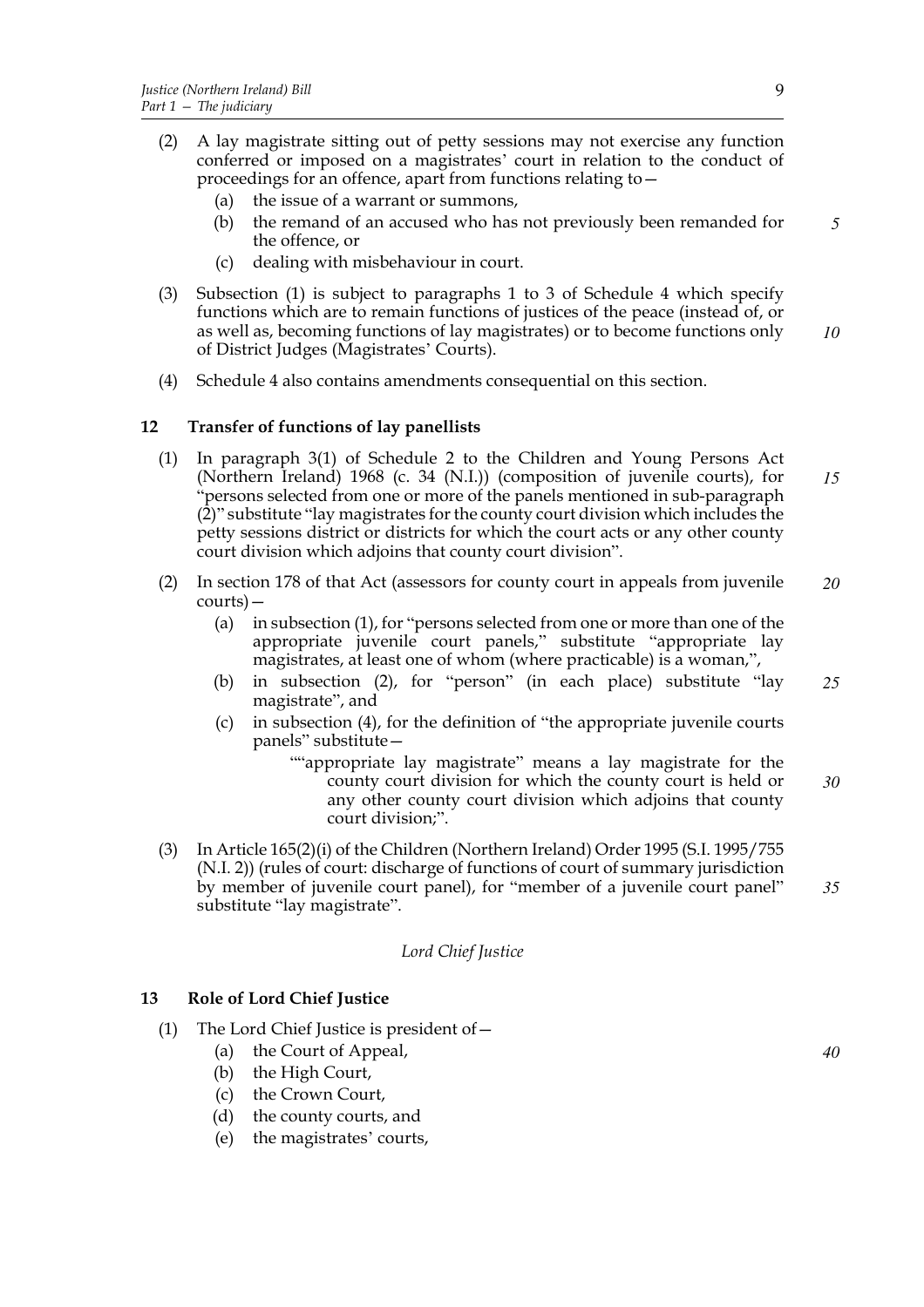(2) A lay magistrate sitting out of petty sessions may not exercise any function conferred or imposed on a magistrates' court in relation to the conduct of proceedings for an offence, apart from functions relating to—

(a) the issue of a warrant or summons,

(b) the remand of an accused who has not previously been remanded for the offence, or

(c) dealing with misbehaviour in court.

(3) Subsection (1) is subject to paragraphs 1 to 3 of Schedule 4 which specify functions which are to remain functions of justices of the peace (instead of, or as well as, becoming functions of lay magistrates) or to become functions only of District Judges (Magistrates' Courts).

(4) Schedule 4 also contains amendments consequential on this section.

### 12 Transfer of functions of lay panellists

(1) In paragraph 3(1) of Schedule 2 to the Children and Young Persons Act (Northern Ireland) 1968 (c. 34 (N.I.)) (composition of juvenile courts), for "persons selected from one or more of the panels mentioned in sub-paragraph (2)" substitute "lay magistrates for the county court division which includes the petty sessions district or districts for which the court acts or any other county court division which adjoins that county court division".

(2) In section 178 of that Act (assessors for county court in appeals from juvenile courts)—

(a) in subsection (1), for "persons selected from one or more than one of the appropriate juvenile court panels," substitute "appropriate lay magistrates, at least one of whom (where practicable) is a woman,",

(b) in subsection (2), for "person" (in each place) substitute "lay magistrate", and

(c) in subsection (4), for the definition of "the appropriate juvenile courts panels" substitute—

""appropriate lay magistrate" means a lay magistrate for the county court division for which the county court is held or any other county court division which adjoins that county court division;".

(3) In Article 165(2)(i) of the Children (Northern Ireland) Order 1995 (S.I. 1995/755 (N.I. 2)) (rules of court: discharge of functions of court of summary jurisdiction by member of juvenile court panel), for "member of a juvenile court panel" substitute "lay magistrate".

*Lord Chief Justice*

### 13 Role of Lord Chief Justice

(1) The Lord Chief Justice is president of—

(a) the Court of Appeal,

(b) the High Court,

(c) the Crown Court,

(d) the county courts, and

(e) the magistrates' courts,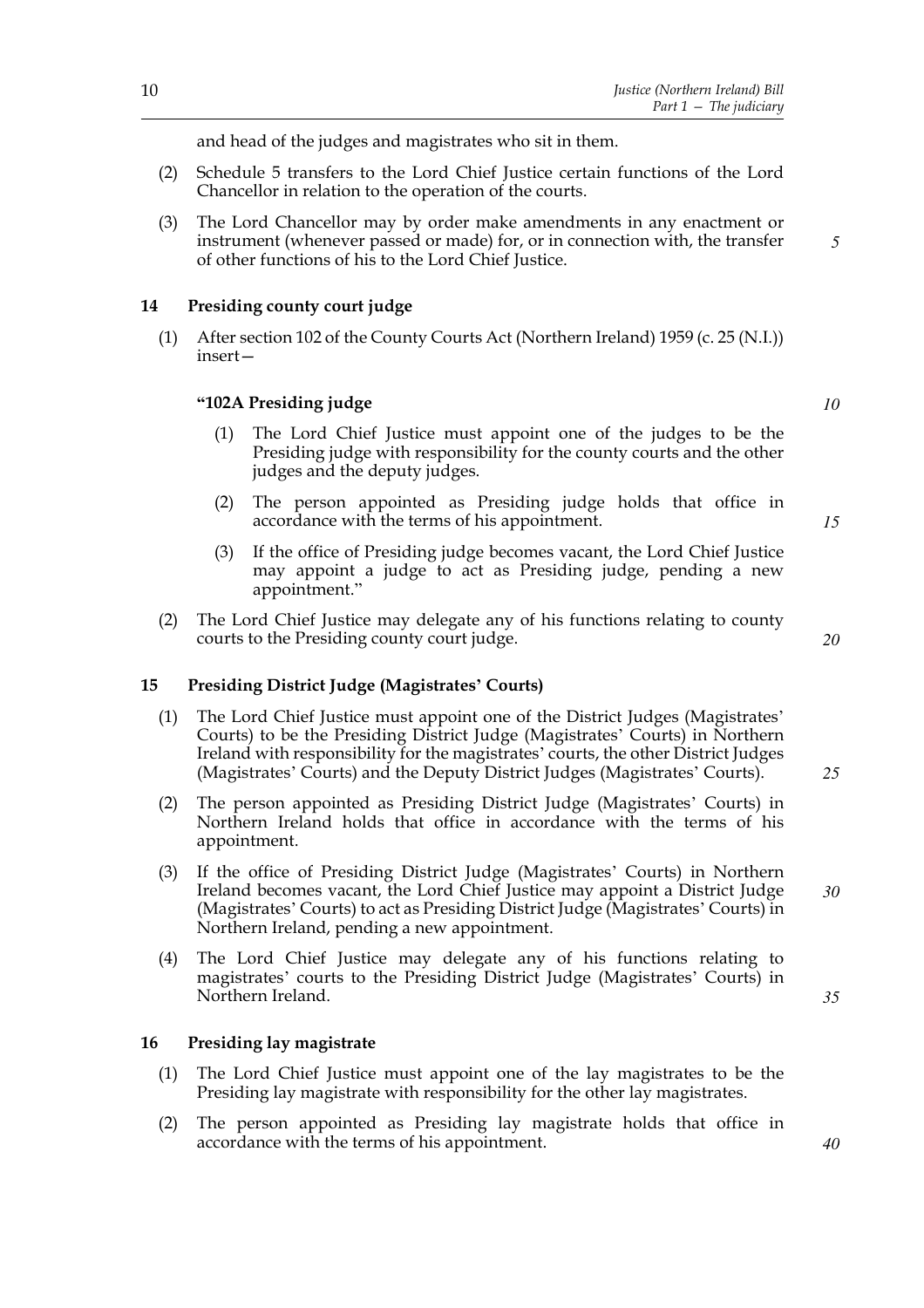and head of the judges and magistrates who sit in them.

(2) Schedule 5 transfers to the Lord Chief Justice certain functions of the Lord Chancellor in relation to the operation of the courts.

(3) The Lord Chancellor may by order make amendments in any enactment or instrument (whenever passed or made) for, or in connection with, the transfer of other functions of his to the Lord Chief Justice.

### 14 Presiding county court judge

(1) After section 102 of the County Courts Act (Northern Ireland) 1959 (c. 25 (N.I.)) insert—

**"102A Presiding judge**

(1) The Lord Chief Justice must appoint one of the judges to be the Presiding judge with responsibility for the county courts and the other judges and the deputy judges.

(2) The person appointed as Presiding judge holds that office in accordance with the terms of his appointment.

(3) If the office of Presiding judge becomes vacant, the Lord Chief Justice may appoint a judge to act as Presiding judge, pending a new appointment."

(2) The Lord Chief Justice may delegate any of his functions relating to county courts to the Presiding county court judge.

### 15 Presiding District Judge (Magistrates' Courts)

(1) The Lord Chief Justice must appoint one of the District Judges (Magistrates' Courts) to be the Presiding District Judge (Magistrates' Courts) in Northern Ireland with responsibility for the magistrates' courts, the other District Judges (Magistrates' Courts) and the Deputy District Judges (Magistrates' Courts).

(2) The person appointed as Presiding District Judge (Magistrates' Courts) in Northern Ireland holds that office in accordance with the terms of his appointment.

(3) If the office of Presiding District Judge (Magistrates' Courts) in Northern Ireland becomes vacant, the Lord Chief Justice may appoint a District Judge (Magistrates' Courts) to act as Presiding District Judge (Magistrates' Courts) in Northern Ireland, pending a new appointment.

(4) The Lord Chief Justice may delegate any of his functions relating to magistrates' courts to the Presiding District Judge (Magistrates' Courts) in Northern Ireland.

### 16 Presiding lay magistrate

(1) The Lord Chief Justice must appoint one of the lay magistrates to be the Presiding lay magistrate with responsibility for the other lay magistrates.

(2) The person appointed as Presiding lay magistrate holds that office in accordance with the terms of his appointment.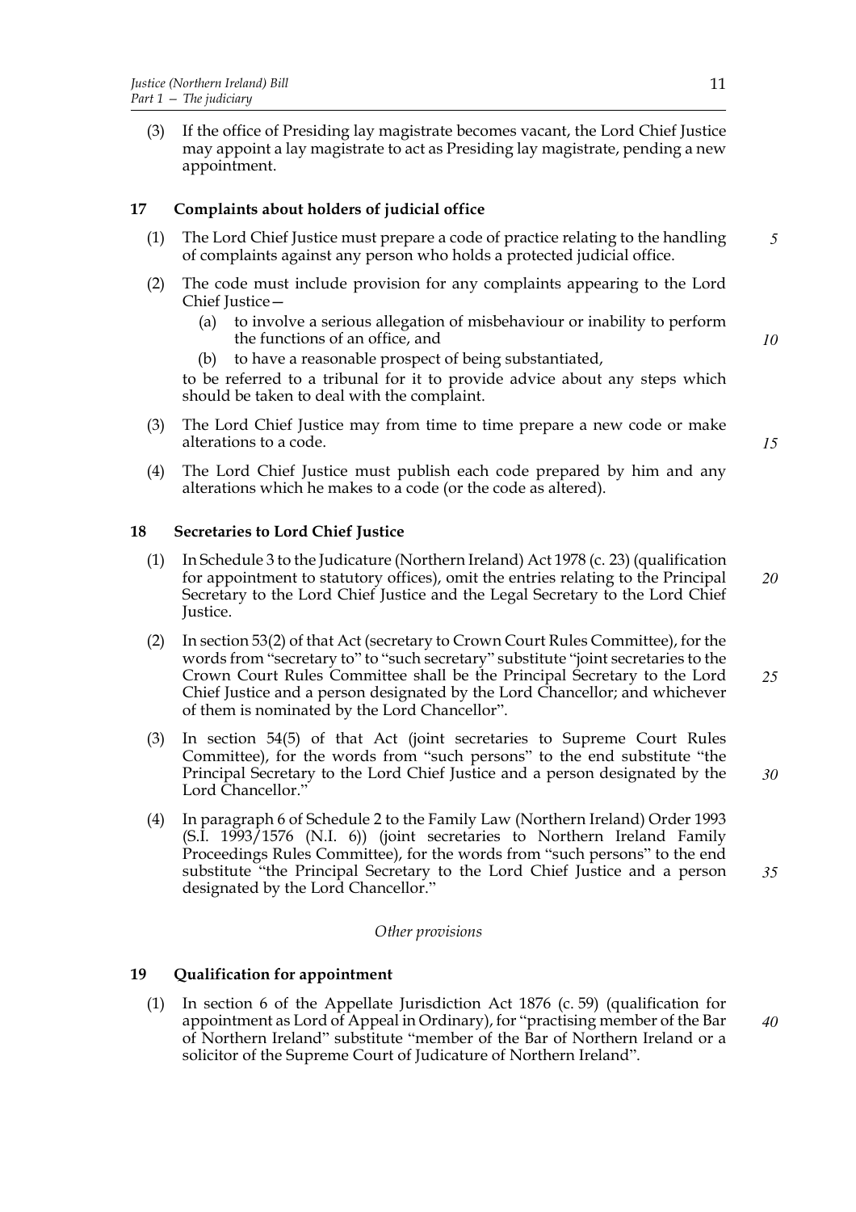(3) If the office of Presiding lay magistrate becomes vacant, the Lord Chief Justice may appoint a lay magistrate to act as Presiding lay magistrate, pending a new appointment.

**17 Complaints about holders of judicial office**

(1) The Lord Chief Justice must prepare a code of practice relating to the handling of complaints against any person who holds a protected judicial office.

(2) The code must include provision for any complaints appearing to the Lord Chief Justice—

(a) to involve a serious allegation of misbehaviour or inability to perform the functions of an office, and

(b) to have a reasonable prospect of being substantiated,

to be referred to a tribunal for it to provide advice about any steps which should be taken to deal with the complaint.

(3) The Lord Chief Justice may from time to time prepare a new code or make alterations to a code.

(4) The Lord Chief Justice must publish each code prepared by him and any alterations which he makes to a code (or the code as altered).

**18 Secretaries to Lord Chief Justice**

(1) In Schedule 3 to the Judicature (Northern Ireland) Act 1978 (c. 23) (qualification for appointment to statutory offices), omit the entries relating to the Principal Secretary to the Lord Chief Justice and the Legal Secretary to the Lord Chief Justice.

(2) In section 53(2) of that Act (secretary to Crown Court Rules Committee), for the words from "secretary to" to "such secretary" substitute "joint secretaries to the Crown Court Rules Committee shall be the Principal Secretary to the Lord Chief Justice and a person designated by the Lord Chancellor; and whichever of them is nominated by the Lord Chancellor".

(3) In section 54(5) of that Act (joint secretaries to Supreme Court Rules Committee), for the words from "such persons" to the end substitute "the Principal Secretary to the Lord Chief Justice and a person designated by the Lord Chancellor."

(4) In paragraph 6 of Schedule 2 to the Family Law (Northern Ireland) Order 1993 (S.I. 1993/1576 (N.I. 6)) (joint secretaries to Northern Ireland Family Proceedings Rules Committee), for the words from "such persons" to the end substitute "the Principal Secretary to the Lord Chief Justice and a person designated by the Lord Chancellor."

*Other provisions*

**19 Qualification for appointment**

(1) In section 6 of the Appellate Jurisdiction Act 1876 (c. 59) (qualification for appointment as Lord of Appeal in Ordinary), for "practising member of the Bar of Northern Ireland" substitute "member of the Bar of Northern Ireland or a solicitor of the Supreme Court of Judicature of Northern Ireland".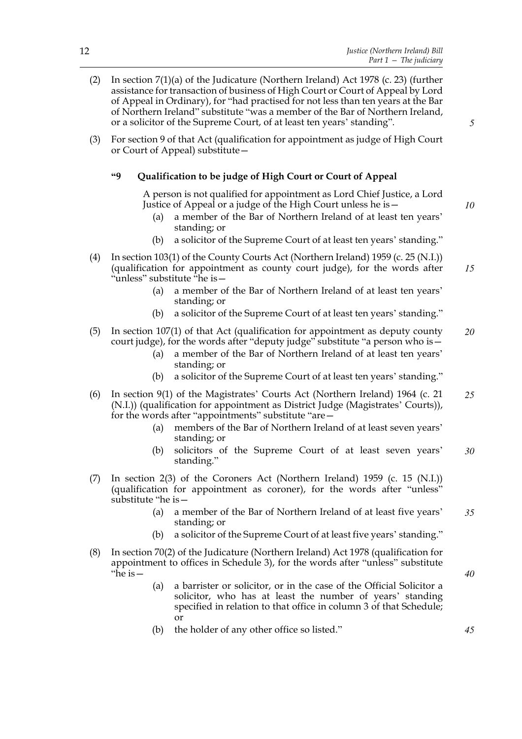(2) In section 7(1)(a) of the Judicature (Northern Ireland) Act 1978 (c. 23) (further assistance for transaction of business of High Court or Court of Appeal by Lord of Appeal in Ordinary), for "had practised for not less than ten years at the Bar of Northern Ireland" substitute "was a member of the Bar of Northern Ireland, or a solicitor of the Supreme Court, of at least ten years' standing".

(3) For section 9 of that Act (qualification for appointment as judge of High Court or Court of Appeal) substitute—

**"9 Qualification to be judge of High Court or Court of Appeal**

A person is not qualified for appointment as Lord Chief Justice, a Lord Justice of Appeal or a judge of the High Court unless he is—

- (a) a member of the Bar of Northern Ireland of at least ten years' standing; or
- (b) a solicitor of the Supreme Court of at least ten years' standing."

(4) In section 103(1) of the County Courts Act (Northern Ireland) 1959 (c. 25 (N.I.)) (qualification for appointment as county court judge), for the words after "unless" substitute "he is—

- (a) a member of the Bar of Northern Ireland of at least ten years' standing; or
- (b) a solicitor of the Supreme Court of at least ten years' standing."

(5) In section 107(1) of that Act (qualification for appointment as deputy county court judge), for the words after "deputy judge" substitute "a person who is—

- (a) a member of the Bar of Northern Ireland of at least ten years' standing; or
- (b) a solicitor of the Supreme Court of at least ten years' standing."

(6) In section 9(1) of the Magistrates' Courts Act (Northern Ireland) 1964 (c. 21 (N.I.)) (qualification for appointment as District Judge (Magistrates' Courts)), for the words after "appointments" substitute "are—

- (a) members of the Bar of Northern Ireland of at least seven years' standing; or
- (b) solicitors of the Supreme Court of at least seven years' standing."

(7) In section 2(3) of the Coroners Act (Northern Ireland) 1959 (c. 15 (N.I.)) (qualification for appointment as coroner), for the words after "unless" substitute "he is—

- (a) a member of the Bar of Northern Ireland of at least five years' standing; or
- (b) a solicitor of the Supreme Court of at least five years' standing."

(8) In section 70(2) of the Judicature (Northern Ireland) Act 1978 (qualification for appointment to offices in Schedule 3), for the words after "unless" substitute "he is—

- (a) a barrister or solicitor, or in the case of the Official Solicitor a solicitor, who has at least the number of years' standing specified in relation to that office in column 3 of that Schedule; or
- (b) the holder of any other office so listed."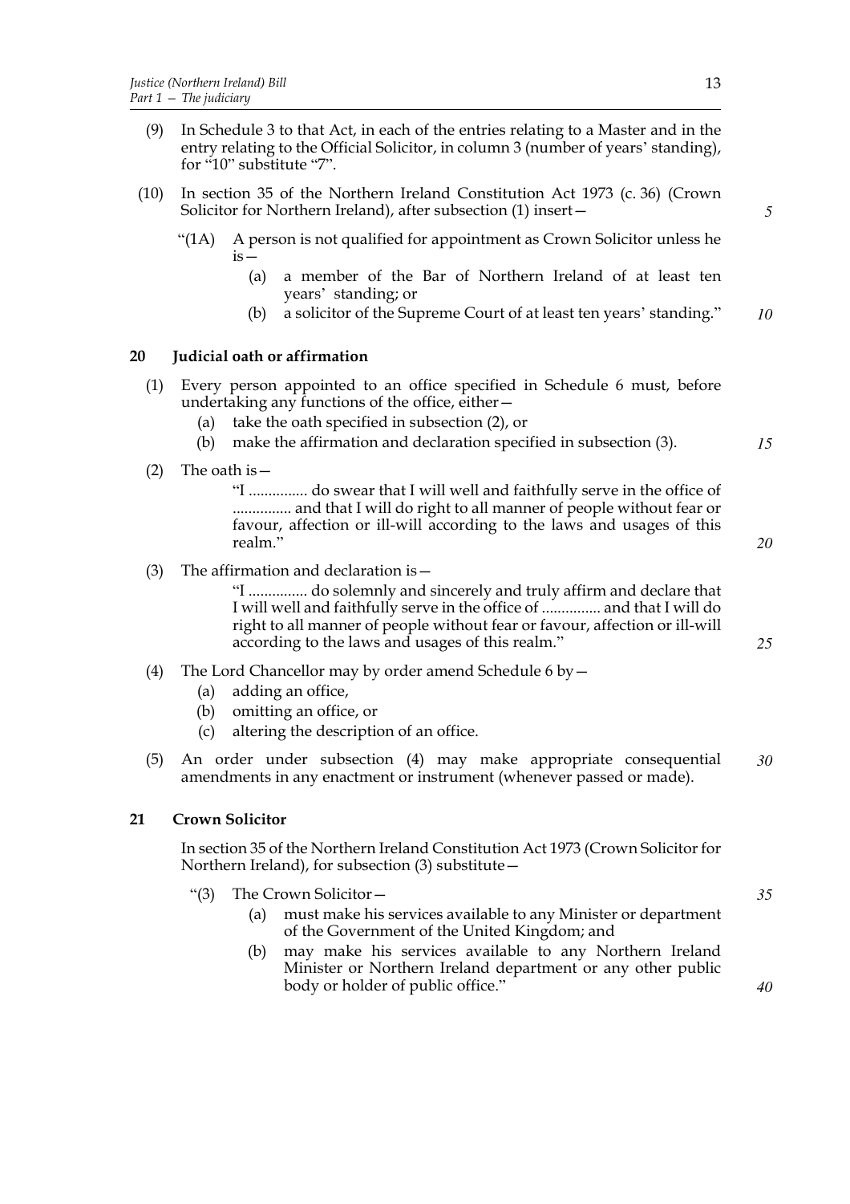(9) In Schedule 3 to that Act, in each of the entries relating to a Master and in the entry relating to the Official Solicitor, in column 3 (number of years' standing), for "10" substitute "7".

(10) In section 35 of the Northern Ireland Constitution Act 1973 (c. 36) (Crown Solicitor for Northern Ireland), after subsection (1) insert—

"(1A) A person is not qualified for appointment as Crown Solicitor unless he is—

(a) a member of the Bar of Northern Ireland of at least ten years' standing; or

(b) a solicitor of the Supreme Court of at least ten years' standing."

## 20 Judicial oath or affirmation

(1) Every person appointed to an office specified in Schedule 6 must, before undertaking any functions of the office, either—

(a) take the oath specified in subsection (2), or

(b) make the affirmation and declaration specified in subsection (3).

(2) The oath is—

"I ............... do swear that I will well and faithfully serve in the office of ............... and that I will do right to all manner of people without fear or favour, affection or ill-will according to the laws and usages of this realm."

(3) The affirmation and declaration is—

"I ............... do solemnly and sincerely and truly affirm and declare that I will well and faithfully serve in the office of ............... and that I will do right to all manner of people without fear or favour, affection or ill-will according to the laws and usages of this realm."

(4) The Lord Chancellor may by order amend Schedule 6 by—

(a) adding an office,

(b) omitting an office, or

(c) altering the description of an office.

(5) An order under subsection (4) may make appropriate consequential amendments in any enactment or instrument (whenever passed or made).

## 21 Crown Solicitor

In section 35 of the Northern Ireland Constitution Act 1973 (Crown Solicitor for Northern Ireland), for subsection (3) substitute—

"(3) The Crown Solicitor—

(a) must make his services available to any Minister or department of the Government of the United Kingdom; and

(b) may make his services available to any Northern Ireland Minister or Northern Ireland department or any other public body or holder of public office."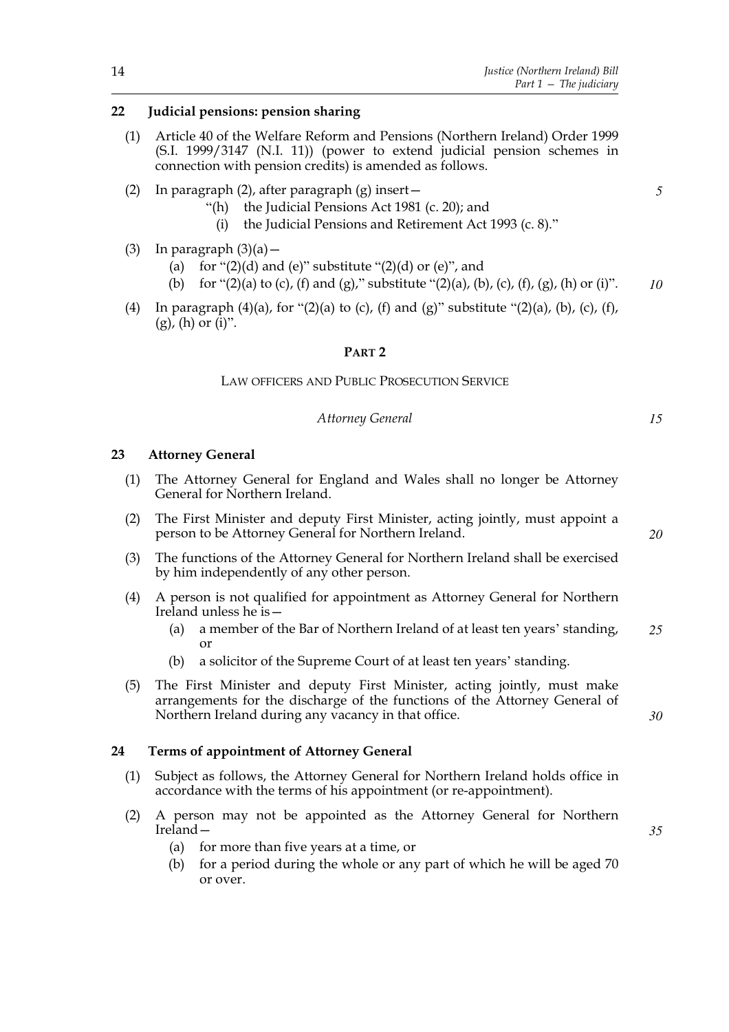**22 Judicial pensions: pension sharing**

(1) Article 40 of the Welfare Reform and Pensions (Northern Ireland) Order 1999 (S.I. 1999/3147 (N.I. 11)) (power to extend judicial pension schemes in connection with pension credits) is amended as follows.

(2) In paragraph (2), after paragraph (g) insert—

"(h) the Judicial Pensions Act 1981 (c. 20); and

(i) the Judicial Pensions and Retirement Act 1993 (c. 8)."

(3) In paragraph (3)(a)—

(a) for "(2)(d) and (e)" substitute "(2)(d) or (e)", and

(b) for "(2)(a) to (c), (f) and (g)," substitute "(2)(a), (b), (c), (f), (g), (h) or (i)".

(4) In paragraph (4)(a), for "(2)(a) to (c), (f) and (g)" substitute "(2)(a), (b), (c), (f), (g), (h) or (i)".

## PART 2

### LAW OFFICERS AND PUBLIC PROSECUTION SERVICE

*Attorney General*

**23 Attorney General**

(1) The Attorney General for England and Wales shall no longer be Attorney General for Northern Ireland.

(2) The First Minister and deputy First Minister, acting jointly, must appoint a person to be Attorney General for Northern Ireland.

(3) The functions of the Attorney General for Northern Ireland shall be exercised by him independently of any other person.

(4) A person is not qualified for appointment as Attorney General for Northern Ireland unless he is—

(a) a member of the Bar of Northern Ireland of at least ten years' standing, or

(b) a solicitor of the Supreme Court of at least ten years' standing.

(5) The First Minister and deputy First Minister, acting jointly, must make arrangements for the discharge of the functions of the Attorney General of Northern Ireland during any vacancy in that office.

**24 Terms of appointment of Attorney General**

(1) Subject as follows, the Attorney General for Northern Ireland holds office in accordance with the terms of his appointment (or re-appointment).

(2) A person may not be appointed as the Attorney General for Northern Ireland—

(a) for more than five years at a time, or

(b) for a period during the whole or any part of which he will be aged 70 or over.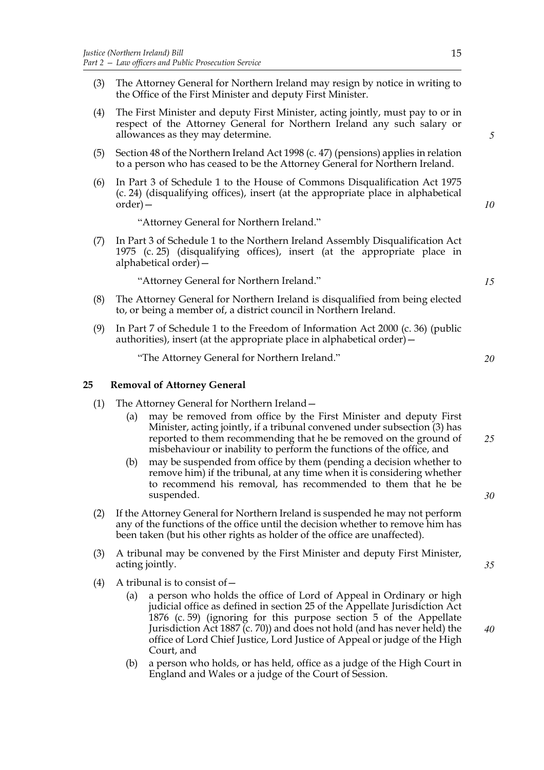(3) The Attorney General for Northern Ireland may resign by notice in writing to the Office of the First Minister and deputy First Minister.

(4) The First Minister and deputy First Minister, acting jointly, must pay to or in respect of the Attorney General for Northern Ireland any such salary or allowances as they may determine.

(5) Section 48 of the Northern Ireland Act 1998 (c. 47) (pensions) applies in relation to a person who has ceased to be the Attorney General for Northern Ireland.

(6) In Part 3 of Schedule 1 to the House of Commons Disqualification Act 1975 (c. 24) (disqualifying offices), insert (at the appropriate place in alphabetical order)—

"Attorney General for Northern Ireland."

(7) In Part 3 of Schedule 1 to the Northern Ireland Assembly Disqualification Act 1975 (c. 25) (disqualifying offices), insert (at the appropriate place in alphabetical order)—

"Attorney General for Northern Ireland."

(8) The Attorney General for Northern Ireland is disqualified from being elected to, or being a member of, a district council in Northern Ireland.

(9) In Part 7 of Schedule 1 to the Freedom of Information Act 2000 (c. 36) (public authorities), insert (at the appropriate place in alphabetical order)—

"The Attorney General for Northern Ireland."

## 25 Removal of Attorney General

(1) The Attorney General for Northern Ireland—

(a) may be removed from office by the First Minister and deputy First Minister, acting jointly, if a tribunal convened under subsection (3) has reported to them recommending that he be removed on the ground of misbehaviour or inability to perform the functions of the office, and

(b) may be suspended from office by them (pending a decision whether to remove him) if the tribunal, at any time when it is considering whether to recommend his removal, has recommended to them that he be suspended.

(2) If the Attorney General for Northern Ireland is suspended he may not perform any of the functions of the office until the decision whether to remove him has been taken (but his other rights as holder of the office are unaffected).

(3) A tribunal may be convened by the First Minister and deputy First Minister, acting jointly.

(4) A tribunal is to consist of—

(a) a person who holds the office of Lord of Appeal in Ordinary or high judicial office as defined in section 25 of the Appellate Jurisdiction Act 1876 (c. 59) (ignoring for this purpose section 5 of the Appellate Jurisdiction Act 1887 (c. 70)) and does not hold (and has never held) the office of Lord Chief Justice, Lord Justice of Appeal or judge of the High Court, and

(b) a person who holds, or has held, office as a judge of the High Court in England and Wales or a judge of the Court of Session.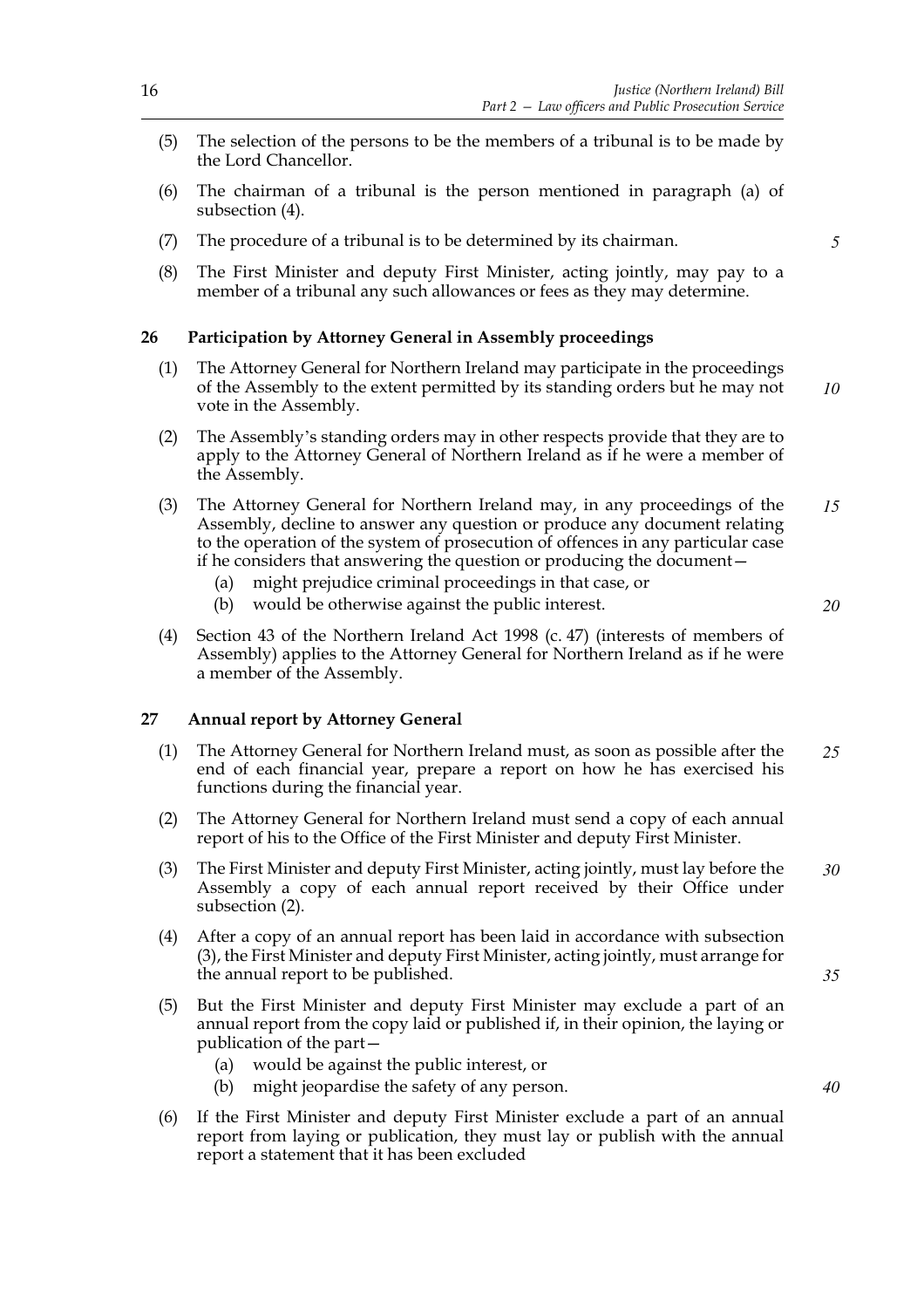(5) The selection of the persons to be the members of a tribunal is to be made by the Lord Chancellor.

(6) The chairman of a tribunal is the person mentioned in paragraph (a) of subsection (4).

(7) The procedure of a tribunal is to be determined by its chairman.

(8) The First Minister and deputy First Minister, acting jointly, may pay to a member of a tribunal any such allowances or fees as they may determine.

### 26 Participation by Attorney General in Assembly proceedings

(1) The Attorney General for Northern Ireland may participate in the proceedings of the Assembly to the extent permitted by its standing orders but he may not vote in the Assembly.

(2) The Assembly's standing orders may in other respects provide that they are to apply to the Attorney General of Northern Ireland as if he were a member of the Assembly.

(3) The Attorney General for Northern Ireland may, in any proceedings of the Assembly, decline to answer any question or produce any document relating to the operation of the system of prosecution of offences in any particular case if he considers that answering the question or producing the document—

   (a) might prejudice criminal proceedings in that case, or
   (b) would be otherwise against the public interest.

(4) Section 43 of the Northern Ireland Act 1998 (c. 47) (interests of members of Assembly) applies to the Attorney General for Northern Ireland as if he were a member of the Assembly.

### 27 Annual report by Attorney General

(1) The Attorney General for Northern Ireland must, as soon as possible after the end of each financial year, prepare a report on how he has exercised his functions during the financial year.

(2) The Attorney General for Northern Ireland must send a copy of each annual report of his to the Office of the First Minister and deputy First Minister.

(3) The First Minister and deputy First Minister, acting jointly, must lay before the Assembly a copy of each annual report received by their Office under subsection (2).

(4) After a copy of an annual report has been laid in accordance with subsection (3), the First Minister and deputy First Minister, acting jointly, must arrange for the annual report to be published.

(5) But the First Minister and deputy First Minister may exclude a part of an annual report from the copy laid or published if, in their opinion, the laying or publication of the part—

   (a) would be against the public interest, or
   (b) might jeopardise the safety of any person.

(6) If the First Minister and deputy First Minister exclude a part of an annual report from laying or publication, they must lay or publish with the annual report a statement that it has been excluded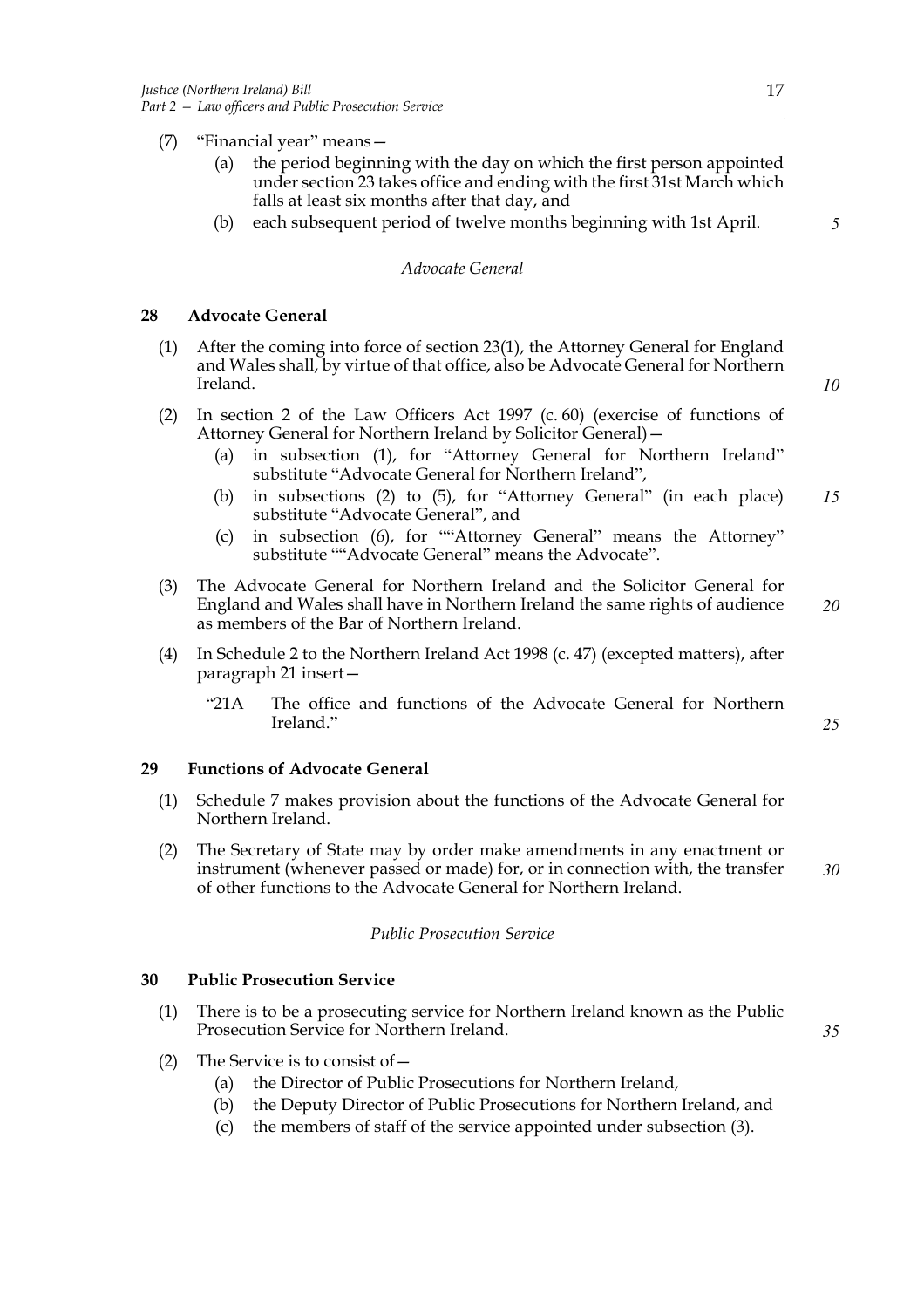(7) "Financial year" means—

(a) the period beginning with the day on which the first person appointed under section 23 takes office and ending with the first 31st March which falls at least six months after that day, and

(b) each subsequent period of twelve months beginning with 1st April.

*Advocate General*

### 28 Advocate General

(1) After the coming into force of section 23(1), the Attorney General for England and Wales shall, by virtue of that office, also be Advocate General for Northern Ireland.

(2) In section 2 of the Law Officers Act 1997 (c. 60) (exercise of functions of Attorney General for Northern Ireland by Solicitor General)—

(a) in subsection (1), for "Attorney General for Northern Ireland" substitute "Advocate General for Northern Ireland",

(b) in subsections (2) to (5), for "Attorney General" (in each place) substitute "Advocate General", and

(c) in subsection (6), for ""Attorney General" means the Attorney" substitute ""Advocate General" means the Advocate".

(3) The Advocate General for Northern Ireland and the Solicitor General for England and Wales shall have in Northern Ireland the same rights of audience as members of the Bar of Northern Ireland.

(4) In Schedule 2 to the Northern Ireland Act 1998 (c. 47) (excepted matters), after paragraph 21 insert—

"21A The office and functions of the Advocate General for Northern Ireland."

### 29 Functions of Advocate General

(1) Schedule 7 makes provision about the functions of the Advocate General for Northern Ireland.

(2) The Secretary of State may by order make amendments in any enactment or instrument (whenever passed or made) for, or in connection with, the transfer of other functions to the Advocate General for Northern Ireland.

*Public Prosecution Service*

### 30 Public Prosecution Service

(1) There is to be a prosecuting service for Northern Ireland known as the Public Prosecution Service for Northern Ireland.

(2) The Service is to consist of—

(a) the Director of Public Prosecutions for Northern Ireland,

(b) the Deputy Director of Public Prosecutions for Northern Ireland, and

(c) the members of staff of the service appointed under subsection (3).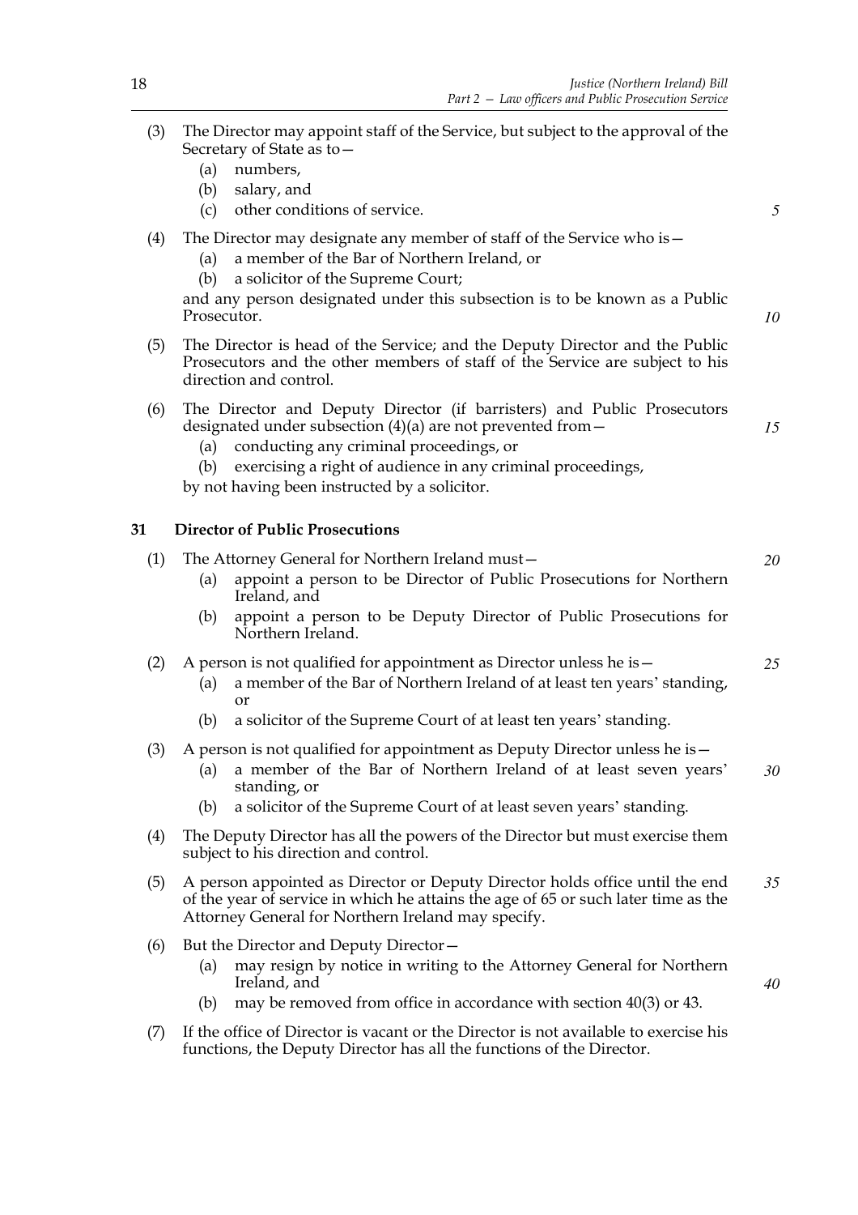(3) The Director may appoint staff of the Service, but subject to the approval of the Secretary of State as to—

   (a) numbers,

   (b) salary, and

   (c) other conditions of service.

(4) The Director may designate any member of staff of the Service who is—

   (a) a member of the Bar of Northern Ireland, or

   (b) a solicitor of the Supreme Court;

   and any person designated under this subsection is to be known as a Public Prosecutor.

(5) The Director is head of the Service; and the Deputy Director and the Public Prosecutors and the other members of staff of the Service are subject to his direction and control.

(6) The Director and Deputy Director (if barristers) and Public Prosecutors designated under subsection (4)(a) are not prevented from—

   (a) conducting any criminal proceedings, or

   (b) exercising a right of audience in any criminal proceedings,

   by not having been instructed by a solicitor.

## 31 Director of Public Prosecutions

(1) The Attorney General for Northern Ireland must—

   (a) appoint a person to be Director of Public Prosecutions for Northern Ireland, and

   (b) appoint a person to be Deputy Director of Public Prosecutions for Northern Ireland.

(2) A person is not qualified for appointment as Director unless he is—

   (a) a member of the Bar of Northern Ireland of at least ten years' standing, or

   (b) a solicitor of the Supreme Court of at least ten years' standing.

(3) A person is not qualified for appointment as Deputy Director unless he is—

   (a) a member of the Bar of Northern Ireland of at least seven years' standing, or

   (b) a solicitor of the Supreme Court of at least seven years' standing.

(4) The Deputy Director has all the powers of the Director but must exercise them subject to his direction and control.

(5) A person appointed as Director or Deputy Director holds office until the end of the year of service in which he attains the age of 65 or such later time as the Attorney General for Northern Ireland may specify.

(6) But the Director and Deputy Director—

   (a) may resign by notice in writing to the Attorney General for Northern Ireland, and

   (b) may be removed from office in accordance with section 40(3) or 43.

(7) If the office of Director is vacant or the Director is not available to exercise his functions, the Deputy Director has all the functions of the Director.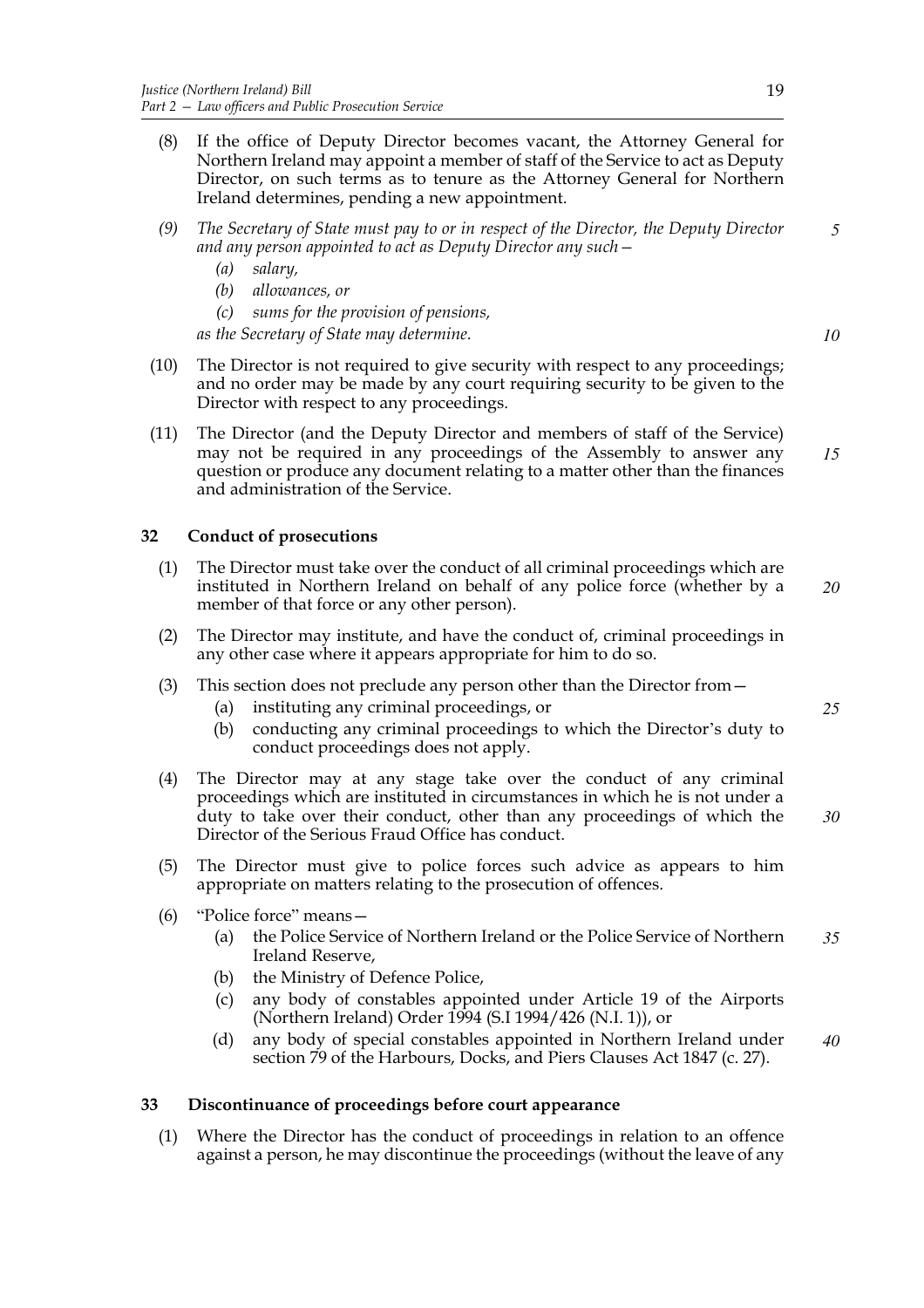(8) If the office of Deputy Director becomes vacant, the Attorney General for Northern Ireland may appoint a member of staff of the Service to act as Deputy Director, on such terms as to tenure as the Attorney General for Northern Ireland determines, pending a new appointment.

*(9) The Secretary of State must pay to or in respect of the Director, the Deputy Director and any person appointed to act as Deputy Director any such—*

*(a) salary,*

*(b) allowances, or*

*(c) sums for the provision of pensions,*

*as the Secretary of State may determine.*

(10) The Director is not required to give security with respect to any proceedings; and no order may be made by any court requiring security to be given to the Director with respect to any proceedings.

(11) The Director (and the Deputy Director and members of staff of the Service) may not be required in any proceedings of the Assembly to answer any question or produce any document relating to a matter other than the finances and administration of the Service.

## 32 Conduct of prosecutions

(1) The Director must take over the conduct of all criminal proceedings which are instituted in Northern Ireland on behalf of any police force (whether by a member of that force or any other person).

(2) The Director may institute, and have the conduct of, criminal proceedings in any other case where it appears appropriate for him to do so.

(3) This section does not preclude any person other than the Director from—

(a) instituting any criminal proceedings, or

(b) conducting any criminal proceedings to which the Director's duty to conduct proceedings does not apply.

(4) The Director may at any stage take over the conduct of any criminal proceedings which are instituted in circumstances in which he is not under a duty to take over their conduct, other than any proceedings of which the Director of the Serious Fraud Office has conduct.

(5) The Director must give to police forces such advice as appears to him appropriate on matters relating to the prosecution of offences.

(6) "Police force" means—

(a) the Police Service of Northern Ireland or the Police Service of Northern Ireland Reserve,

(b) the Ministry of Defence Police,

(c) any body of constables appointed under Article 19 of the Airports (Northern Ireland) Order 1994 (S.I 1994/426 (N.I. 1)), or

(d) any body of special constables appointed in Northern Ireland under section 79 of the Harbours, Docks, and Piers Clauses Act 1847 (c. 27).

## 33 Discontinuance of proceedings before court appearance

(1) Where the Director has the conduct of proceedings in relation to an offence against a person, he may discontinue the proceedings (without the leave of any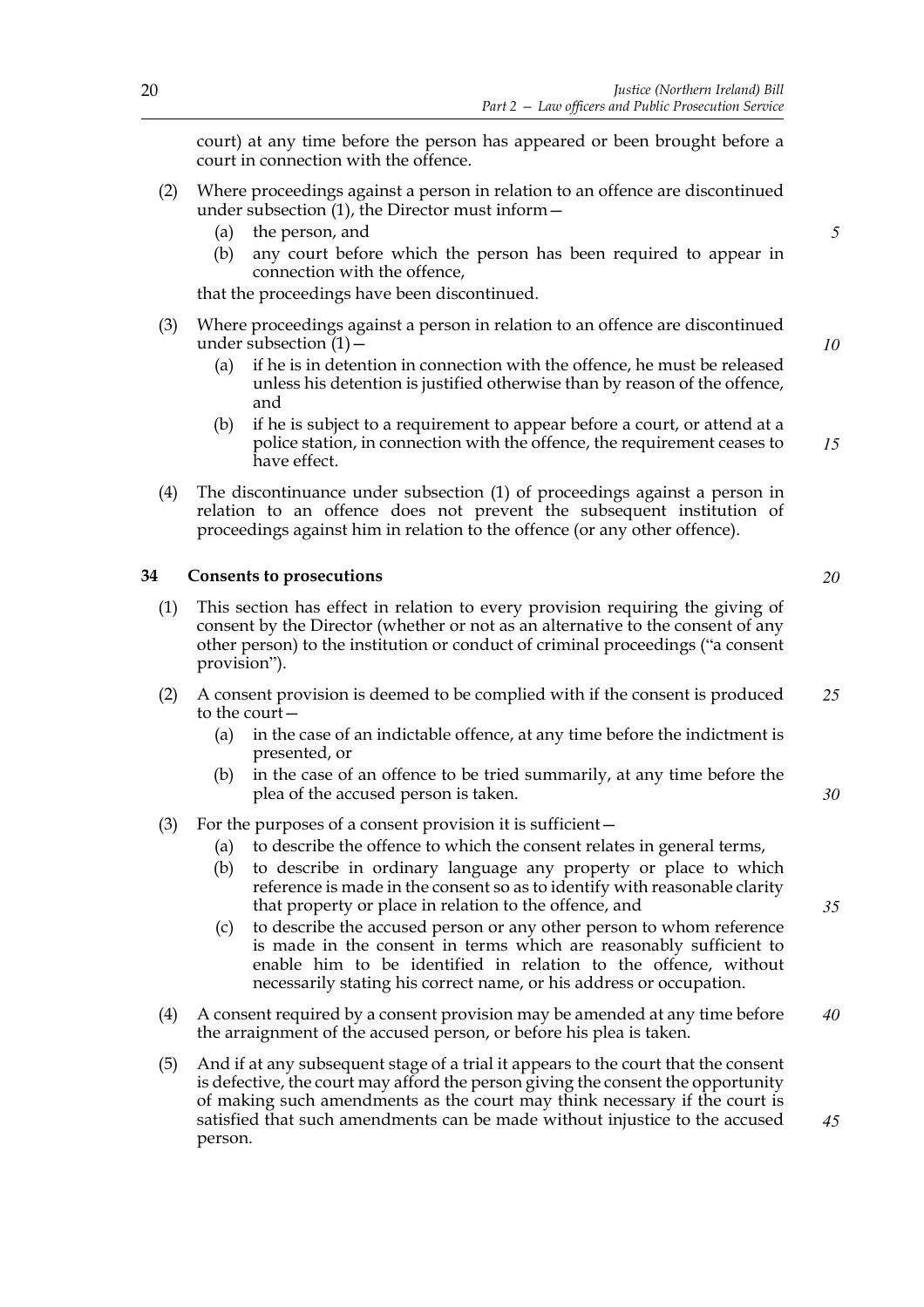court) at any time before the person has appeared or been brought before a court in connection with the offence.

(2) Where proceedings against a person in relation to an offence are discontinued under subsection (1), the Director must inform—

(a) the person, and

(b) any court before which the person has been required to appear in connection with the offence,

that the proceedings have been discontinued.

(3) Where proceedings against a person in relation to an offence are discontinued under subsection (1)—

(a) if he is in detention in connection with the offence, he must be released unless his detention is justified otherwise than by reason of the offence, and

(b) if he is subject to a requirement to appear before a court, or attend at a police station, in connection with the offence, the requirement ceases to have effect.

(4) The discontinuance under subsection (1) of proceedings against a person in relation to an offence does not prevent the subsequent institution of proceedings against him in relation to the offence (or any other offence).

**34 Consents to prosecutions**

(1) This section has effect in relation to every provision requiring the giving of consent by the Director (whether or not as an alternative to the consent of any other person) to the institution or conduct of criminal proceedings ("a consent provision").

(2) A consent provision is deemed to be complied with if the consent is produced to the court—

(a) in the case of an indictable offence, at any time before the indictment is presented, or

(b) in the case of an offence to be tried summarily, at any time before the plea of the accused person is taken.

(3) For the purposes of a consent provision it is sufficient—

(a) to describe the offence to which the consent relates in general terms,

(b) to describe in ordinary language any property or place to which reference is made in the consent so as to identify with reasonable clarity that property or place in relation to the offence, and

(c) to describe the accused person or any other person to whom reference is made in the consent in terms which are reasonably sufficient to enable him to be identified in relation to the offence, without necessarily stating his correct name, or his address or occupation.

(4) A consent required by a consent provision may be amended at any time before the arraignment of the accused person, or before his plea is taken.

(5) And if at any subsequent stage of a trial it appears to the court that the consent is defective, the court may afford the person giving the consent the opportunity of making such amendments as the court may think necessary if the court is satisfied that such amendments can be made without injustice to the accused person.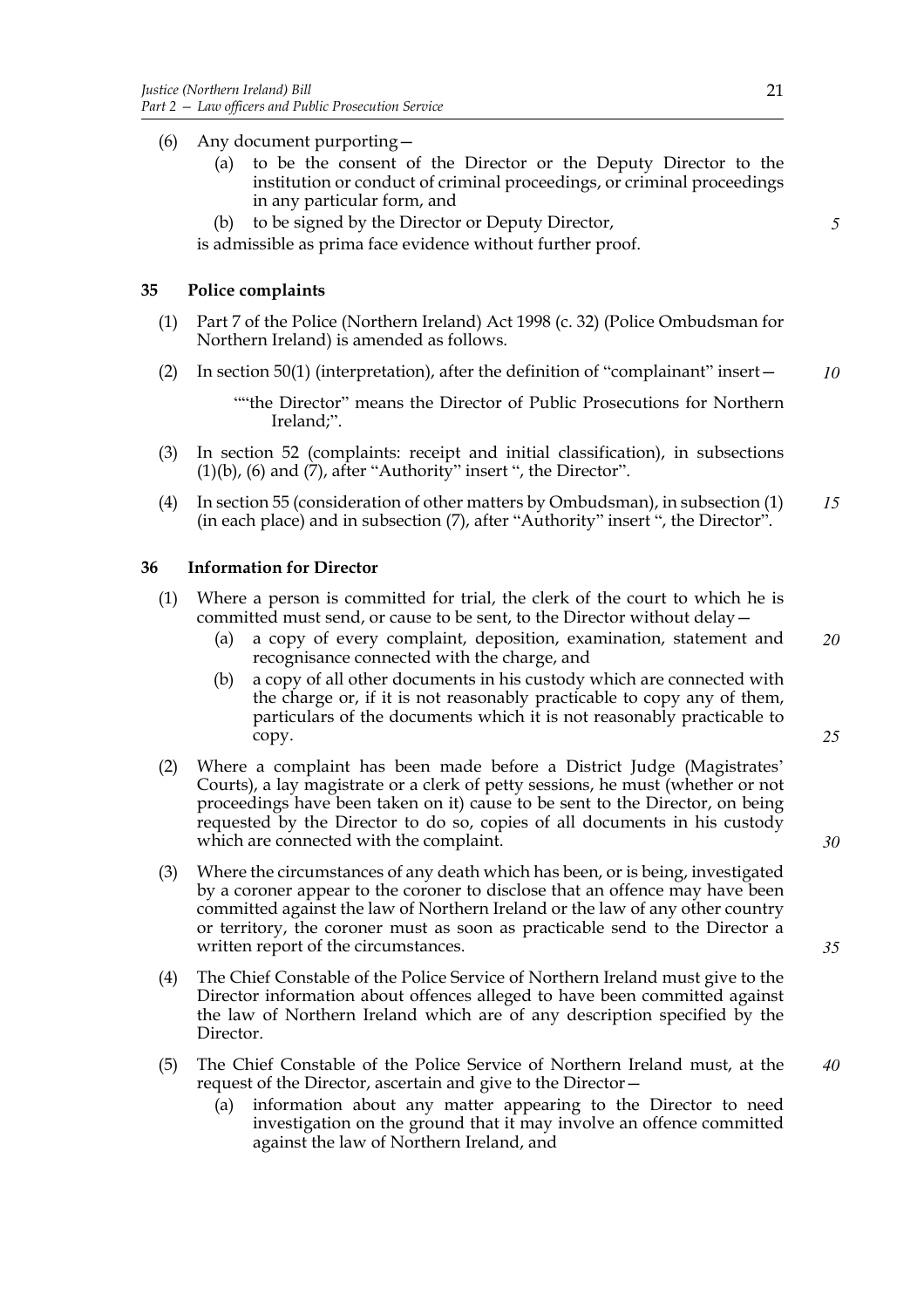(6) Any document purporting—

  (a) to be the consent of the Director or the Deputy Director to the institution or conduct of criminal proceedings, or criminal proceedings in any particular form, and

  (b) to be signed by the Director or Deputy Director,

is admissible as prima face evidence without further proof.

### 35 Police complaints

(1) Part 7 of the Police (Northern Ireland) Act 1998 (c. 32) (Police Ombudsman for Northern Ireland) is amended as follows.

(2) In section 50(1) (interpretation), after the definition of "complainant" insert—

> ""the Director" means the Director of Public Prosecutions for Northern Ireland;".

(3) In section 52 (complaints: receipt and initial classification), in subsections (1)(b), (6) and (7), after "Authority" insert ", the Director".

(4) In section 55 (consideration of other matters by Ombudsman), in subsection (1) (in each place) and in subsection (7), after "Authority" insert ", the Director".

### 36 Information for Director

(1) Where a person is committed for trial, the clerk of the court to which he is committed must send, or cause to be sent, to the Director without delay—

  (a) a copy of every complaint, deposition, examination, statement and recognisance connected with the charge, and

  (b) a copy of all other documents in his custody which are connected with the charge or, if it is not reasonably practicable to copy any of them, particulars of the documents which it is not reasonably practicable to copy.

(2) Where a complaint has been made before a District Judge (Magistrates' Courts), a lay magistrate or a clerk of petty sessions, he must (whether or not proceedings have been taken on it) cause to be sent to the Director, on being requested by the Director to do so, copies of all documents in his custody which are connected with the complaint.

(3) Where the circumstances of any death which has been, or is being, investigated by a coroner appear to the coroner to disclose that an offence may have been committed against the law of Northern Ireland or the law of any other country or territory, the coroner must as soon as practicable send to the Director a written report of the circumstances.

(4) The Chief Constable of the Police Service of Northern Ireland must give to the Director information about offences alleged to have been committed against the law of Northern Ireland which are of any description specified by the Director.

(5) The Chief Constable of the Police Service of Northern Ireland must, at the request of the Director, ascertain and give to the Director—

  (a) information about any matter appearing to the Director to need investigation on the ground that it may involve an offence committed against the law of Northern Ireland, and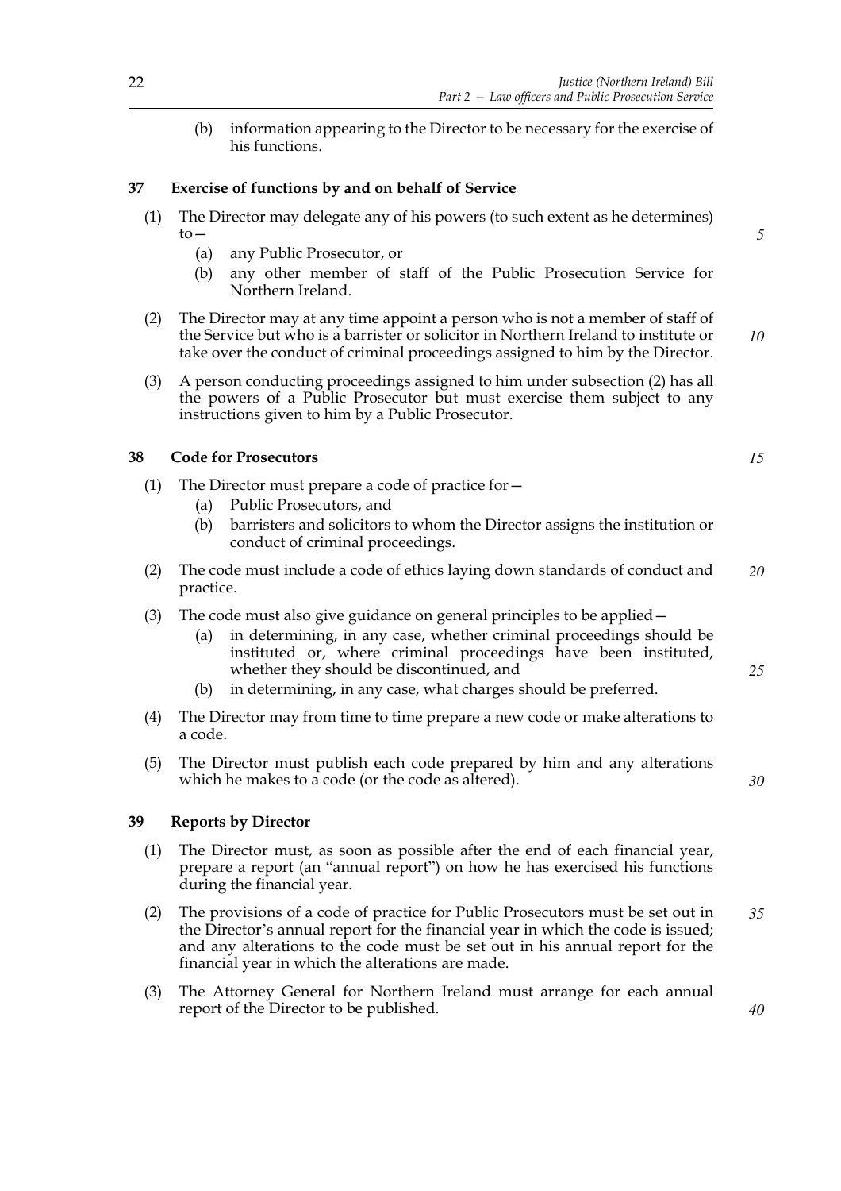(b) information appearing to the Director to be necessary for the exercise of his functions.

**37 Exercise of functions by and on behalf of Service**

(1) The Director may delegate any of his powers (to such extent as he determines) to—

(a) any Public Prosecutor, or

(b) any other member of staff of the Public Prosecution Service for Northern Ireland.

(2) The Director may at any time appoint a person who is not a member of staff of the Service but who is a barrister or solicitor in Northern Ireland to institute or take over the conduct of criminal proceedings assigned to him by the Director.

(3) A person conducting proceedings assigned to him under subsection (2) has all the powers of a Public Prosecutor but must exercise them subject to any instructions given to him by a Public Prosecutor.

**38 Code for Prosecutors**

(1) The Director must prepare a code of practice for—

(a) Public Prosecutors, and

(b) barristers and solicitors to whom the Director assigns the institution or conduct of criminal proceedings.

(2) The code must include a code of ethics laying down standards of conduct and practice.

(3) The code must also give guidance on general principles to be applied—

(a) in determining, in any case, whether criminal proceedings should be instituted or, where criminal proceedings have been instituted, whether they should be discontinued, and

(b) in determining, in any case, what charges should be preferred.

(4) The Director may from time to time prepare a new code or make alterations to a code.

(5) The Director must publish each code prepared by him and any alterations which he makes to a code (or the code as altered).

**39 Reports by Director**

(1) The Director must, as soon as possible after the end of each financial year, prepare a report (an "annual report") on how he has exercised his functions during the financial year.

(2) The provisions of a code of practice for Public Prosecutors must be set out in the Director's annual report for the financial year in which the code is issued; and any alterations to the code must be set out in his annual report for the financial year in which the alterations are made.

(3) The Attorney General for Northern Ireland must arrange for each annual report of the Director to be published.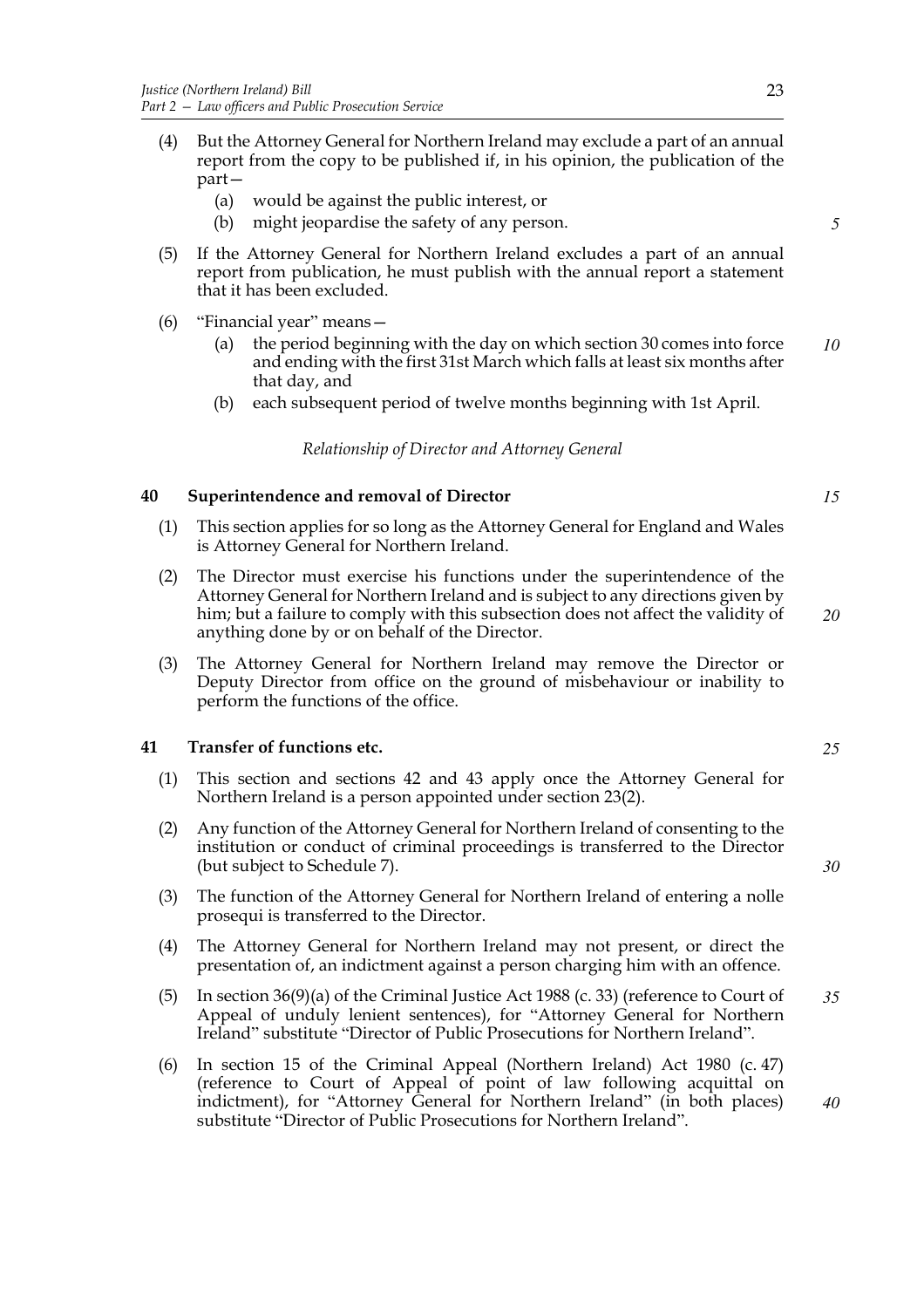(4) But the Attorney General for Northern Ireland may exclude a part of an annual report from the copy to be published if, in his opinion, the publication of the part—

  (a) would be against the public interest, or

  (b) might jeopardise the safety of any person.

(5) If the Attorney General for Northern Ireland excludes a part of an annual report from publication, he must publish with the annual report a statement that it has been excluded.

(6) "Financial year" means—

  (a) the period beginning with the day on which section 30 comes into force and ending with the first 31st March which falls at least six months after that day, and

  (b) each subsequent period of twelve months beginning with 1st April.

*Relationship of Director and Attorney General*

**40 Superintendence and removal of Director**

(1) This section applies for so long as the Attorney General for England and Wales is Attorney General for Northern Ireland.

(2) The Director must exercise his functions under the superintendence of the Attorney General for Northern Ireland and is subject to any directions given by him; but a failure to comply with this subsection does not affect the validity of anything done by or on behalf of the Director.

(3) The Attorney General for Northern Ireland may remove the Director or Deputy Director from office on the ground of misbehaviour or inability to perform the functions of the office.

**41 Transfer of functions etc.**

(1) This section and sections 42 and 43 apply once the Attorney General for Northern Ireland is a person appointed under section 23(2).

(2) Any function of the Attorney General for Northern Ireland of consenting to the institution or conduct of criminal proceedings is transferred to the Director (but subject to Schedule 7).

(3) The function of the Attorney General for Northern Ireland of entering a nolle prosequi is transferred to the Director.

(4) The Attorney General for Northern Ireland may not present, or direct the presentation of, an indictment against a person charging him with an offence.

(5) In section 36(9)(a) of the Criminal Justice Act 1988 (c. 33) (reference to Court of Appeal of unduly lenient sentences), for "Attorney General for Northern Ireland" substitute "Director of Public Prosecutions for Northern Ireland".

(6) In section 15 of the Criminal Appeal (Northern Ireland) Act 1980 (c. 47) (reference to Court of Appeal of point of law following acquittal on indictment), for "Attorney General for Northern Ireland" (in both places) substitute "Director of Public Prosecutions for Northern Ireland".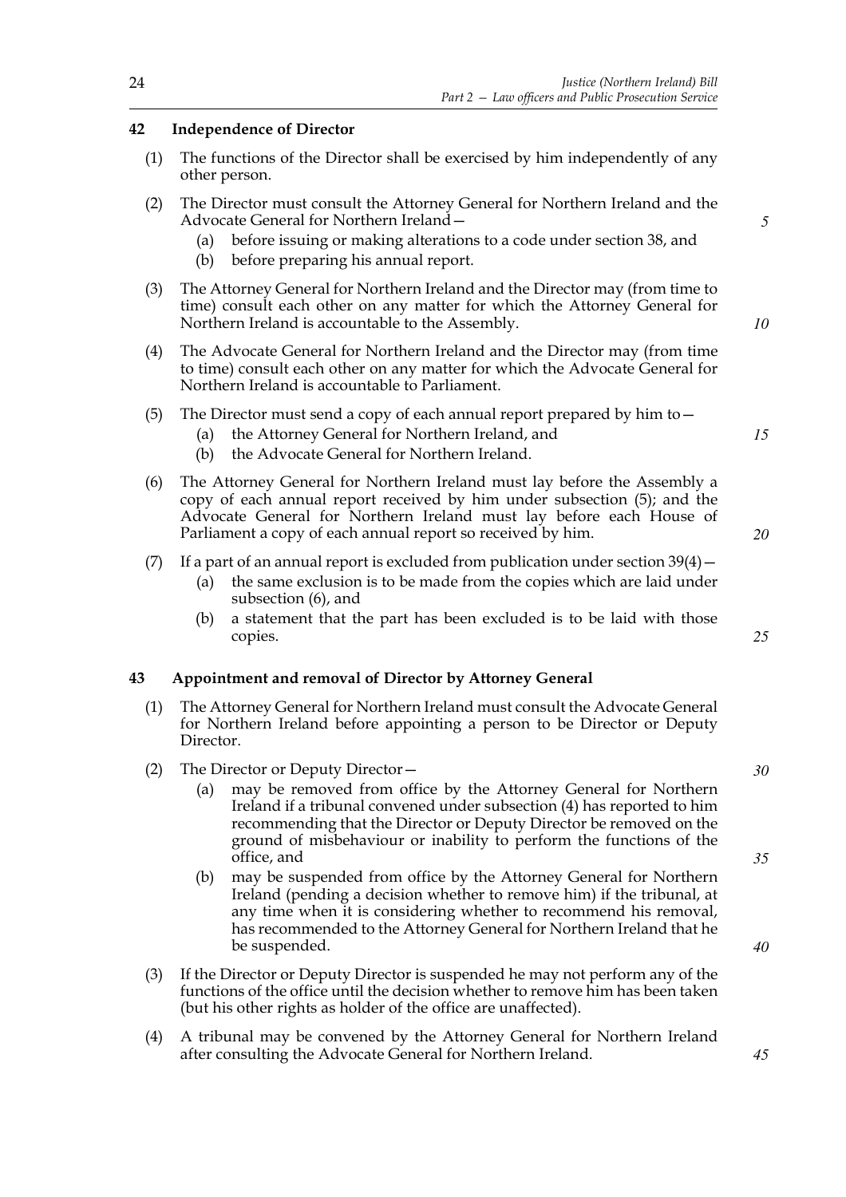## 42 Independence of Director

(1) The functions of the Director shall be exercised by him independently of any other person.

(2) The Director must consult the Attorney General for Northern Ireland and the Advocate General for Northern Ireland—

(a) before issuing or making alterations to a code under section 38, and

(b) before preparing his annual report.

(3) The Attorney General for Northern Ireland and the Director may (from time to time) consult each other on any matter for which the Attorney General for Northern Ireland is accountable to the Assembly.

(4) The Advocate General for Northern Ireland and the Director may (from time to time) consult each other on any matter for which the Advocate General for Northern Ireland is accountable to Parliament.

(5) The Director must send a copy of each annual report prepared by him to—

(a) the Attorney General for Northern Ireland, and

(b) the Advocate General for Northern Ireland.

(6) The Attorney General for Northern Ireland must lay before the Assembly a copy of each annual report received by him under subsection (5); and the Advocate General for Northern Ireland must lay before each House of Parliament a copy of each annual report so received by him.

(7) If a part of an annual report is excluded from publication under section 39(4)—

(a) the same exclusion is to be made from the copies which are laid under subsection (6), and

(b) a statement that the part has been excluded is to be laid with those copies.

## 43 Appointment and removal of Director by Attorney General

(1) The Attorney General for Northern Ireland must consult the Advocate General for Northern Ireland before appointing a person to be Director or Deputy Director.

(2) The Director or Deputy Director—

(a) may be removed from office by the Attorney General for Northern Ireland if a tribunal convened under subsection (4) has reported to him recommending that the Director or Deputy Director be removed on the ground of misbehaviour or inability to perform the functions of the office, and

(b) may be suspended from office by the Attorney General for Northern Ireland (pending a decision whether to remove him) if the tribunal, at any time when it is considering whether to recommend his removal, has recommended to the Attorney General for Northern Ireland that he be suspended.

(3) If the Director or Deputy Director is suspended he may not perform any of the functions of the office until the decision whether to remove him has been taken (but his other rights as holder of the office are unaffected).

(4) A tribunal may be convened by the Attorney General for Northern Ireland after consulting the Advocate General for Northern Ireland.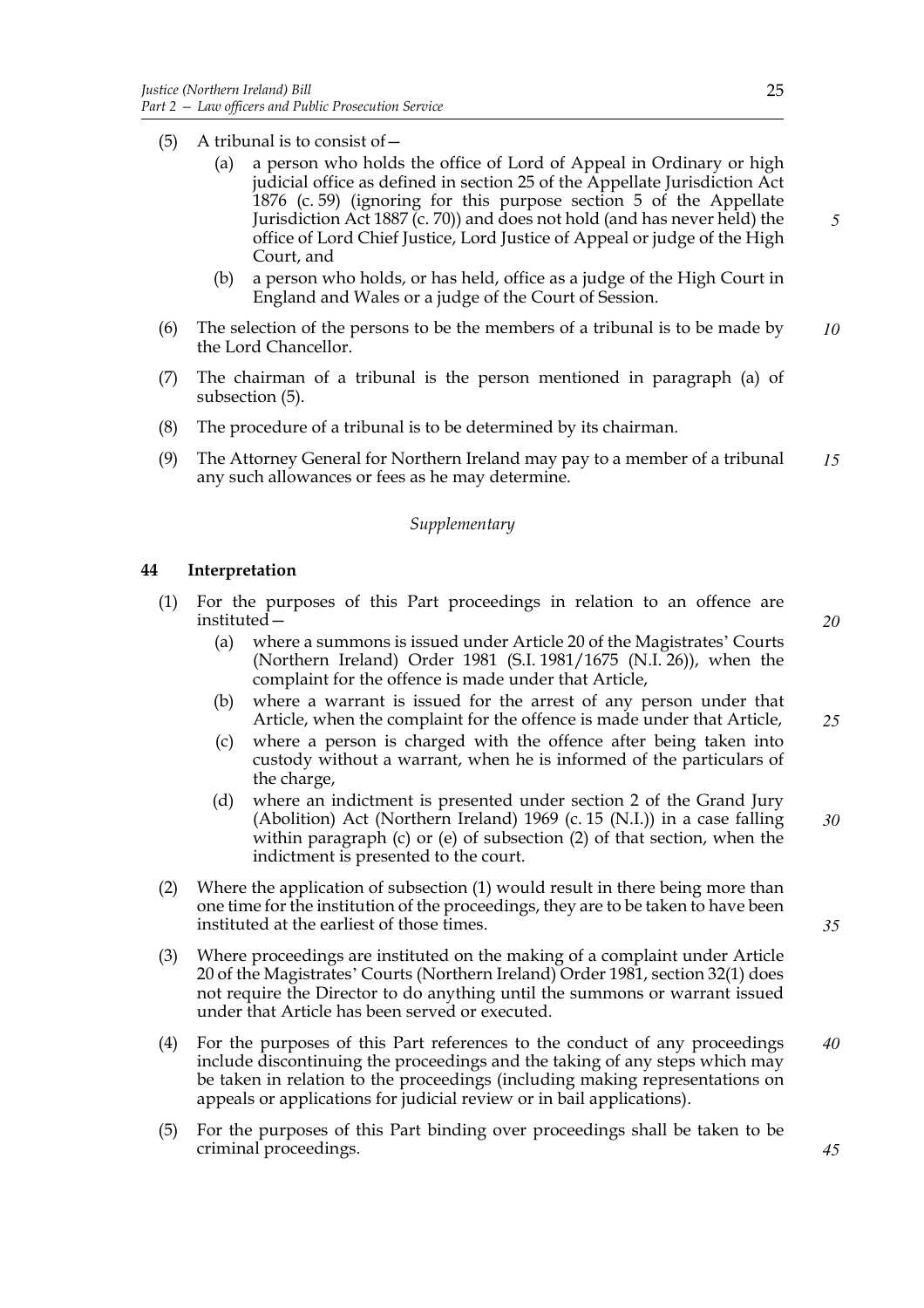(5) A tribunal is to consist of—

   (a) a person who holds the office of Lord of Appeal in Ordinary or high judicial office as defined in section 25 of the Appellate Jurisdiction Act 1876 (c. 59) (ignoring for this purpose section 5 of the Appellate Jurisdiction Act 1887 (c. 70)) and does not hold (and has never held) the office of Lord Chief Justice, Lord Justice of Appeal or judge of the High Court, and

   (b) a person who holds, or has held, office as a judge of the High Court in England and Wales or a judge of the Court of Session.

(6) The selection of the persons to be the members of a tribunal is to be made by the Lord Chancellor.

(7) The chairman of a tribunal is the person mentioned in paragraph (a) of subsection (5).

(8) The procedure of a tribunal is to be determined by its chairman.

(9) The Attorney General for Northern Ireland may pay to a member of a tribunal any such allowances or fees as he may determine.

*Supplementary*

**44 Interpretation**

(1) For the purposes of this Part proceedings in relation to an offence are instituted—

   (a) where a summons is issued under Article 20 of the Magistrates' Courts (Northern Ireland) Order 1981 (S.I. 1981/1675 (N.I. 26)), when the complaint for the offence is made under that Article,

   (b) where a warrant is issued for the arrest of any person under that Article, when the complaint for the offence is made under that Article,

   (c) where a person is charged with the offence after being taken into custody without a warrant, when he is informed of the particulars of the charge,

   (d) where an indictment is presented under section 2 of the Grand Jury (Abolition) Act (Northern Ireland) 1969 (c. 15 (N.I.)) in a case falling within paragraph (c) or (e) of subsection (2) of that section, when the indictment is presented to the court.

(2) Where the application of subsection (1) would result in there being more than one time for the institution of the proceedings, they are to be taken to have been instituted at the earliest of those times.

(3) Where proceedings are instituted on the making of a complaint under Article 20 of the Magistrates' Courts (Northern Ireland) Order 1981, section 32(1) does not require the Director to do anything until the summons or warrant issued under that Article has been served or executed.

(4) For the purposes of this Part references to the conduct of any proceedings include discontinuing the proceedings and the taking of any steps which may be taken in relation to the proceedings (including making representations on appeals or applications for judicial review or in bail applications).

(5) For the purposes of this Part binding over proceedings shall be taken to be criminal proceedings.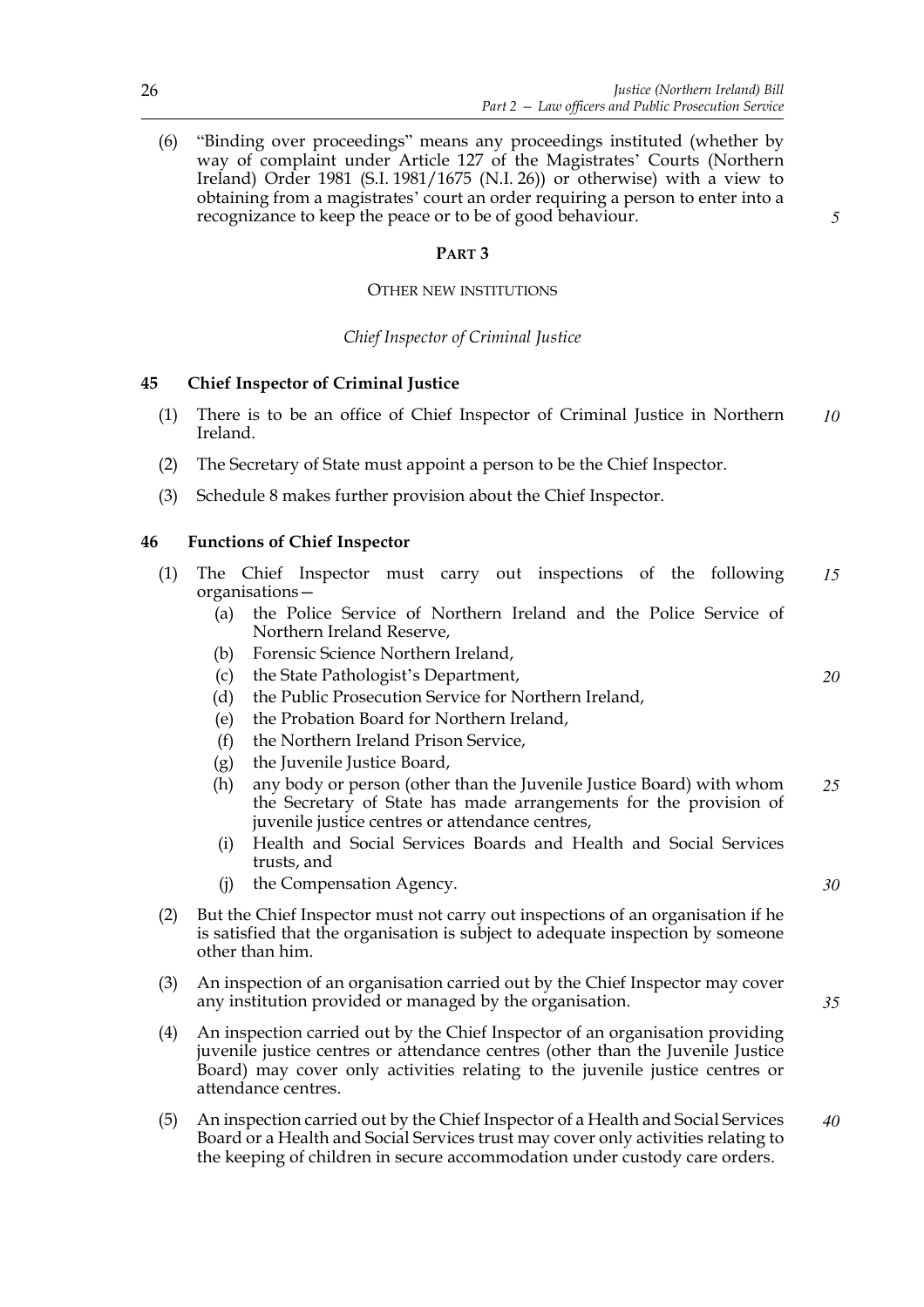(6) "Binding over proceedings" means any proceedings instituted (whether by way of complaint under Article 127 of the Magistrates' Courts (Northern Ireland) Order 1981 (S.I. 1981/1675 (N.I. 26)) or otherwise) with a view to obtaining from a magistrates' court an order requiring a person to enter into a recognizance to keep the peace or to be of good behaviour.

## PART 3

### OTHER NEW INSTITUTIONS

*Chief Inspector of Criminal Justice*

### 45 Chief Inspector of Criminal Justice

(1) There is to be an office of Chief Inspector of Criminal Justice in Northern Ireland.

(2) The Secretary of State must appoint a person to be the Chief Inspector.

(3) Schedule 8 makes further provision about the Chief Inspector.

### 46 Functions of Chief Inspector

(1) The Chief Inspector must carry out inspections of the following organisations—

- (a) the Police Service of Northern Ireland and the Police Service of Northern Ireland Reserve,
- (b) Forensic Science Northern Ireland,
- (c) the State Pathologist's Department,
- (d) the Public Prosecution Service for Northern Ireland,
- (e) the Probation Board for Northern Ireland,
- (f) the Northern Ireland Prison Service,
- (g) the Juvenile Justice Board,
- (h) any body or person (other than the Juvenile Justice Board) with whom the Secretary of State has made arrangements for the provision of juvenile justice centres or attendance centres,
- (i) Health and Social Services Boards and Health and Social Services trusts, and
- (j) the Compensation Agency.

(2) But the Chief Inspector must not carry out inspections of an organisation if he is satisfied that the organisation is subject to adequate inspection by someone other than him.

(3) An inspection of an organisation carried out by the Chief Inspector may cover any institution provided or managed by the organisation.

(4) An inspection carried out by the Chief Inspector of an organisation providing juvenile justice centres or attendance centres (other than the Juvenile Justice Board) may cover only activities relating to the juvenile justice centres or attendance centres.

(5) An inspection carried out by the Chief Inspector of a Health and Social Services Board or a Health and Social Services trust may cover only activities relating to the keeping of children in secure accommodation under custody care orders.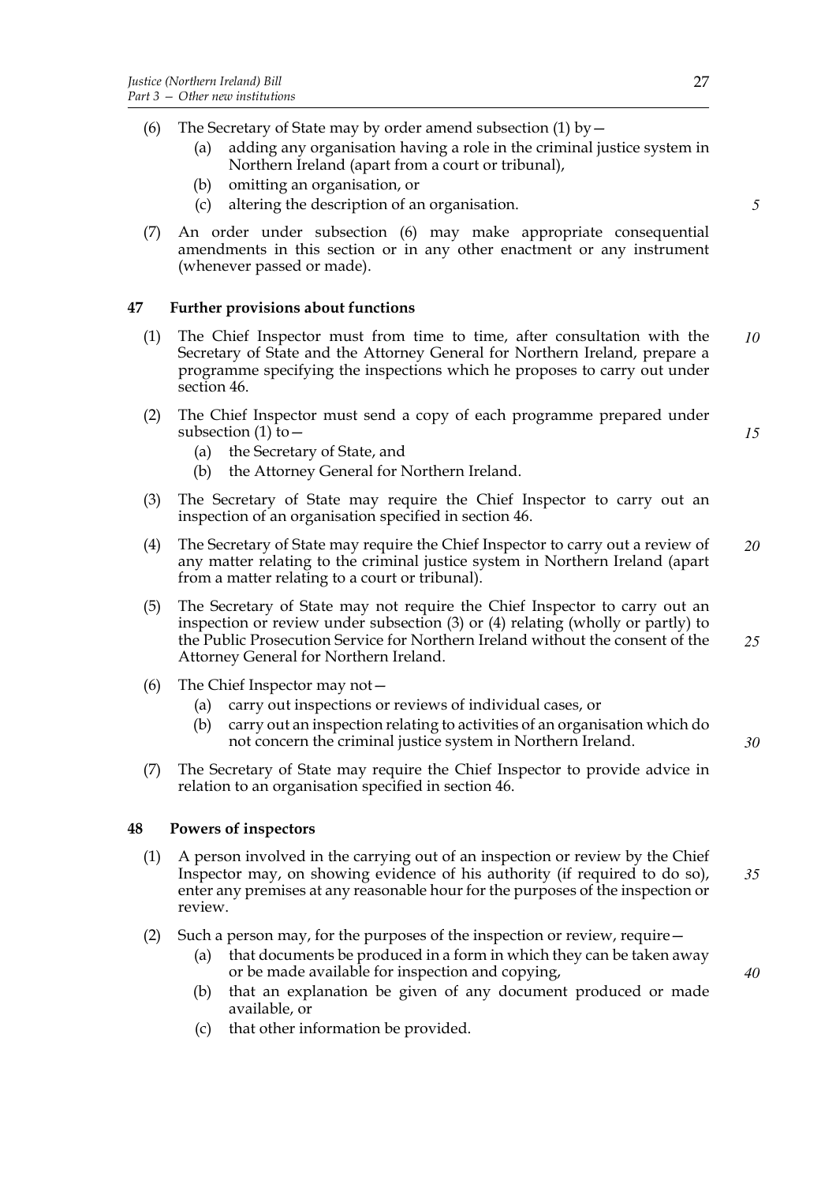(6) The Secretary of State may by order amend subsection (1) by—

 (a) adding any organisation having a role in the criminal justice system in Northern Ireland (apart from a court or tribunal),

 (b) omitting an organisation, or

 (c) altering the description of an organisation.

(7) An order under subsection (6) may make appropriate consequential amendments in this section or in any other enactment or any instrument (whenever passed or made).

### 47 Further provisions about functions

(1) The Chief Inspector must from time to time, after consultation with the Secretary of State and the Attorney General for Northern Ireland, prepare a programme specifying the inspections which he proposes to carry out under section 46.

(2) The Chief Inspector must send a copy of each programme prepared under subsection (1) to—

 (a) the Secretary of State, and

 (b) the Attorney General for Northern Ireland.

(3) The Secretary of State may require the Chief Inspector to carry out an inspection of an organisation specified in section 46.

(4) The Secretary of State may require the Chief Inspector to carry out a review of any matter relating to the criminal justice system in Northern Ireland (apart from a matter relating to a court or tribunal).

(5) The Secretary of State may not require the Chief Inspector to carry out an inspection or review under subsection (3) or (4) relating (wholly or partly) to the Public Prosecution Service for Northern Ireland without the consent of the Attorney General for Northern Ireland.

(6) The Chief Inspector may not—

 (a) carry out inspections or reviews of individual cases, or

 (b) carry out an inspection relating to activities of an organisation which do not concern the criminal justice system in Northern Ireland.

(7) The Secretary of State may require the Chief Inspector to provide advice in relation to an organisation specified in section 46.

### 48 Powers of inspectors

(1) A person involved in the carrying out of an inspection or review by the Chief Inspector may, on showing evidence of his authority (if required to do so), enter any premises at any reasonable hour for the purposes of the inspection or review.

(2) Such a person may, for the purposes of the inspection or review, require—

 (a) that documents be produced in a form in which they can be taken away or be made available for inspection and copying,

 (b) that an explanation be given of any document produced or made available, or

 (c) that other information be provided.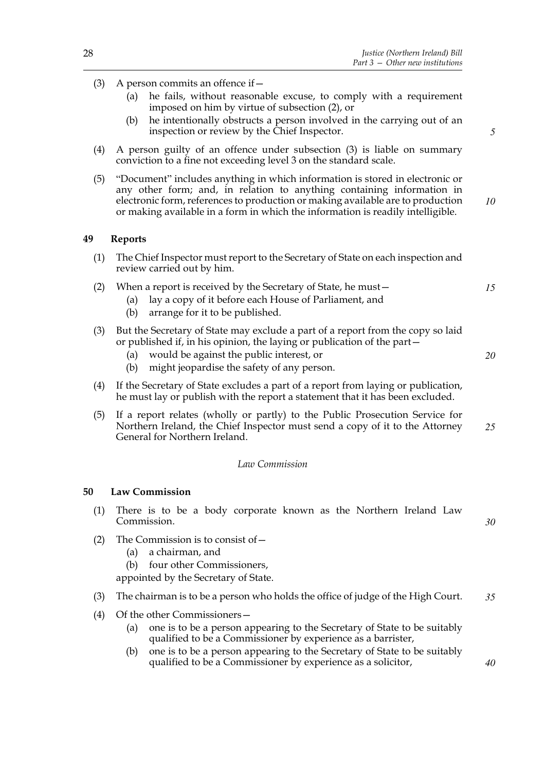(3) A person commits an offence if—

  (a) he fails, without reasonable excuse, to comply with a requirement imposed on him by virtue of subsection (2), or

  (b) he intentionally obstructs a person involved in the carrying out of an inspection or review by the Chief Inspector.

(4) A person guilty of an offence under subsection (3) is liable on summary conviction to a fine not exceeding level 3 on the standard scale.

(5) "Document" includes anything in which information is stored in electronic or any other form; and, in relation to anything containing information in electronic form, references to production or making available are to production or making available in a form in which the information is readily intelligible.

### 49 Reports

(1) The Chief Inspector must report to the Secretary of State on each inspection and review carried out by him.

(2) When a report is received by the Secretary of State, he must—

  (a) lay a copy of it before each House of Parliament, and

  (b) arrange for it to be published.

(3) But the Secretary of State may exclude a part of a report from the copy so laid or published if, in his opinion, the laying or publication of the part—

  (a) would be against the public interest, or

  (b) might jeopardise the safety of any person.

(4) If the Secretary of State excludes a part of a report from laying or publication, he must lay or publish with the report a statement that it has been excluded.

(5) If a report relates (wholly or partly) to the Public Prosecution Service for Northern Ireland, the Chief Inspector must send a copy of it to the Attorney General for Northern Ireland.

*Law Commission*

### 50 Law Commission

(1) There is to be a body corporate known as the Northern Ireland Law Commission.

(2) The Commission is to consist of—

  (a) a chairman, and

  (b) four other Commissioners,

appointed by the Secretary of State.

(3) The chairman is to be a person who holds the office of judge of the High Court.

(4) Of the other Commissioners—

  (a) one is to be a person appearing to the Secretary of State to be suitably qualified to be a Commissioner by experience as a barrister,

  (b) one is to be a person appearing to the Secretary of State to be suitably qualified to be a Commissioner by experience as a solicitor,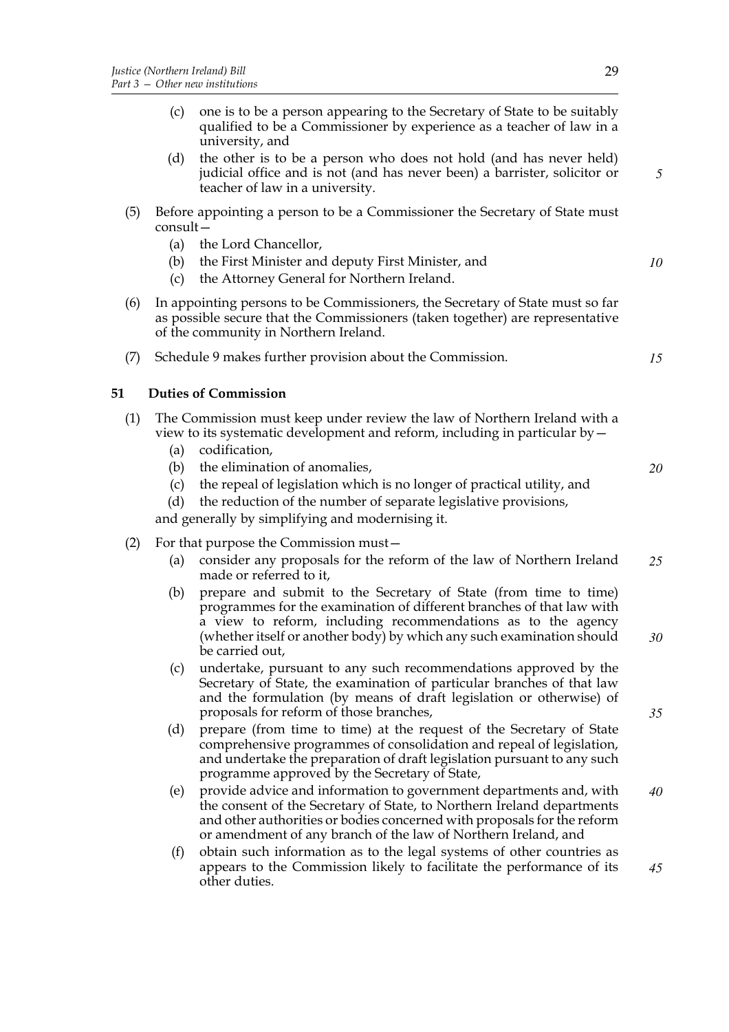(c) one is to be a person appearing to the Secretary of State to be suitably qualified to be a Commissioner by experience as a teacher of law in a university, and

(d) the other is to be a person who does not hold (and has never held) judicial office and is not (and has never been) a barrister, solicitor or teacher of law in a university.

(5) Before appointing a person to be a Commissioner the Secretary of State must consult—

(a) the Lord Chancellor,

(b) the First Minister and deputy First Minister, and

(c) the Attorney General for Northern Ireland.

(6) In appointing persons to be Commissioners, the Secretary of State must so far as possible secure that the Commissioners (taken together) are representative of the community in Northern Ireland.

(7) Schedule 9 makes further provision about the Commission.

## 51 Duties of Commission

(1) The Commission must keep under review the law of Northern Ireland with a view to its systematic development and reform, including in particular by—

(a) codification,

(b) the elimination of anomalies,

(c) the repeal of legislation which is no longer of practical utility, and

(d) the reduction of the number of separate legislative provisions,

and generally by simplifying and modernising it.

(2) For that purpose the Commission must—

(a) consider any proposals for the reform of the law of Northern Ireland made or referred to it,

(b) prepare and submit to the Secretary of State (from time to time) programmes for the examination of different branches of that law with a view to reform, including recommendations as to the agency (whether itself or another body) by which any such examination should be carried out,

(c) undertake, pursuant to any such recommendations approved by the Secretary of State, the examination of particular branches of that law and the formulation (by means of draft legislation or otherwise) of proposals for reform of those branches,

(d) prepare (from time to time) at the request of the Secretary of State comprehensive programmes of consolidation and repeal of legislation, and undertake the preparation of draft legislation pursuant to any such programme approved by the Secretary of State,

(e) provide advice and information to government departments and, with the consent of the Secretary of State, to Northern Ireland departments and other authorities or bodies concerned with proposals for the reform or amendment of any branch of the law of Northern Ireland, and

(f) obtain such information as to the legal systems of other countries as appears to the Commission likely to facilitate the performance of its other duties.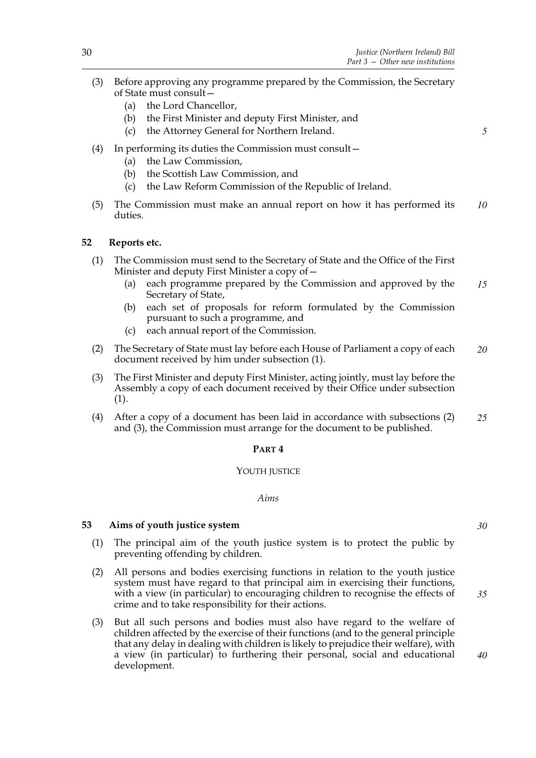(3) Before approving any programme prepared by the Commission, the Secretary of State must consult—

   (a) the Lord Chancellor,

   (b) the First Minister and deputy First Minister, and

   (c) the Attorney General for Northern Ireland.

(4) In performing its duties the Commission must consult—

   (a) the Law Commission,

   (b) the Scottish Law Commission, and

   (c) the Law Reform Commission of the Republic of Ireland.

(5) The Commission must make an annual report on how it has performed its duties.

**52 Reports etc.**

(1) The Commission must send to the Secretary of State and the Office of the First Minister and deputy First Minister a copy of—

   (a) each programme prepared by the Commission and approved by the Secretary of State,

   (b) each set of proposals for reform formulated by the Commission pursuant to such a programme, and

   (c) each annual report of the Commission.

(2) The Secretary of State must lay before each House of Parliament a copy of each document received by him under subsection (1).

(3) The First Minister and deputy First Minister, acting jointly, must lay before the Assembly a copy of each document received by their Office under subsection (1).

(4) After a copy of a document has been laid in accordance with subsections (2) and (3), the Commission must arrange for the document to be published.

## PART 4

## YOUTH JUSTICE

### *Aims*

**53 Aims of youth justice system**

(1) The principal aim of the youth justice system is to protect the public by preventing offending by children.

(2) All persons and bodies exercising functions in relation to the youth justice system must have regard to that principal aim in exercising their functions, with a view (in particular) to encouraging children to recognise the effects of crime and to take responsibility for their actions.

(3) But all such persons and bodies must also have regard to the welfare of children affected by the exercise of their functions (and to the general principle that any delay in dealing with children is likely to prejudice their welfare), with a view (in particular) to furthering their personal, social and educational development.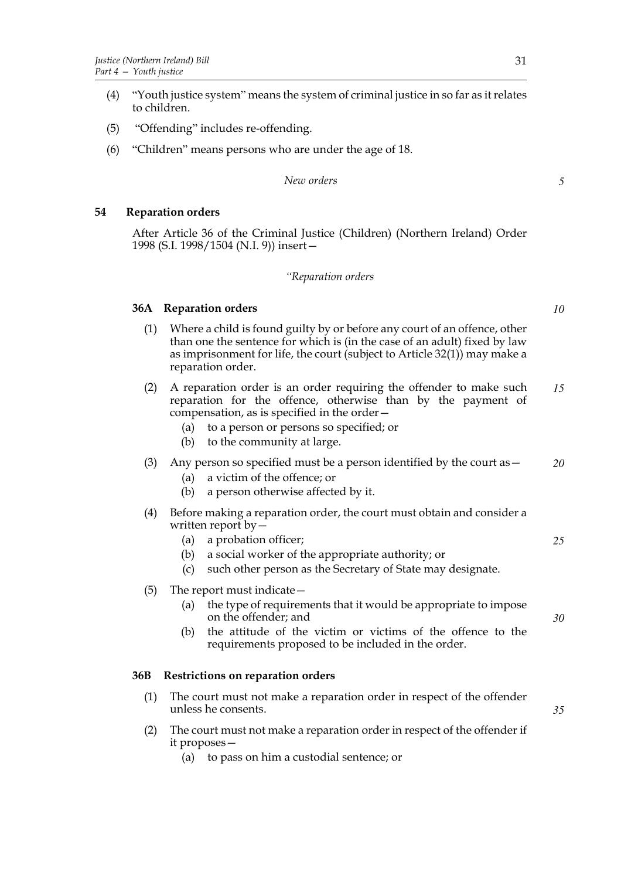(4) "Youth justice system" means the system of criminal justice in so far as it relates to children.

(5) "Offending" includes re-offending.

(6) "Children" means persons who are under the age of 18.

*New orders*

### 54 Reparation orders

After Article 36 of the Criminal Justice (Children) (Northern Ireland) Order 1998 (S.I. 1998/1504 (N.I. 9)) insert—

*"Reparation orders*

#### 36A Reparation orders

(1) Where a child is found guilty by or before any court of an offence, other than one the sentence for which is (in the case of an adult) fixed by law as imprisonment for life, the court (subject to Article 32(1)) may make a reparation order.

(2) A reparation order is an order requiring the offender to make such reparation for the offence, otherwise than by the payment of compensation, as is specified in the order—
   - (a) to a person or persons so specified; or
   - (b) to the community at large.

(3) Any person so specified must be a person identified by the court as—
   - (a) a victim of the offence; or
   - (b) a person otherwise affected by it.

(4) Before making a reparation order, the court must obtain and consider a written report by—
   - (a) a probation officer;
   - (b) a social worker of the appropriate authority; or
   - (c) such other person as the Secretary of State may designate.

(5) The report must indicate—
   - (a) the type of requirements that it would be appropriate to impose on the offender; and
   - (b) the attitude of the victim or victims of the offence to the requirements proposed to be included in the order.

#### 36B Restrictions on reparation orders

(1) The court must not make a reparation order in respect of the offender unless he consents.

(2) The court must not make a reparation order in respect of the offender if it proposes—
   - (a) to pass on him a custodial sentence; or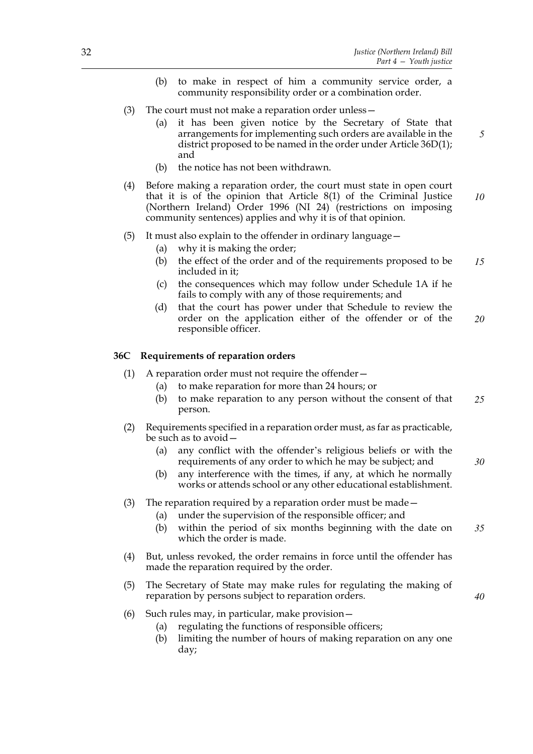(b) to make in respect of him a community service order, a community responsibility order or a combination order.

(3) The court must not make a reparation order unless—

(a) it has been given notice by the Secretary of State that arrangements for implementing such orders are available in the district proposed to be named in the order under Article 36D(1); and

(b) the notice has not been withdrawn.

(4) Before making a reparation order, the court must state in open court that it is of the opinion that Article 8(1) of the Criminal Justice (Northern Ireland) Order 1996 (NI 24) (restrictions on imposing community sentences) applies and why it is of that opinion.

(5) It must also explain to the offender in ordinary language—

(a) why it is making the order;

(b) the effect of the order and of the requirements proposed to be included in it;

(c) the consequences which may follow under Schedule 1A if he fails to comply with any of those requirements; and

(d) that the court has power under that Schedule to review the order on the application either of the offender or of the responsible officer.

### 36C Requirements of reparation orders

(1) A reparation order must not require the offender—

(a) to make reparation for more than 24 hours; or

(b) to make reparation to any person without the consent of that person.

(2) Requirements specified in a reparation order must, as far as practicable, be such as to avoid—

(a) any conflict with the offender's religious beliefs or with the requirements of any order to which he may be subject; and

(b) any interference with the times, if any, at which he normally works or attends school or any other educational establishment.

(3) The reparation required by a reparation order must be made—

(a) under the supervision of the responsible officer; and

(b) within the period of six months beginning with the date on which the order is made.

(4) But, unless revoked, the order remains in force until the offender has made the reparation required by the order.

(5) The Secretary of State may make rules for regulating the making of reparation by persons subject to reparation orders.

(6) Such rules may, in particular, make provision—

(a) regulating the functions of responsible officers;

(b) limiting the number of hours of making reparation on any one day;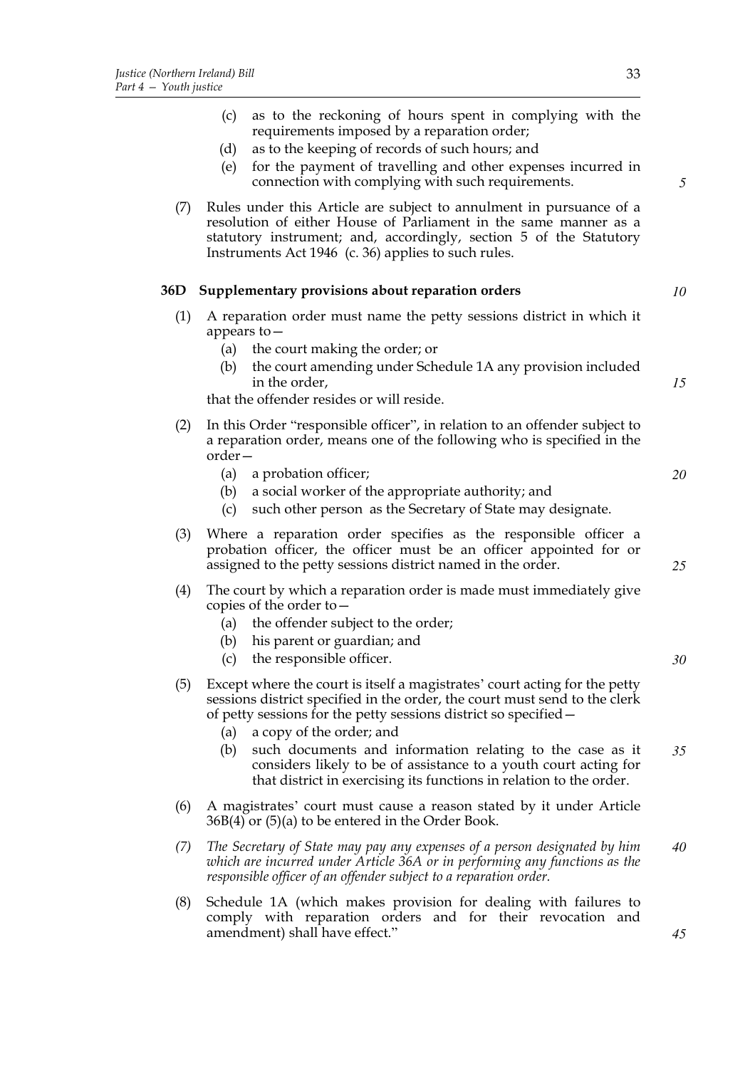(c) as to the reckoning of hours spent in complying with the requirements imposed by a reparation order;

(d) as to the keeping of records of such hours; and

(e) for the payment of travelling and other expenses incurred in connection with complying with such requirements.

(7) Rules under this Article are subject to annulment in pursuance of a resolution of either House of Parliament in the same manner as a statutory instrument; and, accordingly, section 5 of the Statutory Instruments Act 1946 (c. 36) applies to such rules.

**36D Supplementary provisions about reparation orders**

(1) A reparation order must name the petty sessions district in which it appears to—

(a) the court making the order; or

(b) the court amending under Schedule 1A any provision included in the order,

that the offender resides or will reside.

(2) In this Order "responsible officer", in relation to an offender subject to a reparation order, means one of the following who is specified in the order—

(a) a probation officer;

(b) a social worker of the appropriate authority; and

(c) such other person as the Secretary of State may designate.

(3) Where a reparation order specifies as the responsible officer a probation officer, the officer must be an officer appointed for or assigned to the petty sessions district named in the order.

(4) The court by which a reparation order is made must immediately give copies of the order to—

(a) the offender subject to the order;

(b) his parent or guardian; and

(c) the responsible officer.

(5) Except where the court is itself a magistrates' court acting for the petty sessions district specified in the order, the court must send to the clerk of petty sessions for the petty sessions district so specified—

(a) a copy of the order; and

(b) such documents and information relating to the case as it considers likely to be of assistance to a youth court acting for that district in exercising its functions in relation to the order.

(6) A magistrates' court must cause a reason stated by it under Article 36B(4) or (5)(a) to be entered in the Order Book.

*(7) The Secretary of State may pay any expenses of a person designated by him which are incurred under Article 36A or in performing any functions as the responsible officer of an offender subject to a reparation order.*

(8) Schedule 1A (which makes provision for dealing with failures to comply with reparation orders and for their revocation and amendment) shall have effect."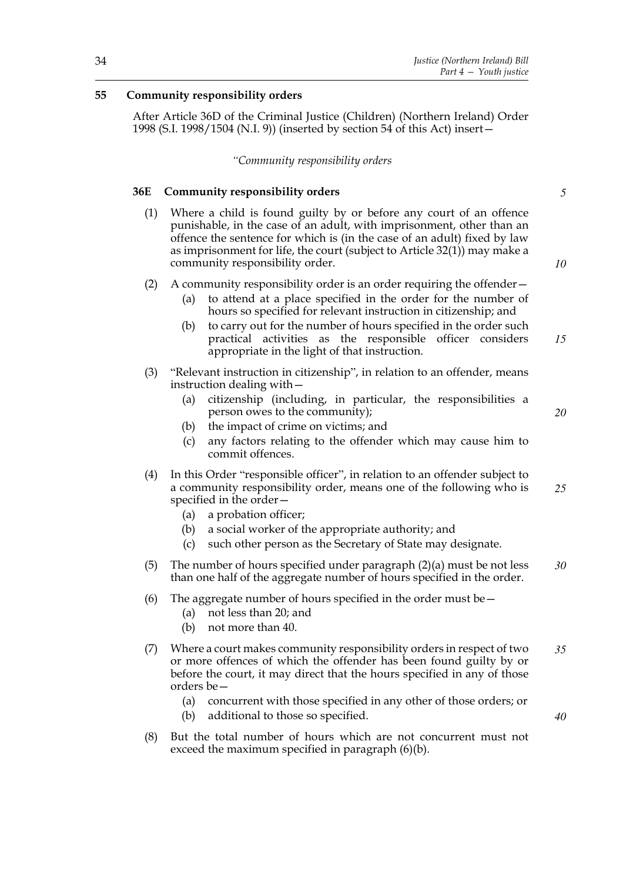## 55 Community responsibility orders

After Article 36D of the Criminal Justice (Children) (Northern Ireland) Order 1998 (S.I. 1998/1504 (N.I. 9)) (inserted by section 54 of this Act) insert—

*"Community responsibility orders*

### 36E Community responsibility orders

(1) Where a child is found guilty by or before any court of an offence punishable, in the case of an adult, with imprisonment, other than an offence the sentence for which is (in the case of an adult) fixed by law as imprisonment for life, the court (subject to Article 32(1)) may make a community responsibility order.

(2) A community responsibility order is an order requiring the offender—

- (a) to attend at a place specified in the order for the number of hours so specified for relevant instruction in citizenship; and
- (b) to carry out for the number of hours specified in the order such practical activities as the responsible officer considers appropriate in the light of that instruction.

(3) "Relevant instruction in citizenship", in relation to an offender, means instruction dealing with—

- (a) citizenship (including, in particular, the responsibilities a person owes to the community);
- (b) the impact of crime on victims; and
- (c) any factors relating to the offender which may cause him to commit offences.

(4) In this Order "responsible officer", in relation to an offender subject to a community responsibility order, means one of the following who is specified in the order—

- (a) a probation officer;
- (b) a social worker of the appropriate authority; and
- (c) such other person as the Secretary of State may designate.

(5) The number of hours specified under paragraph (2)(a) must be not less than one half of the aggregate number of hours specified in the order.

(6) The aggregate number of hours specified in the order must be—

- (a) not less than 20; and
- (b) not more than 40.

(7) Where a court makes community responsibility orders in respect of two or more offences of which the offender has been found guilty by or before the court, it may direct that the hours specified in any of those orders be—

- (a) concurrent with those specified in any other of those orders; or
- (b) additional to those so specified.

(8) But the total number of hours which are not concurrent must not exceed the maximum specified in paragraph (6)(b).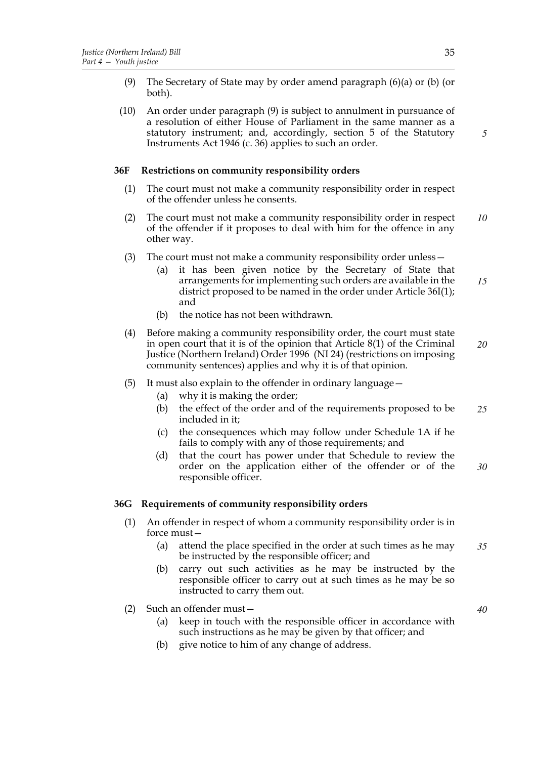(9) The Secretary of State may by order amend paragraph (6)(a) or (b) (or both).

(10) An order under paragraph (9) is subject to annulment in pursuance of a resolution of either House of Parliament in the same manner as a statutory instrument; and, accordingly, section 5 of the Statutory Instruments Act 1946 (c. 36) applies to such an order.

**36F Restrictions on community responsibility orders**

(1) The court must not make a community responsibility order in respect of the offender unless he consents.

(2) The court must not make a community responsibility order in respect of the offender if it proposes to deal with him for the offence in any other way.

(3) The court must not make a community responsibility order unless—

- (a) it has been given notice by the Secretary of State that arrangements for implementing such orders are available in the district proposed to be named in the order under Article 36I(1); and
- (b) the notice has not been withdrawn.

(4) Before making a community responsibility order, the court must state in open court that it is of the opinion that Article 8(1) of the Criminal Justice (Northern Ireland) Order 1996 (NI 24) (restrictions on imposing community sentences) applies and why it is of that opinion.

(5) It must also explain to the offender in ordinary language—

- (a) why it is making the order;
- (b) the effect of the order and of the requirements proposed to be included in it;
- (c) the consequences which may follow under Schedule 1A if he fails to comply with any of those requirements; and
- (d) that the court has power under that Schedule to review the order on the application either of the offender or of the responsible officer.

**36G Requirements of community responsibility orders**

(1) An offender in respect of whom a community responsibility order is in force must—

- (a) attend the place specified in the order at such times as he may be instructed by the responsible officer; and
- (b) carry out such activities as he may be instructed by the responsible officer to carry out at such times as he may be so instructed to carry them out.

(2) Such an offender must—

- (a) keep in touch with the responsible officer in accordance with such instructions as he may be given by that officer; and
- (b) give notice to him of any change of address.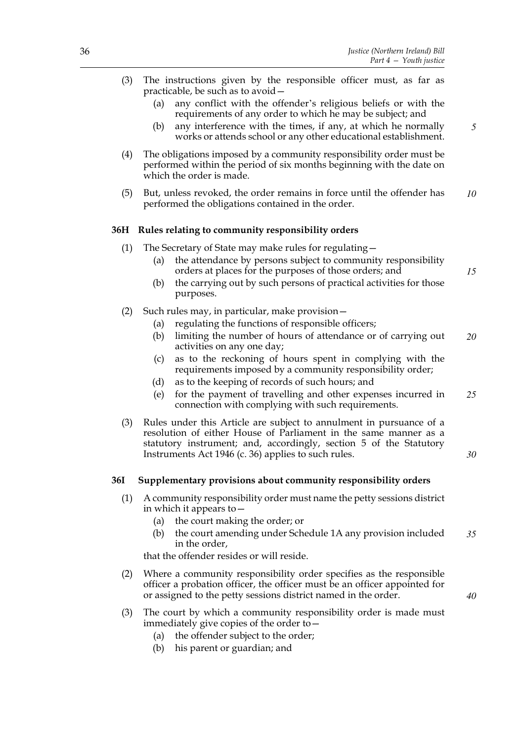(3) The instructions given by the responsible officer must, as far as practicable, be such as to avoid—

   (a) any conflict with the offender's religious beliefs or with the requirements of any order to which he may be subject; and

   (b) any interference with the times, if any, at which he normally works or attends school or any other educational establishment.

(4) The obligations imposed by a community responsibility order must be performed within the period of six months beginning with the date on which the order is made.

(5) But, unless revoked, the order remains in force until the offender has performed the obligations contained in the order.

**36H Rules relating to community responsibility orders**

(1) The Secretary of State may make rules for regulating—

   (a) the attendance by persons subject to community responsibility orders at places for the purposes of those orders; and

   (b) the carrying out by such persons of practical activities for those purposes.

(2) Such rules may, in particular, make provision—

   (a) regulating the functions of responsible officers;

   (b) limiting the number of hours of attendance or of carrying out activities on any one day;

   (c) as to the reckoning of hours spent in complying with the requirements imposed by a community responsibility order;

   (d) as to the keeping of records of such hours; and

   (e) for the payment of travelling and other expenses incurred in connection with complying with such requirements.

(3) Rules under this Article are subject to annulment in pursuance of a resolution of either House of Parliament in the same manner as a statutory instrument; and, accordingly, section 5 of the Statutory Instruments Act 1946 (c. 36) applies to such rules.

**36I Supplementary provisions about community responsibility orders**

(1) A community responsibility order must name the petty sessions district in which it appears to—

   (a) the court making the order; or

   (b) the court amending under Schedule 1A any provision included in the order,

that the offender resides or will reside.

(2) Where a community responsibility order specifies as the responsible officer a probation officer, the officer must be an officer appointed for or assigned to the petty sessions district named in the order.

(3) The court by which a community responsibility order is made must immediately give copies of the order to—

   (a) the offender subject to the order;

   (b) his parent or guardian; and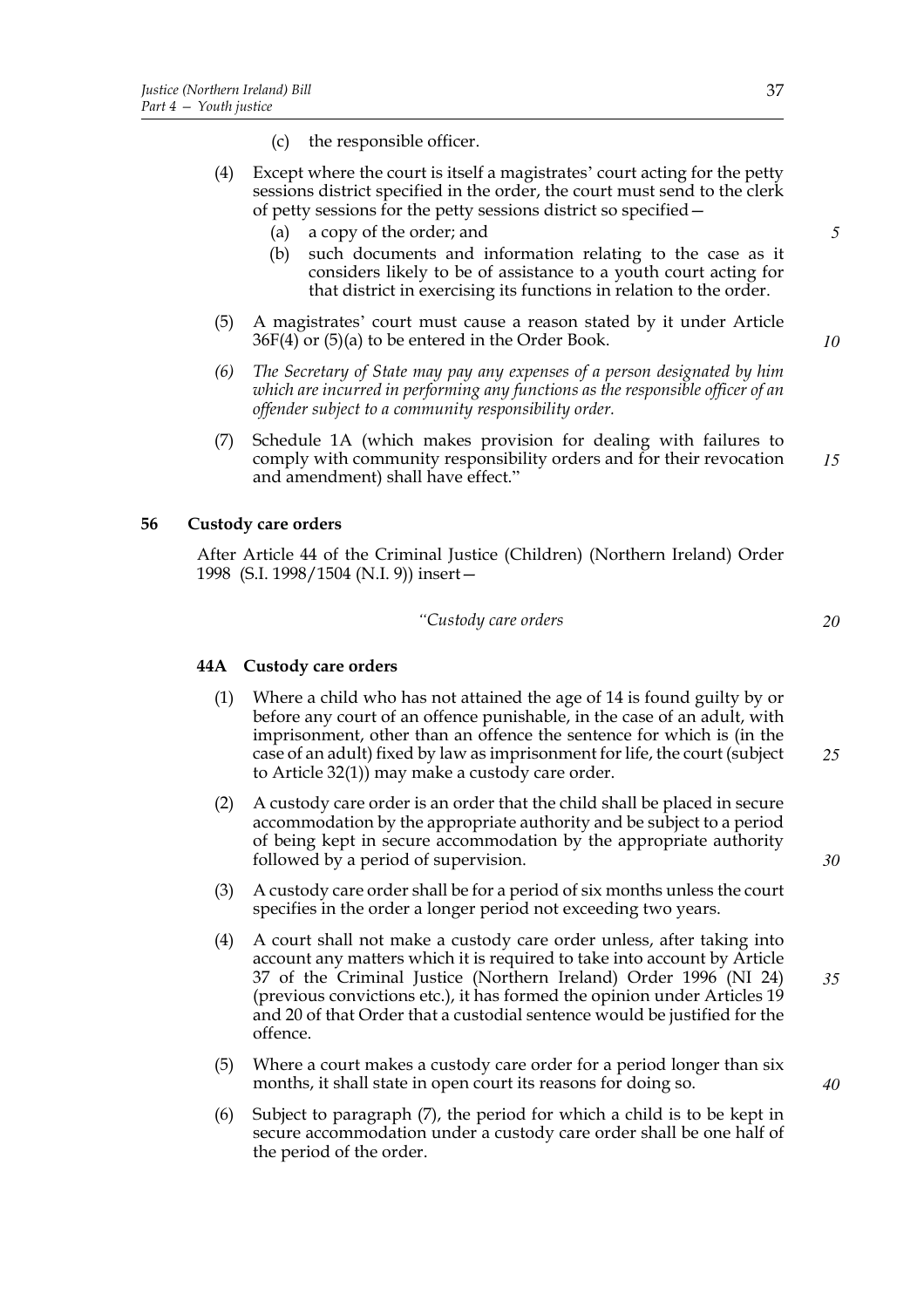(c) the responsible officer.

(4) Except where the court is itself a magistrates' court acting for the petty sessions district specified in the order, the court must send to the clerk of petty sessions for the petty sessions district so specified—

(a) a copy of the order; and

(b) such documents and information relating to the case as it considers likely to be of assistance to a youth court acting for that district in exercising its functions in relation to the order.

(5) A magistrates' court must cause a reason stated by it under Article 36F(4) or (5)(a) to be entered in the Order Book.

*(6) The Secretary of State may pay any expenses of a person designated by him which are incurred in performing any functions as the responsible officer of an offender subject to a community responsibility order.*

(7) Schedule 1A (which makes provision for dealing with failures to comply with community responsibility orders and for their revocation and amendment) shall have effect."

## 56 Custody care orders

After Article 44 of the Criminal Justice (Children) (Northern Ireland) Order 1998 (S.I. 1998/1504 (N.I. 9)) insert—

*"Custody care orders*

### 44A Custody care orders

(1) Where a child who has not attained the age of 14 is found guilty by or before any court of an offence punishable, in the case of an adult, with imprisonment, other than an offence the sentence for which is (in the case of an adult) fixed by law as imprisonment for life, the court (subject to Article 32(1)) may make a custody care order.

(2) A custody care order is an order that the child shall be placed in secure accommodation by the appropriate authority and be subject to a period of being kept in secure accommodation by the appropriate authority followed by a period of supervision.

(3) A custody care order shall be for a period of six months unless the court specifies in the order a longer period not exceeding two years.

(4) A court shall not make a custody care order unless, after taking into account any matters which it is required to take into account by Article 37 of the Criminal Justice (Northern Ireland) Order 1996 (NI 24) (previous convictions etc.), it has formed the opinion under Articles 19 and 20 of that Order that a custodial sentence would be justified for the offence.

(5) Where a court makes a custody care order for a period longer than six months, it shall state in open court its reasons for doing so.

(6) Subject to paragraph (7), the period for which a child is to be kept in secure accommodation under a custody care order shall be one half of the period of the order.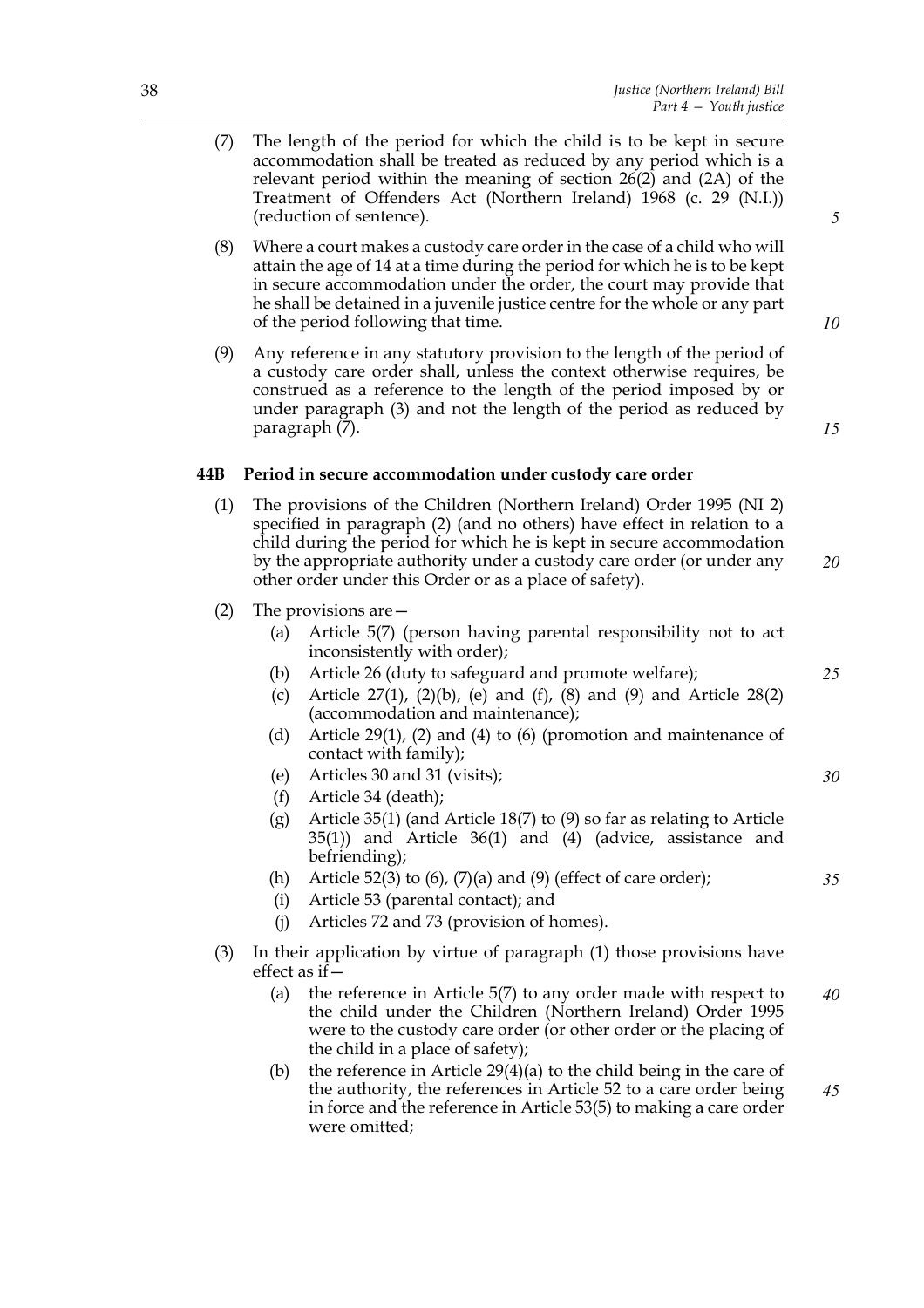(7) The length of the period for which the child is to be kept in secure accommodation shall be treated as reduced by any period which is a relevant period within the meaning of section 26(2) and (2A) of the Treatment of Offenders Act (Northern Ireland) 1968 (c. 29 (N.I.)) (reduction of sentence).

(8) Where a court makes a custody care order in the case of a child who will attain the age of 14 at a time during the period for which he is to be kept in secure accommodation under the order, the court may provide that he shall be detained in a juvenile justice centre for the whole or any part of the period following that time.

(9) Any reference in any statutory provision to the length of the period of a custody care order shall, unless the context otherwise requires, be construed as a reference to the length of the period imposed by or under paragraph (3) and not the length of the period as reduced by paragraph (7).

**44B Period in secure accommodation under custody care order**

(1) The provisions of the Children (Northern Ireland) Order 1995 (NI 2) specified in paragraph (2) (and no others) have effect in relation to a child during the period for which he is kept in secure accommodation by the appropriate authority under a custody care order (or under any other order under this Order or as a place of safety).

(2) The provisions are—

(a) Article 5(7) (person having parental responsibility not to act inconsistently with order);

(b) Article 26 (duty to safeguard and promote welfare);

(c) Article 27(1), (2)(b), (e) and (f), (8) and (9) and Article 28(2) (accommodation and maintenance);

(d) Article 29(1), (2) and (4) to (6) (promotion and maintenance of contact with family);

(e) Articles 30 and 31 (visits);

(f) Article 34 (death);

(g) Article 35(1) (and Article 18(7) to (9) so far as relating to Article 35(1)) and Article 36(1) and (4) (advice, assistance and befriending);

(h) Article 52(3) to (6), (7)(a) and (9) (effect of care order);

(i) Article 53 (parental contact); and

(j) Articles 72 and 73 (provision of homes).

(3) In their application by virtue of paragraph (1) those provisions have effect as if—

(a) the reference in Article 5(7) to any order made with respect to the child under the Children (Northern Ireland) Order 1995 were to the custody care order (or other order or the placing of the child in a place of safety);

(b) the reference in Article 29(4)(a) to the child being in the care of the authority, the references in Article 52 to a care order being in force and the reference in Article 53(5) to making a care order were omitted;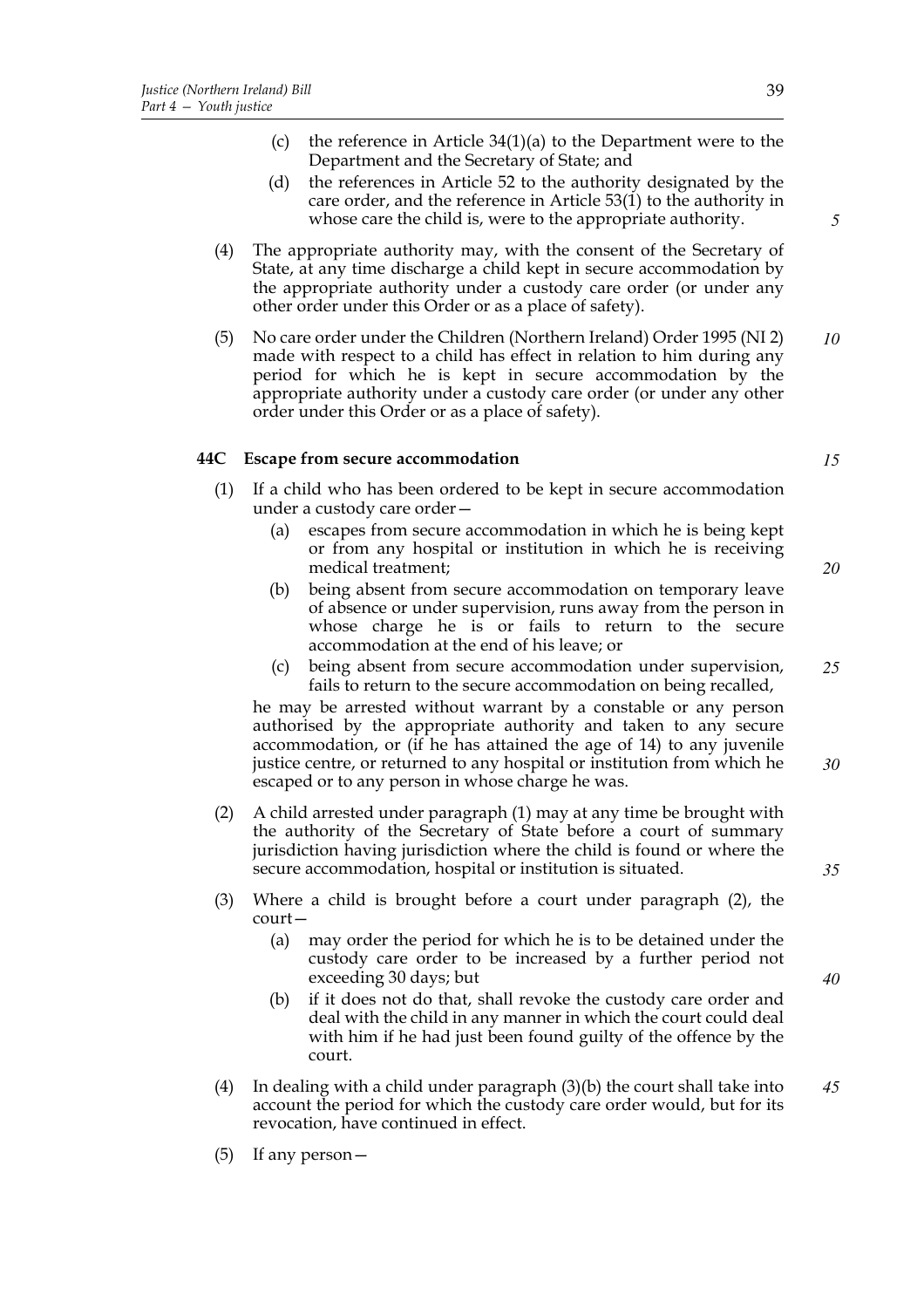(c) the reference in Article 34(1)(a) to the Department were to the Department and the Secretary of State; and

(d) the references in Article 52 to the authority designated by the care order, and the reference in Article 53(1) to the authority in whose care the child is, were to the appropriate authority.

(4) The appropriate authority may, with the consent of the Secretary of State, at any time discharge a child kept in secure accommodation by the appropriate authority under a custody care order (or under any other order under this Order or as a place of safety).

(5) No care order under the Children (Northern Ireland) Order 1995 (NI 2) made with respect to a child has effect in relation to him during any period for which he is kept in secure accommodation by the appropriate authority under a custody care order (or under any other order under this Order or as a place of safety).

**44C Escape from secure accommodation**

(1) If a child who has been ordered to be kept in secure accommodation under a custody care order—

(a) escapes from secure accommodation in which he is being kept or from any hospital or institution in which he is receiving medical treatment;

(b) being absent from secure accommodation on temporary leave of absence or under supervision, runs away from the person in whose charge he is or fails to return to the secure accommodation at the end of his leave; or

(c) being absent from secure accommodation under supervision, fails to return to the secure accommodation on being recalled,

he may be arrested without warrant by a constable or any person authorised by the appropriate authority and taken to any secure accommodation, or (if he has attained the age of 14) to any juvenile justice centre, or returned to any hospital or institution from which he escaped or to any person in whose charge he was.

(2) A child arrested under paragraph (1) may at any time be brought with the authority of the Secretary of State before a court of summary jurisdiction having jurisdiction where the child is found or where the secure accommodation, hospital or institution is situated.

(3) Where a child is brought before a court under paragraph (2), the court—

(a) may order the period for which he is to be detained under the custody care order to be increased by a further period not exceeding 30 days; but

(b) if it does not do that, shall revoke the custody care order and deal with the child in any manner in which the court could deal with him if he had just been found guilty of the offence by the court.

(4) In dealing with a child under paragraph (3)(b) the court shall take into account the period for which the custody care order would, but for its revocation, have continued in effect.

(5) If any person—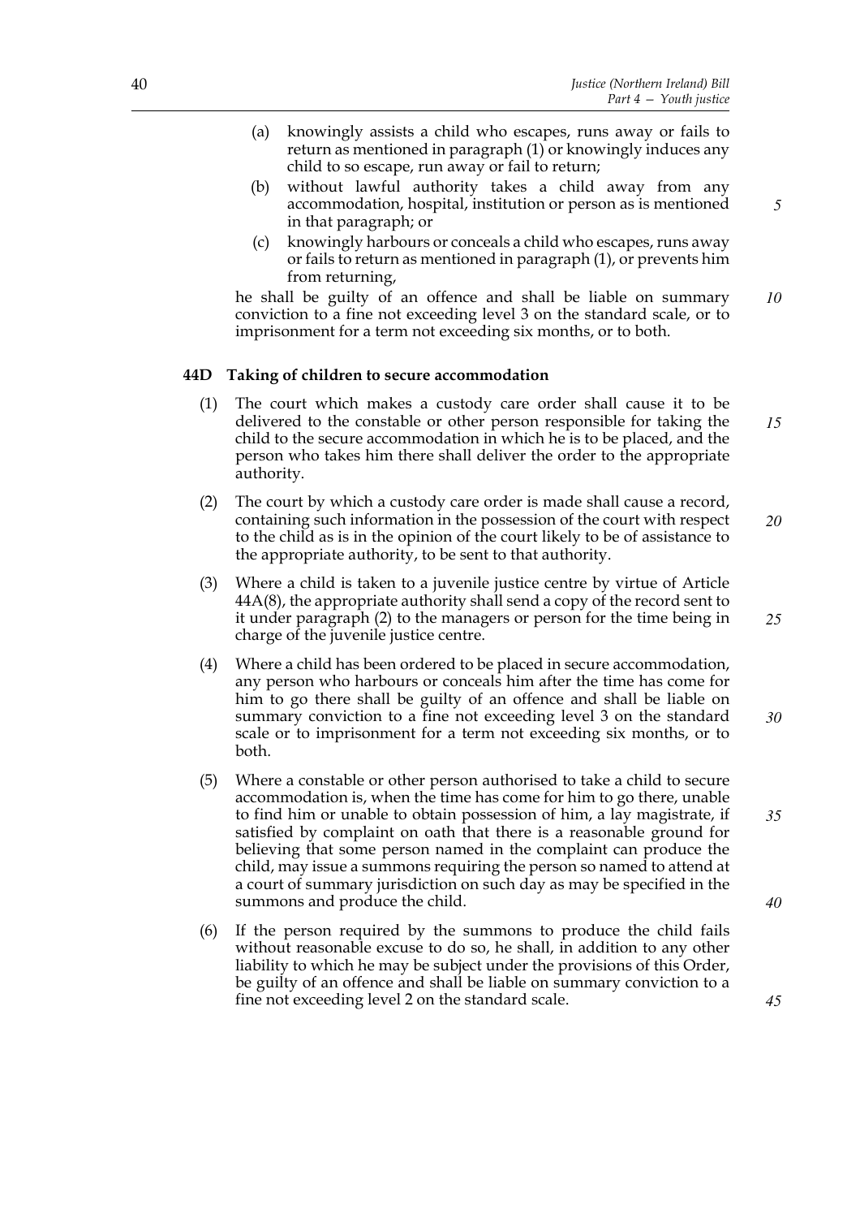(a) knowingly assists a child who escapes, runs away or fails to return as mentioned in paragraph (1) or knowingly induces any child to so escape, run away or fail to return;

(b) without lawful authority takes a child away from any accommodation, hospital, institution or person as is mentioned in that paragraph; or

(c) knowingly harbours or conceals a child who escapes, runs away or fails to return as mentioned in paragraph (1), or prevents him from returning,

he shall be guilty of an offence and shall be liable on summary conviction to a fine not exceeding level 3 on the standard scale, or to imprisonment for a term not exceeding six months, or to both.

### 44D Taking of children to secure accommodation

(1) The court which makes a custody care order shall cause it to be delivered to the constable or other person responsible for taking the child to the secure accommodation in which he is to be placed, and the person who takes him there shall deliver the order to the appropriate authority.

(2) The court by which a custody care order is made shall cause a record, containing such information in the possession of the court with respect to the child as is in the opinion of the court likely to be of assistance to the appropriate authority, to be sent to that authority.

(3) Where a child is taken to a juvenile justice centre by virtue of Article 44A(8), the appropriate authority shall send a copy of the record sent to it under paragraph (2) to the managers or person for the time being in charge of the juvenile justice centre.

(4) Where a child has been ordered to be placed in secure accommodation, any person who harbours or conceals him after the time has come for him to go there shall be guilty of an offence and shall be liable on summary conviction to a fine not exceeding level 3 on the standard scale or to imprisonment for a term not exceeding six months, or to both.

(5) Where a constable or other person authorised to take a child to secure accommodation is, when the time has come for him to go there, unable to find him or unable to obtain possession of him, a lay magistrate, if satisfied by complaint on oath that there is a reasonable ground for believing that some person named in the complaint can produce the child, may issue a summons requiring the person so named to attend at a court of summary jurisdiction on such day as may be specified in the summons and produce the child.

(6) If the person required by the summons to produce the child fails without reasonable excuse to do so, he shall, in addition to any other liability to which he may be subject under the provisions of this Order, be guilty of an offence and shall be liable on summary conviction to a fine not exceeding level 2 on the standard scale.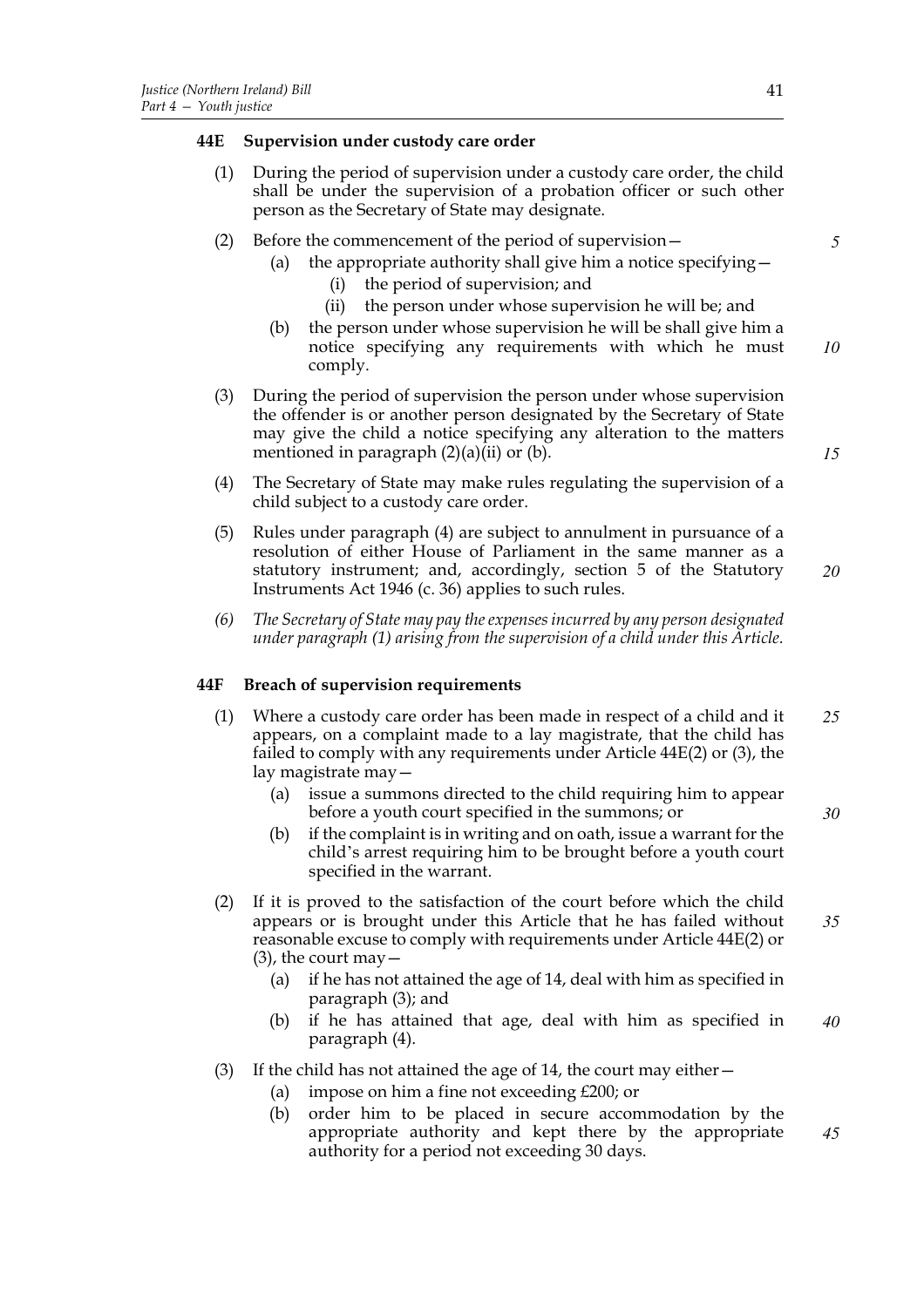### 44E Supervision under custody care order

(1) During the period of supervision under a custody care order, the child shall be under the supervision of a probation officer or such other person as the Secretary of State may designate.

(2) Before the commencement of the period of supervision—

(a) the appropriate authority shall give him a notice specifying—

(i) the period of supervision; and

(ii) the person under whose supervision he will be; and

(b) the person under whose supervision he will be shall give him a notice specifying any requirements with which he must comply.

(3) During the period of supervision the person under whose supervision the offender is or another person designated by the Secretary of State may give the child a notice specifying any alteration to the matters mentioned in paragraph (2)(a)(ii) or (b).

(4) The Secretary of State may make rules regulating the supervision of a child subject to a custody care order.

(5) Rules under paragraph (4) are subject to annulment in pursuance of a resolution of either House of Parliament in the same manner as a statutory instrument; and, accordingly, section 5 of the Statutory Instruments Act 1946 (c. 36) applies to such rules.

*(6) The Secretary of State may pay the expenses incurred by any person designated under paragraph (1) arising from the supervision of a child under this Article.*

### 44F Breach of supervision requirements

(1) Where a custody care order has been made in respect of a child and it appears, on a complaint made to a lay magistrate, that the child has failed to comply with any requirements under Article 44E(2) or (3), the lay magistrate may—

(a) issue a summons directed to the child requiring him to appear before a youth court specified in the summons; or

(b) if the complaint is in writing and on oath, issue a warrant for the child's arrest requiring him to be brought before a youth court specified in the warrant.

(2) If it is proved to the satisfaction of the court before which the child appears or is brought under this Article that he has failed without reasonable excuse to comply with requirements under Article 44E(2) or (3), the court may—

(a) if he has not attained the age of 14, deal with him as specified in paragraph (3); and

(b) if he has attained that age, deal with him as specified in paragraph (4).

(3) If the child has not attained the age of 14, the court may either—

(a) impose on him a fine not exceeding £200; or

(b) order him to be placed in secure accommodation by the appropriate authority and kept there by the appropriate authority for a period not exceeding 30 days.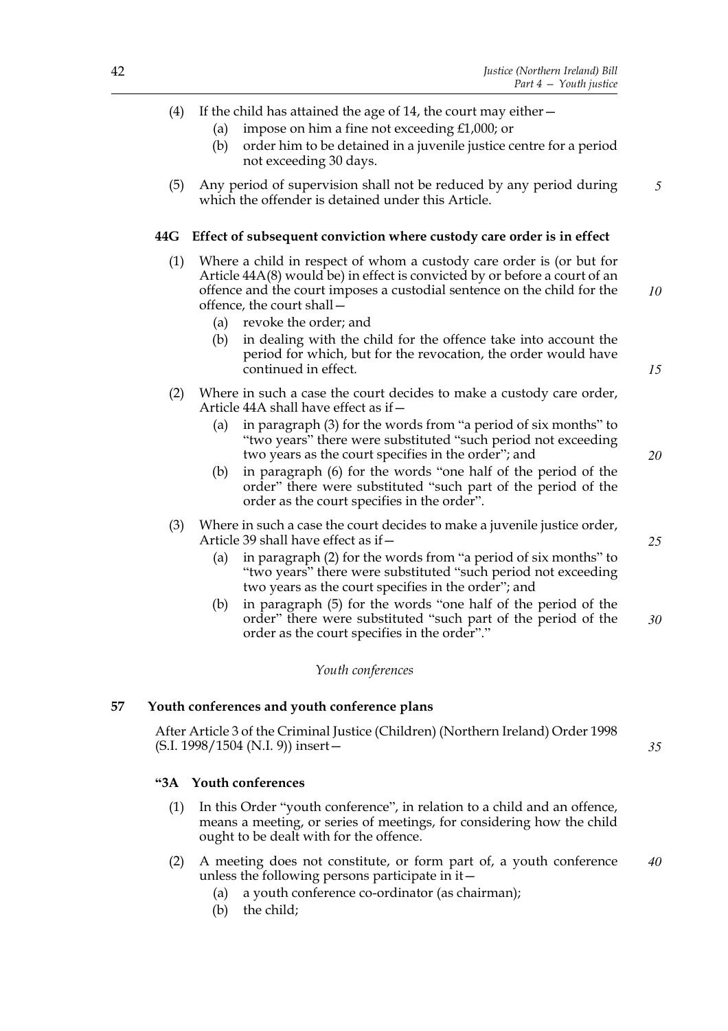(4) If the child has attained the age of 14, the court may either—

(a) impose on him a fine not exceeding £1,000; or

(b) order him to be detained in a juvenile justice centre for a period not exceeding 30 days.

(5) Any period of supervision shall not be reduced by any period during which the offender is detained under this Article.

### 44G Effect of subsequent conviction where custody care order is in effect

(1) Where a child in respect of whom a custody care order is (or but for Article 44A(8) would be) in effect is convicted by or before a court of an offence and the court imposes a custodial sentence on the child for the offence, the court shall—

(a) revoke the order; and

(b) in dealing with the child for the offence take into account the period for which, but for the revocation, the order would have continued in effect.

(2) Where in such a case the court decides to make a custody care order, Article 44A shall have effect as if—

(a) in paragraph (3) for the words from "a period of six months" to "two years" there were substituted "such period not exceeding two years as the court specifies in the order"; and

(b) in paragraph (6) for the words "one half of the period of the order" there were substituted "such part of the period of the order as the court specifies in the order".

(3) Where in such a case the court decides to make a juvenile justice order, Article 39 shall have effect as if—

(a) in paragraph (2) for the words from "a period of six months" to "two years" there were substituted "such period not exceeding two years as the court specifies in the order"; and

(b) in paragraph (5) for the words "one half of the period of the order" there were substituted "such part of the period of the order as the court specifies in the order"."

*Youth conferences*

## 57 Youth conferences and youth conference plans

After Article 3 of the Criminal Justice (Children) (Northern Ireland) Order 1998 (S.I. 1998/1504 (N.I. 9)) insert—

### "3A Youth conferences

(1) In this Order "youth conference", in relation to a child and an offence, means a meeting, or series of meetings, for considering how the child ought to be dealt with for the offence.

(2) A meeting does not constitute, or form part of, a youth conference unless the following persons participate in it—

(a) a youth conference co-ordinator (as chairman);

(b) the child;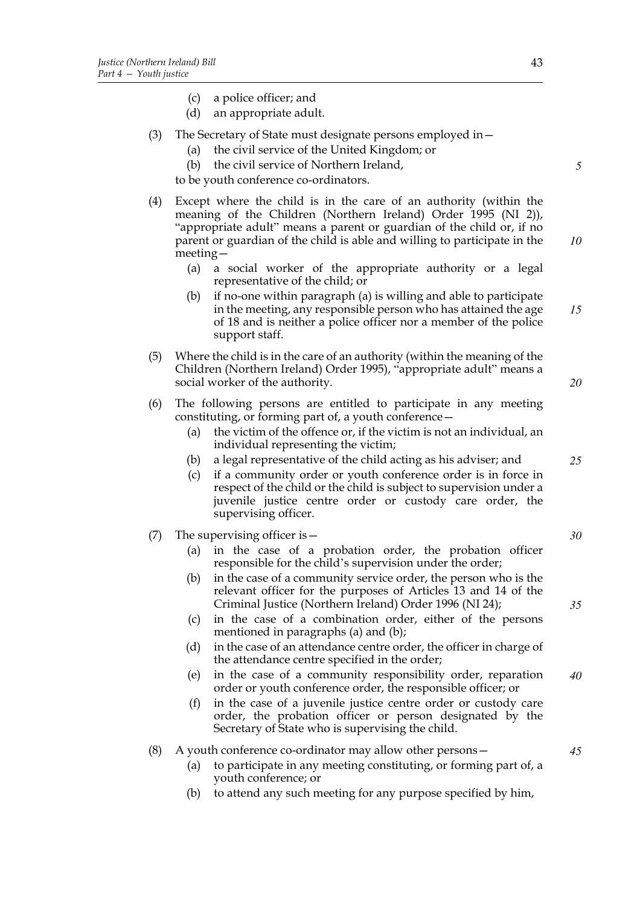(c) a police officer; and

(d) an appropriate adult.

(3) The Secretary of State must designate persons employed in—

(a) the civil service of the United Kingdom; or

(b) the civil service of Northern Ireland,

to be youth conference co-ordinators.

(4) Except where the child is in the care of an authority (within the meaning of the Children (Northern Ireland) Order 1995 (NI 2)), "appropriate adult" means a parent or guardian of the child or, if no parent or guardian of the child is able and willing to participate in the meeting—

(a) a social worker of the appropriate authority or a legal representative of the child; or

(b) if no-one within paragraph (a) is willing and able to participate in the meeting, any responsible person who has attained the age of 18 and is neither a police officer nor a member of the police support staff.

(5) Where the child is in the care of an authority (within the meaning of the Children (Northern Ireland) Order 1995), "appropriate adult" means a social worker of the authority.

(6) The following persons are entitled to participate in any meeting constituting, or forming part of, a youth conference—

(a) the victim of the offence or, if the victim is not an individual, an individual representing the victim;

(b) a legal representative of the child acting as his adviser; and

(c) if a community order or youth conference order is in force in respect of the child or the child is subject to supervision under a juvenile justice centre order or custody care order, the supervising officer.

(7) The supervising officer is—

(a) in the case of a probation order, the probation officer responsible for the child's supervision under the order;

(b) in the case of a community service order, the person who is the relevant officer for the purposes of Articles 13 and 14 of the Criminal Justice (Northern Ireland) Order 1996 (NI 24);

(c) in the case of a combination order, either of the persons mentioned in paragraphs (a) and (b);

(d) in the case of an attendance centre order, the officer in charge of the attendance centre specified in the order;

(e) in the case of a community responsibility order, reparation order or youth conference order, the responsible officer; or

(f) in the case of a juvenile justice centre order or custody care order, the probation officer or person designated by the Secretary of State who is supervising the child.

(8) A youth conference co-ordinator may allow other persons—

(a) to participate in any meeting constituting, or forming part of, a youth conference; or

(b) to attend any such meeting for any purpose specified by him,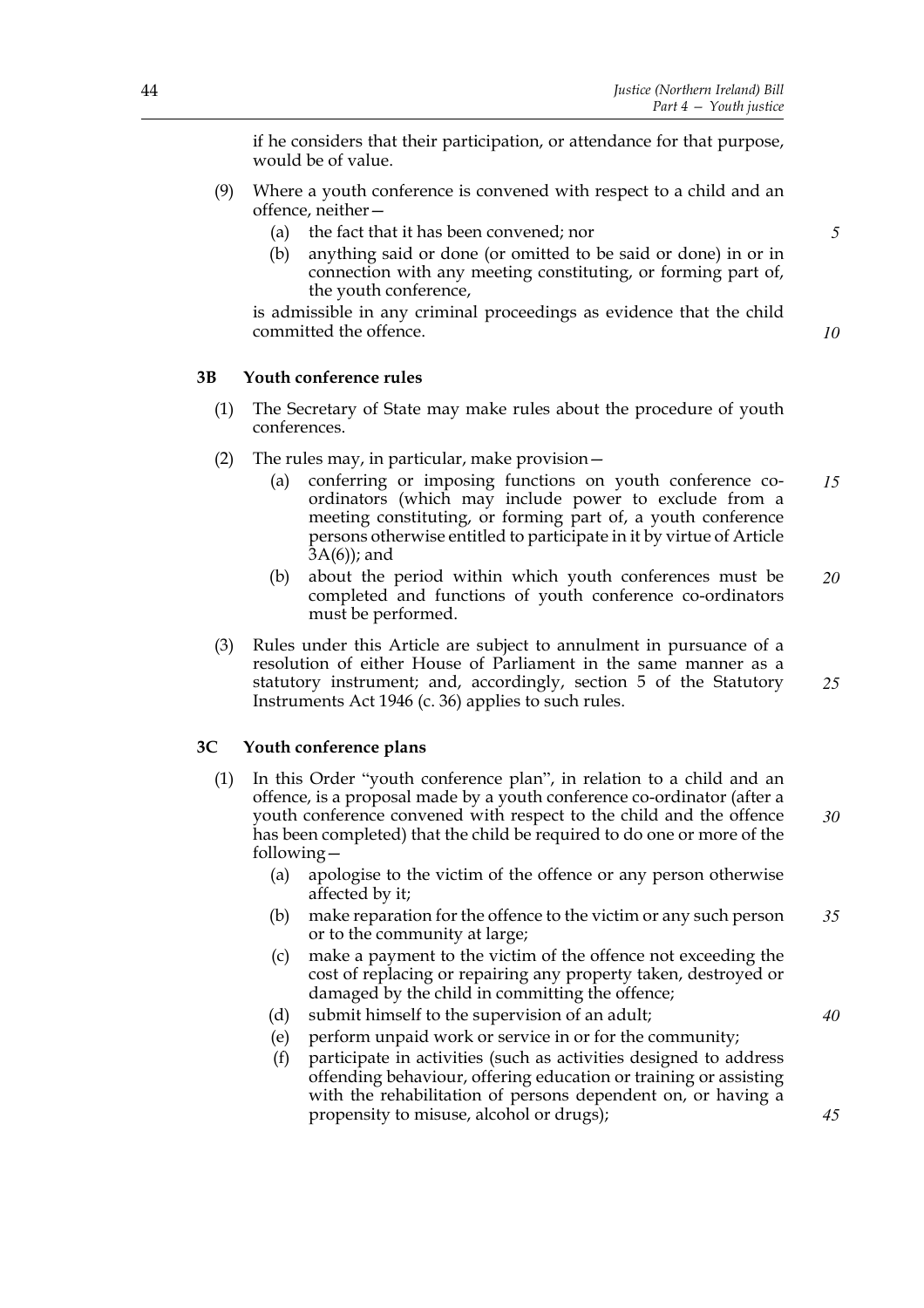if he considers that their participation, or attendance for that purpose, would be of value.

(9) Where a youth conference is convened with respect to a child and an offence, neither—

(a) the fact that it has been convened; nor

(b) anything said or done (or omitted to be said or done) in or in connection with any meeting constituting, or forming part of, the youth conference,

is admissible in any criminal proceedings as evidence that the child committed the offence.

### 3B Youth conference rules

(1) The Secretary of State may make rules about the procedure of youth conferences.

(2) The rules may, in particular, make provision—

(a) conferring or imposing functions on youth conference co-ordinators (which may include power to exclude from a meeting constituting, or forming part of, a youth conference persons otherwise entitled to participate in it by virtue of Article 3A(6)); and

(b) about the period within which youth conferences must be completed and functions of youth conference co-ordinators must be performed.

(3) Rules under this Article are subject to annulment in pursuance of a resolution of either House of Parliament in the same manner as a statutory instrument; and, accordingly, section 5 of the Statutory Instruments Act 1946 (c. 36) applies to such rules.

### 3C Youth conference plans

(1) In this Order "youth conference plan", in relation to a child and an offence, is a proposal made by a youth conference co-ordinator (after a youth conference convened with respect to the child and the offence has been completed) that the child be required to do one or more of the following—

(a) apologise to the victim of the offence or any person otherwise affected by it;

(b) make reparation for the offence to the victim or any such person or to the community at large;

(c) make a payment to the victim of the offence not exceeding the cost of replacing or repairing any property taken, destroyed or damaged by the child in committing the offence;

(d) submit himself to the supervision of an adult;

(e) perform unpaid work or service in or for the community;

(f) participate in activities (such as activities designed to address offending behaviour, offering education or training or assisting with the rehabilitation of persons dependent on, or having a propensity to misuse, alcohol or drugs);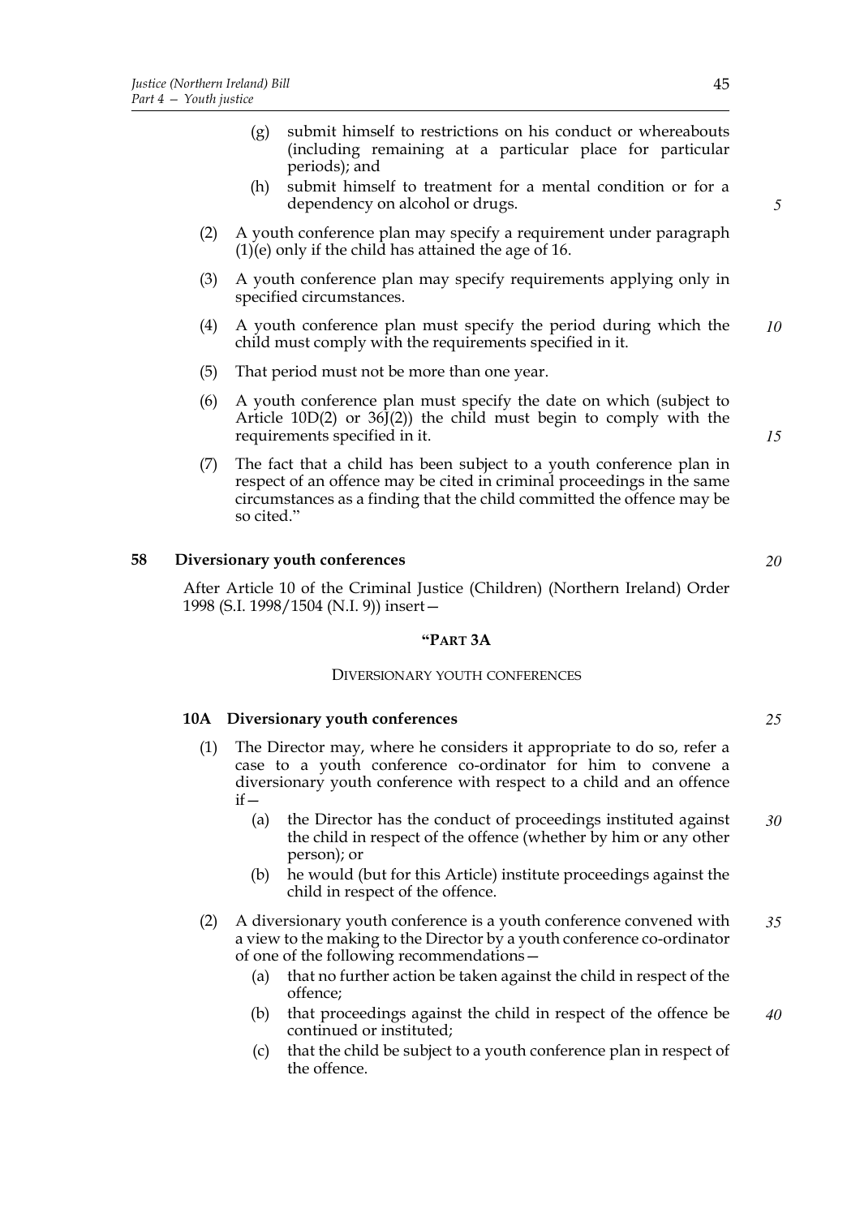(g) submit himself to restrictions on his conduct or whereabouts (including remaining at a particular place for particular periods); and

(h) submit himself to treatment for a mental condition or for a dependency on alcohol or drugs.

(2) A youth conference plan may specify a requirement under paragraph (1)(e) only if the child has attained the age of 16.

(3) A youth conference plan may specify requirements applying only in specified circumstances.

(4) A youth conference plan must specify the period during which the child must comply with the requirements specified in it.

(5) That period must not be more than one year.

(6) A youth conference plan must specify the date on which (subject to Article 10D(2) or 36J(2)) the child must begin to comply with the requirements specified in it.

(7) The fact that a child has been subject to a youth conference plan in respect of an offence may be cited in criminal proceedings in the same circumstances as a finding that the child committed the offence may be so cited."

## 58 Diversionary youth conferences

After Article 10 of the Criminal Justice (Children) (Northern Ireland) Order 1998 (S.I. 1998/1504 (N.I. 9)) insert—

### "PART 3A

DIVERSIONARY YOUTH CONFERENCES

### 10A Diversionary youth conferences

(1) The Director may, where he considers it appropriate to do so, refer a case to a youth conference co-ordinator for him to convene a diversionary youth conference with respect to a child and an offence if—

(a) the Director has the conduct of proceedings instituted against the child in respect of the offence (whether by him or any other person); or

(b) he would (but for this Article) institute proceedings against the child in respect of the offence.

(2) A diversionary youth conference is a youth conference convened with a view to the making to the Director by a youth conference co-ordinator of one of the following recommendations—

(a) that no further action be taken against the child in respect of the offence;

(b) that proceedings against the child in respect of the offence be continued or instituted;

(c) that the child be subject to a youth conference plan in respect of the offence.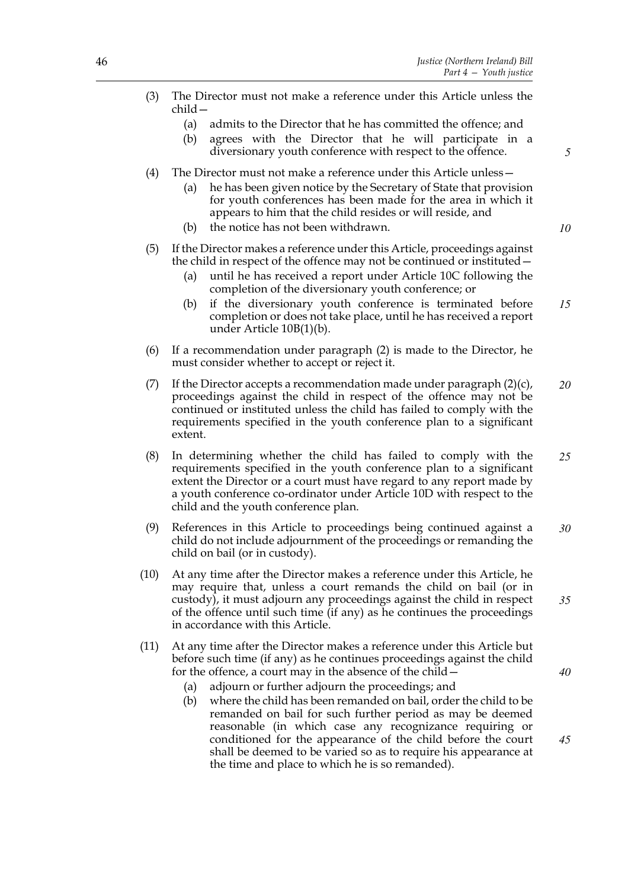(3) The Director must not make a reference under this Article unless the child—

  (a) admits to the Director that he has committed the offence; and

  (b) agrees with the Director that he will participate in a diversionary youth conference with respect to the offence.

(4) The Director must not make a reference under this Article unless—

  (a) he has been given notice by the Secretary of State that provision for youth conferences has been made for the area in which it appears to him that the child resides or will reside, and

  (b) the notice has not been withdrawn.

(5) If the Director makes a reference under this Article, proceedings against the child in respect of the offence may not be continued or instituted—

  (a) until he has received a report under Article 10C following the completion of the diversionary youth conference; or

  (b) if the diversionary youth conference is terminated before completion or does not take place, until he has received a report under Article 10B(1)(b).

(6) If a recommendation under paragraph (2) is made to the Director, he must consider whether to accept or reject it.

(7) If the Director accepts a recommendation made under paragraph (2)(c), proceedings against the child in respect of the offence may not be continued or instituted unless the child has failed to comply with the requirements specified in the youth conference plan to a significant extent.

(8) In determining whether the child has failed to comply with the requirements specified in the youth conference plan to a significant extent the Director or a court must have regard to any report made by a youth conference co-ordinator under Article 10D with respect to the child and the youth conference plan.

(9) References in this Article to proceedings being continued against a child do not include adjournment of the proceedings or remanding the child on bail (or in custody).

(10) At any time after the Director makes a reference under this Article, he may require that, unless a court remands the child on bail (or in custody), it must adjourn any proceedings against the child in respect of the offence until such time (if any) as he continues the proceedings in accordance with this Article.

(11) At any time after the Director makes a reference under this Article but before such time (if any) as he continues proceedings against the child for the offence, a court may in the absence of the child—

  (a) adjourn or further adjourn the proceedings; and

  (b) where the child has been remanded on bail, order the child to be remanded on bail for such further period as may be deemed reasonable (in which case any recognizance requiring or conditioned for the appearance of the child before the court shall be deemed to be varied so as to require his appearance at the time and place to which he is so remanded).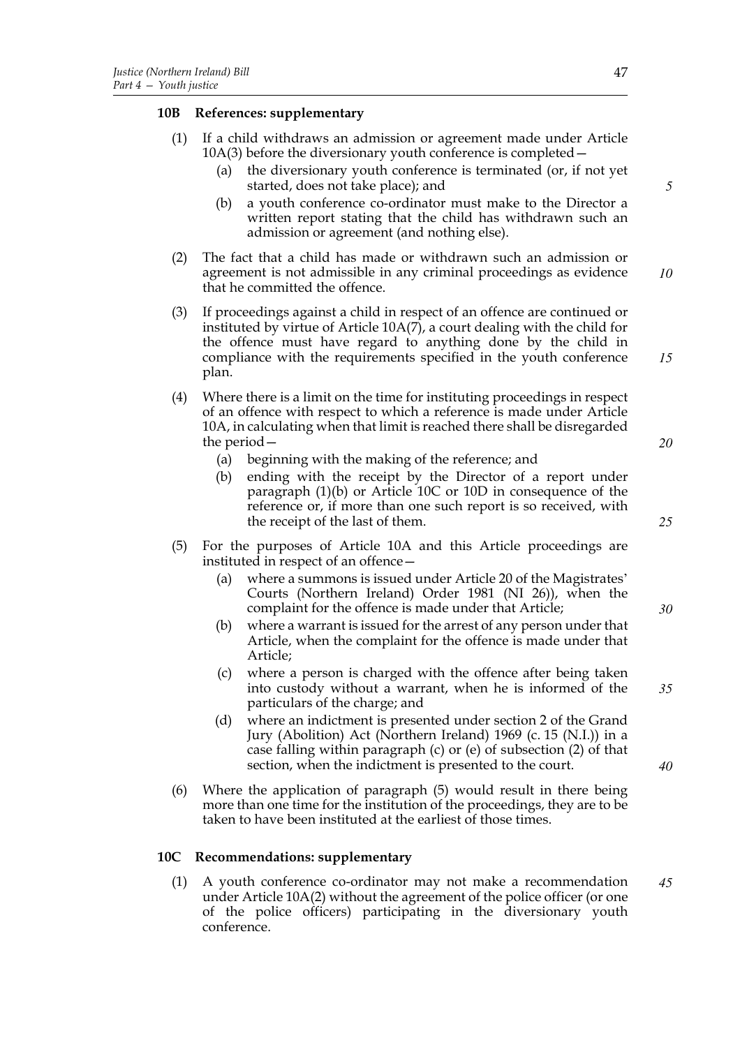### 10B References: supplementary

(1) If a child withdraws an admission or agreement made under Article 10A(3) before the diversionary youth conference is completed—

(a) the diversionary youth conference is terminated (or, if not yet started, does not take place); and

(b) a youth conference co-ordinator must make to the Director a written report stating that the child has withdrawn such an admission or agreement (and nothing else).

(2) The fact that a child has made or withdrawn such an admission or agreement is not admissible in any criminal proceedings as evidence that he committed the offence.

(3) If proceedings against a child in respect of an offence are continued or instituted by virtue of Article 10A(7), a court dealing with the child for the offence must have regard to anything done by the child in compliance with the requirements specified in the youth conference plan.

(4) Where there is a limit on the time for instituting proceedings in respect of an offence with respect to which a reference is made under Article 10A, in calculating when that limit is reached there shall be disregarded the period—

(a) beginning with the making of the reference; and

(b) ending with the receipt by the Director of a report under paragraph (1)(b) or Article 10C or 10D in consequence of the reference or, if more than one such report is so received, with the receipt of the last of them.

(5) For the purposes of Article 10A and this Article proceedings are instituted in respect of an offence—

(a) where a summons is issued under Article 20 of the Magistrates' Courts (Northern Ireland) Order 1981 (NI 26)), when the complaint for the offence is made under that Article;

(b) where a warrant is issued for the arrest of any person under that Article, when the complaint for the offence is made under that Article;

(c) where a person is charged with the offence after being taken into custody without a warrant, when he is informed of the particulars of the charge; and

(d) where an indictment is presented under section 2 of the Grand Jury (Abolition) Act (Northern Ireland) 1969 (c. 15 (N.I.)) in a case falling within paragraph (c) or (e) of subsection (2) of that section, when the indictment is presented to the court.

(6) Where the application of paragraph (5) would result in there being more than one time for the institution of the proceedings, they are to be taken to have been instituted at the earliest of those times.

### 10C Recommendations: supplementary

(1) A youth conference co-ordinator may not make a recommendation under Article 10A(2) without the agreement of the police officer (or one of the police officers) participating in the diversionary youth conference.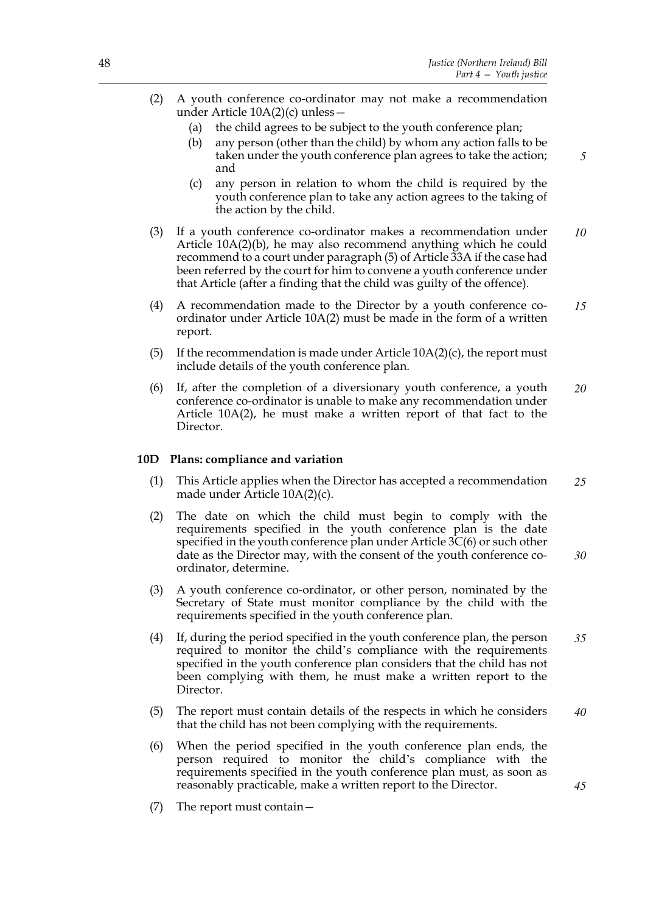(2) A youth conference co-ordinator may not make a recommendation under Article 10A(2)(c) unless—

   (a) the child agrees to be subject to the youth conference plan;

   (b) any person (other than the child) by whom any action falls to be taken under the youth conference plan agrees to take the action; and

   (c) any person in relation to whom the child is required by the youth conference plan to take any action agrees to the taking of the action by the child.

(3) If a youth conference co-ordinator makes a recommendation under Article 10A(2)(b), he may also recommend anything which he could recommend to a court under paragraph (5) of Article 33A if the case had been referred by the court for him to convene a youth conference under that Article (after a finding that the child was guilty of the offence).

(4) A recommendation made to the Director by a youth conference co-ordinator under Article 10A(2) must be made in the form of a written report.

(5) If the recommendation is made under Article 10A(2)(c), the report must include details of the youth conference plan.

(6) If, after the completion of a diversionary youth conference, a youth conference co-ordinator is unable to make any recommendation under Article 10A(2), he must make a written report of that fact to the Director.

**10D Plans: compliance and variation**

(1) This Article applies when the Director has accepted a recommendation made under Article 10A(2)(c).

(2) The date on which the child must begin to comply with the requirements specified in the youth conference plan is the date specified in the youth conference plan under Article 3C(6) or such other date as the Director may, with the consent of the youth conference co-ordinator, determine.

(3) A youth conference co-ordinator, or other person, nominated by the Secretary of State must monitor compliance by the child with the requirements specified in the youth conference plan.

(4) If, during the period specified in the youth conference plan, the person required to monitor the child's compliance with the requirements specified in the youth conference plan considers that the child has not been complying with them, he must make a written report to the Director.

(5) The report must contain details of the respects in which he considers that the child has not been complying with the requirements.

(6) When the period specified in the youth conference plan ends, the person required to monitor the child's compliance with the requirements specified in the youth conference plan must, as soon as reasonably practicable, make a written report to the Director.

(7) The report must contain—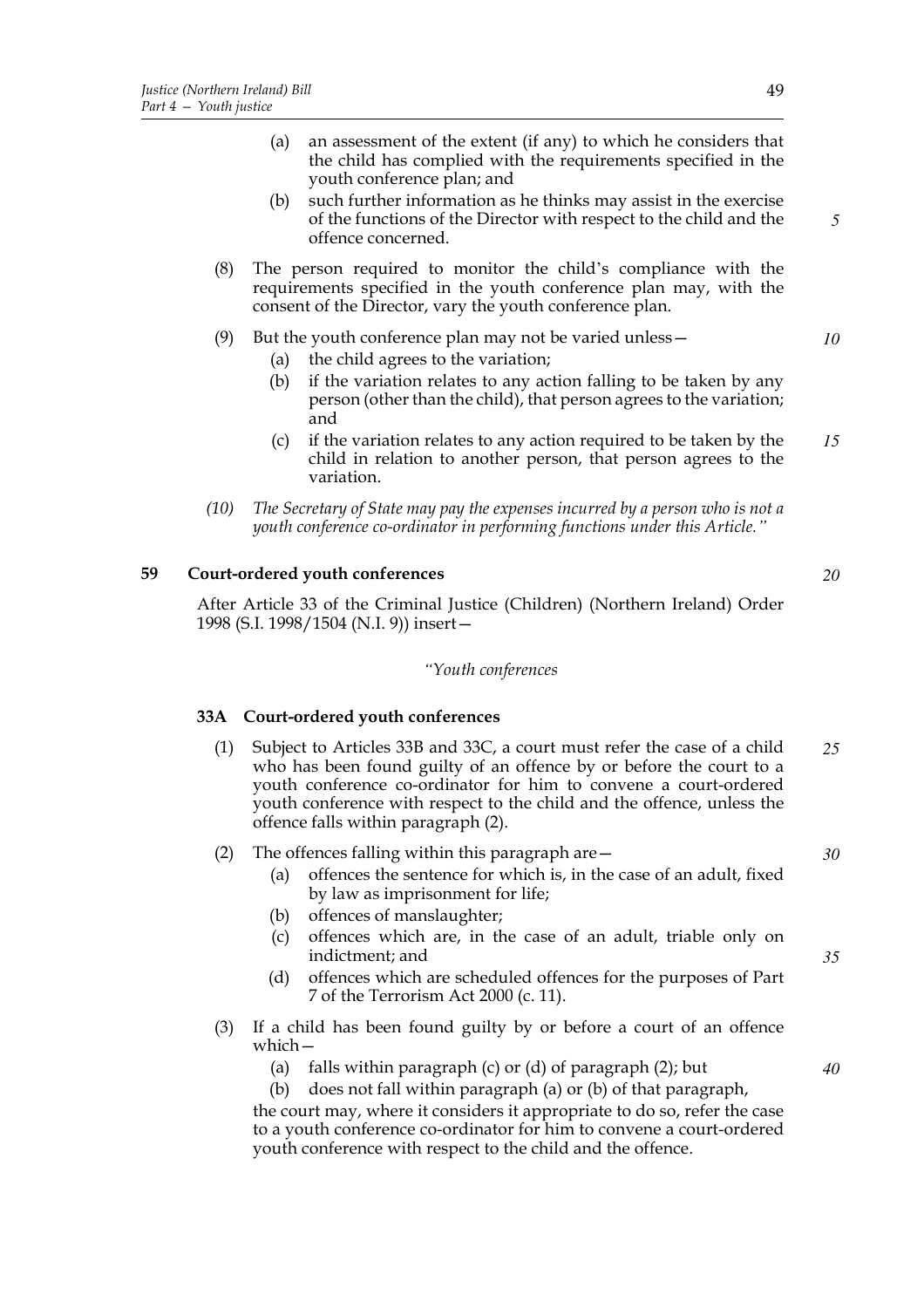(a) an assessment of the extent (if any) to which he considers that the child has complied with the requirements specified in the youth conference plan; and

(b) such further information as he thinks may assist in the exercise of the functions of the Director with respect to the child and the offence concerned.

(8) The person required to monitor the child's compliance with the requirements specified in the youth conference plan may, with the consent of the Director, vary the youth conference plan.

(9) But the youth conference plan may not be varied unless—

(a) the child agrees to the variation;

(b) if the variation relates to any action falling to be taken by any person (other than the child), that person agrees to the variation; and

(c) if the variation relates to any action required to be taken by the child in relation to another person, that person agrees to the variation.

*(10) The Secretary of State may pay the expenses incurred by a person who is not a youth conference co-ordinator in performing functions under this Article."*

## 59 Court-ordered youth conferences

After Article 33 of the Criminal Justice (Children) (Northern Ireland) Order 1998 (S.I. 1998/1504 (N.I. 9)) insert—

*"Youth conferences*

### 33A Court-ordered youth conferences

(1) Subject to Articles 33B and 33C, a court must refer the case of a child who has been found guilty of an offence by or before the court to a youth conference co-ordinator for him to convene a court-ordered youth conference with respect to the child and the offence, unless the offence falls within paragraph (2).

(2) The offences falling within this paragraph are—

(a) offences the sentence for which is, in the case of an adult, fixed by law as imprisonment for life;

(b) offences of manslaughter;

(c) offences which are, in the case of an adult, triable only on indictment; and

(d) offences which are scheduled offences for the purposes of Part 7 of the Terrorism Act 2000 (c. 11).

(3) If a child has been found guilty by or before a court of an offence which—

(a) falls within paragraph (c) or (d) of paragraph (2); but

(b) does not fall within paragraph (a) or (b) of that paragraph,

the court may, where it considers it appropriate to do so, refer the case to a youth conference co-ordinator for him to convene a court-ordered youth conference with respect to the child and the offence.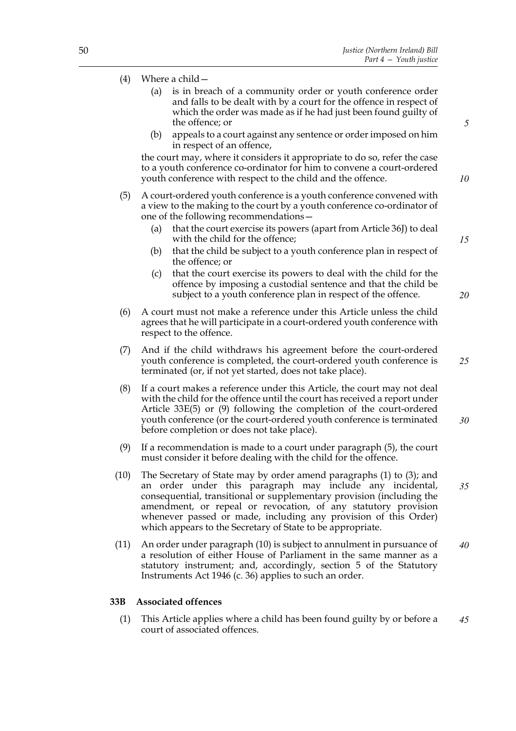(4) Where a child—

(a) is in breach of a community order or youth conference order and falls to be dealt with by a court for the offence in respect of which the order was made as if he had just been found guilty of the offence; or

(b) appeals to a court against any sentence or order imposed on him in respect of an offence,

the court may, where it considers it appropriate to do so, refer the case to a youth conference co-ordinator for him to convene a court-ordered youth conference with respect to the child and the offence.

(5) A court-ordered youth conference is a youth conference convened with a view to the making to the court by a youth conference co-ordinator of one of the following recommendations—

(a) that the court exercise its powers (apart from Article 36J) to deal with the child for the offence;

(b) that the child be subject to a youth conference plan in respect of the offence; or

(c) that the court exercise its powers to deal with the child for the offence by imposing a custodial sentence and that the child be subject to a youth conference plan in respect of the offence.

(6) A court must not make a reference under this Article unless the child agrees that he will participate in a court-ordered youth conference with respect to the offence.

(7) And if the child withdraws his agreement before the court-ordered youth conference is completed, the court-ordered youth conference is terminated (or, if not yet started, does not take place).

(8) If a court makes a reference under this Article, the court may not deal with the child for the offence until the court has received a report under Article 33E(5) or (9) following the completion of the court-ordered youth conference (or the court-ordered youth conference is terminated before completion or does not take place).

(9) If a recommendation is made to a court under paragraph (5), the court must consider it before dealing with the child for the offence.

(10) The Secretary of State may by order amend paragraphs (1) to (3); and an order under this paragraph may include any incidental, consequential, transitional or supplementary provision (including the amendment, or repeal or revocation, of any statutory provision whenever passed or made, including any provision of this Order) which appears to the Secretary of State to be appropriate.

(11) An order under paragraph (10) is subject to annulment in pursuance of a resolution of either House of Parliament in the same manner as a statutory instrument; and, accordingly, section 5 of the Statutory Instruments Act 1946 (c. 36) applies to such an order.

**33B Associated offences**

(1) This Article applies where a child has been found guilty by or before a court of associated offences.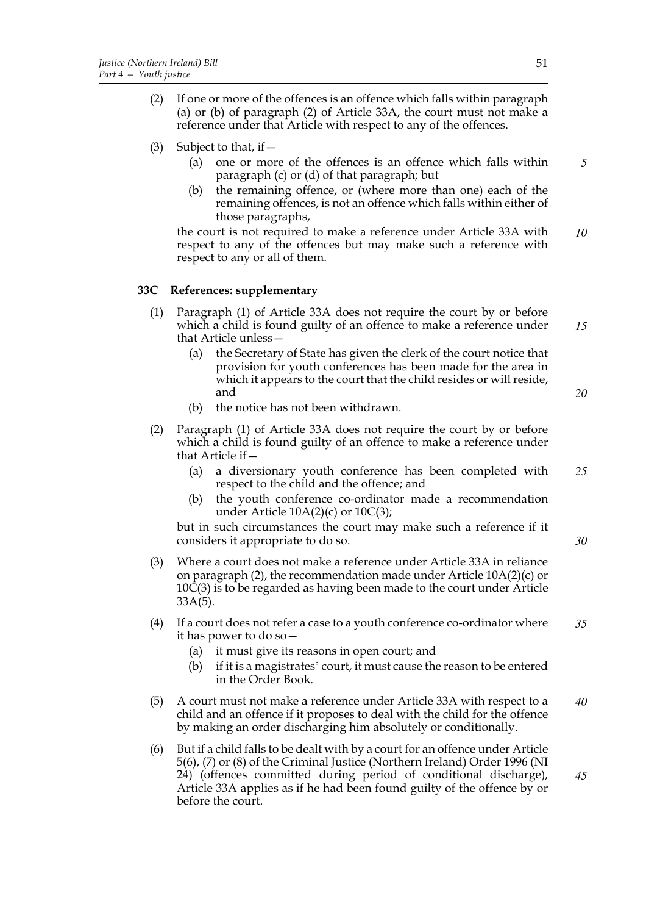(2) If one or more of the offences is an offence which falls within paragraph (a) or (b) of paragraph (2) of Article 33A, the court must not make a reference under that Article with respect to any of the offences.

(3) Subject to that, if—

   (a) one or more of the offences is an offence which falls within paragraph (c) or (d) of that paragraph; but

   (b) the remaining offence, or (where more than one) each of the remaining offences, is not an offence which falls within either of those paragraphs,

   the court is not required to make a reference under Article 33A with respect to any of the offences but may make such a reference with respect to any or all of them.

### 33C References: supplementary

(1) Paragraph (1) of Article 33A does not require the court by or before which a child is found guilty of an offence to make a reference under that Article unless—

   (a) the Secretary of State has given the clerk of the court notice that provision for youth conferences has been made for the area in which it appears to the court that the child resides or will reside, and

   (b) the notice has not been withdrawn.

(2) Paragraph (1) of Article 33A does not require the court by or before which a child is found guilty of an offence to make a reference under that Article if—

   (a) a diversionary youth conference has been completed with respect to the child and the offence; and

   (b) the youth conference co-ordinator made a recommendation under Article 10A(2)(c) or 10C(3);

   but in such circumstances the court may make such a reference if it considers it appropriate to do so.

(3) Where a court does not make a reference under Article 33A in reliance on paragraph (2), the recommendation made under Article 10A(2)(c) or 10C(3) is to be regarded as having been made to the court under Article 33A(5).

(4) If a court does not refer a case to a youth conference co-ordinator where it has power to do so—

   (a) it must give its reasons in open court; and

   (b) if it is a magistrates' court, it must cause the reason to be entered in the Order Book.

(5) A court must not make a reference under Article 33A with respect to a child and an offence if it proposes to deal with the child for the offence by making an order discharging him absolutely or conditionally.

(6) But if a child falls to be dealt with by a court for an offence under Article 5(6), (7) or (8) of the Criminal Justice (Northern Ireland) Order 1996 (NI 24) (offences committed during period of conditional discharge), Article 33A applies as if he had been found guilty of the offence by or before the court.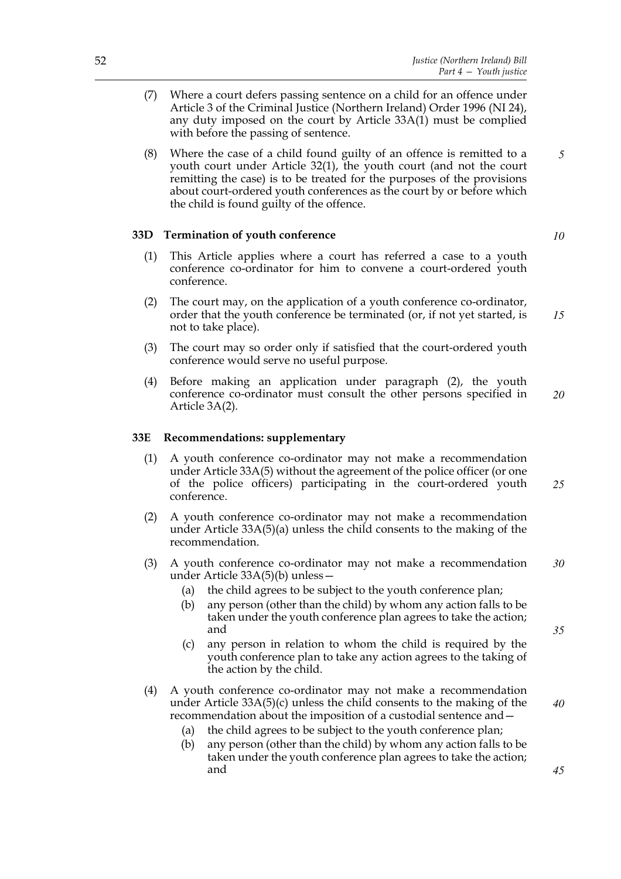(7) Where a court defers passing sentence on a child for an offence under Article 3 of the Criminal Justice (Northern Ireland) Order 1996 (NI 24), any duty imposed on the court by Article 33A(1) must be complied with before the passing of sentence.

(8) Where the case of a child found guilty of an offence is remitted to a youth court under Article 32(1), the youth court (and not the court remitting the case) is to be treated for the purposes of the provisions about court-ordered youth conferences as the court by or before which the child is found guilty of the offence.

### 33D Termination of youth conference

(1) This Article applies where a court has referred a case to a youth conference co-ordinator for him to convene a court-ordered youth conference.

(2) The court may, on the application of a youth conference co-ordinator, order that the youth conference be terminated (or, if not yet started, is not to take place).

(3) The court may so order only if satisfied that the court-ordered youth conference would serve no useful purpose.

(4) Before making an application under paragraph (2), the youth conference co-ordinator must consult the other persons specified in Article 3A(2).

### 33E Recommendations: supplementary

(1) A youth conference co-ordinator may not make a recommendation under Article 33A(5) without the agreement of the police officer (or one of the police officers) participating in the court-ordered youth conference.

(2) A youth conference co-ordinator may not make a recommendation under Article 33A(5)(a) unless the child consents to the making of the recommendation.

(3) A youth conference co-ordinator may not make a recommendation under Article 33A(5)(b) unless—

- (a) the child agrees to be subject to the youth conference plan;
- (b) any person (other than the child) by whom any action falls to be taken under the youth conference plan agrees to take the action; and
- (c) any person in relation to whom the child is required by the youth conference plan to take any action agrees to the taking of the action by the child.

(4) A youth conference co-ordinator may not make a recommendation under Article 33A(5)(c) unless the child consents to the making of the recommendation about the imposition of a custodial sentence and—

- (a) the child agrees to be subject to the youth conference plan;
- (b) any person (other than the child) by whom any action falls to be taken under the youth conference plan agrees to take the action; and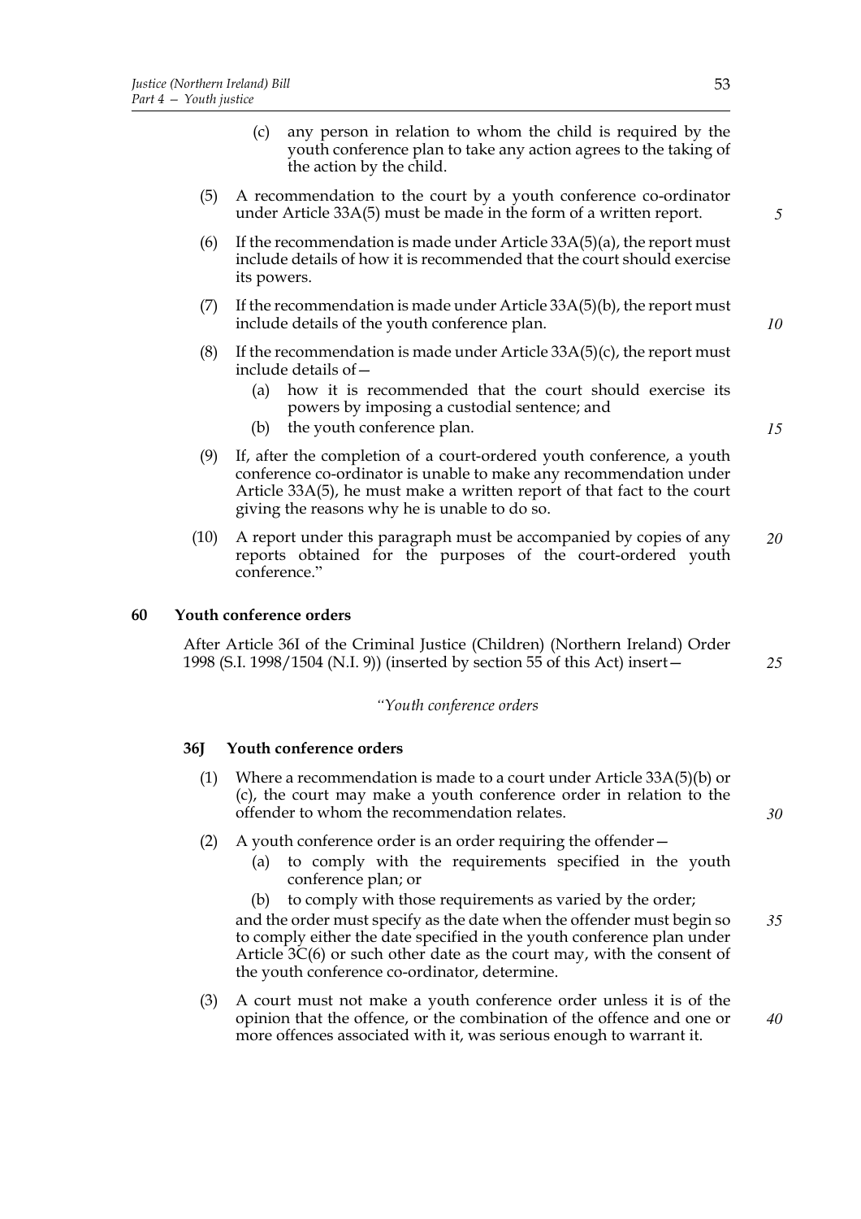(c) any person in relation to whom the child is required by the youth conference plan to take any action agrees to the taking of the action by the child.

(5) A recommendation to the court by a youth conference co-ordinator under Article 33A(5) must be made in the form of a written report.

(6) If the recommendation is made under Article 33A(5)(a), the report must include details of how it is recommended that the court should exercise its powers.

(7) If the recommendation is made under Article 33A(5)(b), the report must include details of the youth conference plan.

(8) If the recommendation is made under Article 33A(5)(c), the report must include details of—

(a) how it is recommended that the court should exercise its powers by imposing a custodial sentence; and

(b) the youth conference plan.

(9) If, after the completion of a court-ordered youth conference, a youth conference co-ordinator is unable to make any recommendation under Article 33A(5), he must make a written report of that fact to the court giving the reasons why he is unable to do so.

(10) A report under this paragraph must be accompanied by copies of any reports obtained for the purposes of the court-ordered youth conference."

## 60 Youth conference orders

After Article 36I of the Criminal Justice (Children) (Northern Ireland) Order 1998 (S.I. 1998/1504 (N.I. 9)) (inserted by section 55 of this Act) insert—

*"Youth conference orders*

### 36J Youth conference orders

(1) Where a recommendation is made to a court under Article 33A(5)(b) or (c), the court may make a youth conference order in relation to the offender to whom the recommendation relates.

(2) A youth conference order is an order requiring the offender—

(a) to comply with the requirements specified in the youth conference plan; or

(b) to comply with those requirements as varied by the order;

and the order must specify as the date when the offender must begin so to comply either the date specified in the youth conference plan under Article 3C(6) or such other date as the court may, with the consent of the youth conference co-ordinator, determine.

(3) A court must not make a youth conference order unless it is of the opinion that the offence, or the combination of the offence and one or more offences associated with it, was serious enough to warrant it.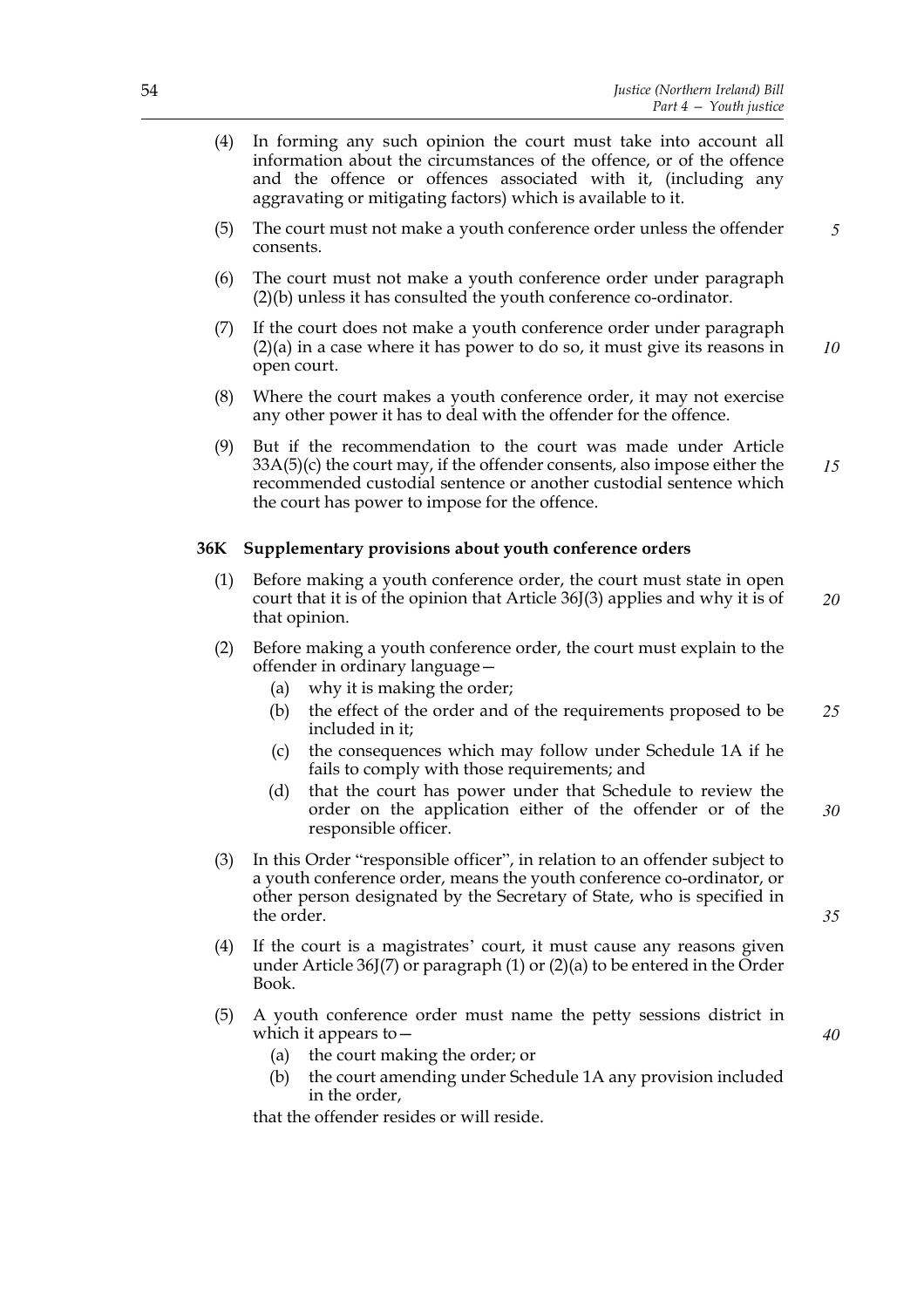(4) In forming any such opinion the court must take into account all information about the circumstances of the offence, or of the offence and the offence or offences associated with it, (including any aggravating or mitigating factors) which is available to it.

(5) The court must not make a youth conference order unless the offender consents.

(6) The court must not make a youth conference order under paragraph (2)(b) unless it has consulted the youth conference co-ordinator.

(7) If the court does not make a youth conference order under paragraph (2)(a) in a case where it has power to do so, it must give its reasons in open court.

(8) Where the court makes a youth conference order, it may not exercise any other power it has to deal with the offender for the offence.

(9) But if the recommendation to the court was made under Article 33A(5)(c) the court may, if the offender consents, also impose either the recommended custodial sentence or another custodial sentence which the court has power to impose for the offence.

**36K Supplementary provisions about youth conference orders**

(1) Before making a youth conference order, the court must state in open court that it is of the opinion that Article 36J(3) applies and why it is of that opinion.

(2) Before making a youth conference order, the court must explain to the offender in ordinary language—

- (a) why it is making the order;
- (b) the effect of the order and of the requirements proposed to be included in it;
- (c) the consequences which may follow under Schedule 1A if he fails to comply with those requirements; and
- (d) that the court has power under that Schedule to review the order on the application either of the offender or of the responsible officer.

(3) In this Order "responsible officer", in relation to an offender subject to a youth conference order, means the youth conference co-ordinator, or other person designated by the Secretary of State, who is specified in the order.

(4) If the court is a magistrates' court, it must cause any reasons given under Article 36J(7) or paragraph (1) or (2)(a) to be entered in the Order Book.

(5) A youth conference order must name the petty sessions district in which it appears to—

- (a) the court making the order; or
- (b) the court amending under Schedule 1A any provision included in the order,

that the offender resides or will reside.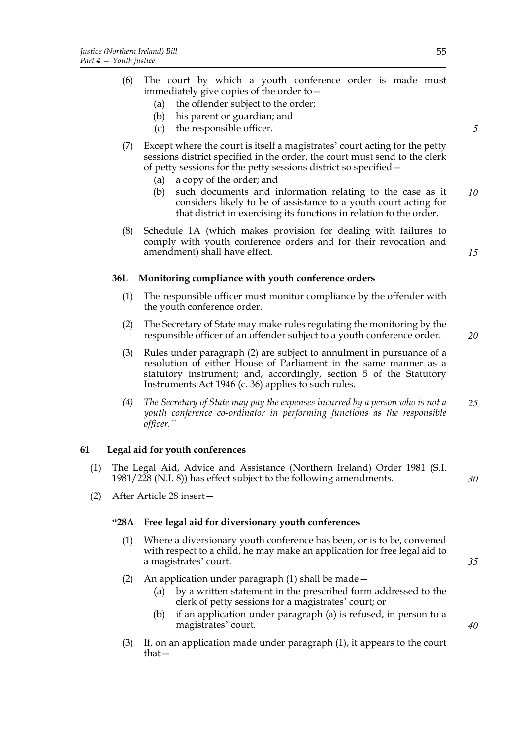(6) The court by which a youth conference order is made must immediately give copies of the order to—

  (a) the offender subject to the order;

  (b) his parent or guardian; and

  (c) the responsible officer.

(7) Except where the court is itself a magistrates' court acting for the petty sessions district specified in the order, the court must send to the clerk of petty sessions for the petty sessions district so specified—

  (a) a copy of the order; and

  (b) such documents and information relating to the case as it considers likely to be of assistance to a youth court acting for that district in exercising its functions in relation to the order.

(8) Schedule 1A (which makes provision for dealing with failures to comply with youth conference orders and for their revocation and amendment) shall have effect.

**36L Monitoring compliance with youth conference orders**

(1) The responsible officer must monitor compliance by the offender with the youth conference order.

(2) The Secretary of State may make rules regulating the monitoring by the responsible officer of an offender subject to a youth conference order.

(3) Rules under paragraph (2) are subject to annulment in pursuance of a resolution of either House of Parliament in the same manner as a statutory instrument; and, accordingly, section 5 of the Statutory Instruments Act 1946 (c. 36) applies to such rules.

*(4) The Secretary of State may pay the expenses incurred by a person who is not a youth conference co-ordinator in performing functions as the responsible officer."*

**61 Legal aid for youth conferences**

(1) The Legal Aid, Advice and Assistance (Northern Ireland) Order 1981 (S.I. 1981/228 (N.I. 8)) has effect subject to the following amendments.

(2) After Article 28 insert—

**"28A Free legal aid for diversionary youth conferences**

(1) Where a diversionary youth conference has been, or is to be, convened with respect to a child, he may make an application for free legal aid to a magistrates' court.

(2) An application under paragraph (1) shall be made—

  (a) by a written statement in the prescribed form addressed to the clerk of petty sessions for a magistrates' court; or

  (b) if an application under paragraph (a) is refused, in person to a magistrates' court.

(3) If, on an application made under paragraph (1), it appears to the court that—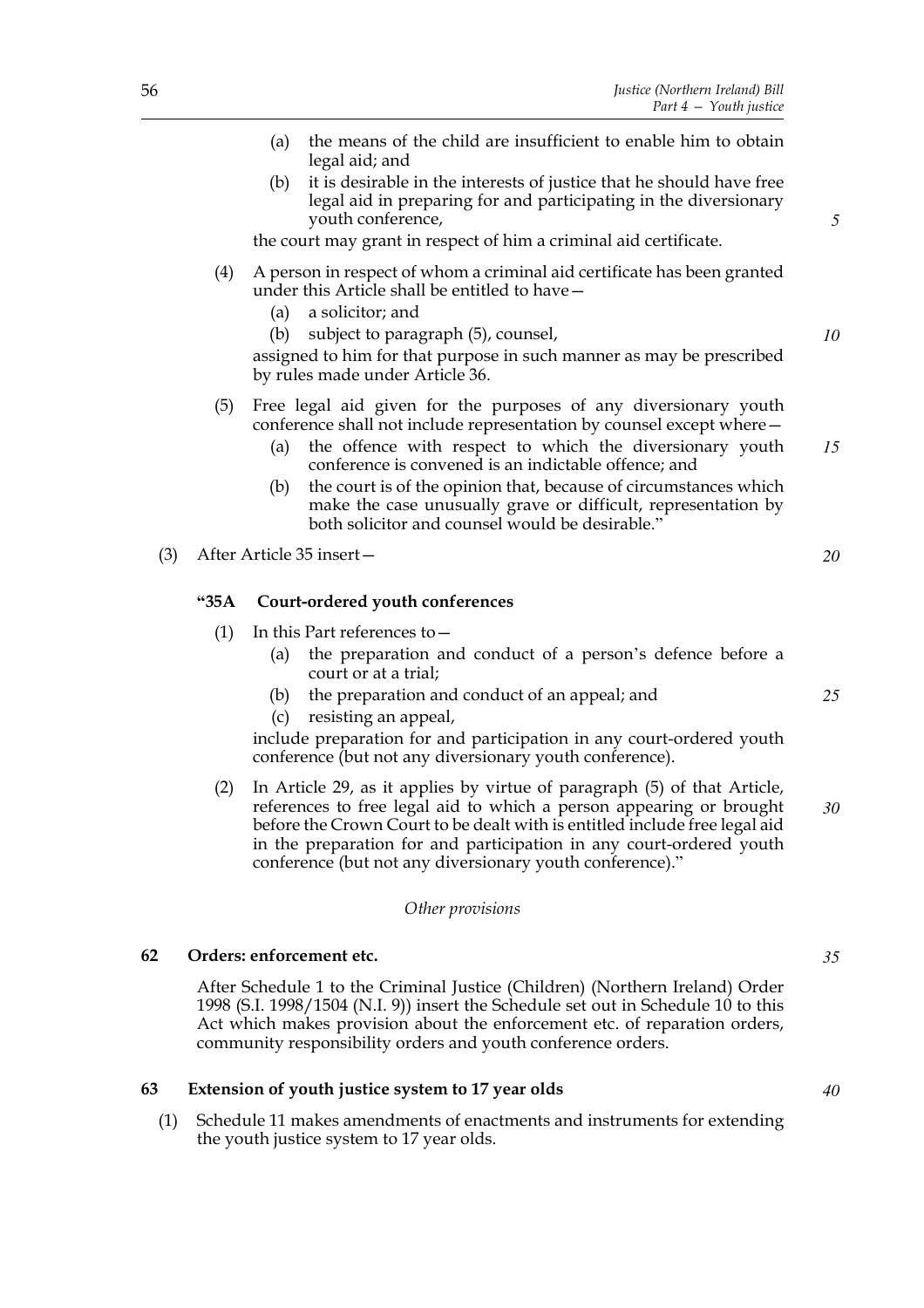(a) the means of the child are insufficient to enable him to obtain legal aid; and

(b) it is desirable in the interests of justice that he should have free legal aid in preparing for and participating in the diversionary youth conference,

the court may grant in respect of him a criminal aid certificate.

(4) A person in respect of whom a criminal aid certificate has been granted under this Article shall be entitled to have—

(a) a solicitor; and

(b) subject to paragraph (5), counsel,

assigned to him for that purpose in such manner as may be prescribed by rules made under Article 36.

(5) Free legal aid given for the purposes of any diversionary youth conference shall not include representation by counsel except where—

(a) the offence with respect to which the diversionary youth conference is convened is an indictable offence; and

(b) the court is of the opinion that, because of circumstances which make the case unusually grave or difficult, representation by both solicitor and counsel would be desirable."

(3) After Article 35 insert—

**"35A Court-ordered youth conferences**

(1) In this Part references to—

(a) the preparation and conduct of a person's defence before a court or at a trial;

(b) the preparation and conduct of an appeal; and

(c) resisting an appeal,

include preparation for and participation in any court-ordered youth conference (but not any diversionary youth conference).

(2) In Article 29, as it applies by virtue of paragraph (5) of that Article, references to free legal aid to which a person appearing or brought before the Crown Court to be dealt with is entitled include free legal aid in the preparation for and participation in any court-ordered youth conference (but not any diversionary youth conference)."

*Other provisions*

**62 Orders: enforcement etc.**

After Schedule 1 to the Criminal Justice (Children) (Northern Ireland) Order 1998 (S.I. 1998/1504 (N.I. 9)) insert the Schedule set out in Schedule 10 to this Act which makes provision about the enforcement etc. of reparation orders, community responsibility orders and youth conference orders.

**63 Extension of youth justice system to 17 year olds**

(1) Schedule 11 makes amendments of enactments and instruments for extending the youth justice system to 17 year olds.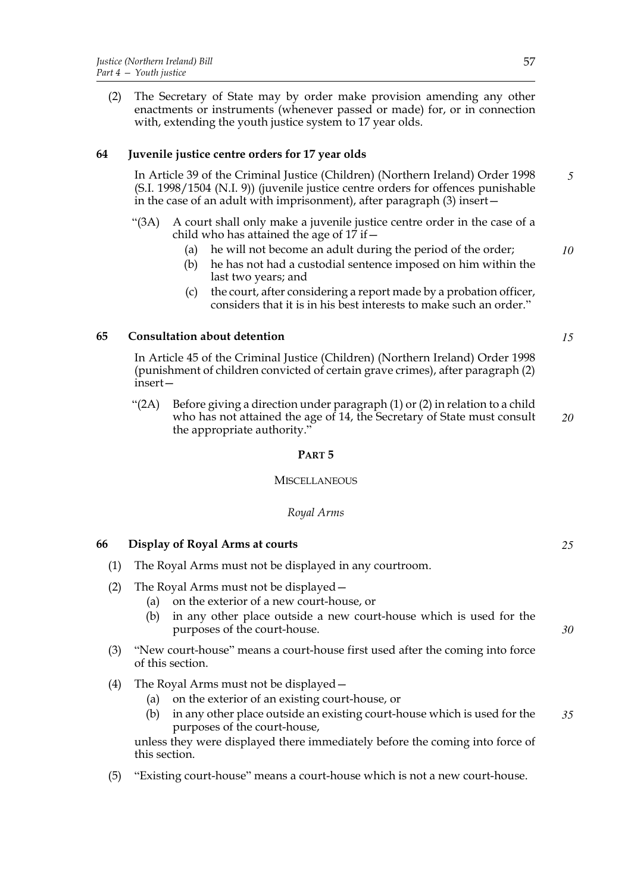(2) The Secretary of State may by order make provision amending any other enactments or instruments (whenever passed or made) for, or in connection with, extending the youth justice system to 17 year olds.

### 64 Juvenile justice centre orders for 17 year olds

In Article 39 of the Criminal Justice (Children) (Northern Ireland) Order 1998 (S.I. 1998/1504 (N.I. 9)) (juvenile justice centre orders for offences punishable in the case of an adult with imprisonment), after paragraph (3) insert—

"(3A) A court shall only make a juvenile justice centre order in the case of a child who has attained the age of 17 if—

(a) he will not become an adult during the period of the order;

(b) he has not had a custodial sentence imposed on him within the last two years; and

(c) the court, after considering a report made by a probation officer, considers that it is in his best interests to make such an order."

### 65 Consultation about detention

In Article 45 of the Criminal Justice (Children) (Northern Ireland) Order 1998 (punishment of children convicted of certain grave crimes), after paragraph (2) insert—

"(2A) Before giving a direction under paragraph (1) or (2) in relation to a child who has not attained the age of 14, the Secretary of State must consult the appropriate authority."

## PART 5

## MISCELLANEOUS

*Royal Arms*

### 66 Display of Royal Arms at courts

(1) The Royal Arms must not be displayed in any courtroom.

(2) The Royal Arms must not be displayed—

(a) on the exterior of a new court-house, or

(b) in any other place outside a new court-house which is used for the purposes of the court-house.

(3) "New court-house" means a court-house first used after the coming into force of this section.

(4) The Royal Arms must not be displayed—

(a) on the exterior of an existing court-house, or

(b) in any other place outside an existing court-house which is used for the purposes of the court-house,

unless they were displayed there immediately before the coming into force of this section.

(5) "Existing court-house" means a court-house which is not a new court-house.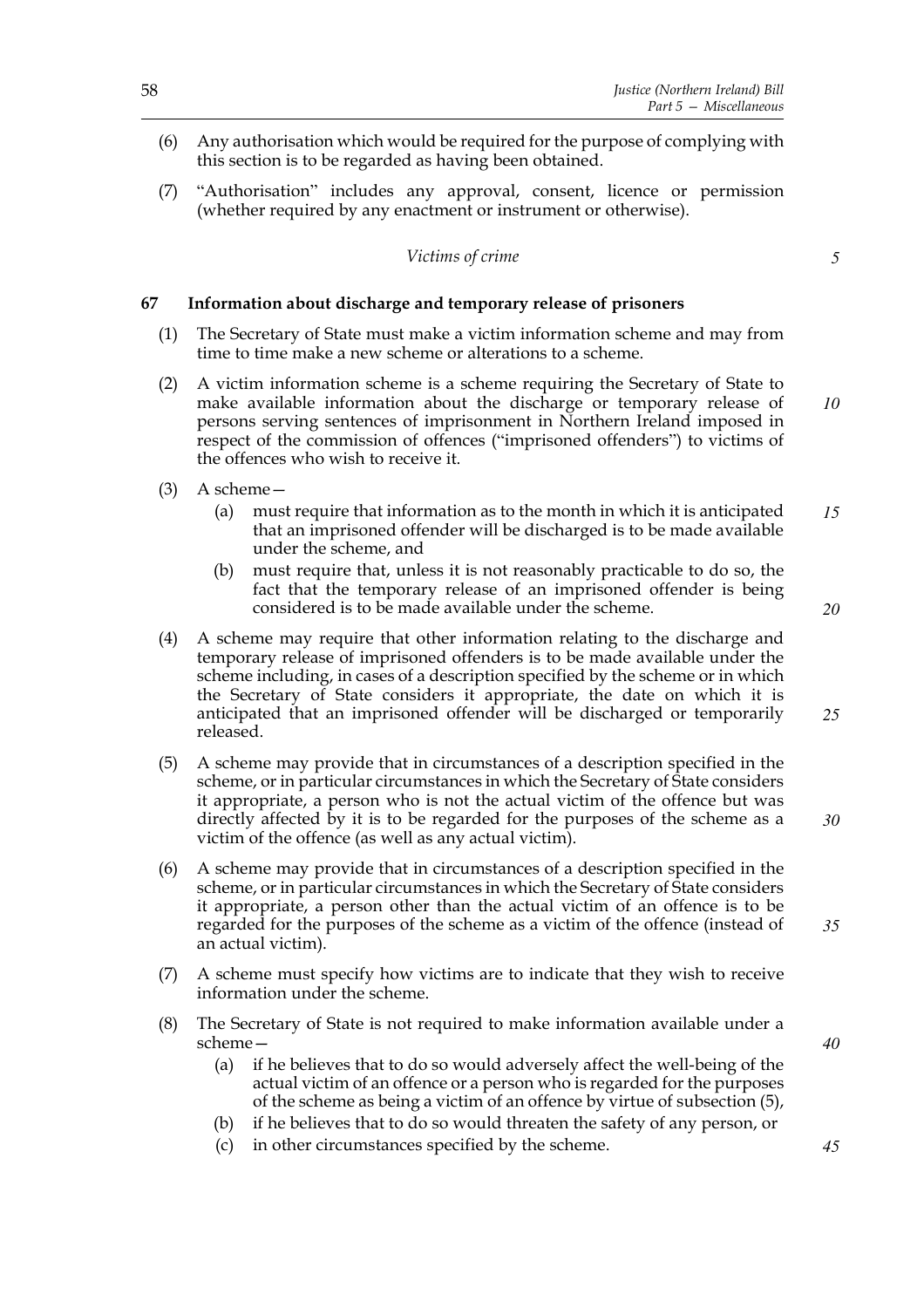(6) Any authorisation which would be required for the purpose of complying with this section is to be regarded as having been obtained.

(7) "Authorisation" includes any approval, consent, licence or permission (whether required by any enactment or instrument or otherwise).

*Victims of crime*

**67 Information about discharge and temporary release of prisoners**

(1) The Secretary of State must make a victim information scheme and may from time to time make a new scheme or alterations to a scheme.

(2) A victim information scheme is a scheme requiring the Secretary of State to make available information about the discharge or temporary release of persons serving sentences of imprisonment in Northern Ireland imposed in respect of the commission of offences ("imprisoned offenders") to victims of the offences who wish to receive it.

(3) A scheme—

(a) must require that information as to the month in which it is anticipated that an imprisoned offender will be discharged is to be made available under the scheme, and

(b) must require that, unless it is not reasonably practicable to do so, the fact that the temporary release of an imprisoned offender is being considered is to be made available under the scheme.

(4) A scheme may require that other information relating to the discharge and temporary release of imprisoned offenders is to be made available under the scheme including, in cases of a description specified by the scheme or in which the Secretary of State considers it appropriate, the date on which it is anticipated that an imprisoned offender will be discharged or temporarily released.

(5) A scheme may provide that in circumstances of a description specified in the scheme, or in particular circumstances in which the Secretary of State considers it appropriate, a person who is not the actual victim of the offence but was directly affected by it is to be regarded for the purposes of the scheme as a victim of the offence (as well as any actual victim).

(6) A scheme may provide that in circumstances of a description specified in the scheme, or in particular circumstances in which the Secretary of State considers it appropriate, a person other than the actual victim of an offence is to be regarded for the purposes of the scheme as a victim of the offence (instead of an actual victim).

(7) A scheme must specify how victims are to indicate that they wish to receive information under the scheme.

(8) The Secretary of State is not required to make information available under a scheme—

(a) if he believes that to do so would adversely affect the well-being of the actual victim of an offence or a person who is regarded for the purposes of the scheme as being a victim of an offence by virtue of subsection (5),

(b) if he believes that to do so would threaten the safety of any person, or

(c) in other circumstances specified by the scheme.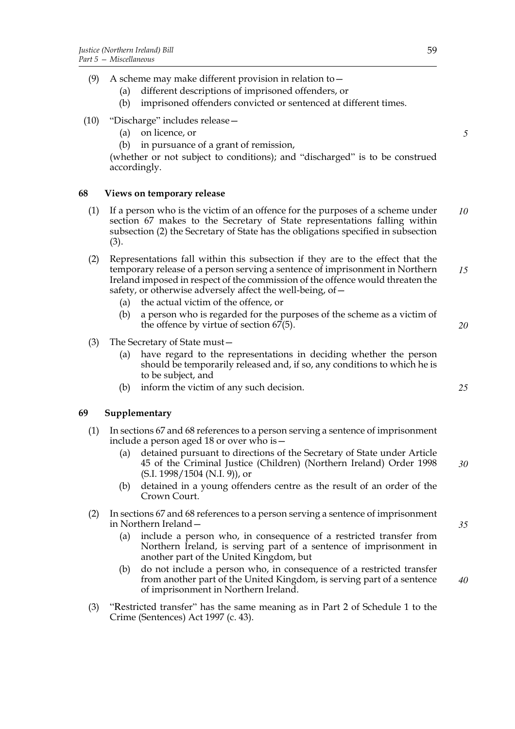(9) A scheme may make different provision in relation to—

- (a) different descriptions of imprisoned offenders, or
- (b) imprisoned offenders convicted or sentenced at different times.

(10) "Discharge" includes release—

- (a) on licence, or
- (b) in pursuance of a grant of remission,

(whether or not subject to conditions); and "discharged" is to be construed accordingly.

### 68 Views on temporary release

(1) If a person who is the victim of an offence for the purposes of a scheme under section 67 makes to the Secretary of State representations falling within subsection (2) the Secretary of State has the obligations specified in subsection (3).

(2) Representations fall within this subsection if they are to the effect that the temporary release of a person serving a sentence of imprisonment in Northern Ireland imposed in respect of the commission of the offence would threaten the safety, or otherwise adversely affect the well-being, of—

- (a) the actual victim of the offence, or
- (b) a person who is regarded for the purposes of the scheme as a victim of the offence by virtue of section 67(5).

(3) The Secretary of State must—

- (a) have regard to the representations in deciding whether the person should be temporarily released and, if so, any conditions to which he is to be subject, and
- (b) inform the victim of any such decision.

### 69 Supplementary

(1) In sections 67 and 68 references to a person serving a sentence of imprisonment include a person aged 18 or over who is—

- (a) detained pursuant to directions of the Secretary of State under Article 45 of the Criminal Justice (Children) (Northern Ireland) Order 1998 (S.I. 1998/1504 (N.I. 9)), or
- (b) detained in a young offenders centre as the result of an order of the Crown Court.

(2) In sections 67 and 68 references to a person serving a sentence of imprisonment in Northern Ireland—

- (a) include a person who, in consequence of a restricted transfer from Northern Ireland, is serving part of a sentence of imprisonment in another part of the United Kingdom, but
- (b) do not include a person who, in consequence of a restricted transfer from another part of the United Kingdom, is serving part of a sentence of imprisonment in Northern Ireland.

(3) "Restricted transfer" has the same meaning as in Part 2 of Schedule 1 to the Crime (Sentences) Act 1997 (c. 43).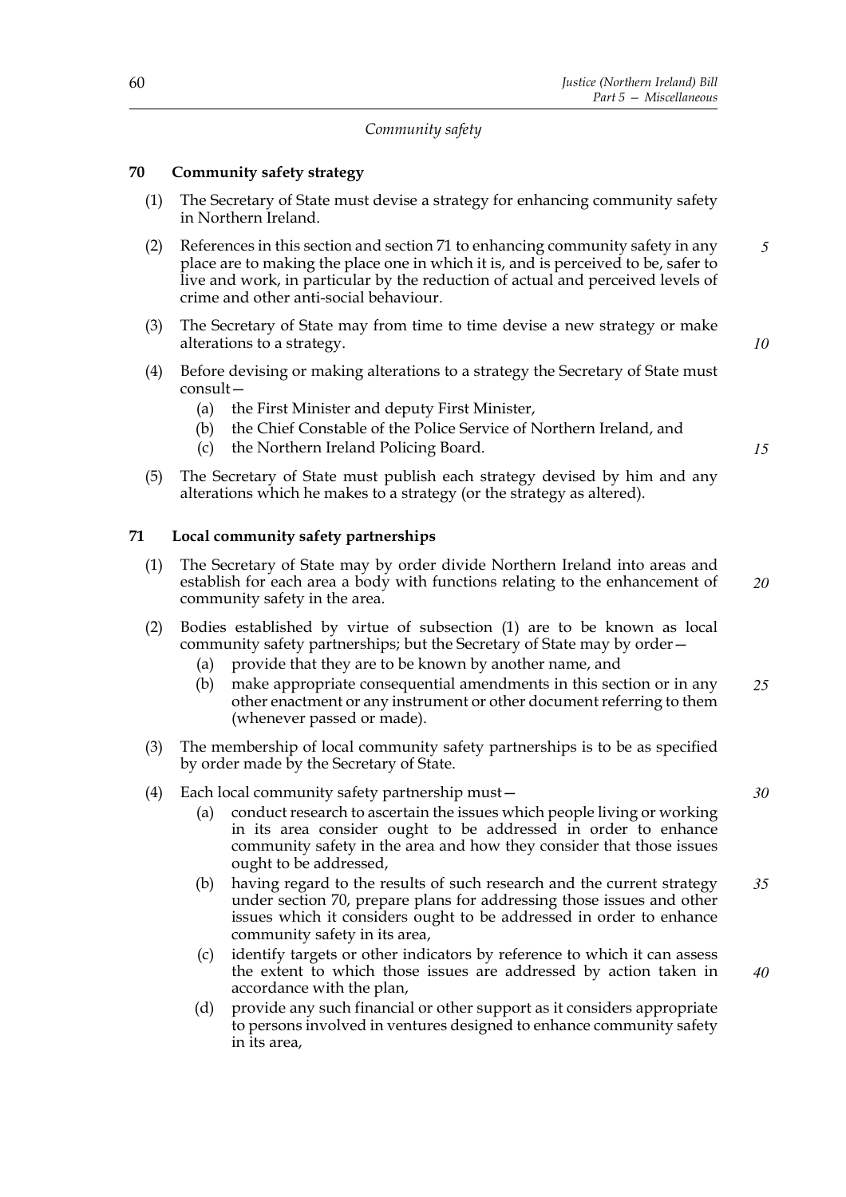*Community safety*

## 70 Community safety strategy

(1) The Secretary of State must devise a strategy for enhancing community safety in Northern Ireland.

(2) References in this section and section 71 to enhancing community safety in any place are to making the place one in which it is, and is perceived to be, safer to live and work, in particular by the reduction of actual and perceived levels of crime and other anti-social behaviour.

(3) The Secretary of State may from time to time devise a new strategy or make alterations to a strategy.

(4) Before devising or making alterations to a strategy the Secretary of State must consult—

- (a) the First Minister and deputy First Minister,
- (b) the Chief Constable of the Police Service of Northern Ireland, and
- (c) the Northern Ireland Policing Board.

(5) The Secretary of State must publish each strategy devised by him and any alterations which he makes to a strategy (or the strategy as altered).

## 71 Local community safety partnerships

(1) The Secretary of State may by order divide Northern Ireland into areas and establish for each area a body with functions relating to the enhancement of community safety in the area.

(2) Bodies established by virtue of subsection (1) are to be known as local community safety partnerships; but the Secretary of State may by order—

- (a) provide that they are to be known by another name, and
- (b) make appropriate consequential amendments in this section or in any other enactment or any instrument or other document referring to them (whenever passed or made).

(3) The membership of local community safety partnerships is to be as specified by order made by the Secretary of State.

(4) Each local community safety partnership must—

- (a) conduct research to ascertain the issues which people living or working in its area consider ought to be addressed in order to enhance community safety in the area and how they consider that those issues ought to be addressed,
- (b) having regard to the results of such research and the current strategy under section 70, prepare plans for addressing those issues and other issues which it considers ought to be addressed in order to enhance community safety in its area,
- (c) identify targets or other indicators by reference to which it can assess the extent to which those issues are addressed by action taken in accordance with the plan,
- (d) provide any such financial or other support as it considers appropriate to persons involved in ventures designed to enhance community safety in its area,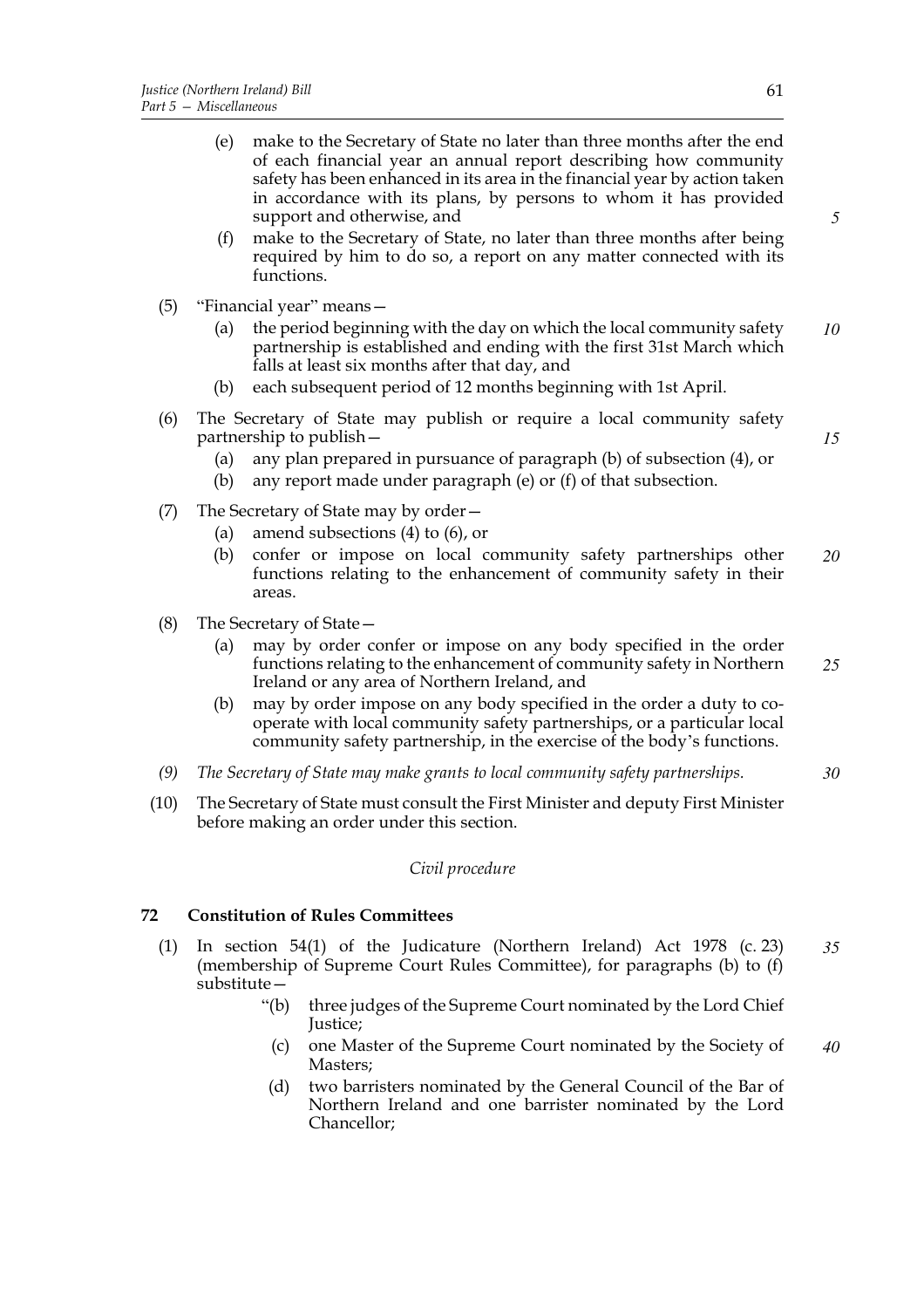(e) make to the Secretary of State no later than three months after the end of each financial year an annual report describing how community safety has been enhanced in its area in the financial year by action taken in accordance with its plans, by persons to whom it has provided support and otherwise, and

(f) make to the Secretary of State, no later than three months after being required by him to do so, a report on any matter connected with its functions.

(5) "Financial year" means—

(a) the period beginning with the day on which the local community safety partnership is established and ending with the first 31st March which falls at least six months after that day, and

(b) each subsequent period of 12 months beginning with 1st April.

(6) The Secretary of State may publish or require a local community safety partnership to publish—

(a) any plan prepared in pursuance of paragraph (b) of subsection (4), or

(b) any report made under paragraph (e) or (f) of that subsection.

(7) The Secretary of State may by order—

(a) amend subsections (4) to (6), or

(b) confer or impose on local community safety partnerships other functions relating to the enhancement of community safety in their areas.

(8) The Secretary of State—

(a) may by order confer or impose on any body specified in the order functions relating to the enhancement of community safety in Northern Ireland or any area of Northern Ireland, and

(b) may by order impose on any body specified in the order a duty to co-operate with local community safety partnerships, or a particular local community safety partnership, in the exercise of the body's functions.

*(9) The Secretary of State may make grants to local community safety partnerships.*

(10) The Secretary of State must consult the First Minister and deputy First Minister before making an order under this section.

*Civil procedure*

### 72 Constitution of Rules Committees

(1) In section 54(1) of the Judicature (Northern Ireland) Act 1978 (c. 23) (membership of Supreme Court Rules Committee), for paragraphs (b) to (f) substitute—

"(b) three judges of the Supreme Court nominated by the Lord Chief Justice;

(c) one Master of the Supreme Court nominated by the Society of Masters;

(d) two barristers nominated by the General Council of the Bar of Northern Ireland and one barrister nominated by the Lord Chancellor;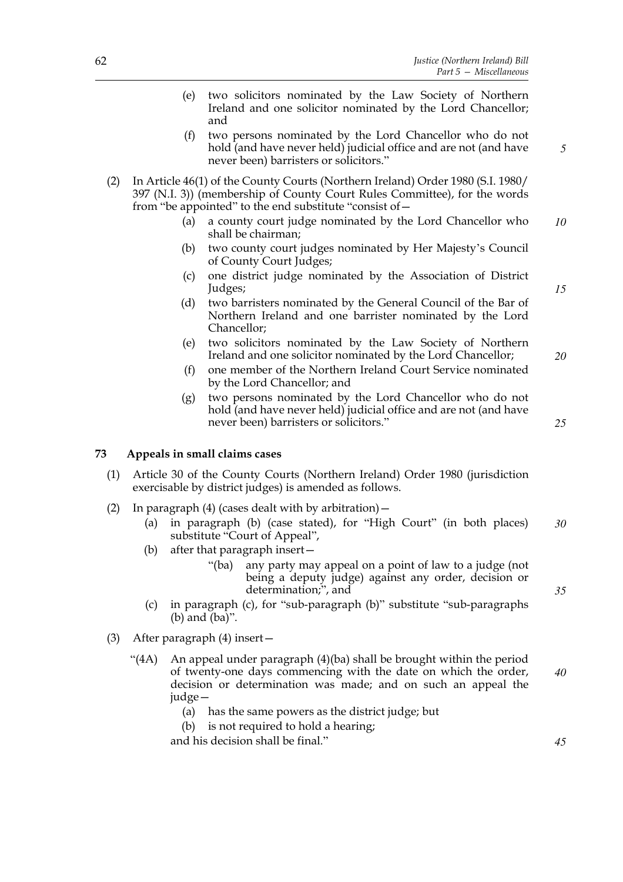(e) two solicitors nominated by the Law Society of Northern Ireland and one solicitor nominated by the Lord Chancellor; and

(f) two persons nominated by the Lord Chancellor who do not hold (and have never held) judicial office and are not (and have never been) barristers or solicitors."

(2) In Article 46(1) of the County Courts (Northern Ireland) Order 1980 (S.I. 1980/397 (N.I. 3)) (membership of County Court Rules Committee), for the words from "be appointed" to the end substitute "consist of—

(a) a county court judge nominated by the Lord Chancellor who shall be chairman;

(b) two county court judges nominated by Her Majesty's Council of County Court Judges;

(c) one district judge nominated by the Association of District Judges;

(d) two barristers nominated by the General Council of the Bar of Northern Ireland and one barrister nominated by the Lord Chancellor;

(e) two solicitors nominated by the Law Society of Northern Ireland and one solicitor nominated by the Lord Chancellor;

(f) one member of the Northern Ireland Court Service nominated by the Lord Chancellor; and

(g) two persons nominated by the Lord Chancellor who do not hold (and have never held) judicial office and are not (and have never been) barristers or solicitors."

## 73 Appeals in small claims cases

(1) Article 30 of the County Courts (Northern Ireland) Order 1980 (jurisdiction exercisable by district judges) is amended as follows.

(2) In paragraph (4) (cases dealt with by arbitration)—

(a) in paragraph (b) (case stated), for "High Court" (in both places) substitute "Court of Appeal",

(b) after that paragraph insert—

"(ba) any party may appeal on a point of law to a judge (not being a deputy judge) against any order, decision or determination;", and

(c) in paragraph (c), for "sub-paragraph (b)" substitute "sub-paragraphs (b) and (ba)".

(3) After paragraph (4) insert—

"(4A) An appeal under paragraph (4)(ba) shall be brought within the period of twenty-one days commencing with the date on which the order, decision or determination was made; and on such an appeal the judge—

(a) has the same powers as the district judge; but

(b) is not required to hold a hearing;

and his decision shall be final."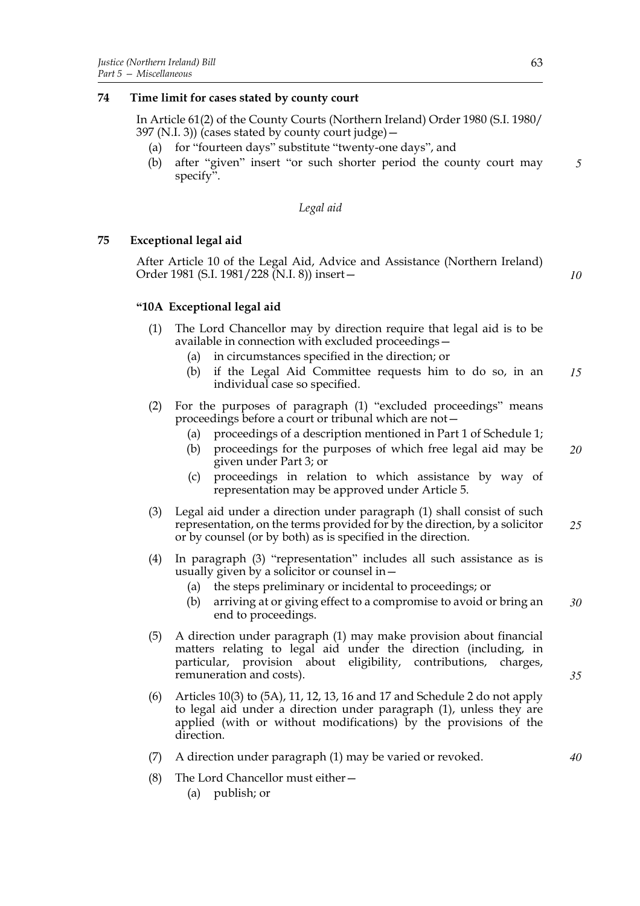**74 Time limit for cases stated by county court**

In Article 61(2) of the County Courts (Northern Ireland) Order 1980 (S.I. 1980/397 (N.I. 3)) (cases stated by county court judge)—

(a) for "fourteen days" substitute "twenty-one days", and

(b) after "given" insert "or such shorter period the county court may specify".

*Legal aid*

**75 Exceptional legal aid**

After Article 10 of the Legal Aid, Advice and Assistance (Northern Ireland) Order 1981 (S.I. 1981/228 (N.I. 8)) insert—

**"10A Exceptional legal aid**

(1) The Lord Chancellor may by direction require that legal aid is to be available in connection with excluded proceedings—

(a) in circumstances specified in the direction; or

(b) if the Legal Aid Committee requests him to do so, in an individual case so specified.

(2) For the purposes of paragraph (1) "excluded proceedings" means proceedings before a court or tribunal which are not—

(a) proceedings of a description mentioned in Part 1 of Schedule 1;

(b) proceedings for the purposes of which free legal aid may be given under Part 3; or

(c) proceedings in relation to which assistance by way of representation may be approved under Article 5.

(3) Legal aid under a direction under paragraph (1) shall consist of such representation, on the terms provided for by the direction, by a solicitor or by counsel (or by both) as is specified in the direction.

(4) In paragraph (3) "representation" includes all such assistance as is usually given by a solicitor or counsel in—

(a) the steps preliminary or incidental to proceedings; or

(b) arriving at or giving effect to a compromise to avoid or bring an end to proceedings.

(5) A direction under paragraph (1) may make provision about financial matters relating to legal aid under the direction (including, in particular, provision about eligibility, contributions, charges, remuneration and costs).

(6) Articles 10(3) to (5A), 11, 12, 13, 16 and 17 and Schedule 2 do not apply to legal aid under a direction under paragraph (1), unless they are applied (with or without modifications) by the provisions of the direction.

(7) A direction under paragraph (1) may be varied or revoked.

(8) The Lord Chancellor must either—

(a) publish; or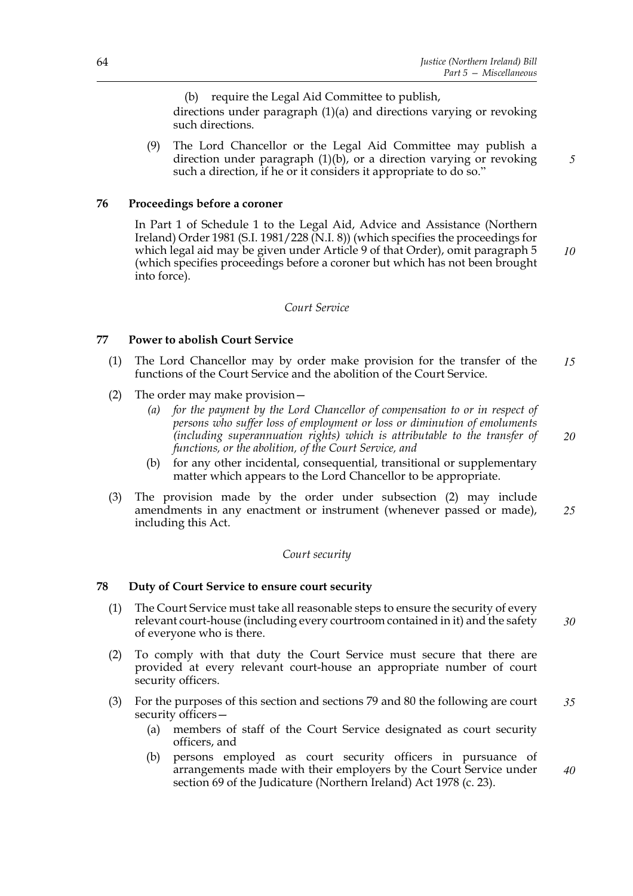(b) require the Legal Aid Committee to publish,

directions under paragraph (1)(a) and directions varying or revoking such directions.

(9) The Lord Chancellor or the Legal Aid Committee may publish a direction under paragraph (1)(b), or a direction varying or revoking such a direction, if he or it considers it appropriate to do so."

**76 Proceedings before a coroner**

In Part 1 of Schedule 1 to the Legal Aid, Advice and Assistance (Northern Ireland) Order 1981 (S.I. 1981/228 (N.I. 8)) (which specifies the proceedings for which legal aid may be given under Article 9 of that Order), omit paragraph 5 (which specifies proceedings before a coroner but which has not been brought into force).

*Court Service*

**77 Power to abolish Court Service**

(1) The Lord Chancellor may by order make provision for the transfer of the functions of the Court Service and the abolition of the Court Service.

(2) The order may make provision—

*(a) for the payment by the Lord Chancellor of compensation to or in respect of persons who suffer loss of employment or loss or diminution of emoluments (including superannuation rights) which is attributable to the transfer of functions, or the abolition, of the Court Service, and*

(b) for any other incidental, consequential, transitional or supplementary matter which appears to the Lord Chancellor to be appropriate.

(3) The provision made by the order under subsection (2) may include amendments in any enactment or instrument (whenever passed or made), including this Act.

*Court security*

**78 Duty of Court Service to ensure court security**

(1) The Court Service must take all reasonable steps to ensure the security of every relevant court-house (including every courtroom contained in it) and the safety of everyone who is there.

(2) To comply with that duty the Court Service must secure that there are provided at every relevant court-house an appropriate number of court security officers.

(3) For the purposes of this section and sections 79 and 80 the following are court security officers—

(a) members of staff of the Court Service designated as court security officers, and

(b) persons employed as court security officers in pursuance of arrangements made with their employers by the Court Service under section 69 of the Judicature (Northern Ireland) Act 1978 (c. 23).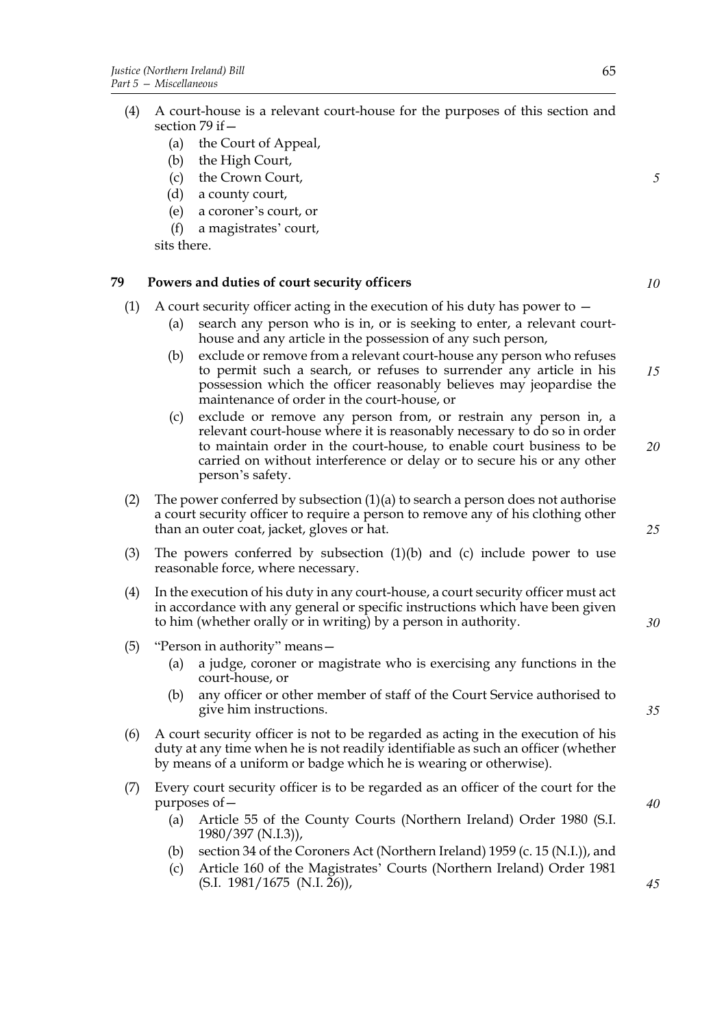(4) A court-house is a relevant court-house for the purposes of this section and section 79 if—

  (a) the Court of Appeal,

  (b) the High Court,

  (c) the Crown Court,

  (d) a county court,

  (e) a coroner's court, or

  (f) a magistrates' court,

sits there.

## 79 Powers and duties of court security officers

(1) A court security officer acting in the execution of his duty has power to —

  (a) search any person who is in, or is seeking to enter, a relevant court-house and any article in the possession of any such person,

  (b) exclude or remove from a relevant court-house any person who refuses to permit such a search, or refuses to surrender any article in his possession which the officer reasonably believes may jeopardise the maintenance of order in the court-house, or

  (c) exclude or remove any person from, or restrain any person in, a relevant court-house where it is reasonably necessary to do so in order to maintain order in the court-house, to enable court business to be carried on without interference or delay or to secure his or any other person's safety.

(2) The power conferred by subsection (1)(a) to search a person does not authorise a court security officer to require a person to remove any of his clothing other than an outer coat, jacket, gloves or hat.

(3) The powers conferred by subsection (1)(b) and (c) include power to use reasonable force, where necessary.

(4) In the execution of his duty in any court-house, a court security officer must act in accordance with any general or specific instructions which have been given to him (whether orally or in writing) by a person in authority.

(5) "Person in authority" means—

  (a) a judge, coroner or magistrate who is exercising any functions in the court-house, or

  (b) any officer or other member of staff of the Court Service authorised to give him instructions.

(6) A court security officer is not to be regarded as acting in the execution of his duty at any time when he is not readily identifiable as such an officer (whether by means of a uniform or badge which he is wearing or otherwise).

(7) Every court security officer is to be regarded as an officer of the court for the purposes of—

  (a) Article 55 of the County Courts (Northern Ireland) Order 1980 (S.I. 1980/397 (N.I.3)),

  (b) section 34 of the Coroners Act (Northern Ireland) 1959 (c. 15 (N.I.)), and

  (c) Article 160 of the Magistrates' Courts (Northern Ireland) Order 1981 (S.I. 1981/1675 (N.I. 26)),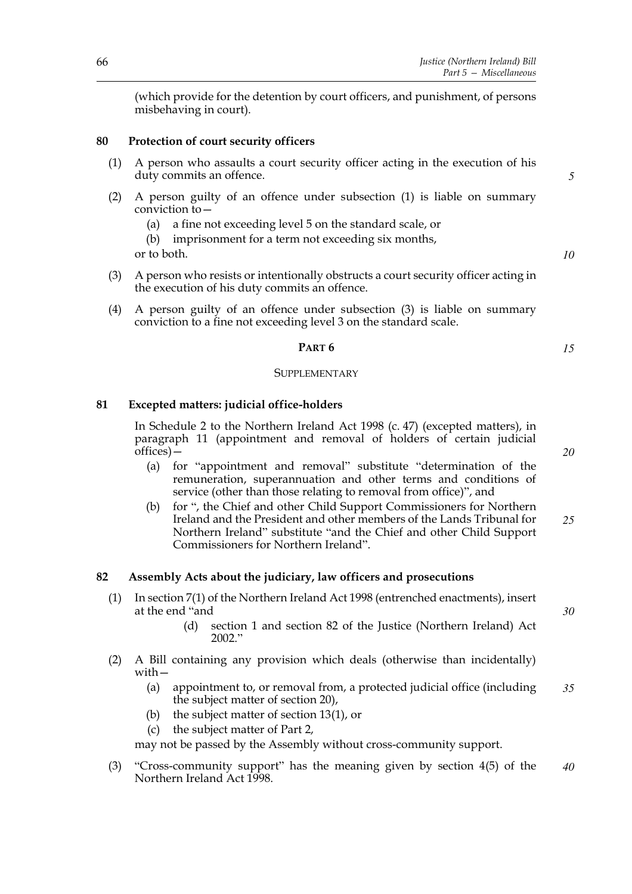(which provide for the detention by court officers, and punishment, of persons misbehaving in court).

**80 Protection of court security officers**

(1) A person who assaults a court security officer acting in the execution of his duty commits an offence.

(2) A person guilty of an offence under subsection (1) is liable on summary conviction to—

(a) a fine not exceeding level 5 on the standard scale, or

(b) imprisonment for a term not exceeding six months,

or to both.

(3) A person who resists or intentionally obstructs a court security officer acting in the execution of his duty commits an offence.

(4) A person guilty of an offence under subsection (3) is liable on summary conviction to a fine not exceeding level 3 on the standard scale.

## PART 6

### SUPPLEMENTARY

**81 Excepted matters: judicial office-holders**

In Schedule 2 to the Northern Ireland Act 1998 (c. 47) (excepted matters), in paragraph 11 (appointment and removal of holders of certain judicial offices)—

(a) for "appointment and removal" substitute "determination of the remuneration, superannuation and other terms and conditions of service (other than those relating to removal from office)", and

(b) for ", the Chief and other Child Support Commissioners for Northern Ireland and the President and other members of the Lands Tribunal for Northern Ireland" substitute "and the Chief and other Child Support Commissioners for Northern Ireland".

**82 Assembly Acts about the judiciary, law officers and prosecutions**

(1) In section 7(1) of the Northern Ireland Act 1998 (entrenched enactments), insert at the end "and

(d) section 1 and section 82 of the Justice (Northern Ireland) Act 2002."

(2) A Bill containing any provision which deals (otherwise than incidentally) with—

(a) appointment to, or removal from, a protected judicial office (including the subject matter of section 20),

(b) the subject matter of section 13(1), or

(c) the subject matter of Part 2,

may not be passed by the Assembly without cross-community support.

(3) "Cross-community support" has the meaning given by section 4(5) of the Northern Ireland Act 1998.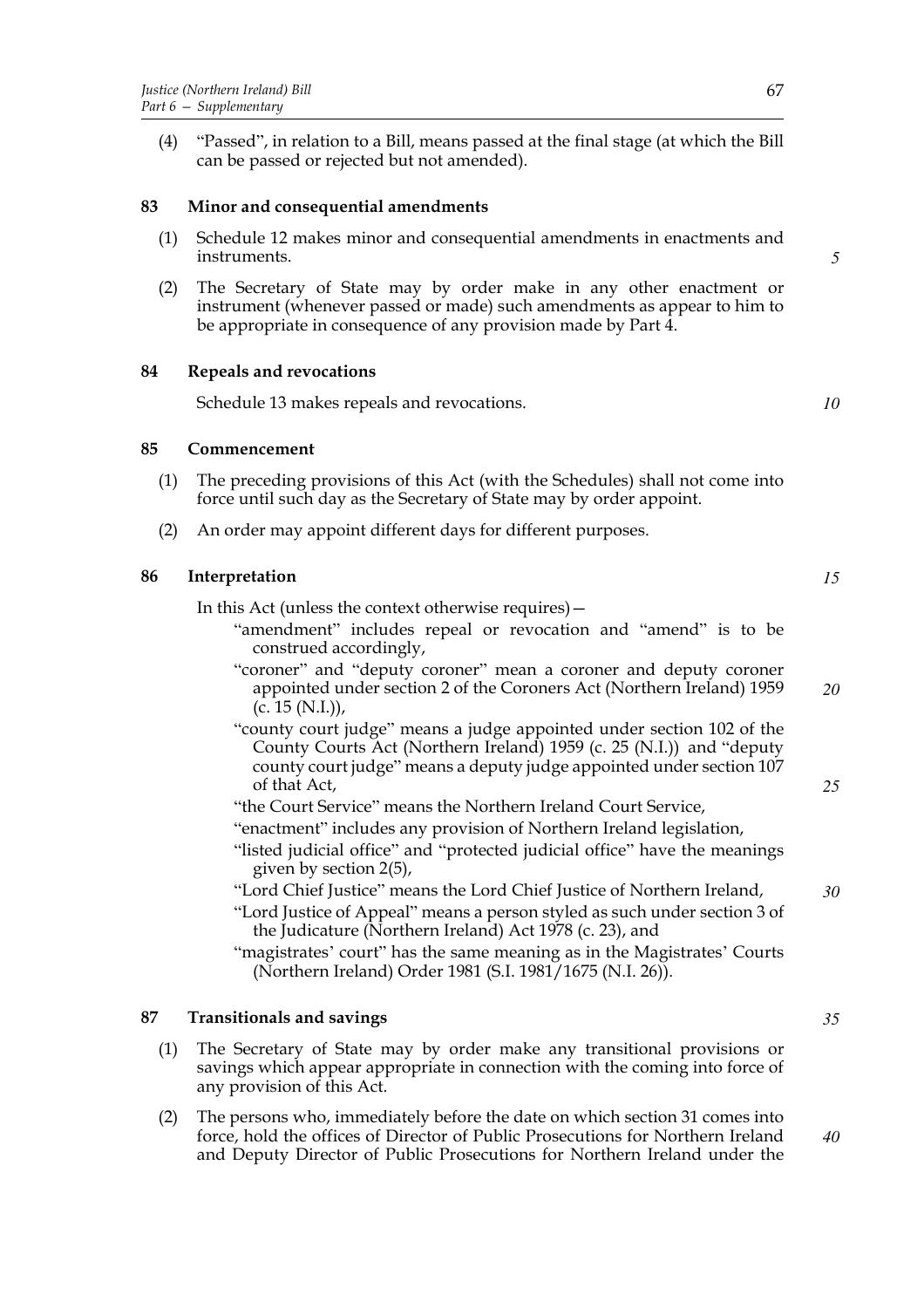(4) "Passed", in relation to a Bill, means passed at the final stage (at which the Bill can be passed or rejected but not amended).

### 83 Minor and consequential amendments

(1) Schedule 12 makes minor and consequential amendments in enactments and instruments.

(2) The Secretary of State may by order make in any other enactment or instrument (whenever passed or made) such amendments as appear to him to be appropriate in consequence of any provision made by Part 4.

### 84 Repeals and revocations

Schedule 13 makes repeals and revocations.

### 85 Commencement

(1) The preceding provisions of this Act (with the Schedules) shall not come into force until such day as the Secretary of State may by order appoint.

(2) An order may appoint different days for different purposes.

### 86 Interpretation

In this Act (unless the context otherwise requires)—

"amendment" includes repeal or revocation and "amend" is to be construed accordingly,

"coroner" and "deputy coroner" mean a coroner and deputy coroner appointed under section 2 of the Coroners Act (Northern Ireland) 1959 (c. 15 (N.I.)),

"county court judge" means a judge appointed under section 102 of the County Courts Act (Northern Ireland) 1959 (c. 25 (N.I.)) and "deputy county court judge" means a deputy judge appointed under section 107 of that Act,

"the Court Service" means the Northern Ireland Court Service,

"enactment" includes any provision of Northern Ireland legislation,

"listed judicial office" and "protected judicial office" have the meanings given by section 2(5),

"Lord Chief Justice" means the Lord Chief Justice of Northern Ireland,

"Lord Justice of Appeal" means a person styled as such under section 3 of the Judicature (Northern Ireland) Act 1978 (c. 23), and

"magistrates' court" has the same meaning as in the Magistrates' Courts (Northern Ireland) Order 1981 (S.I. 1981/1675 (N.I. 26)).

### 87 Transitionals and savings

(1) The Secretary of State may by order make any transitional provisions or savings which appear appropriate in connection with the coming into force of any provision of this Act.

(2) The persons who, immediately before the date on which section 31 comes into force, hold the offices of Director of Public Prosecutions for Northern Ireland and Deputy Director of Public Prosecutions for Northern Ireland under the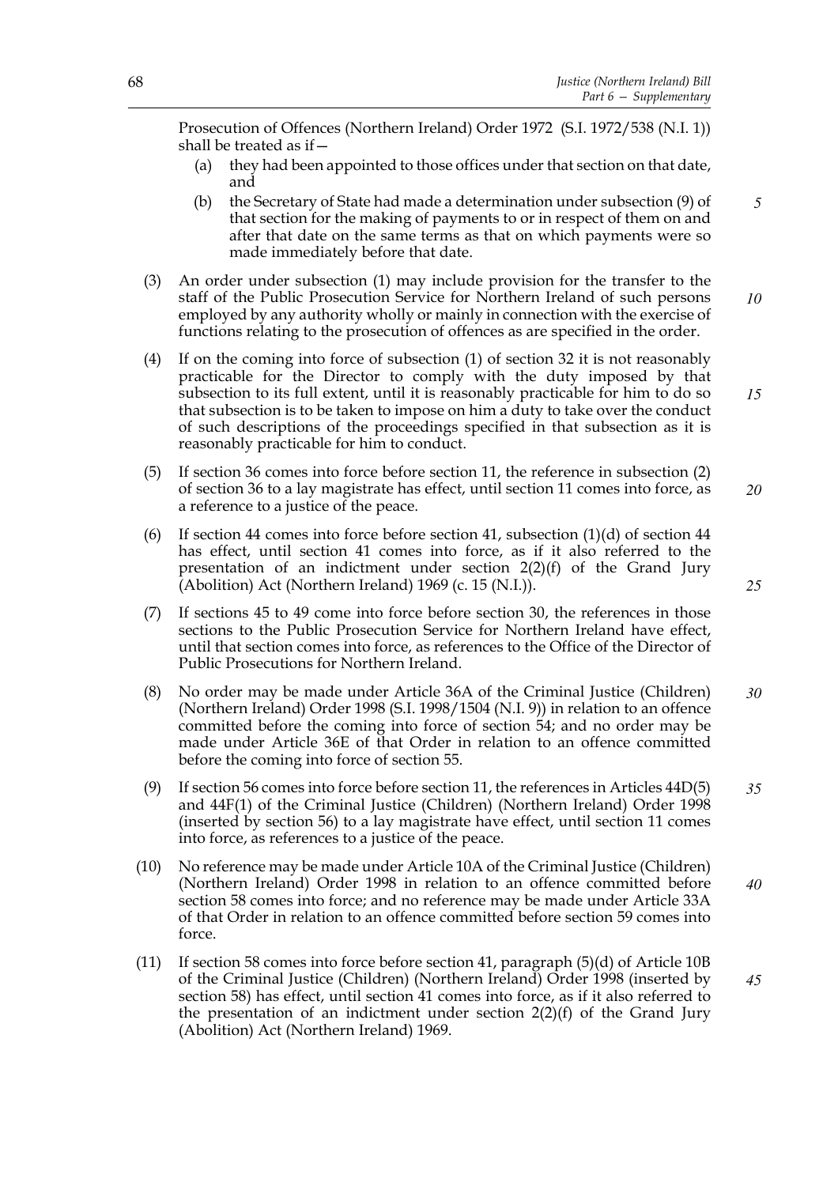Prosecution of Offences (Northern Ireland) Order 1972 (S.I. 1972/538 (N.I. 1)) shall be treated as if—

(a) they had been appointed to those offices under that section on that date, and

(b) the Secretary of State had made a determination under subsection (9) of that section for the making of payments to or in respect of them on and after that date on the same terms as that on which payments were so made immediately before that date.

(3) An order under subsection (1) may include provision for the transfer to the staff of the Public Prosecution Service for Northern Ireland of such persons employed by any authority wholly or mainly in connection with the exercise of functions relating to the prosecution of offences as are specified in the order.

(4) If on the coming into force of subsection (1) of section 32 it is not reasonably practicable for the Director to comply with the duty imposed by that subsection to its full extent, until it is reasonably practicable for him to do so that subsection is to be taken to impose on him a duty to take over the conduct of such descriptions of the proceedings specified in that subsection as it is reasonably practicable for him to conduct.

(5) If section 36 comes into force before section 11, the reference in subsection (2) of section 36 to a lay magistrate has effect, until section 11 comes into force, as a reference to a justice of the peace.

(6) If section 44 comes into force before section 41, subsection (1)(d) of section 44 has effect, until section 41 comes into force, as if it also referred to the presentation of an indictment under section 2(2)(f) of the Grand Jury (Abolition) Act (Northern Ireland) 1969 (c. 15 (N.I.)).

(7) If sections 45 to 49 come into force before section 30, the references in those sections to the Public Prosecution Service for Northern Ireland have effect, until that section comes into force, as references to the Office of the Director of Public Prosecutions for Northern Ireland.

(8) No order may be made under Article 36A of the Criminal Justice (Children) (Northern Ireland) Order 1998 (S.I. 1998/1504 (N.I. 9)) in relation to an offence committed before the coming into force of section 54; and no order may be made under Article 36E of that Order in relation to an offence committed before the coming into force of section 55.

(9) If section 56 comes into force before section 11, the references in Articles 44D(5) and 44F(1) of the Criminal Justice (Children) (Northern Ireland) Order 1998 (inserted by section 56) to a lay magistrate have effect, until section 11 comes into force, as references to a justice of the peace.

(10) No reference may be made under Article 10A of the Criminal Justice (Children) (Northern Ireland) Order 1998 in relation to an offence committed before section 58 comes into force; and no reference may be made under Article 33A of that Order in relation to an offence committed before section 59 comes into force.

(11) If section 58 comes into force before section 41, paragraph (5)(d) of Article 10B of the Criminal Justice (Children) (Northern Ireland) Order 1998 (inserted by section 58) has effect, until section 41 comes into force, as if it also referred to the presentation of an indictment under section 2(2)(f) of the Grand Jury (Abolition) Act (Northern Ireland) 1969.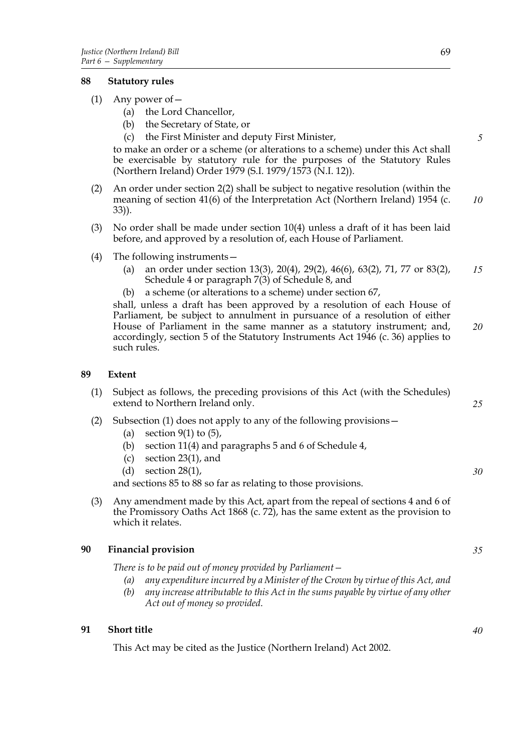## 88 Statutory rules

(1) Any power of—

  (a) the Lord Chancellor,

  (b) the Secretary of State, or

  (c) the First Minister and deputy First Minister,

to make an order or a scheme (or alterations to a scheme) under this Act shall be exercisable by statutory rule for the purposes of the Statutory Rules (Northern Ireland) Order 1979 (S.I. 1979/1573 (N.I. 12)).

(2) An order under section 2(2) shall be subject to negative resolution (within the meaning of section 41(6) of the Interpretation Act (Northern Ireland) 1954 (c. 33)).

(3) No order shall be made under section 10(4) unless a draft of it has been laid before, and approved by a resolution of, each House of Parliament.

(4) The following instruments—

  (a) an order under section 13(3), 20(4), 29(2), 46(6), 63(2), 71, 77 or 83(2), Schedule 4 or paragraph 7(3) of Schedule 8, and

  (b) a scheme (or alterations to a scheme) under section 67,

shall, unless a draft has been approved by a resolution of each House of Parliament, be subject to annulment in pursuance of a resolution of either House of Parliament in the same manner as a statutory instrument; and, accordingly, section 5 of the Statutory Instruments Act 1946 (c. 36) applies to such rules.

## 89 Extent

(1) Subject as follows, the preceding provisions of this Act (with the Schedules) extend to Northern Ireland only.

(2) Subsection (1) does not apply to any of the following provisions—

  (a) section 9(1) to (5),

  (b) section 11(4) and paragraphs 5 and 6 of Schedule 4,

  (c) section 23(1), and

  (d) section 28(1),

and sections 85 to 88 so far as relating to those provisions.

(3) Any amendment made by this Act, apart from the repeal of sections 4 and 6 of the Promissory Oaths Act 1868 (c. 72), has the same extent as the provision to which it relates.

## 90 Financial provision

*There is to be paid out of money provided by Parliament—*

  *(a) any expenditure incurred by a Minister of the Crown by virtue of this Act, and*

  *(b) any increase attributable to this Act in the sums payable by virtue of any other Act out of money so provided.*

## 91 Short title

This Act may be cited as the Justice (Northern Ireland) Act 2002.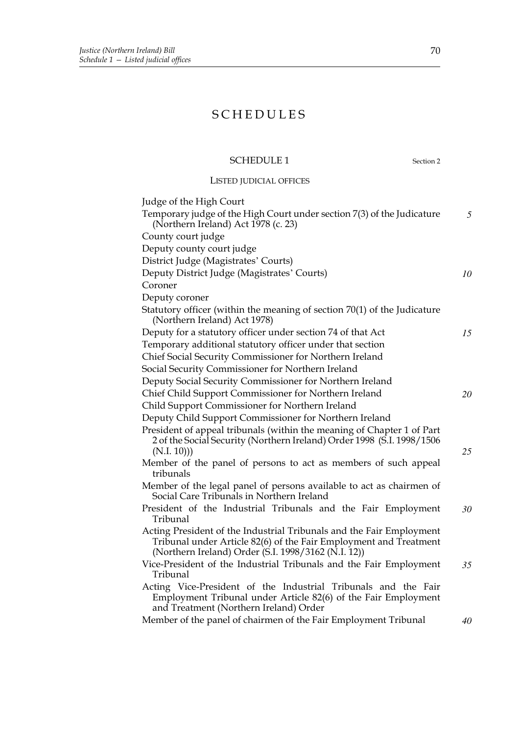# SCHEDULES

## SCHEDULE 1

Section 2

### LISTED JUDICIAL OFFICES

Judge of the High Court

Temporary judge of the High Court under section 7(3) of the Judicature (Northern Ireland) Act 1978 (c. 23)

County court judge

Deputy county court judge

District Judge (Magistrates' Courts)

Deputy District Judge (Magistrates' Courts)

Coroner

Deputy coroner

Statutory officer (within the meaning of section 70(1) of the Judicature (Northern Ireland) Act 1978)

Deputy for a statutory officer under section 74 of that Act

Temporary additional statutory officer under that section

Chief Social Security Commissioner for Northern Ireland

Social Security Commissioner for Northern Ireland

Deputy Social Security Commissioner for Northern Ireland

Chief Child Support Commissioner for Northern Ireland

Child Support Commissioner for Northern Ireland

Deputy Child Support Commissioner for Northern Ireland

President of appeal tribunals (within the meaning of Chapter 1 of Part 2 of the Social Security (Northern Ireland) Order 1998 (S.I. 1998/1506 (N.I. 10)))

Member of the panel of persons to act as members of such appeal tribunals

Member of the legal panel of persons available to act as chairmen of Social Care Tribunals in Northern Ireland

President of the Industrial Tribunals and the Fair Employment Tribunal

Acting President of the Industrial Tribunals and the Fair Employment Tribunal under Article 82(6) of the Fair Employment and Treatment (Northern Ireland) Order (S.I. 1998/3162 (N.I. 12))

Vice-President of the Industrial Tribunals and the Fair Employment Tribunal

Acting Vice-President of the Industrial Tribunals and the Fair Employment Tribunal under Article 82(6) of the Fair Employment and Treatment (Northern Ireland) Order

Member of the panel of chairmen of the Fair Employment Tribunal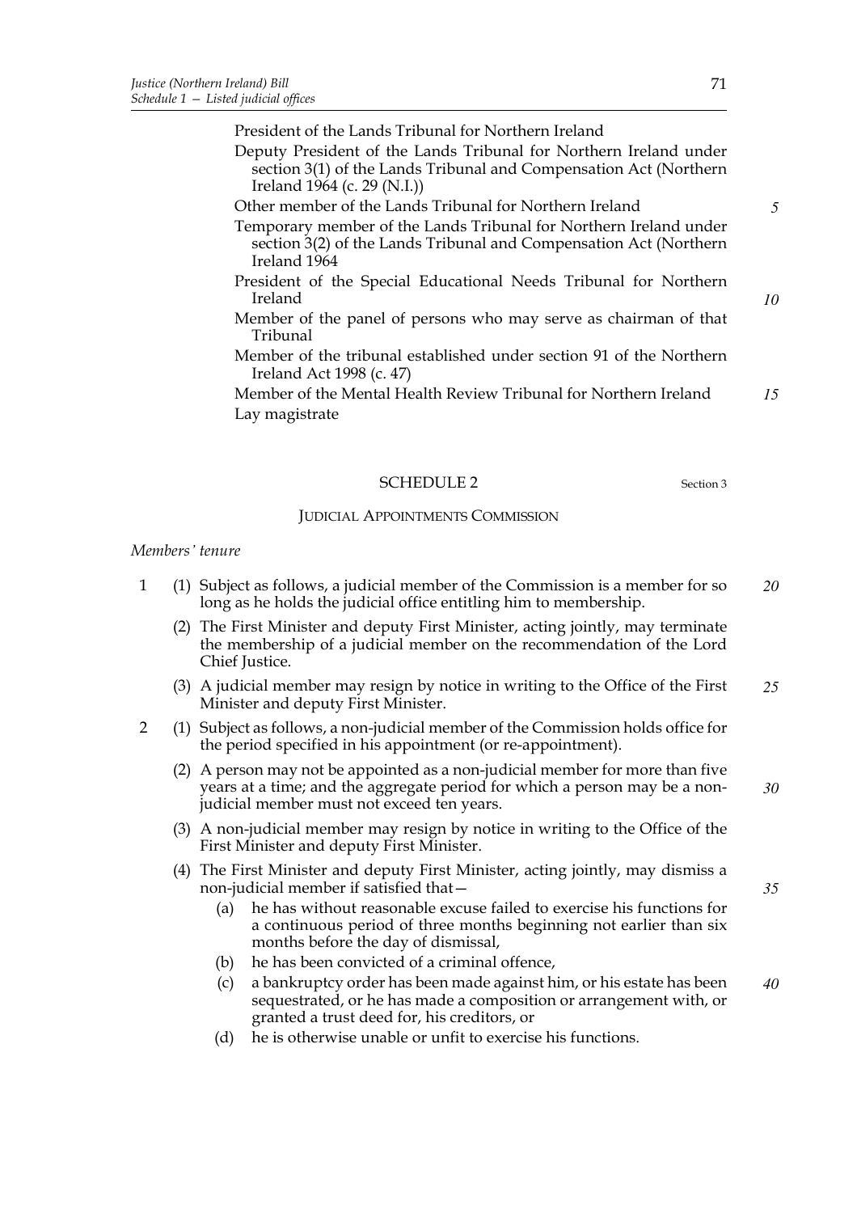President of the Lands Tribunal for Northern Ireland

Deputy President of the Lands Tribunal for Northern Ireland under section 3(1) of the Lands Tribunal and Compensation Act (Northern Ireland 1964 (c. 29 (N.I.))

Other member of the Lands Tribunal for Northern Ireland

Temporary member of the Lands Tribunal for Northern Ireland under section 3(2) of the Lands Tribunal and Compensation Act (Northern Ireland 1964

President of the Special Educational Needs Tribunal for Northern Ireland

Member of the panel of persons who may serve as chairman of that Tribunal

Member of the tribunal established under section 91 of the Northern Ireland Act 1998 (c. 47)

Member of the Mental Health Review Tribunal for Northern Ireland

Lay magistrate

## SCHEDULE 2

Section 3

### JUDICIAL APPOINTMENTS COMMISSION

*Members' tenure*

1 (1) Subject as follows, a judicial member of the Commission is a member for so long as he holds the judicial office entitling him to membership.

(2) The First Minister and deputy First Minister, acting jointly, may terminate the membership of a judicial member on the recommendation of the Lord Chief Justice.

(3) A judicial member may resign by notice in writing to the Office of the First Minister and deputy First Minister.

2 (1) Subject as follows, a non-judicial member of the Commission holds office for the period specified in his appointment (or re-appointment).

(2) A person may not be appointed as a non-judicial member for more than five years at a time; and the aggregate period for which a person may be a non-judicial member must not exceed ten years.

(3) A non-judicial member may resign by notice in writing to the Office of the First Minister and deputy First Minister.

(4) The First Minister and deputy First Minister, acting jointly, may dismiss a non-judicial member if satisfied that—

(a) he has without reasonable excuse failed to exercise his functions for a continuous period of three months beginning not earlier than six months before the day of dismissal,

(b) he has been convicted of a criminal offence,

(c) a bankruptcy order has been made against him, or his estate has been sequestrated, or he has made a composition or arrangement with, or granted a trust deed for, his creditors, or

(d) he is otherwise unable or unfit to exercise his functions.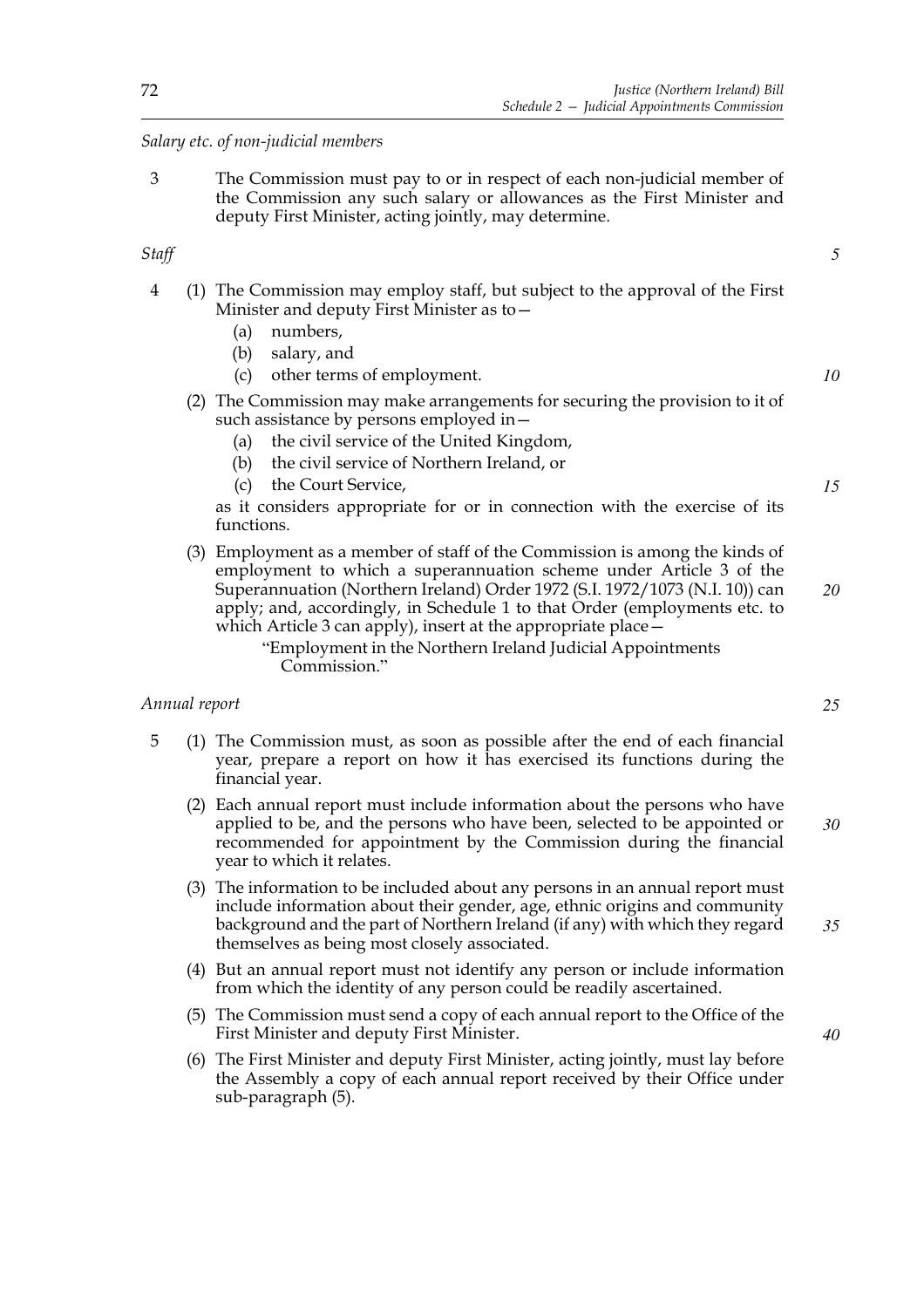*Salary etc. of non-judicial members*

3 The Commission must pay to or in respect of each non-judicial member of the Commission any such salary or allowances as the First Minister and deputy First Minister, acting jointly, may determine.

*Staff*

4 (1) The Commission may employ staff, but subject to the approval of the First Minister and deputy First Minister as to—

(a) numbers,

(b) salary, and

(c) other terms of employment.

(2) The Commission may make arrangements for securing the provision to it of such assistance by persons employed in—

(a) the civil service of the United Kingdom,

(b) the civil service of Northern Ireland, or

(c) the Court Service,

as it considers appropriate for or in connection with the exercise of its functions.

(3) Employment as a member of staff of the Commission is among the kinds of employment to which a superannuation scheme under Article 3 of the Superannuation (Northern Ireland) Order 1972 (S.I. 1972/1073 (N.I. 10)) can apply; and, accordingly, in Schedule 1 to that Order (employments etc. to which Article 3 can apply), insert at the appropriate place—

"Employment in the Northern Ireland Judicial Appointments Commission."

*Annual report*

5 (1) The Commission must, as soon as possible after the end of each financial year, prepare a report on how it has exercised its functions during the financial year.

(2) Each annual report must include information about the persons who have applied to be, and the persons who have been, selected to be appointed or recommended for appointment by the Commission during the financial year to which it relates.

(3) The information to be included about any persons in an annual report must include information about their gender, age, ethnic origins and community background and the part of Northern Ireland (if any) with which they regard themselves as being most closely associated.

(4) But an annual report must not identify any person or include information from which the identity of any person could be readily ascertained.

(5) The Commission must send a copy of each annual report to the Office of the First Minister and deputy First Minister.

(6) The First Minister and deputy First Minister, acting jointly, must lay before the Assembly a copy of each annual report received by their Office under sub-paragraph (5).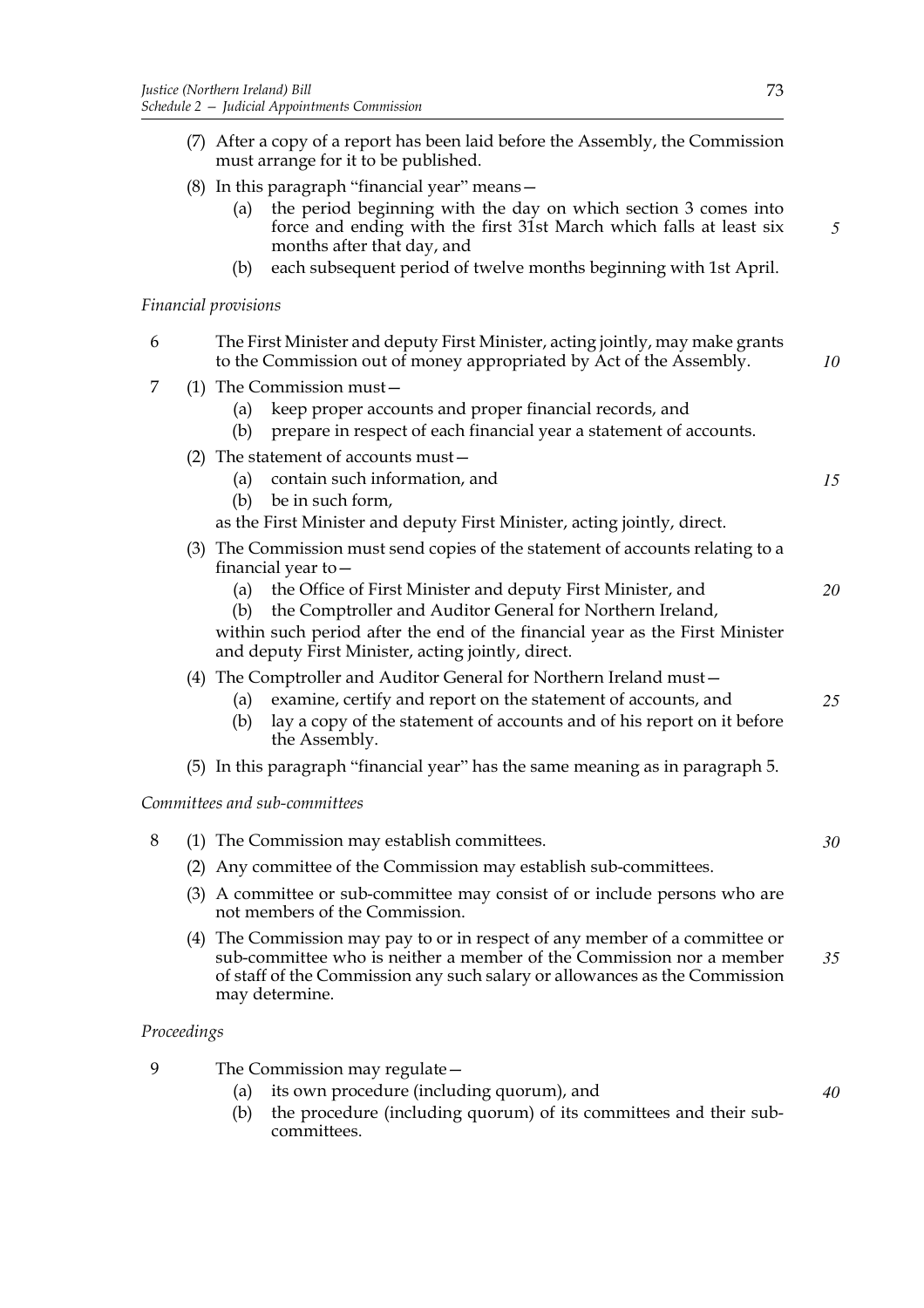(7) After a copy of a report has been laid before the Assembly, the Commission must arrange for it to be published.

(8) In this paragraph "financial year" means—

- (a) the period beginning with the day on which section 3 comes into force and ending with the first 31st March which falls at least six months after that day, and
- (b) each subsequent period of twelve months beginning with 1st April.

*Financial provisions*

6 The First Minister and deputy First Minister, acting jointly, may make grants to the Commission out of money appropriated by Act of the Assembly.

7 (1) The Commission must—

- (a) keep proper accounts and proper financial records, and
- (b) prepare in respect of each financial year a statement of accounts.

(2) The statement of accounts must—

- (a) contain such information, and
- (b) be in such form,

as the First Minister and deputy First Minister, acting jointly, direct.

(3) The Commission must send copies of the statement of accounts relating to a financial year to—

- (a) the Office of First Minister and deputy First Minister, and
- (b) the Comptroller and Auditor General for Northern Ireland,

within such period after the end of the financial year as the First Minister and deputy First Minister, acting jointly, direct.

(4) The Comptroller and Auditor General for Northern Ireland must—

- (a) examine, certify and report on the statement of accounts, and
- (b) lay a copy of the statement of accounts and of his report on it before the Assembly.

(5) In this paragraph "financial year" has the same meaning as in paragraph 5.

*Committees and sub-committees*

8 (1) The Commission may establish committees.

(2) Any committee of the Commission may establish sub-committees.

(3) A committee or sub-committee may consist of or include persons who are not members of the Commission.

(4) The Commission may pay to or in respect of any member of a committee or sub-committee who is neither a member of the Commission nor a member of staff of the Commission any such salary or allowances as the Commission may determine.

*Proceedings*

9 The Commission may regulate—

- (a) its own procedure (including quorum), and
- (b) the procedure (including quorum) of its committees and their sub-committees.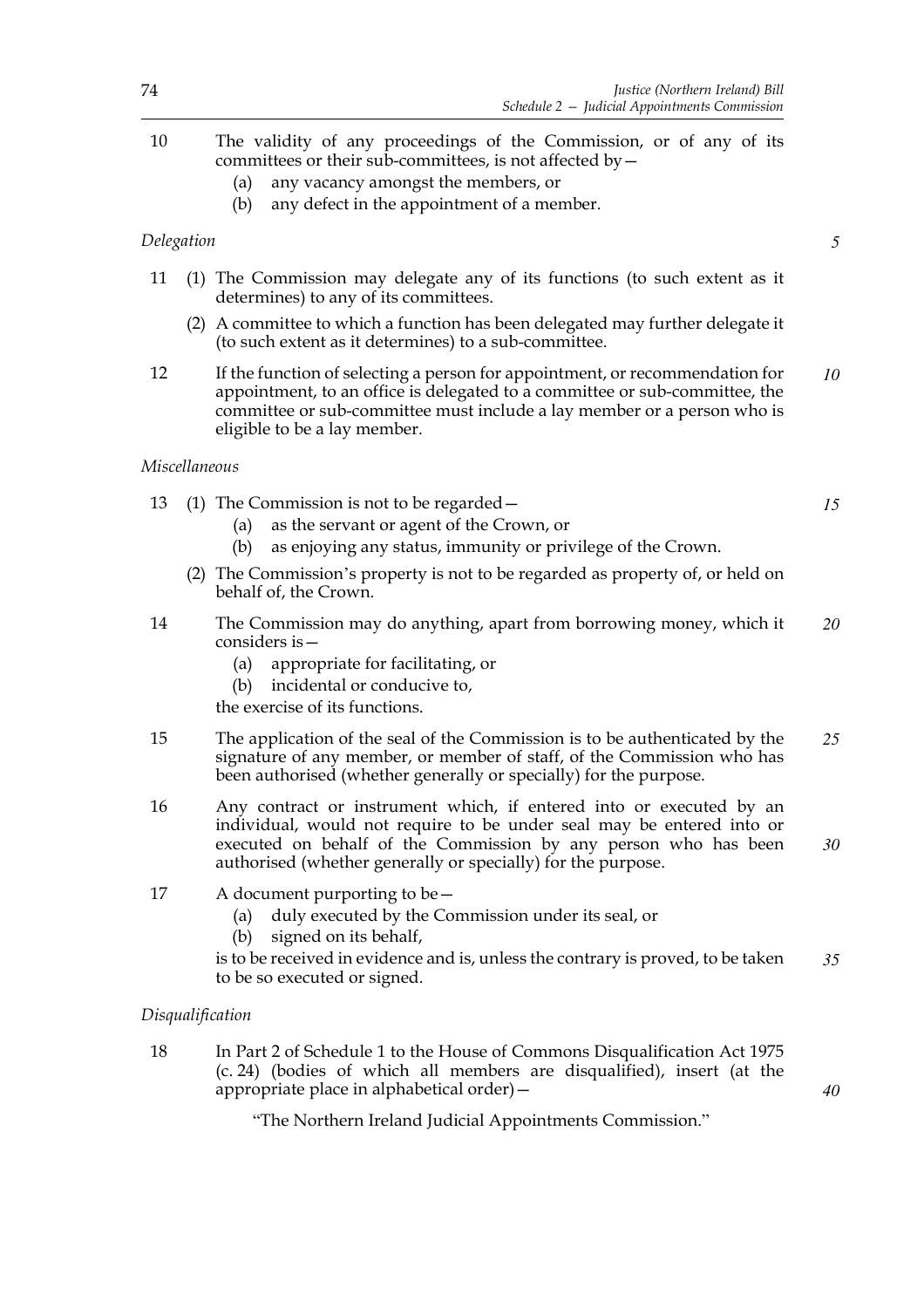10 The validity of any proceedings of the Commission, or of any of its committees or their sub-committees, is not affected by—

(a) any vacancy amongst the members, or

(b) any defect in the appointment of a member.

*Delegation*

11 (1) The Commission may delegate any of its functions (to such extent as it determines) to any of its committees.

(2) A committee to which a function has been delegated may further delegate it (to such extent as it determines) to a sub-committee.

12 If the function of selecting a person for appointment, or recommendation for appointment, to an office is delegated to a committee or sub-committee, the committee or sub-committee must include a lay member or a person who is eligible to be a lay member.

*Miscellaneous*

13 (1) The Commission is not to be regarded—

(a) as the servant or agent of the Crown, or

(b) as enjoying any status, immunity or privilege of the Crown.

(2) The Commission's property is not to be regarded as property of, or held on behalf of, the Crown.

14 The Commission may do anything, apart from borrowing money, which it considers is—

(a) appropriate for facilitating, or

(b) incidental or conducive to,

the exercise of its functions.

15 The application of the seal of the Commission is to be authenticated by the signature of any member, or member of staff, of the Commission who has been authorised (whether generally or specially) for the purpose.

16 Any contract or instrument which, if entered into or executed by an individual, would not require to be under seal may be entered into or executed on behalf of the Commission by any person who has been authorised (whether generally or specially) for the purpose.

17 A document purporting to be—

(a) duly executed by the Commission under its seal, or

(b) signed on its behalf,

is to be received in evidence and is, unless the contrary is proved, to be taken to be so executed or signed.

*Disqualification*

18 In Part 2 of Schedule 1 to the House of Commons Disqualification Act 1975 (c. 24) (bodies of which all members are disqualified), insert (at the appropriate place in alphabetical order)—

"The Northern Ireland Judicial Appointments Commission."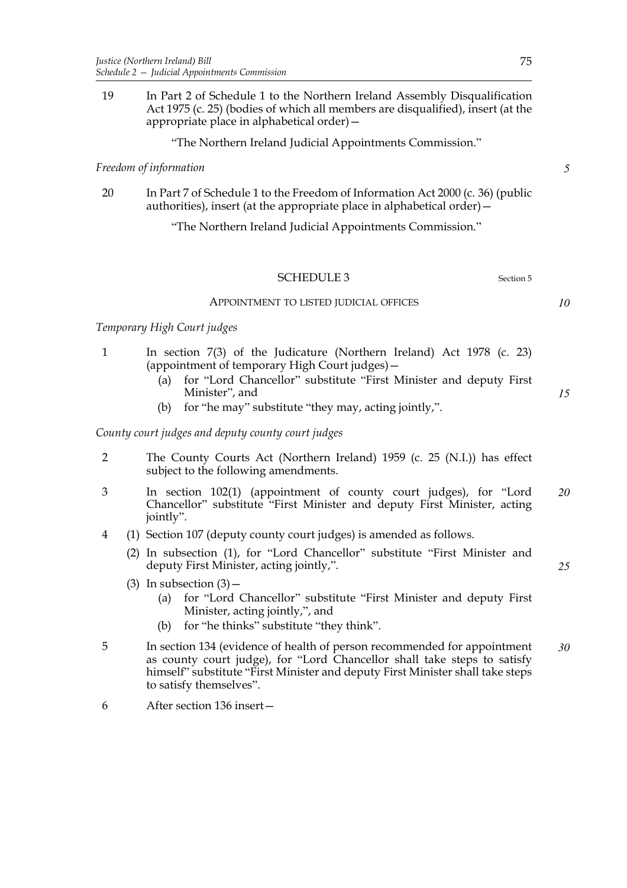19 In Part 2 of Schedule 1 to the Northern Ireland Assembly Disqualification Act 1975 (c. 25) (bodies of which all members are disqualified), insert (at the appropriate place in alphabetical order)—

"The Northern Ireland Judicial Appointments Commission."

*Freedom of information*

20 In Part 7 of Schedule 1 to the Freedom of Information Act 2000 (c. 36) (public authorities), insert (at the appropriate place in alphabetical order)—

"The Northern Ireland Judicial Appointments Commission."

## SCHEDULE 3

Section 5

### APPOINTMENT TO LISTED JUDICIAL OFFICES

*Temporary High Court judges*

1 In section 7(3) of the Judicature (Northern Ireland) Act 1978 (c. 23) (appointment of temporary High Court judges)—

- (a) for "Lord Chancellor" substitute "First Minister and deputy First Minister", and
- (b) for "he may" substitute "they may, acting jointly,".

*County court judges and deputy county court judges*

2 The County Courts Act (Northern Ireland) 1959 (c. 25 (N.I.)) has effect subject to the following amendments.

3 In section 102(1) (appointment of county court judges), for "Lord Chancellor" substitute "First Minister and deputy First Minister, acting jointly".

4 (1) Section 107 (deputy county court judges) is amended as follows.

(2) In subsection (1), for "Lord Chancellor" substitute "First Minister and deputy First Minister, acting jointly,".

(3) In subsection (3)—

- (a) for "Lord Chancellor" substitute "First Minister and deputy First Minister, acting jointly,", and
- (b) for "he thinks" substitute "they think".

5 In section 134 (evidence of health of person recommended for appointment as county court judge), for "Lord Chancellor shall take steps to satisfy himself" substitute "First Minister and deputy First Minister shall take steps to satisfy themselves".

6 After section 136 insert—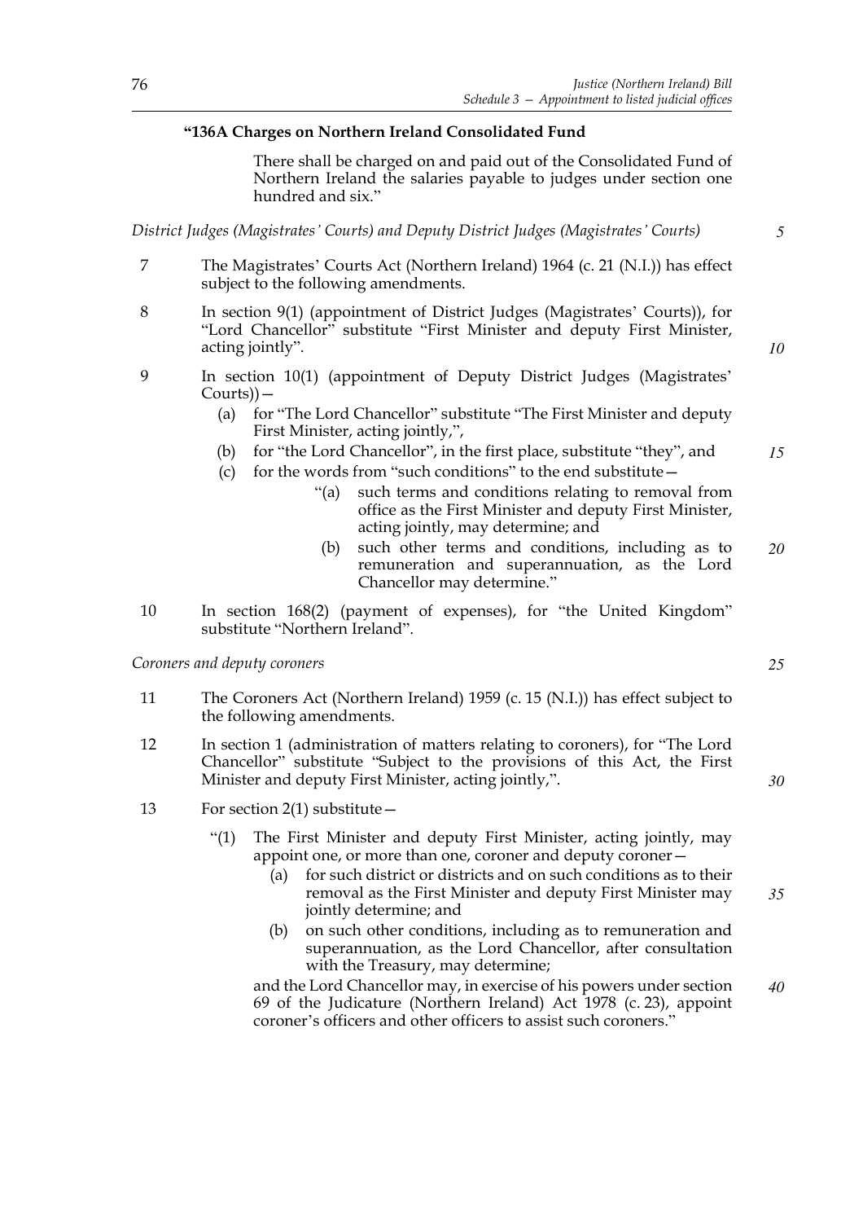**"136A Charges on Northern Ireland Consolidated Fund**

There shall be charged on and paid out of the Consolidated Fund of Northern Ireland the salaries payable to judges under section one hundred and six."

*District Judges (Magistrates' Courts) and Deputy District Judges (Magistrates' Courts)*

7 The Magistrates' Courts Act (Northern Ireland) 1964 (c. 21 (N.I.)) has effect subject to the following amendments.

8 In section 9(1) (appointment of District Judges (Magistrates' Courts)), for "Lord Chancellor" substitute "First Minister and deputy First Minister, acting jointly".

9 In section 10(1) (appointment of Deputy District Judges (Magistrates' Courts))—

- (a) for "The Lord Chancellor" substitute "The First Minister and deputy First Minister, acting jointly,",
- (b) for "the Lord Chancellor", in the first place, substitute "they", and
- (c) for the words from "such conditions" to the end substitute—
  - "(a) such terms and conditions relating to removal from office as the First Minister and deputy First Minister, acting jointly, may determine; and
  - (b) such other terms and conditions, including as to remuneration and superannuation, as the Lord Chancellor may determine."

10 In section 168(2) (payment of expenses), for "the United Kingdom" substitute "Northern Ireland".

*Coroners and deputy coroners*

11 The Coroners Act (Northern Ireland) 1959 (c. 15 (N.I.)) has effect subject to the following amendments.

12 In section 1 (administration of matters relating to coroners), for "The Lord Chancellor" substitute "Subject to the provisions of this Act, the First Minister and deputy First Minister, acting jointly,".

13 For section 2(1) substitute—

"(1) The First Minister and deputy First Minister, acting jointly, may appoint one, or more than one, coroner and deputy coroner—

- (a) for such district or districts and on such conditions as to their removal as the First Minister and deputy First Minister may jointly determine; and
- (b) on such other conditions, including as to remuneration and superannuation, as the Lord Chancellor, after consultation with the Treasury, may determine;

and the Lord Chancellor may, in exercise of his powers under section 69 of the Judicature (Northern Ireland) Act 1978 (c. 23), appoint coroner's officers and other officers to assist such coroners."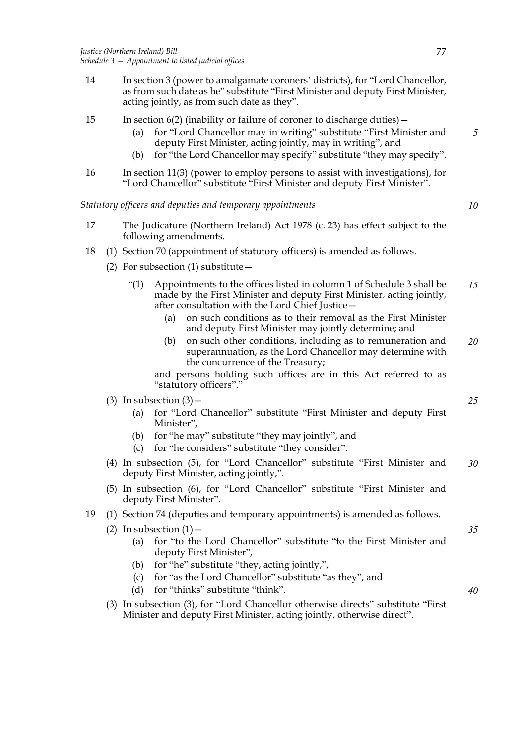14 In section 3 (power to amalgamate coroners' districts), for "Lord Chancellor, as from such date as he" substitute "First Minister and deputy First Minister, acting jointly, as from such date as they".

15 In section 6(2) (inability or failure of coroner to discharge duties)—

- (a) for "Lord Chancellor may in writing" substitute "First Minister and deputy First Minister, acting jointly, may in writing", and
- (b) for "the Lord Chancellor may specify" substitute "they may specify".

16 In section 11(3) (power to employ persons to assist with investigations), for "Lord Chancellor" substitute "First Minister and deputy First Minister".

*Statutory officers and deputies and temporary appointments*

17 The Judicature (Northern Ireland) Act 1978 (c. 23) has effect subject to the following amendments.

18 (1) Section 70 (appointment of statutory officers) is amended as follows.

(2) For subsection (1) substitute—

> "(1) Appointments to the offices listed in column 1 of Schedule 3 shall be made by the First Minister and deputy First Minister, acting jointly, after consultation with the Lord Chief Justice—
>
> - (a) on such conditions as to their removal as the First Minister and deputy First Minister may jointly determine; and
> - (b) on such other conditions, including as to remuneration and superannuation, as the Lord Chancellor may determine with the concurrence of the Treasury;
>
> and persons holding such offices are in this Act referred to as "statutory officers"."

(3) In subsection (3)—

- (a) for "Lord Chancellor" substitute "First Minister and deputy First Minister",
- (b) for "he may" substitute "they may jointly", and
- (c) for "he considers" substitute "they consider".

(4) In subsection (5), for "Lord Chancellor" substitute "First Minister and deputy First Minister, acting jointly,".

(5) In subsection (6), for "Lord Chancellor" substitute "First Minister and deputy First Minister".

19 (1) Section 74 (deputies and temporary appointments) is amended as follows.

(2) In subsection (1)—

- (a) for "to the Lord Chancellor" substitute "to the First Minister and deputy First Minister",
- (b) for "he" substitute "they, acting jointly,",
- (c) for "as the Lord Chancellor" substitute "as they", and
- (d) for "thinks" substitute "think".

(3) In subsection (3), for "Lord Chancellor otherwise directs" substitute "First Minister and deputy First Minister, acting jointly, otherwise direct".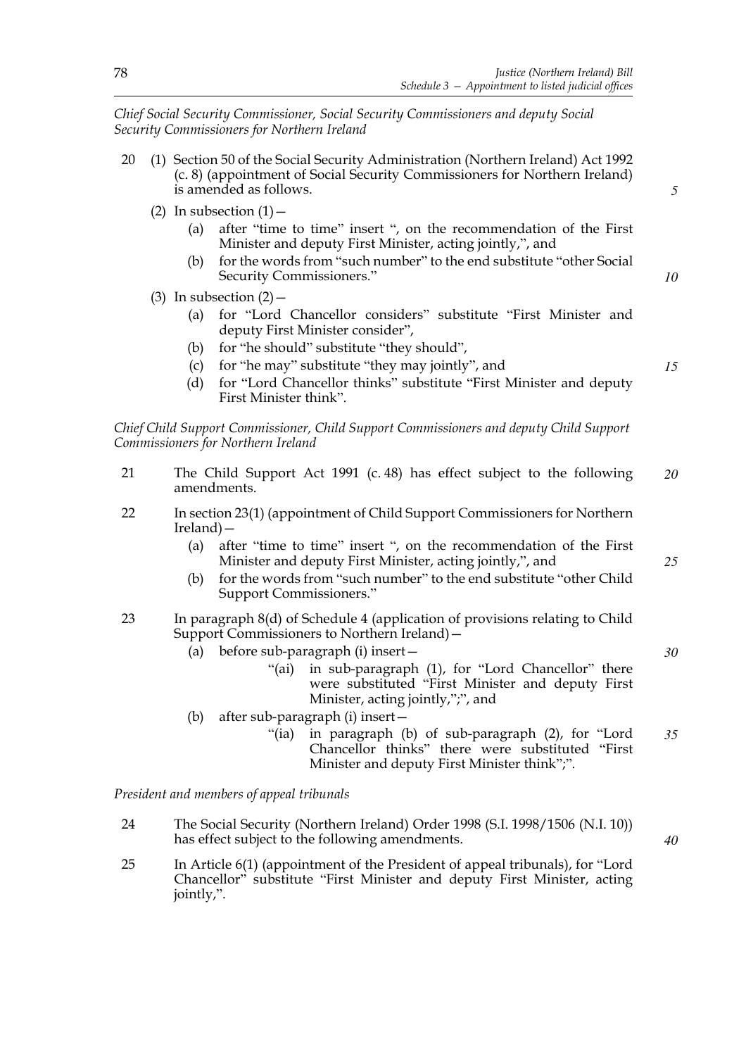*Chief Social Security Commissioner, Social Security Commissioners and deputy Social Security Commissioners for Northern Ireland*

20 (1) Section 50 of the Social Security Administration (Northern Ireland) Act 1992 (c. 8) (appointment of Social Security Commissioners for Northern Ireland) is amended as follows.

(2) In subsection (1)—

(a) after "time to time" insert ", on the recommendation of the First Minister and deputy First Minister, acting jointly,", and

(b) for the words from "such number" to the end substitute "other Social Security Commissioners."

(3) In subsection (2)—

(a) for "Lord Chancellor considers" substitute "First Minister and deputy First Minister consider",

(b) for "he should" substitute "they should",

(c) for "he may" substitute "they may jointly", and

(d) for "Lord Chancellor thinks" substitute "First Minister and deputy First Minister think".

*Chief Child Support Commissioner, Child Support Commissioners and deputy Child Support Commissioners for Northern Ireland*

21 The Child Support Act 1991 (c. 48) has effect subject to the following amendments.

22 In section 23(1) (appointment of Child Support Commissioners for Northern Ireland)—

(a) after "time to time" insert ", on the recommendation of the First Minister and deputy First Minister, acting jointly,", and

(b) for the words from "such number" to the end substitute "other Child Support Commissioners."

23 In paragraph 8(d) of Schedule 4 (application of provisions relating to Child Support Commissioners to Northern Ireland)—

(a) before sub-paragraph (i) insert—

"(ai) in sub-paragraph (1), for "Lord Chancellor" there were substituted "First Minister and deputy First Minister, acting jointly,";", and

(b) after sub-paragraph (i) insert—

"(ia) in paragraph (b) of sub-paragraph (2), for "Lord Chancellor thinks" there were substituted "First Minister and deputy First Minister think";".

*President and members of appeal tribunals*

24 The Social Security (Northern Ireland) Order 1998 (S.I. 1998/1506 (N.I. 10)) has effect subject to the following amendments.

25 In Article 6(1) (appointment of the President of appeal tribunals), for "Lord Chancellor" substitute "First Minister and deputy First Minister, acting jointly,".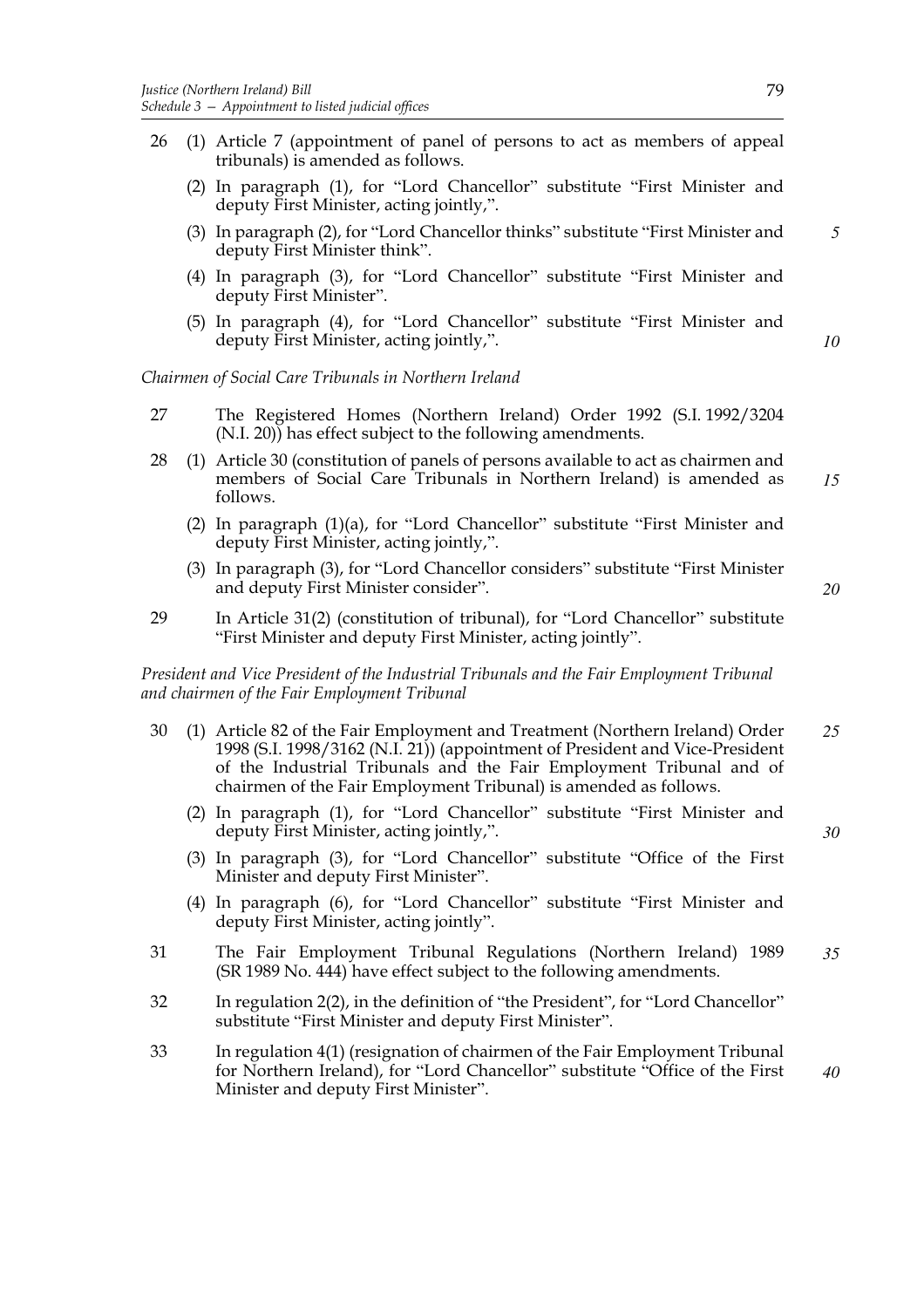26 (1) Article 7 (appointment of panel of persons to act as members of appeal tribunals) is amended as follows.

(2) In paragraph (1), for "Lord Chancellor" substitute "First Minister and deputy First Minister, acting jointly,".

(3) In paragraph (2), for "Lord Chancellor thinks" substitute "First Minister and deputy First Minister think".

(4) In paragraph (3), for "Lord Chancellor" substitute "First Minister and deputy First Minister".

(5) In paragraph (4), for "Lord Chancellor" substitute "First Minister and deputy First Minister, acting jointly,".

*Chairmen of Social Care Tribunals in Northern Ireland*

27 The Registered Homes (Northern Ireland) Order 1992 (S.I. 1992/3204 (N.I. 20)) has effect subject to the following amendments.

28 (1) Article 30 (constitution of panels of persons available to act as chairmen and members of Social Care Tribunals in Northern Ireland) is amended as follows.

(2) In paragraph (1)(a), for "Lord Chancellor" substitute "First Minister and deputy First Minister, acting jointly,".

(3) In paragraph (3), for "Lord Chancellor considers" substitute "First Minister and deputy First Minister consider".

29 In Article 31(2) (constitution of tribunal), for "Lord Chancellor" substitute "First Minister and deputy First Minister, acting jointly".

*President and Vice President of the Industrial Tribunals and the Fair Employment Tribunal and chairmen of the Fair Employment Tribunal*

30 (1) Article 82 of the Fair Employment and Treatment (Northern Ireland) Order 1998 (S.I. 1998/3162 (N.I. 21)) (appointment of President and Vice-President of the Industrial Tribunals and the Fair Employment Tribunal and of chairmen of the Fair Employment Tribunal) is amended as follows.

(2) In paragraph (1), for "Lord Chancellor" substitute "First Minister and deputy First Minister, acting jointly,".

(3) In paragraph (3), for "Lord Chancellor" substitute "Office of the First Minister and deputy First Minister".

(4) In paragraph (6), for "Lord Chancellor" substitute "First Minister and deputy First Minister, acting jointly".

31 The Fair Employment Tribunal Regulations (Northern Ireland) 1989 (SR 1989 No. 444) have effect subject to the following amendments.

32 In regulation 2(2), in the definition of "the President", for "Lord Chancellor" substitute "First Minister and deputy First Minister".

33 In regulation 4(1) (resignation of chairmen of the Fair Employment Tribunal for Northern Ireland), for "Lord Chancellor" substitute "Office of the First Minister and deputy First Minister".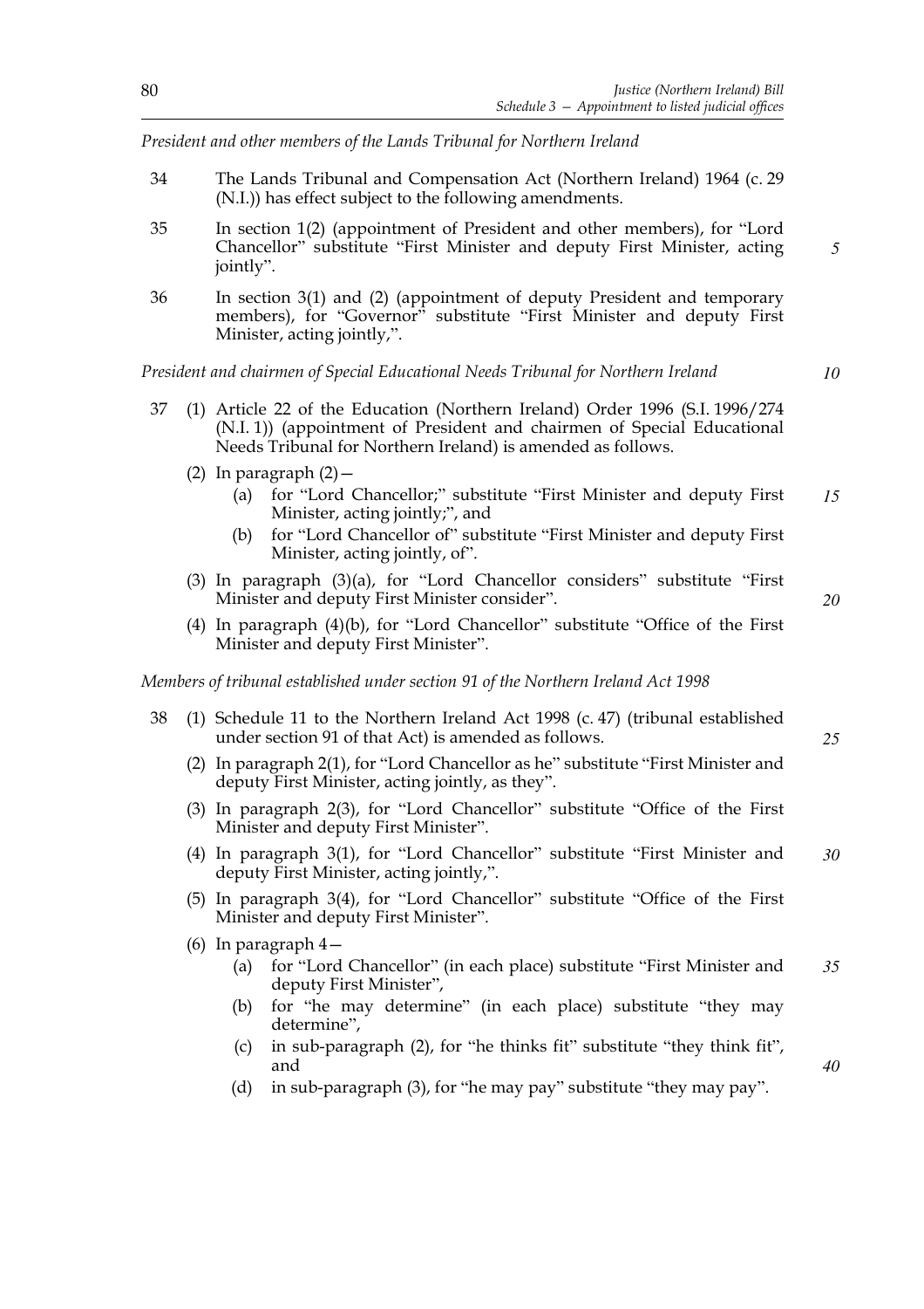*President and other members of the Lands Tribunal for Northern Ireland*

34 The Lands Tribunal and Compensation Act (Northern Ireland) 1964 (c. 29 (N.I.)) has effect subject to the following amendments.

35 In section 1(2) (appointment of President and other members), for "Lord Chancellor" substitute "First Minister and deputy First Minister, acting jointly".

36 In section 3(1) and (2) (appointment of deputy President and temporary members), for "Governor" substitute "First Minister and deputy First Minister, acting jointly,".

*President and chairmen of Special Educational Needs Tribunal for Northern Ireland*

37 (1) Article 22 of the Education (Northern Ireland) Order 1996 (S.I. 1996/274 (N.I. 1)) (appointment of President and chairmen of Special Educational Needs Tribunal for Northern Ireland) is amended as follows.

(2) In paragraph (2)—

(a) for "Lord Chancellor;" substitute "First Minister and deputy First Minister, acting jointly;", and

(b) for "Lord Chancellor of" substitute "First Minister and deputy First Minister, acting jointly, of".

(3) In paragraph (3)(a), for "Lord Chancellor considers" substitute "First Minister and deputy First Minister consider".

(4) In paragraph (4)(b), for "Lord Chancellor" substitute "Office of the First Minister and deputy First Minister".

*Members of tribunal established under section 91 of the Northern Ireland Act 1998*

38 (1) Schedule 11 to the Northern Ireland Act 1998 (c. 47) (tribunal established under section 91 of that Act) is amended as follows.

(2) In paragraph 2(1), for "Lord Chancellor as he" substitute "First Minister and deputy First Minister, acting jointly, as they".

(3) In paragraph 2(3), for "Lord Chancellor" substitute "Office of the First Minister and deputy First Minister".

(4) In paragraph 3(1), for "Lord Chancellor" substitute "First Minister and deputy First Minister, acting jointly,".

(5) In paragraph 3(4), for "Lord Chancellor" substitute "Office of the First Minister and deputy First Minister".

(6) In paragraph 4—

(a) for "Lord Chancellor" (in each place) substitute "First Minister and deputy First Minister",

(b) for "he may determine" (in each place) substitute "they may determine",

(c) in sub-paragraph (2), for "he thinks fit" substitute "they think fit", and

(d) in sub-paragraph (3), for "he may pay" substitute "they may pay".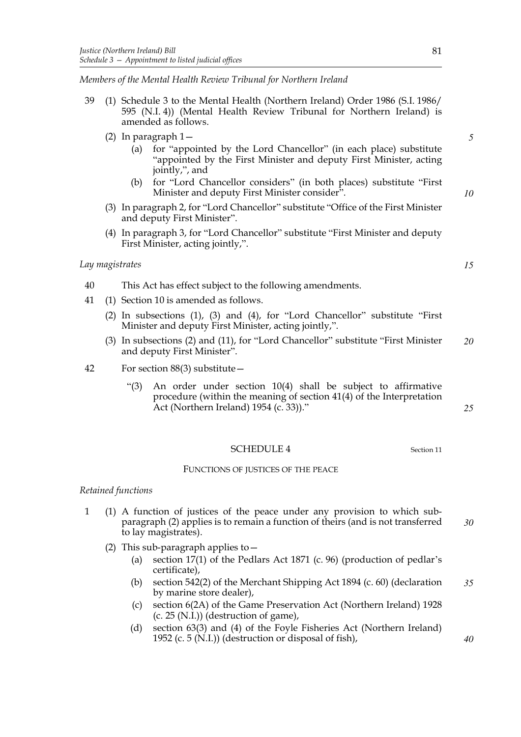*Members of the Mental Health Review Tribunal for Northern Ireland*

39 (1) Schedule 3 to the Mental Health (Northern Ireland) Order 1986 (S.I. 1986/595 (N.I. 4)) (Mental Health Review Tribunal for Northern Ireland) is amended as follows.

(2) In paragraph 1—

(a) for "appointed by the Lord Chancellor" (in each place) substitute "appointed by the First Minister and deputy First Minister, acting jointly,", and

(b) for "Lord Chancellor considers" (in both places) substitute "First Minister and deputy First Minister consider".

(3) In paragraph 2, for "Lord Chancellor" substitute "Office of the First Minister and deputy First Minister".

(4) In paragraph 3, for "Lord Chancellor" substitute "First Minister and deputy First Minister, acting jointly,".

*Lay magistrates*

40 This Act has effect subject to the following amendments.

41 (1) Section 10 is amended as follows.

(2) In subsections (1), (3) and (4), for "Lord Chancellor" substitute "First Minister and deputy First Minister, acting jointly,".

(3) In subsections (2) and (11), for "Lord Chancellor" substitute "First Minister and deputy First Minister".

42 For section 88(3) substitute—

"(3) An order under section 10(4) shall be subject to affirmative procedure (within the meaning of section 41(4) of the Interpretation Act (Northern Ireland) 1954 (c. 33))."

## SCHEDULE 4

Section 11

### FUNCTIONS OF JUSTICES OF THE PEACE

*Retained functions*

1 (1) A function of justices of the peace under any provision to which sub-paragraph (2) applies is to remain a function of theirs (and is not transferred to lay magistrates).

(2) This sub-paragraph applies to—

(a) section 17(1) of the Pedlars Act 1871 (c. 96) (production of pedlar's certificate),

(b) section 542(2) of the Merchant Shipping Act 1894 (c. 60) (declaration by marine store dealer),

(c) section 6(2A) of the Game Preservation Act (Northern Ireland) 1928 (c. 25 (N.I.)) (destruction of game),

(d) section 63(3) and (4) of the Foyle Fisheries Act (Northern Ireland) 1952 (c. 5 (N.I.)) (destruction or disposal of fish),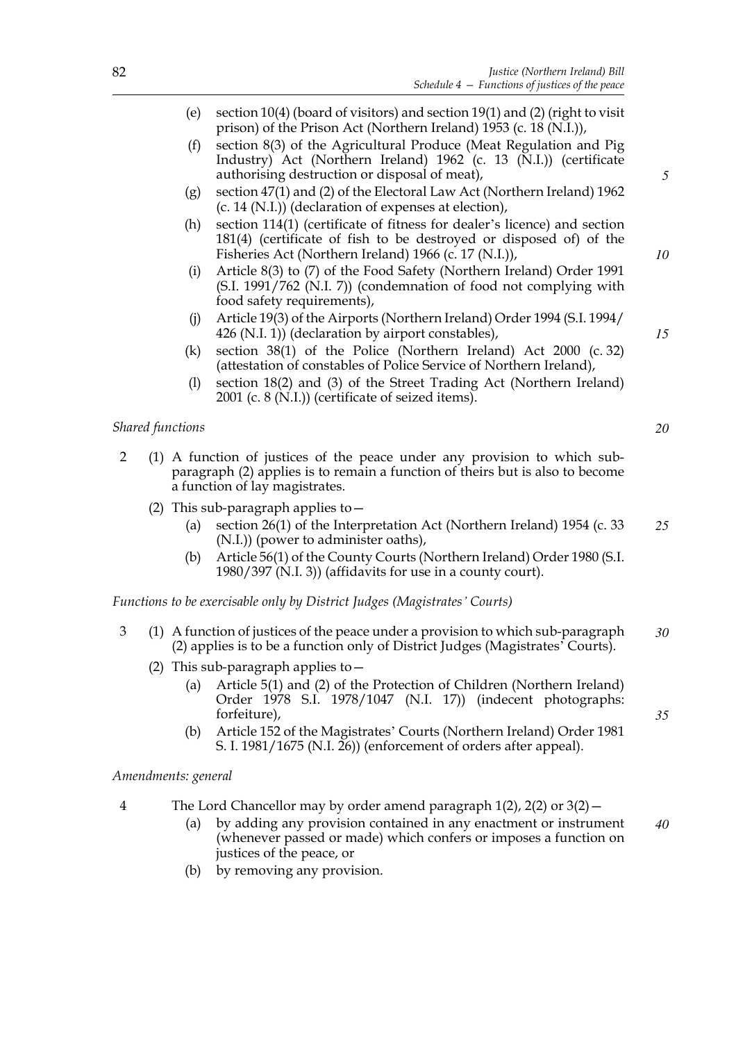(e) section 10(4) (board of visitors) and section 19(1) and (2) (right to visit prison) of the Prison Act (Northern Ireland) 1953 (c. 18 (N.I.)),

(f) section 8(3) of the Agricultural Produce (Meat Regulation and Pig Industry) Act (Northern Ireland) 1962 (c. 13 (N.I.)) (certificate authorising destruction or disposal of meat),

(g) section 47(1) and (2) of the Electoral Law Act (Northern Ireland) 1962 (c. 14 (N.I.)) (declaration of expenses at election),

(h) section 114(1) (certificate of fitness for dealer's licence) and section 181(4) (certificate of fish to be destroyed or disposed of) of the Fisheries Act (Northern Ireland) 1966 (c. 17 (N.I.)),

(i) Article 8(3) to (7) of the Food Safety (Northern Ireland) Order 1991 (S.I. 1991/762 (N.I. 7)) (condemnation of food not complying with food safety requirements),

(j) Article 19(3) of the Airports (Northern Ireland) Order 1994 (S.I. 1994/426 (N.I. 1)) (declaration by airport constables),

(k) section 38(1) of the Police (Northern Ireland) Act 2000 (c. 32) (attestation of constables of Police Service of Northern Ireland),

(l) section 18(2) and (3) of the Street Trading Act (Northern Ireland) 2001 (c. 8 (N.I.)) (certificate of seized items).

*Shared functions*

2 (1) A function of justices of the peace under any provision to which sub-paragraph (2) applies is to remain a function of theirs but is also to become a function of lay magistrates.

(2) This sub-paragraph applies to—

(a) section 26(1) of the Interpretation Act (Northern Ireland) 1954 (c. 33 (N.I.)) (power to administer oaths),

(b) Article 56(1) of the County Courts (Northern Ireland) Order 1980 (S.I. 1980/397 (N.I. 3)) (affidavits for use in a county court).

*Functions to be exercisable only by District Judges (Magistrates' Courts)*

3 (1) A function of justices of the peace under a provision to which sub-paragraph (2) applies is to be a function only of District Judges (Magistrates' Courts).

(2) This sub-paragraph applies to—

(a) Article 5(1) and (2) of the Protection of Children (Northern Ireland) Order 1978 S.I. 1978/1047 (N.I. 17)) (indecent photographs: forfeiture),

(b) Article 152 of the Magistrates' Courts (Northern Ireland) Order 1981 S. I. 1981/1675 (N.I. 26)) (enforcement of orders after appeal).

*Amendments: general*

4 The Lord Chancellor may by order amend paragraph 1(2), 2(2) or 3(2)—

(a) by adding any provision contained in any enactment or instrument (whenever passed or made) which confers or imposes a function on justices of the peace, or

(b) by removing any provision.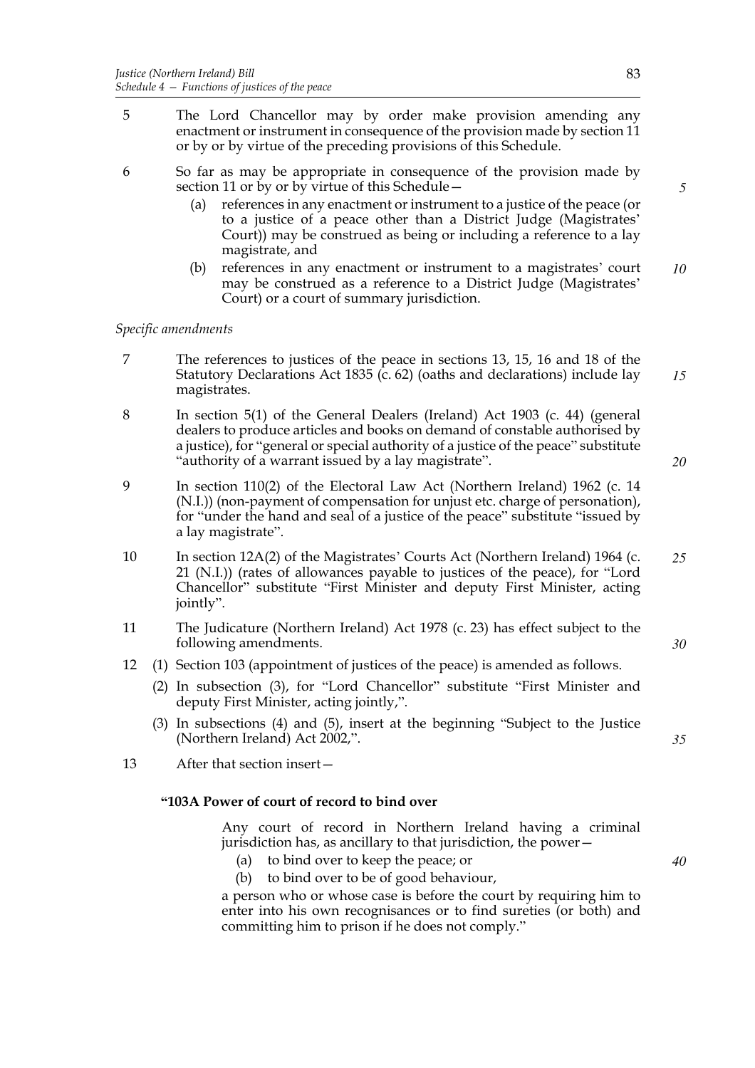5 The Lord Chancellor may by order make provision amending any enactment or instrument in consequence of the provision made by section 11 or by or by virtue of the preceding provisions of this Schedule.

6 So far as may be appropriate in consequence of the provision made by section 11 or by or by virtue of this Schedule—

   (a) references in any enactment or instrument to a justice of the peace (or to a justice of a peace other than a District Judge (Magistrates' Court)) may be construed as being or including a reference to a lay magistrate, and

   (b) references in any enactment or instrument to a magistrates' court may be construed as a reference to a District Judge (Magistrates' Court) or a court of summary jurisdiction.

*Specific amendments*

7 The references to justices of the peace in sections 13, 15, 16 and 18 of the Statutory Declarations Act 1835 (c. 62) (oaths and declarations) include lay magistrates.

8 In section 5(1) of the General Dealers (Ireland) Act 1903 (c. 44) (general dealers to produce articles and books on demand of constable authorised by a justice), for "general or special authority of a justice of the peace" substitute "authority of a warrant issued by a lay magistrate".

9 In section 110(2) of the Electoral Law Act (Northern Ireland) 1962 (c. 14 (N.I.)) (non-payment of compensation for unjust etc. charge of personation), for "under the hand and seal of a justice of the peace" substitute "issued by a lay magistrate".

10 In section 12A(2) of the Magistrates' Courts Act (Northern Ireland) 1964 (c. 21 (N.I.)) (rates of allowances payable to justices of the peace), for "Lord Chancellor" substitute "First Minister and deputy First Minister, acting jointly".

11 The Judicature (Northern Ireland) Act 1978 (c. 23) has effect subject to the following amendments.

12 (1) Section 103 (appointment of justices of the peace) is amended as follows.

   (2) In subsection (3), for "Lord Chancellor" substitute "First Minister and deputy First Minister, acting jointly,".

   (3) In subsections (4) and (5), insert at the beginning "Subject to the Justice (Northern Ireland) Act 2002,".

13 After that section insert—

**"103A Power of court of record to bind over**

Any court of record in Northern Ireland having a criminal jurisdiction has, as ancillary to that jurisdiction, the power—

   (a) to bind over to keep the peace; or

   (b) to bind over to be of good behaviour,

a person who or whose case is before the court by requiring him to enter into his own recognisances or to find sureties (or both) and committing him to prison if he does not comply."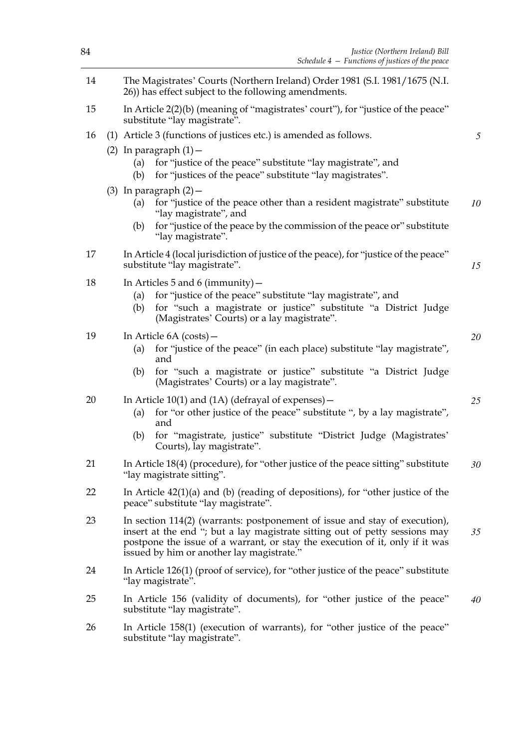14 The Magistrates' Courts (Northern Ireland) Order 1981 (S.I. 1981/1675 (N.I. 26)) has effect subject to the following amendments.

15 In Article 2(2)(b) (meaning of "magistrates' court"), for "justice of the peace" substitute "lay magistrate".

16 (1) Article 3 (functions of justices etc.) is amended as follows.

(2) In paragraph (1)—

(a) for "justice of the peace" substitute "lay magistrate", and

(b) for "justices of the peace" substitute "lay magistrates".

(3) In paragraph (2)—

(a) for "justice of the peace other than a resident magistrate" substitute "lay magistrate", and

(b) for "justice of the peace by the commission of the peace or" substitute "lay magistrate".

17 In Article 4 (local jurisdiction of justice of the peace), for "justice of the peace" substitute "lay magistrate".

18 In Articles 5 and 6 (immunity)—

(a) for "justice of the peace" substitute "lay magistrate", and

(b) for "such a magistrate or justice" substitute "a District Judge (Magistrates' Courts) or a lay magistrate".

19 In Article 6A (costs)—

(a) for "justice of the peace" (in each place) substitute "lay magistrate", and

(b) for "such a magistrate or justice" substitute "a District Judge (Magistrates' Courts) or a lay magistrate".

20 In Article 10(1) and (1A) (defrayal of expenses)—

(a) for "or other justice of the peace" substitute ", by a lay magistrate", and

(b) for "magistrate, justice" substitute "District Judge (Magistrates' Courts), lay magistrate".

21 In Article 18(4) (procedure), for "other justice of the peace sitting" substitute "lay magistrate sitting".

22 In Article 42(1)(a) and (b) (reading of depositions), for "other justice of the peace" substitute "lay magistrate".

23 In section 114(2) (warrants: postponement of issue and stay of execution), insert at the end "; but a lay magistrate sitting out of petty sessions may postpone the issue of a warrant, or stay the execution of it, only if it was issued by him or another lay magistrate."

24 In Article 126(1) (proof of service), for "other justice of the peace" substitute "lay magistrate".

25 In Article 156 (validity of documents), for "other justice of the peace" substitute "lay magistrate".

26 In Article 158(1) (execution of warrants), for "other justice of the peace" substitute "lay magistrate".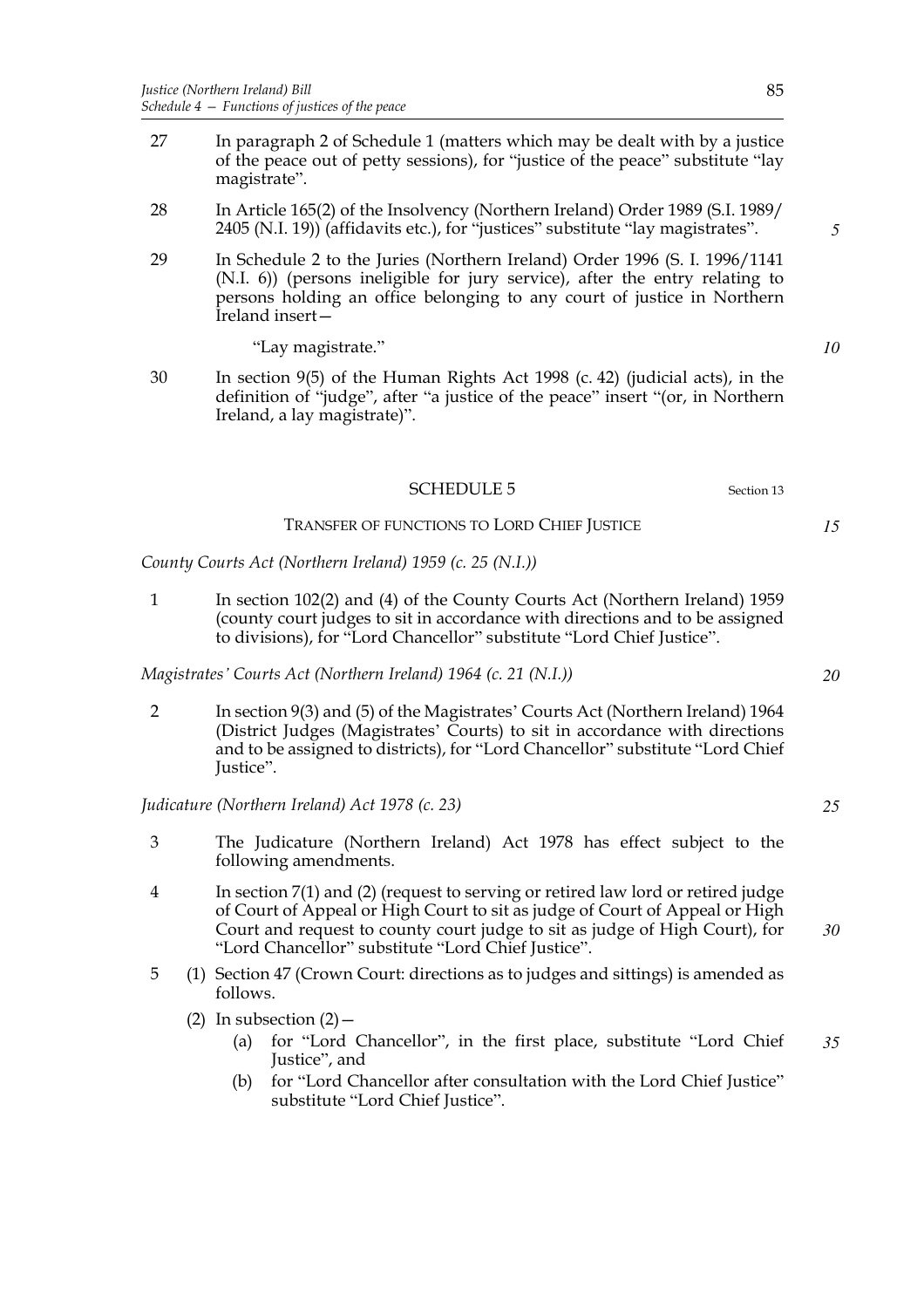27 In paragraph 2 of Schedule 1 (matters which may be dealt with by a justice of the peace out of petty sessions), for "justice of the peace" substitute "lay magistrate".

28 In Article 165(2) of the Insolvency (Northern Ireland) Order 1989 (S.I. 1989/2405 (N.I. 19)) (affidavits etc.), for "justices" substitute "lay magistrates".

29 In Schedule 2 to the Juries (Northern Ireland) Order 1996 (S. I. 1996/1141 (N.I. 6)) (persons ineligible for jury service), after the entry relating to persons holding an office belonging to any court of justice in Northern Ireland insert—

"Lay magistrate."

30 In section 9(5) of the Human Rights Act 1998 (c. 42) (judicial acts), in the definition of "judge", after "a justice of the peace" insert "(or, in Northern Ireland, a lay magistrate)".

## SCHEDULE 5

Section 13

### TRANSFER OF FUNCTIONS TO LORD CHIEF JUSTICE

*County Courts Act (Northern Ireland) 1959 (c. 25 (N.I.))*

1 In section 102(2) and (4) of the County Courts Act (Northern Ireland) 1959 (county court judges to sit in accordance with directions and to be assigned to divisions), for "Lord Chancellor" substitute "Lord Chief Justice".

*Magistrates' Courts Act (Northern Ireland) 1964 (c. 21 (N.I.))*

2 In section 9(3) and (5) of the Magistrates' Courts Act (Northern Ireland) 1964 (District Judges (Magistrates' Courts) to sit in accordance with directions and to be assigned to districts), for "Lord Chancellor" substitute "Lord Chief Justice".

*Judicature (Northern Ireland) Act 1978 (c. 23)*

3 The Judicature (Northern Ireland) Act 1978 has effect subject to the following amendments.

4 In section 7(1) and (2) (request to serving or retired law lord or retired judge of Court of Appeal or High Court to sit as judge of Court of Appeal or High Court and request to county court judge to sit as judge of High Court), for "Lord Chancellor" substitute "Lord Chief Justice".

5 (1) Section 47 (Crown Court: directions as to judges and sittings) is amended as follows.

(2) In subsection (2)—

(a) for "Lord Chancellor", in the first place, substitute "Lord Chief Justice", and

(b) for "Lord Chancellor after consultation with the Lord Chief Justice" substitute "Lord Chief Justice".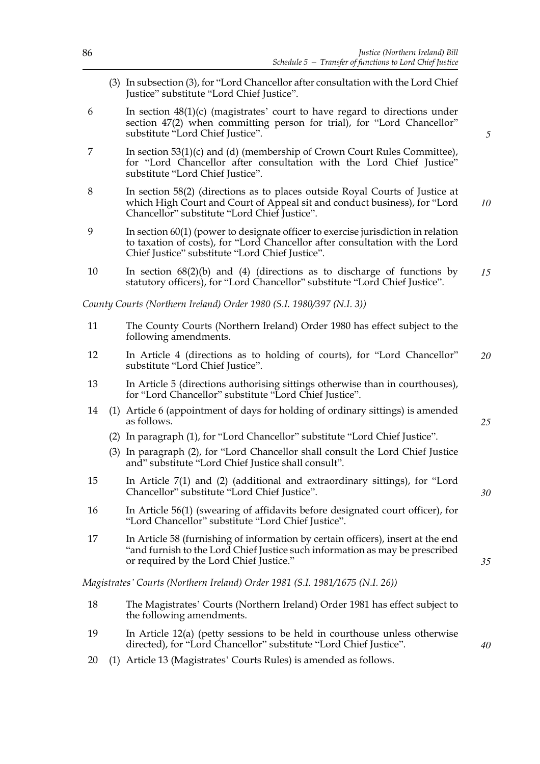(3) In subsection (3), for "Lord Chancellor after consultation with the Lord Chief Justice" substitute "Lord Chief Justice".

6 In section 48(1)(c) (magistrates' court to have regard to directions under section 47(2) when committing person for trial), for "Lord Chancellor" substitute "Lord Chief Justice".

7 In section 53(1)(c) and (d) (membership of Crown Court Rules Committee), for "Lord Chancellor after consultation with the Lord Chief Justice" substitute "Lord Chief Justice".

8 In section 58(2) (directions as to places outside Royal Courts of Justice at which High Court and Court of Appeal sit and conduct business), for "Lord Chancellor" substitute "Lord Chief Justice".

9 In section 60(1) (power to designate officer to exercise jurisdiction in relation to taxation of costs), for "Lord Chancellor after consultation with the Lord Chief Justice" substitute "Lord Chief Justice".

10 In section 68(2)(b) and (4) (directions as to discharge of functions by statutory officers), for "Lord Chancellor" substitute "Lord Chief Justice".

*County Courts (Northern Ireland) Order 1980 (S.I. 1980/397 (N.I. 3))*

11 The County Courts (Northern Ireland) Order 1980 has effect subject to the following amendments.

12 In Article 4 (directions as to holding of courts), for "Lord Chancellor" substitute "Lord Chief Justice".

13 In Article 5 (directions authorising sittings otherwise than in courthouses), for "Lord Chancellor" substitute "Lord Chief Justice".

14 (1) Article 6 (appointment of days for holding of ordinary sittings) is amended as follows.

(2) In paragraph (1), for "Lord Chancellor" substitute "Lord Chief Justice".

(3) In paragraph (2), for "Lord Chancellor shall consult the Lord Chief Justice and" substitute "Lord Chief Justice shall consult".

15 In Article 7(1) and (2) (additional and extraordinary sittings), for "Lord Chancellor" substitute "Lord Chief Justice".

16 In Article 56(1) (swearing of affidavits before designated court officer), for "Lord Chancellor" substitute "Lord Chief Justice".

17 In Article 58 (furnishing of information by certain officers), insert at the end "and furnish to the Lord Chief Justice such information as may be prescribed or required by the Lord Chief Justice."

*Magistrates' Courts (Northern Ireland) Order 1981 (S.I. 1981/1675 (N.I. 26))*

18 The Magistrates' Courts (Northern Ireland) Order 1981 has effect subject to the following amendments.

19 In Article 12(a) (petty sessions to be held in courthouse unless otherwise directed), for "Lord Chancellor" substitute "Lord Chief Justice".

20 (1) Article 13 (Magistrates' Courts Rules) is amended as follows.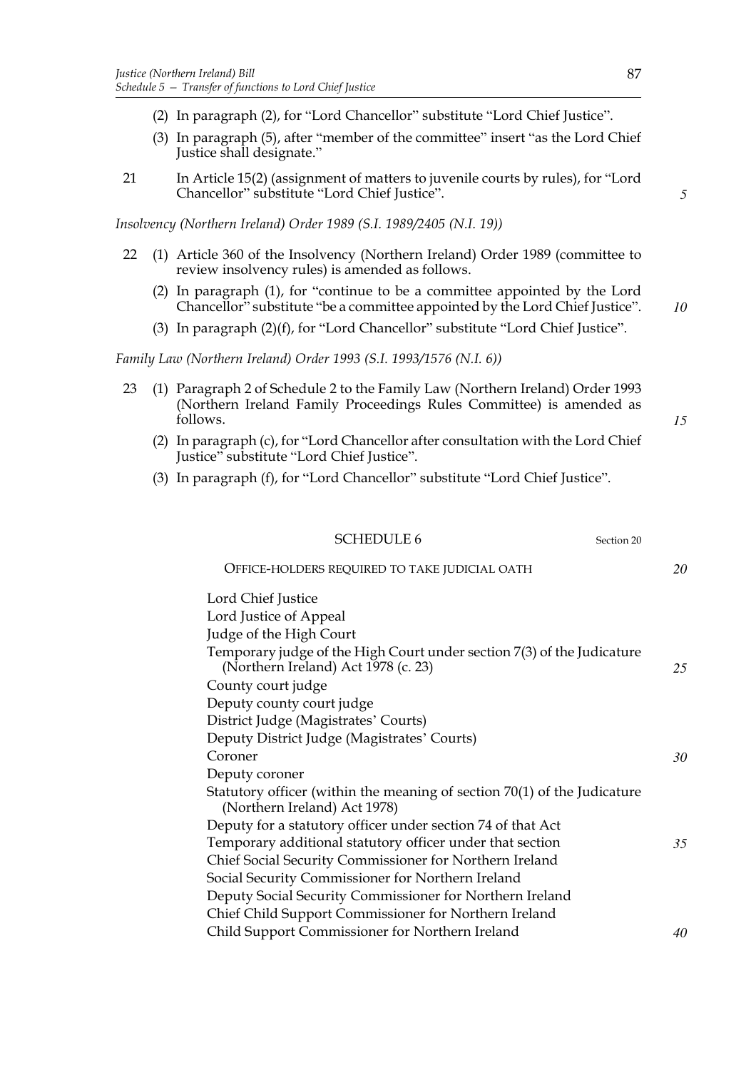(2) In paragraph (2), for "Lord Chancellor" substitute "Lord Chief Justice".

(3) In paragraph (5), after "member of the committee" insert "as the Lord Chief Justice shall designate."

21 In Article 15(2) (assignment of matters to juvenile courts by rules), for "Lord Chancellor" substitute "Lord Chief Justice".

*Insolvency (Northern Ireland) Order 1989 (S.I. 1989/2405 (N.I. 19))*

22 (1) Article 360 of the Insolvency (Northern Ireland) Order 1989 (committee to review insolvency rules) is amended as follows.

(2) In paragraph (1), for "continue to be a committee appointed by the Lord Chancellor" substitute "be a committee appointed by the Lord Chief Justice".

(3) In paragraph (2)(f), for "Lord Chancellor" substitute "Lord Chief Justice".

*Family Law (Northern Ireland) Order 1993 (S.I. 1993/1576 (N.I. 6))*

23 (1) Paragraph 2 of Schedule 2 to the Family Law (Northern Ireland) Order 1993 (Northern Ireland Family Proceedings Rules Committee) is amended as follows.

(2) In paragraph (c), for "Lord Chancellor after consultation with the Lord Chief Justice" substitute "Lord Chief Justice".

(3) In paragraph (f), for "Lord Chancellor" substitute "Lord Chief Justice".

## SCHEDULE 6

Section 20

### OFFICE-HOLDERS REQUIRED TO TAKE JUDICIAL OATH

Lord Chief Justice

Lord Justice of Appeal

Judge of the High Court

Temporary judge of the High Court under section 7(3) of the Judicature (Northern Ireland) Act 1978 (c. 23)

County court judge

Deputy county court judge

District Judge (Magistrates' Courts)

Deputy District Judge (Magistrates' Courts)

Coroner

Deputy coroner

Statutory officer (within the meaning of section 70(1) of the Judicature (Northern Ireland) Act 1978)

Deputy for a statutory officer under section 74 of that Act

Temporary additional statutory officer under that section

Chief Social Security Commissioner for Northern Ireland

Social Security Commissioner for Northern Ireland

Deputy Social Security Commissioner for Northern Ireland

Chief Child Support Commissioner for Northern Ireland

Child Support Commissioner for Northern Ireland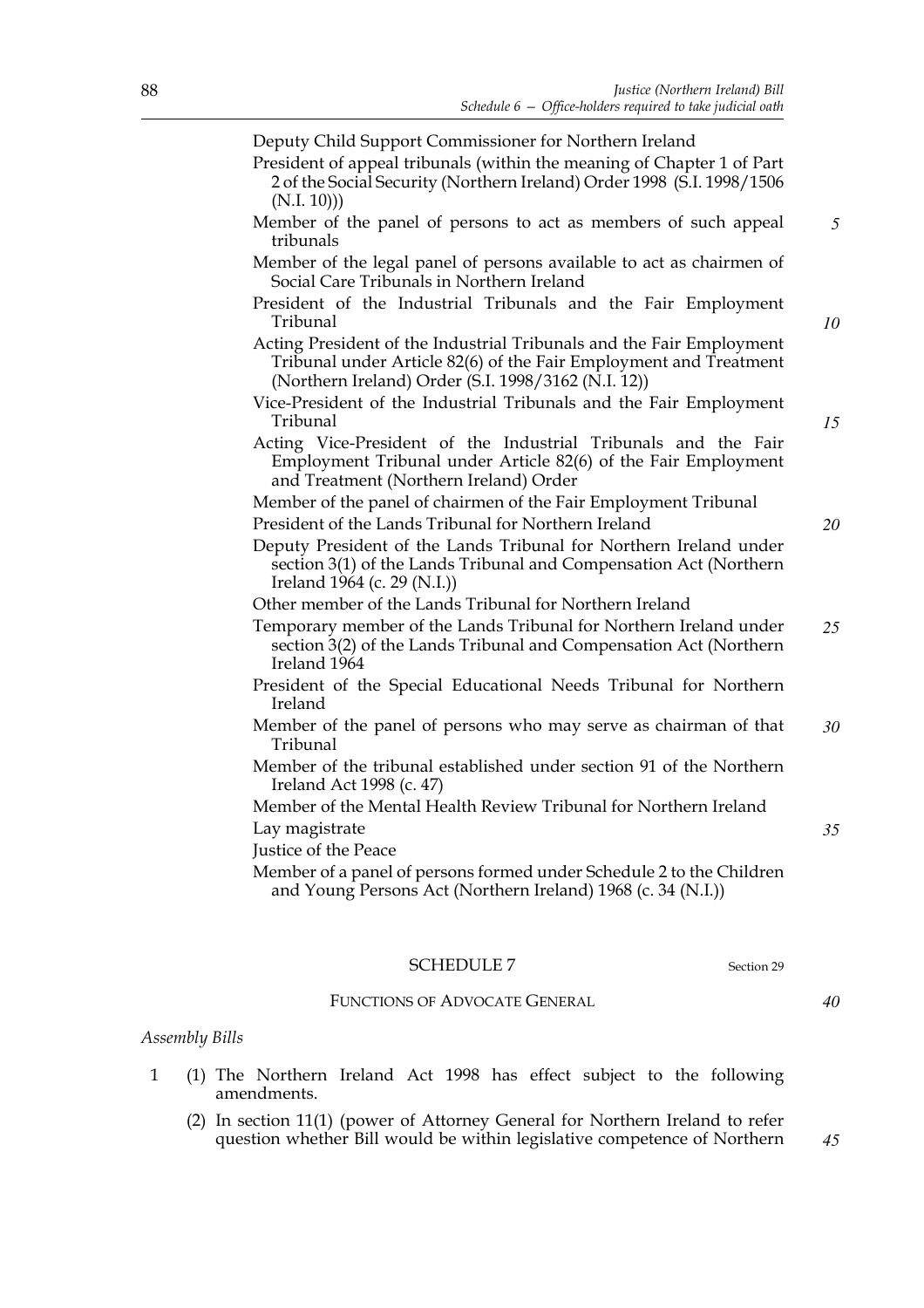Deputy Child Support Commissioner for Northern Ireland

President of appeal tribunals (within the meaning of Chapter 1 of Part 2 of the Social Security (Northern Ireland) Order 1998 (S.I. 1998/1506 (N.I. 10)))

Member of the panel of persons to act as members of such appeal tribunals

Member of the legal panel of persons available to act as chairmen of Social Care Tribunals in Northern Ireland

President of the Industrial Tribunals and the Fair Employment Tribunal

Acting President of the Industrial Tribunals and the Fair Employment Tribunal under Article 82(6) of the Fair Employment and Treatment (Northern Ireland) Order (S.I. 1998/3162 (N.I. 12))

Vice-President of the Industrial Tribunals and the Fair Employment Tribunal

Acting Vice-President of the Industrial Tribunals and the Fair Employment Tribunal under Article 82(6) of the Fair Employment and Treatment (Northern Ireland) Order

Member of the panel of chairmen of the Fair Employment Tribunal

President of the Lands Tribunal for Northern Ireland

Deputy President of the Lands Tribunal for Northern Ireland under section 3(1) of the Lands Tribunal and Compensation Act (Northern Ireland 1964 (c. 29 (N.I.))

Other member of the Lands Tribunal for Northern Ireland

Temporary member of the Lands Tribunal for Northern Ireland under section 3(2) of the Lands Tribunal and Compensation Act (Northern Ireland 1964

President of the Special Educational Needs Tribunal for Northern Ireland

Member of the panel of persons who may serve as chairman of that Tribunal

Member of the tribunal established under section 91 of the Northern Ireland Act 1998 (c. 47)

Member of the Mental Health Review Tribunal for Northern Ireland

Lay magistrate

Justice of the Peace

Member of a panel of persons formed under Schedule 2 to the Children and Young Persons Act (Northern Ireland) 1968 (c. 34 (N.I.))

## SCHEDULE 7

Section 29

### FUNCTIONS OF ADVOCATE GENERAL

*Assembly Bills*

1 (1) The Northern Ireland Act 1998 has effect subject to the following amendments.

(2) In section 11(1) (power of Attorney General for Northern Ireland to refer question whether Bill would be within legislative competence of Northern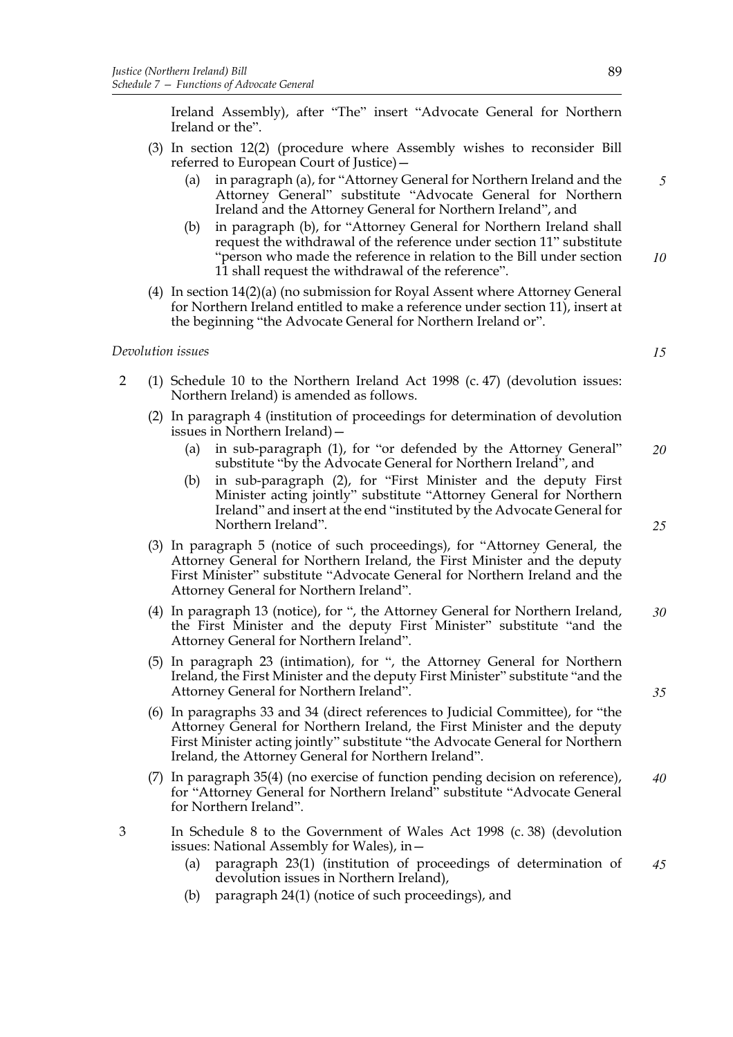Ireland Assembly), after "The" insert "Advocate General for Northern Ireland or the".

(3) In section 12(2) (procedure where Assembly wishes to reconsider Bill referred to European Court of Justice)—

- (a) in paragraph (a), for "Attorney General for Northern Ireland and the Attorney General" substitute "Advocate General for Northern Ireland and the Attorney General for Northern Ireland", and
- (b) in paragraph (b), for "Attorney General for Northern Ireland shall request the withdrawal of the reference under section 11" substitute "person who made the reference in relation to the Bill under section 11 shall request the withdrawal of the reference".

(4) In section 14(2)(a) (no submission for Royal Assent where Attorney General for Northern Ireland entitled to make a reference under section 11), insert at the beginning "the Advocate General for Northern Ireland or".

*Devolution issues*

2 (1) Schedule 10 to the Northern Ireland Act 1998 (c. 47) (devolution issues: Northern Ireland) is amended as follows.

(2) In paragraph 4 (institution of proceedings for determination of devolution issues in Northern Ireland)—

- (a) in sub-paragraph (1), for "or defended by the Attorney General" substitute "by the Advocate General for Northern Ireland", and
- (b) in sub-paragraph (2), for "First Minister and the deputy First Minister acting jointly" substitute "Attorney General for Northern Ireland" and insert at the end "instituted by the Advocate General for Northern Ireland".

(3) In paragraph 5 (notice of such proceedings), for "Attorney General, the Attorney General for Northern Ireland, the First Minister and the deputy First Minister" substitute "Advocate General for Northern Ireland and the Attorney General for Northern Ireland".

(4) In paragraph 13 (notice), for ", the Attorney General for Northern Ireland, the First Minister and the deputy First Minister" substitute "and the Attorney General for Northern Ireland".

(5) In paragraph 23 (intimation), for ", the Attorney General for Northern Ireland, the First Minister and the deputy First Minister" substitute "and the Attorney General for Northern Ireland".

(6) In paragraphs 33 and 34 (direct references to Judicial Committee), for "the Attorney General for Northern Ireland, the First Minister and the deputy First Minister acting jointly" substitute "the Advocate General for Northern Ireland, the Attorney General for Northern Ireland".

(7) In paragraph 35(4) (no exercise of function pending decision on reference), for "Attorney General for Northern Ireland" substitute "Advocate General for Northern Ireland".

3 In Schedule 8 to the Government of Wales Act 1998 (c. 38) (devolution issues: National Assembly for Wales), in—

- (a) paragraph 23(1) (institution of proceedings of determination of devolution issues in Northern Ireland),
- (b) paragraph 24(1) (notice of such proceedings), and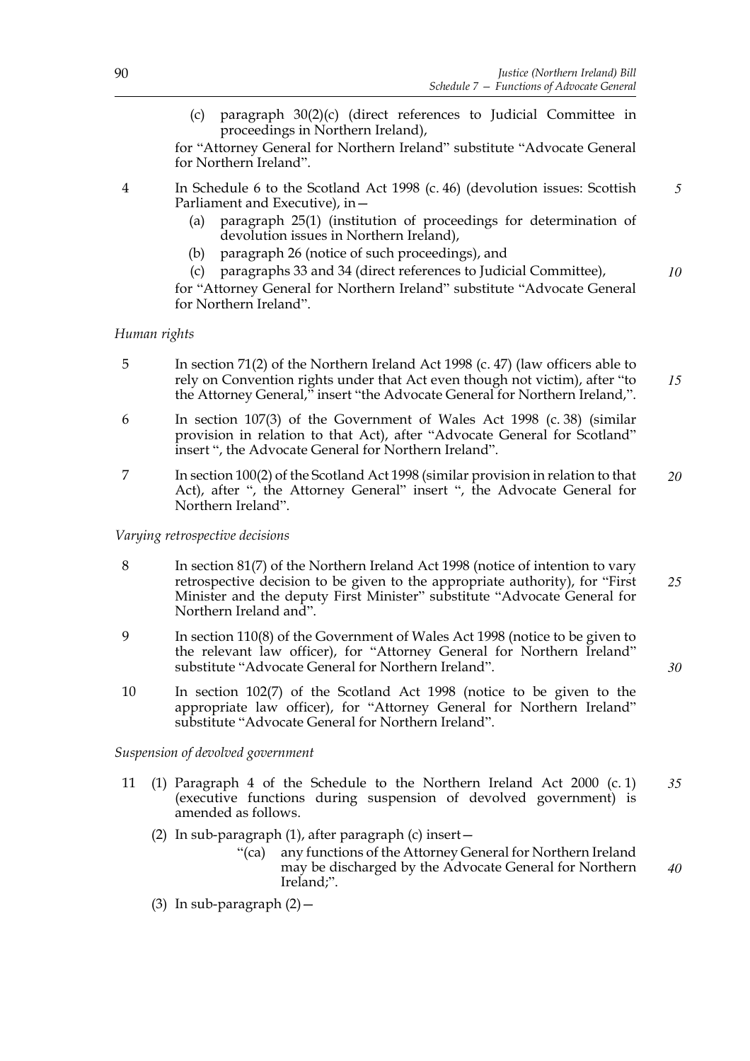(c) paragraph 30(2)(c) (direct references to Judicial Committee in proceedings in Northern Ireland),

for "Attorney General for Northern Ireland" substitute "Advocate General for Northern Ireland".

4 In Schedule 6 to the Scotland Act 1998 (c. 46) (devolution issues: Scottish Parliament and Executive), in—

(a) paragraph 25(1) (institution of proceedings for determination of devolution issues in Northern Ireland),

(b) paragraph 26 (notice of such proceedings), and

(c) paragraphs 33 and 34 (direct references to Judicial Committee),

for "Attorney General for Northern Ireland" substitute "Advocate General for Northern Ireland".

*Human rights*

5 In section 71(2) of the Northern Ireland Act 1998 (c. 47) (law officers able to rely on Convention rights under that Act even though not victim), after "to the Attorney General," insert "the Advocate General for Northern Ireland,".

6 In section 107(3) of the Government of Wales Act 1998 (c. 38) (similar provision in relation to that Act), after "Advocate General for Scotland" insert ", the Advocate General for Northern Ireland".

7 In section 100(2) of the Scotland Act 1998 (similar provision in relation to that Act), after ", the Attorney General" insert ", the Advocate General for Northern Ireland".

*Varying retrospective decisions*

8 In section 81(7) of the Northern Ireland Act 1998 (notice of intention to vary retrospective decision to be given to the appropriate authority), for "First Minister and the deputy First Minister" substitute "Advocate General for Northern Ireland and".

9 In section 110(8) of the Government of Wales Act 1998 (notice to be given to the relevant law officer), for "Attorney General for Northern Ireland" substitute "Advocate General for Northern Ireland".

10 In section 102(7) of the Scotland Act 1998 (notice to be given to the appropriate law officer), for "Attorney General for Northern Ireland" substitute "Advocate General for Northern Ireland".

*Suspension of devolved government*

11 (1) Paragraph 4 of the Schedule to the Northern Ireland Act 2000 (c. 1) (executive functions during suspension of devolved government) is amended as follows.

(2) In sub-paragraph (1), after paragraph (c) insert—

"(ca) any functions of the Attorney General for Northern Ireland may be discharged by the Advocate General for Northern Ireland;".

(3) In sub-paragraph (2)—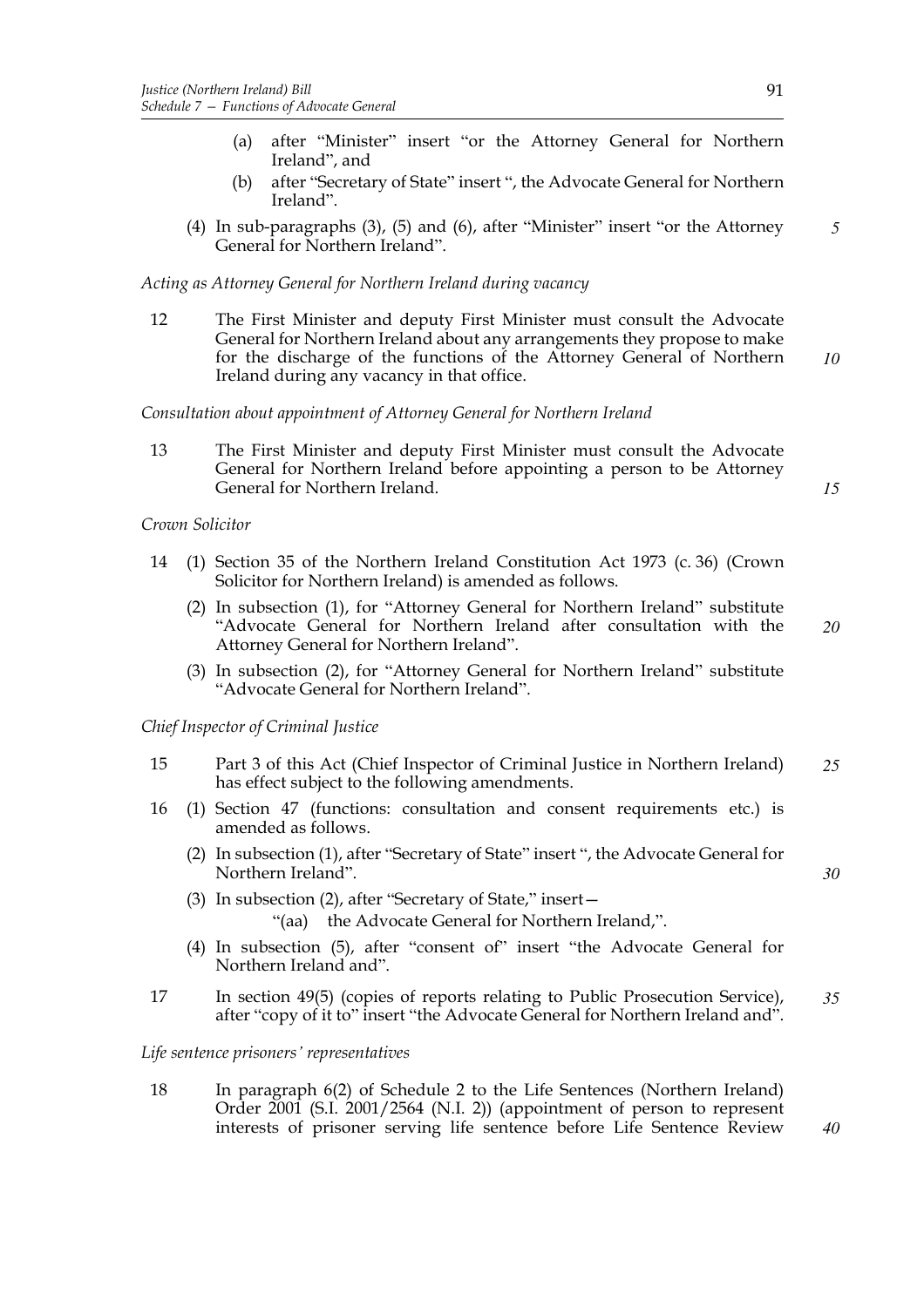(a) after "Minister" insert "or the Attorney General for Northern Ireland", and

(b) after "Secretary of State" insert ", the Advocate General for Northern Ireland".

(4) In sub-paragraphs (3), (5) and (6), after "Minister" insert "or the Attorney General for Northern Ireland".

*Acting as Attorney General for Northern Ireland during vacancy*

12 The First Minister and deputy First Minister must consult the Advocate General for Northern Ireland about any arrangements they propose to make for the discharge of the functions of the Attorney General of Northern Ireland during any vacancy in that office.

*Consultation about appointment of Attorney General for Northern Ireland*

13 The First Minister and deputy First Minister must consult the Advocate General for Northern Ireland before appointing a person to be Attorney General for Northern Ireland.

*Crown Solicitor*

14 (1) Section 35 of the Northern Ireland Constitution Act 1973 (c. 36) (Crown Solicitor for Northern Ireland) is amended as follows.

(2) In subsection (1), for "Attorney General for Northern Ireland" substitute "Advocate General for Northern Ireland after consultation with the Attorney General for Northern Ireland".

(3) In subsection (2), for "Attorney General for Northern Ireland" substitute "Advocate General for Northern Ireland".

*Chief Inspector of Criminal Justice*

15 Part 3 of this Act (Chief Inspector of Criminal Justice in Northern Ireland) has effect subject to the following amendments.

16 (1) Section 47 (functions: consultation and consent requirements etc.) is amended as follows.

(2) In subsection (1), after "Secretary of State" insert ", the Advocate General for Northern Ireland".

(3) In subsection (2), after "Secretary of State," insert—

"(aa) the Advocate General for Northern Ireland,".

(4) In subsection (5), after "consent of" insert "the Advocate General for Northern Ireland and".

17 In section 49(5) (copies of reports relating to Public Prosecution Service), after "copy of it to" insert "the Advocate General for Northern Ireland and".

*Life sentence prisoners' representatives*

18 In paragraph 6(2) of Schedule 2 to the Life Sentences (Northern Ireland) Order 2001 (S.I. 2001/2564 (N.I. 2)) (appointment of person to represent interests of prisoner serving life sentence before Life Sentence Review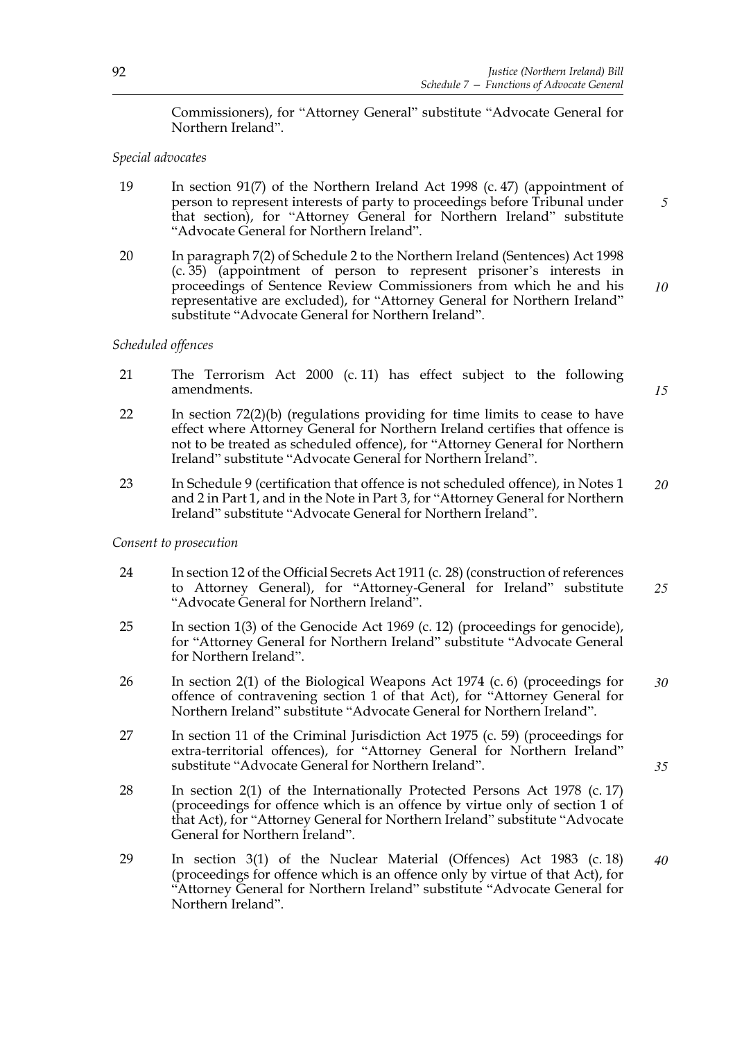Commissioners), for "Attorney General" substitute "Advocate General for Northern Ireland".

*Special advocates*

19 In section 91(7) of the Northern Ireland Act 1998 (c. 47) (appointment of person to represent interests of party to proceedings before Tribunal under that section), for "Attorney General for Northern Ireland" substitute "Advocate General for Northern Ireland".

20 In paragraph 7(2) of Schedule 2 to the Northern Ireland (Sentences) Act 1998 (c. 35) (appointment of person to represent prisoner's interests in proceedings of Sentence Review Commissioners from which he and his representative are excluded), for "Attorney General for Northern Ireland" substitute "Advocate General for Northern Ireland".

*Scheduled offences*

21 The Terrorism Act 2000 (c. 11) has effect subject to the following amendments.

22 In section 72(2)(b) (regulations providing for time limits to cease to have effect where Attorney General for Northern Ireland certifies that offence is not to be treated as scheduled offence), for "Attorney General for Northern Ireland" substitute "Advocate General for Northern Ireland".

23 In Schedule 9 (certification that offence is not scheduled offence), in Notes 1 and 2 in Part 1, and in the Note in Part 3, for "Attorney General for Northern Ireland" substitute "Advocate General for Northern Ireland".

*Consent to prosecution*

24 In section 12 of the Official Secrets Act 1911 (c. 28) (construction of references to Attorney General), for "Attorney-General for Ireland" substitute "Advocate General for Northern Ireland".

25 In section 1(3) of the Genocide Act 1969 (c. 12) (proceedings for genocide), for "Attorney General for Northern Ireland" substitute "Advocate General for Northern Ireland".

26 In section 2(1) of the Biological Weapons Act 1974 (c. 6) (proceedings for offence of contravening section 1 of that Act), for "Attorney General for Northern Ireland" substitute "Advocate General for Northern Ireland".

27 In section 11 of the Criminal Jurisdiction Act 1975 (c. 59) (proceedings for extra-territorial offences), for "Attorney General for Northern Ireland" substitute "Advocate General for Northern Ireland".

28 In section 2(1) of the Internationally Protected Persons Act 1978 (c. 17) (proceedings for offence which is an offence by virtue only of section 1 of that Act), for "Attorney General for Northern Ireland" substitute "Advocate General for Northern Ireland".

29 In section 3(1) of the Nuclear Material (Offences) Act 1983 (c. 18) (proceedings for offence which is an offence only by virtue of that Act), for "Attorney General for Northern Ireland" substitute "Advocate General for Northern Ireland".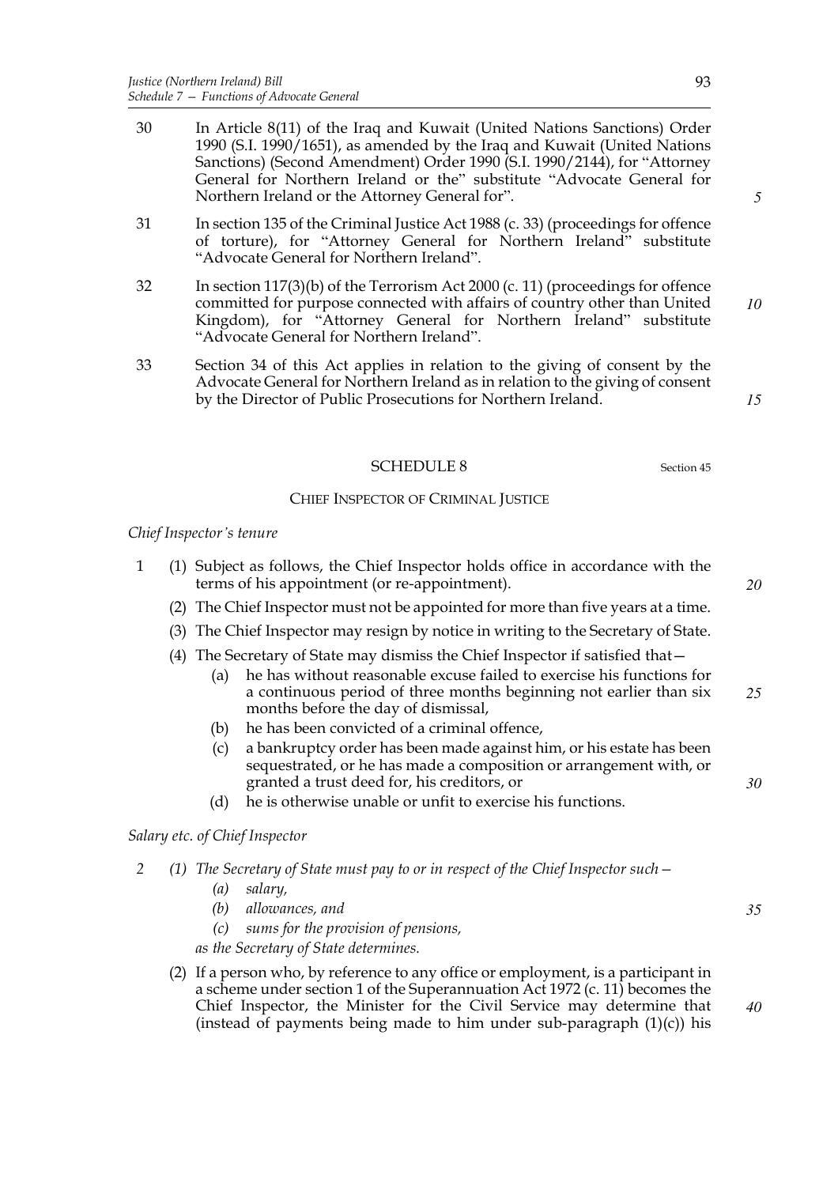30 In Article 8(11) of the Iraq and Kuwait (United Nations Sanctions) Order 1990 (S.I. 1990/1651), as amended by the Iraq and Kuwait (United Nations Sanctions) (Second Amendment) Order 1990 (S.I. 1990/2144), for "Attorney General for Northern Ireland or the" substitute "Advocate General for Northern Ireland or the Attorney General for".

31 In section 135 of the Criminal Justice Act 1988 (c. 33) (proceedings for offence of torture), for "Attorney General for Northern Ireland" substitute "Advocate General for Northern Ireland".

32 In section 117(3)(b) of the Terrorism Act 2000 (c. 11) (proceedings for offence committed for purpose connected with affairs of country other than United Kingdom), for "Attorney General for Northern Ireland" substitute "Advocate General for Northern Ireland".

33 Section 34 of this Act applies in relation to the giving of consent by the Advocate General for Northern Ireland as in relation to the giving of consent by the Director of Public Prosecutions for Northern Ireland.

## SCHEDULE 8

Section 45

### CHIEF INSPECTOR OF CRIMINAL JUSTICE

*Chief Inspector's tenure*

1 (1) Subject as follows, the Chief Inspector holds office in accordance with the terms of his appointment (or re-appointment).

(2) The Chief Inspector must not be appointed for more than five years at a time.

(3) The Chief Inspector may resign by notice in writing to the Secretary of State.

(4) The Secretary of State may dismiss the Chief Inspector if satisfied that—

(a) he has without reasonable excuse failed to exercise his functions for a continuous period of three months beginning not earlier than six months before the day of dismissal,

(b) he has been convicted of a criminal offence,

(c) a bankruptcy order has been made against him, or his estate has been sequestrated, or he has made a composition or arrangement with, or granted a trust deed for, his creditors, or

(d) he is otherwise unable or unfit to exercise his functions.

*Salary etc. of Chief Inspector*

*2 (1) The Secretary of State must pay to or in respect of the Chief Inspector such—*

*(a) salary,*

*(b) allowances, and*

*(c) sums for the provision of pensions,*

*as the Secretary of State determines.*

(2) If a person who, by reference to any office or employment, is a participant in a scheme under section 1 of the Superannuation Act 1972 (c. 11) becomes the Chief Inspector, the Minister for the Civil Service may determine that (instead of payments being made to him under sub-paragraph (1)(c)) his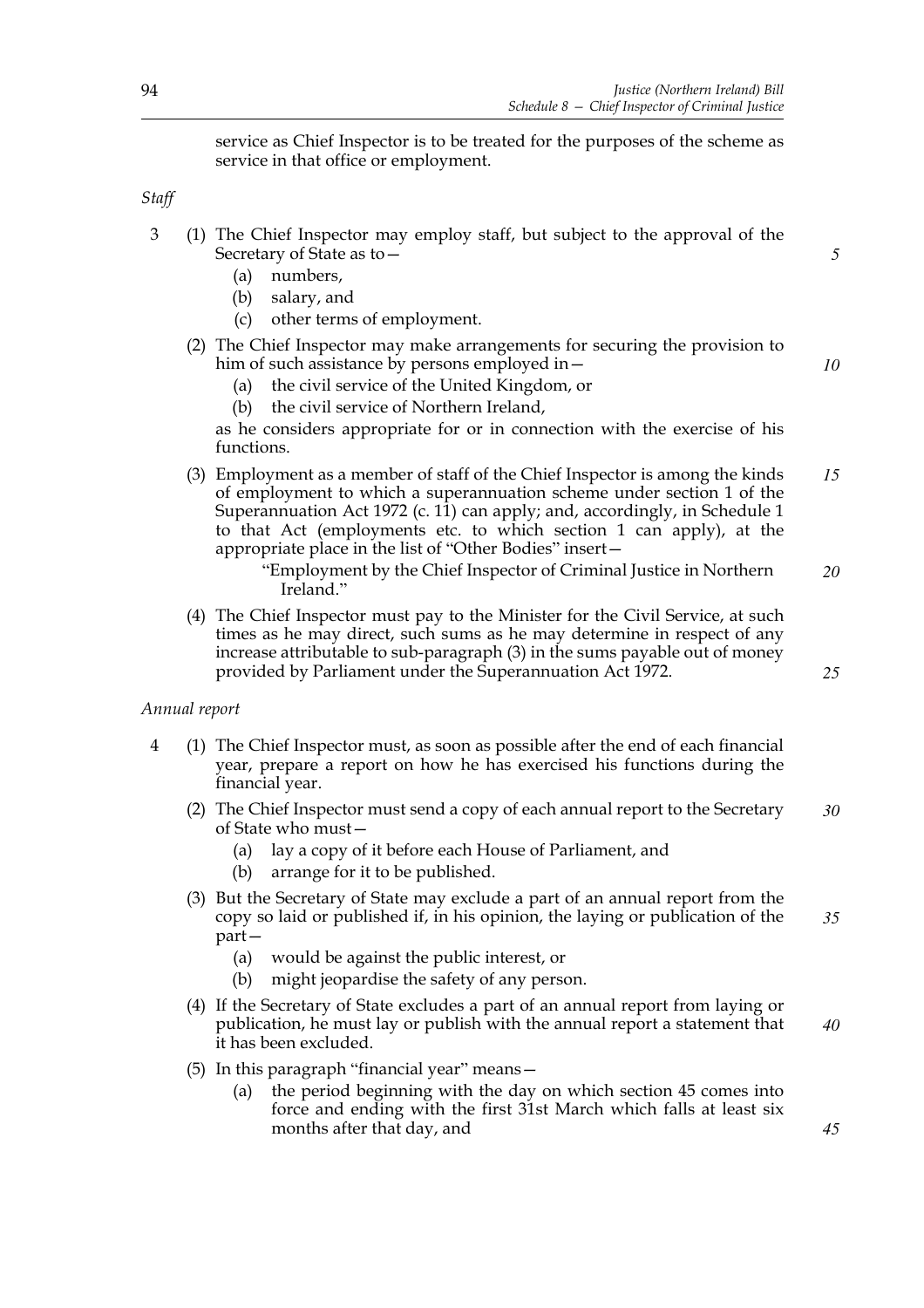service as Chief Inspector is to be treated for the purposes of the scheme as service in that office or employment.

*Staff*

3 (1) The Chief Inspector may employ staff, but subject to the approval of the Secretary of State as to—

(a) numbers,

(b) salary, and

(c) other terms of employment.

(2) The Chief Inspector may make arrangements for securing the provision to him of such assistance by persons employed in—

(a) the civil service of the United Kingdom, or

(b) the civil service of Northern Ireland,

as he considers appropriate for or in connection with the exercise of his functions.

(3) Employment as a member of staff of the Chief Inspector is among the kinds of employment to which a superannuation scheme under section 1 of the Superannuation Act 1972 (c. 11) can apply; and, accordingly, in Schedule 1 to that Act (employments etc. to which section 1 can apply), at the appropriate place in the list of "Other Bodies" insert—

"Employment by the Chief Inspector of Criminal Justice in Northern Ireland."

(4) The Chief Inspector must pay to the Minister for the Civil Service, at such times as he may direct, such sums as he may determine in respect of any increase attributable to sub-paragraph (3) in the sums payable out of money provided by Parliament under the Superannuation Act 1972.

*Annual report*

4 (1) The Chief Inspector must, as soon as possible after the end of each financial year, prepare a report on how he has exercised his functions during the financial year.

(2) The Chief Inspector must send a copy of each annual report to the Secretary of State who must—

(a) lay a copy of it before each House of Parliament, and

(b) arrange for it to be published.

(3) But the Secretary of State may exclude a part of an annual report from the copy so laid or published if, in his opinion, the laying or publication of the part—

(a) would be against the public interest, or

(b) might jeopardise the safety of any person.

(4) If the Secretary of State excludes a part of an annual report from laying or publication, he must lay or publish with the annual report a statement that it has been excluded.

(5) In this paragraph "financial year" means—

(a) the period beginning with the day on which section 45 comes into force and ending with the first 31st March which falls at least six months after that day, and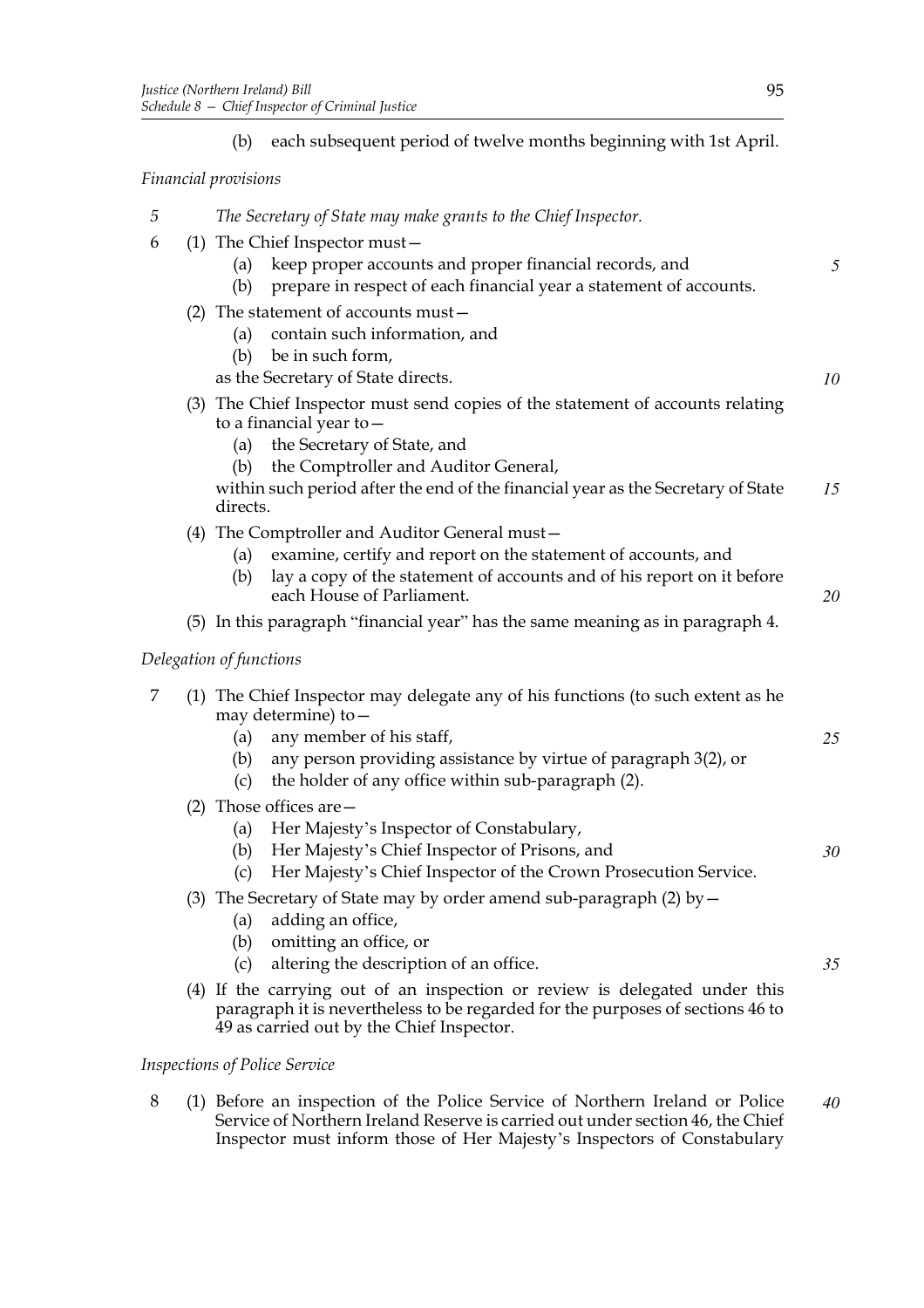(b) each subsequent period of twelve months beginning with 1st April.

*Financial provisions*

5 *The Secretary of State may make grants to the Chief Inspector.*

6 (1) The Chief Inspector must—

   (a) keep proper accounts and proper financial records, and

   (b) prepare in respect of each financial year a statement of accounts.

(2) The statement of accounts must—

   (a) contain such information, and

   (b) be in such form,

as the Secretary of State directs.

(3) The Chief Inspector must send copies of the statement of accounts relating to a financial year to—

   (a) the Secretary of State, and

   (b) the Comptroller and Auditor General,

within such period after the end of the financial year as the Secretary of State directs.

(4) The Comptroller and Auditor General must—

   (a) examine, certify and report on the statement of accounts, and

   (b) lay a copy of the statement of accounts and of his report on it before each House of Parliament.

(5) In this paragraph "financial year" has the same meaning as in paragraph 4.

*Delegation of functions*

7 (1) The Chief Inspector may delegate any of his functions (to such extent as he may determine) to—

   (a) any member of his staff,

   (b) any person providing assistance by virtue of paragraph 3(2), or

   (c) the holder of any office within sub-paragraph (2).

(2) Those offices are—

   (a) Her Majesty's Inspector of Constabulary,

   (b) Her Majesty's Chief Inspector of Prisons, and

   (c) Her Majesty's Chief Inspector of the Crown Prosecution Service.

(3) The Secretary of State may by order amend sub-paragraph (2) by—

   (a) adding an office,

   (b) omitting an office, or

   (c) altering the description of an office.

(4) If the carrying out of an inspection or review is delegated under this paragraph it is nevertheless to be regarded for the purposes of sections 46 to 49 as carried out by the Chief Inspector.

*Inspections of Police Service*

8 (1) Before an inspection of the Police Service of Northern Ireland or Police Service of Northern Ireland Reserve is carried out under section 46, the Chief Inspector must inform those of Her Majesty's Inspectors of Constabulary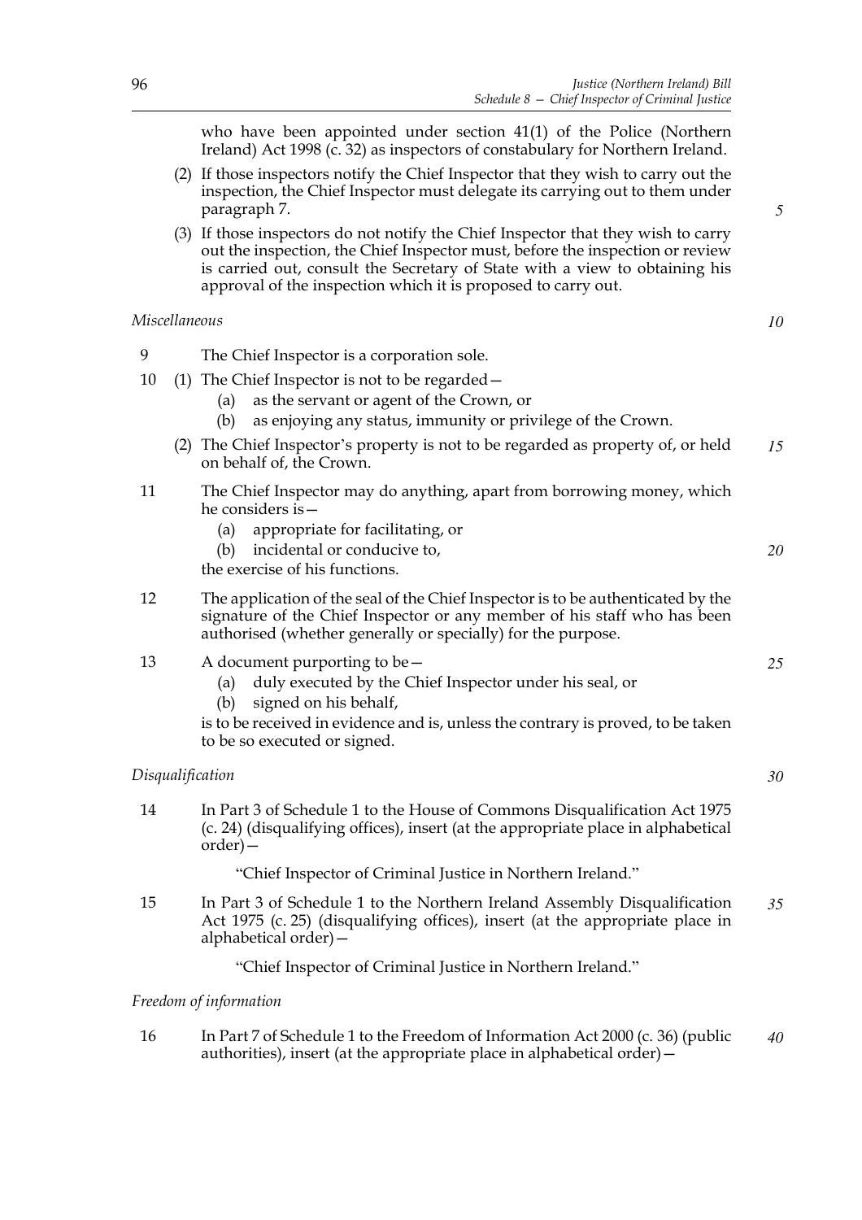who have been appointed under section 41(1) of the Police (Northern Ireland) Act 1998 (c. 32) as inspectors of constabulary for Northern Ireland.

(2) If those inspectors notify the Chief Inspector that they wish to carry out the inspection, the Chief Inspector must delegate its carrying out to them under paragraph 7.

(3) If those inspectors do not notify the Chief Inspector that they wish to carry out the inspection, the Chief Inspector must, before the inspection or review is carried out, consult the Secretary of State with a view to obtaining his approval of the inspection which it is proposed to carry out.

*Miscellaneous*

9 The Chief Inspector is a corporation sole.

10 (1) The Chief Inspector is not to be regarded—

(a) as the servant or agent of the Crown, or

(b) as enjoying any status, immunity or privilege of the Crown.

(2) The Chief Inspector's property is not to be regarded as property of, or held on behalf of, the Crown.

11 The Chief Inspector may do anything, apart from borrowing money, which he considers is—

(a) appropriate for facilitating, or

(b) incidental or conducive to,

the exercise of his functions.

12 The application of the seal of the Chief Inspector is to be authenticated by the signature of the Chief Inspector or any member of his staff who has been authorised (whether generally or specially) for the purpose.

13 A document purporting to be—

(a) duly executed by the Chief Inspector under his seal, or

(b) signed on his behalf,

is to be received in evidence and is, unless the contrary is proved, to be taken to be so executed or signed.

*Disqualification*

14 In Part 3 of Schedule 1 to the House of Commons Disqualification Act 1975 (c. 24) (disqualifying offices), insert (at the appropriate place in alphabetical order)—

"Chief Inspector of Criminal Justice in Northern Ireland."

15 In Part 3 of Schedule 1 to the Northern Ireland Assembly Disqualification Act 1975 (c. 25) (disqualifying offices), insert (at the appropriate place in alphabetical order)—

"Chief Inspector of Criminal Justice in Northern Ireland."

*Freedom of information*

16 In Part 7 of Schedule 1 to the Freedom of Information Act 2000 (c. 36) (public authorities), insert (at the appropriate place in alphabetical order)—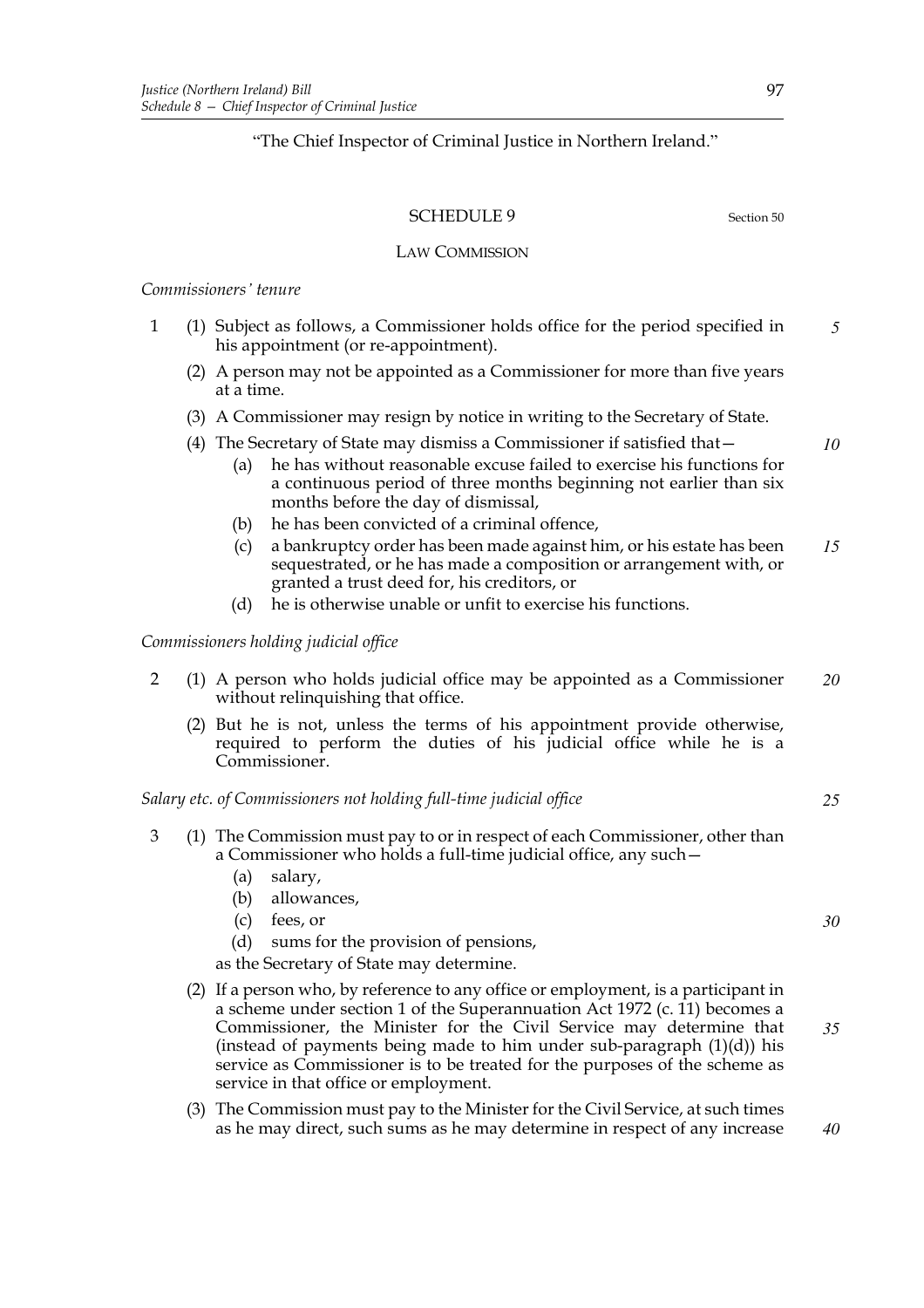"The Chief Inspector of Criminal Justice in Northern Ireland."

## SCHEDULE 9

Section 50

### LAW COMMISSION

*Commissioners' tenure*

1 (1) Subject as follows, a Commissioner holds office for the period specified in his appointment (or re-appointment).

(2) A person may not be appointed as a Commissioner for more than five years at a time.

(3) A Commissioner may resign by notice in writing to the Secretary of State.

(4) The Secretary of State may dismiss a Commissioner if satisfied that—

- (a) he has without reasonable excuse failed to exercise his functions for a continuous period of three months beginning not earlier than six months before the day of dismissal,
- (b) he has been convicted of a criminal offence,
- (c) a bankruptcy order has been made against him, or his estate has been sequestrated, or he has made a composition or arrangement with, or granted a trust deed for, his creditors, or
- (d) he is otherwise unable or unfit to exercise his functions.

*Commissioners holding judicial office*

2 (1) A person who holds judicial office may be appointed as a Commissioner without relinquishing that office.

(2) But he is not, unless the terms of his appointment provide otherwise, required to perform the duties of his judicial office while he is a Commissioner.

*Salary etc. of Commissioners not holding full-time judicial office*

3 (1) The Commission must pay to or in respect of each Commissioner, other than a Commissioner who holds a full-time judicial office, any such—

- (a) salary,
- (b) allowances,
- (c) fees, or
- (d) sums for the provision of pensions,

as the Secretary of State may determine.

(2) If a person who, by reference to any office or employment, is a participant in a scheme under section 1 of the Superannuation Act 1972 (c. 11) becomes a Commissioner, the Minister for the Civil Service may determine that (instead of payments being made to him under sub-paragraph (1)(d)) his service as Commissioner is to be treated for the purposes of the scheme as service in that office or employment.

(3) The Commission must pay to the Minister for the Civil Service, at such times as he may direct, such sums as he may determine in respect of any increase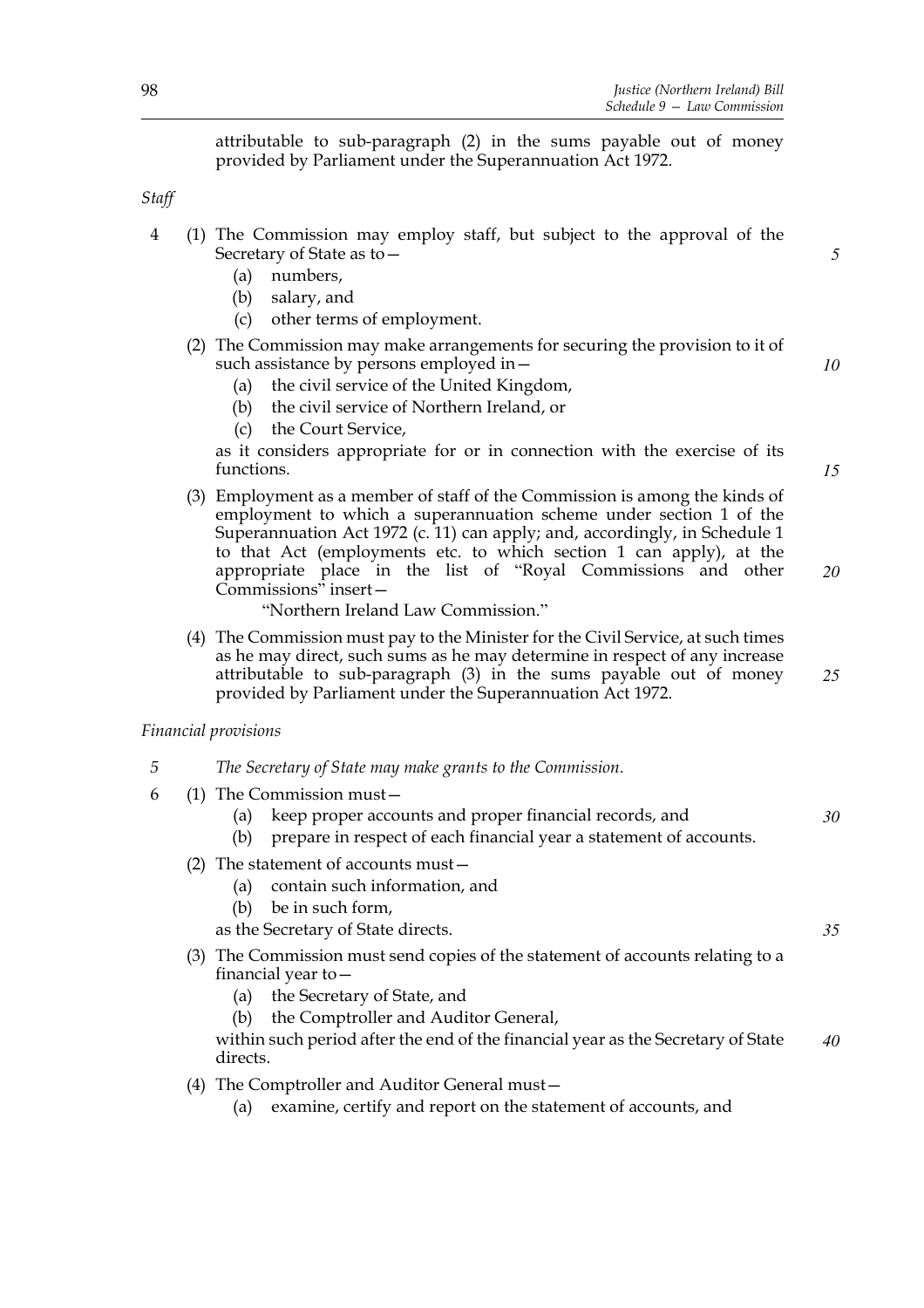attributable to sub-paragraph (2) in the sums payable out of money provided by Parliament under the Superannuation Act 1972.

*Staff*

4 (1) The Commission may employ staff, but subject to the approval of the Secretary of State as to—

(a) numbers,

(b) salary, and

(c) other terms of employment.

(2) The Commission may make arrangements for securing the provision to it of such assistance by persons employed in—

(a) the civil service of the United Kingdom,

(b) the civil service of Northern Ireland, or

(c) the Court Service,

as it considers appropriate for or in connection with the exercise of its functions.

(3) Employment as a member of staff of the Commission is among the kinds of employment to which a superannuation scheme under section 1 of the Superannuation Act 1972 (c. 11) can apply; and, accordingly, in Schedule 1 to that Act (employments etc. to which section 1 can apply), at the appropriate place in the list of "Royal Commissions and other Commissions" insert—

"Northern Ireland Law Commission."

(4) The Commission must pay to the Minister for the Civil Service, at such times as he may direct, such sums as he may determine in respect of any increase attributable to sub-paragraph (3) in the sums payable out of money provided by Parliament under the Superannuation Act 1972.

*Financial provisions*

*5 The Secretary of State may make grants to the Commission.*

6 (1) The Commission must—

(a) keep proper accounts and proper financial records, and

(b) prepare in respect of each financial year a statement of accounts.

(2) The statement of accounts must—

(a) contain such information, and

(b) be in such form,

as the Secretary of State directs.

(3) The Commission must send copies of the statement of accounts relating to a financial year to—

(a) the Secretary of State, and

(b) the Comptroller and Auditor General,

within such period after the end of the financial year as the Secretary of State directs.

(4) The Comptroller and Auditor General must—

(a) examine, certify and report on the statement of accounts, and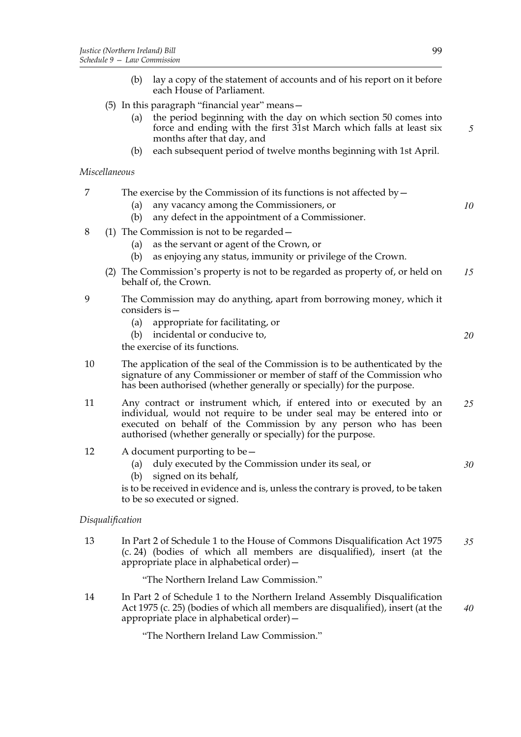(b) lay a copy of the statement of accounts and of his report on it before each House of Parliament.

(5) In this paragraph "financial year" means—

(a) the period beginning with the day on which section 50 comes into force and ending with the first 31st March which falls at least six months after that day, and

(b) each subsequent period of twelve months beginning with 1st April.

*Miscellaneous*

7 The exercise by the Commission of its functions is not affected by—

(a) any vacancy among the Commissioners, or

(b) any defect in the appointment of a Commissioner.

8 (1) The Commission is not to be regarded—

(a) as the servant or agent of the Crown, or

(b) as enjoying any status, immunity or privilege of the Crown.

(2) The Commission's property is not to be regarded as property of, or held on behalf of, the Crown.

9 The Commission may do anything, apart from borrowing money, which it considers is—

(a) appropriate for facilitating, or

(b) incidental or conducive to,

the exercise of its functions.

10 The application of the seal of the Commission is to be authenticated by the signature of any Commissioner or member of staff of the Commission who has been authorised (whether generally or specially) for the purpose.

11 Any contract or instrument which, if entered into or executed by an individual, would not require to be under seal may be entered into or executed on behalf of the Commission by any person who has been authorised (whether generally or specially) for the purpose.

12 A document purporting to be—

(a) duly executed by the Commission under its seal, or

(b) signed on its behalf,

is to be received in evidence and is, unless the contrary is proved, to be taken to be so executed or signed.

*Disqualification*

13 In Part 2 of Schedule 1 to the House of Commons Disqualification Act 1975 (c. 24) (bodies of which all members are disqualified), insert (at the appropriate place in alphabetical order)—

"The Northern Ireland Law Commission."

14 In Part 2 of Schedule 1 to the Northern Ireland Assembly Disqualification Act 1975 (c. 25) (bodies of which all members are disqualified), insert (at the appropriate place in alphabetical order)—

"The Northern Ireland Law Commission."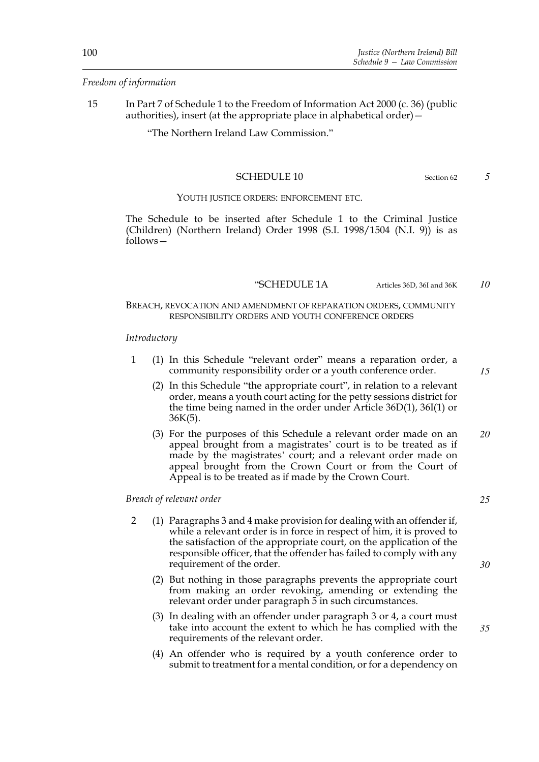*Freedom of information*

15 In Part 7 of Schedule 1 to the Freedom of Information Act 2000 (c. 36) (public authorities), insert (at the appropriate place in alphabetical order)—

"The Northern Ireland Law Commission."

## SCHEDULE 10

Section 62

### YOUTH JUSTICE ORDERS: ENFORCEMENT ETC.

The Schedule to be inserted after Schedule 1 to the Criminal Justice (Children) (Northern Ireland) Order 1998 (S.I. 1998/1504 (N.I. 9)) is as follows—

## "SCHEDULE 1A

Articles 36D, 36I and 36K

### BREACH, REVOCATION AND AMENDMENT OF REPARATION ORDERS, COMMUNITY RESPONSIBILITY ORDERS AND YOUTH CONFERENCE ORDERS

*Introductory*

1 (1) In this Schedule "relevant order" means a reparation order, a community responsibility order or a youth conference order.

(2) In this Schedule "the appropriate court", in relation to a relevant order, means a youth court acting for the petty sessions district for the time being named in the order under Article 36D(1), 36I(1) or 36K(5).

(3) For the purposes of this Schedule a relevant order made on an appeal brought from a magistrates' court is to be treated as if made by the magistrates' court; and a relevant order made on appeal brought from the Crown Court or from the Court of Appeal is to be treated as if made by the Crown Court.

*Breach of relevant order*

2 (1) Paragraphs 3 and 4 make provision for dealing with an offender if, while a relevant order is in force in respect of him, it is proved to the satisfaction of the appropriate court, on the application of the responsible officer, that the offender has failed to comply with any requirement of the order.

(2) But nothing in those paragraphs prevents the appropriate court from making an order revoking, amending or extending the relevant order under paragraph 5 in such circumstances.

(3) In dealing with an offender under paragraph 3 or 4, a court must take into account the extent to which he has complied with the requirements of the relevant order.

(4) An offender who is required by a youth conference order to submit to treatment for a mental condition, or for a dependency on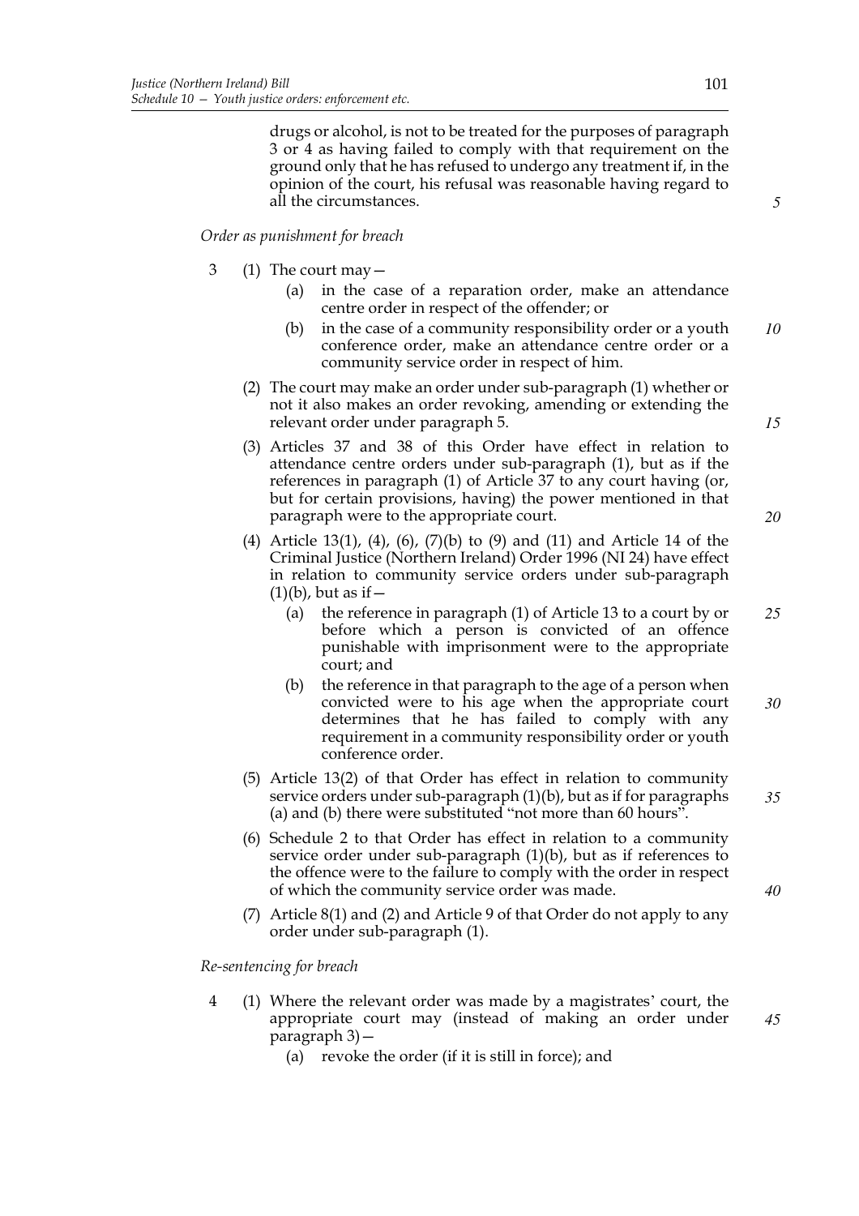drugs or alcohol, is not to be treated for the purposes of paragraph 3 or 4 as having failed to comply with that requirement on the ground only that he has refused to undergo any treatment if, in the opinion of the court, his refusal was reasonable having regard to all the circumstances.

*Order as punishment for breach*

3 (1) The court may—

   (a) in the case of a reparation order, make an attendance centre order in respect of the offender; or

   (b) in the case of a community responsibility order or a youth conference order, make an attendance centre order or a community service order in respect of him.

(2) The court may make an order under sub-paragraph (1) whether or not it also makes an order revoking, amending or extending the relevant order under paragraph 5.

(3) Articles 37 and 38 of this Order have effect in relation to attendance centre orders under sub-paragraph (1), but as if the references in paragraph (1) of Article 37 to any court having (or, but for certain provisions, having) the power mentioned in that paragraph were to the appropriate court.

(4) Article 13(1), (4), (6), (7)(b) to (9) and (11) and Article 14 of the Criminal Justice (Northern Ireland) Order 1996 (NI 24) have effect in relation to community service orders under sub-paragraph (1)(b), but as if—

   (a) the reference in paragraph (1) of Article 13 to a court by or before which a person is convicted of an offence punishable with imprisonment were to the appropriate court; and

   (b) the reference in that paragraph to the age of a person when convicted were to his age when the appropriate court determines that he has failed to comply with any requirement in a community responsibility order or youth conference order.

(5) Article 13(2) of that Order has effect in relation to community service orders under sub-paragraph (1)(b), but as if for paragraphs (a) and (b) there were substituted "not more than 60 hours".

(6) Schedule 2 to that Order has effect in relation to a community service order under sub-paragraph (1)(b), but as if references to the offence were to the failure to comply with the order in respect of which the community service order was made.

(7) Article 8(1) and (2) and Article 9 of that Order do not apply to any order under sub-paragraph (1).

*Re-sentencing for breach*

4 (1) Where the relevant order was made by a magistrates' court, the appropriate court may (instead of making an order under paragraph 3)—

   (a) revoke the order (if it is still in force); and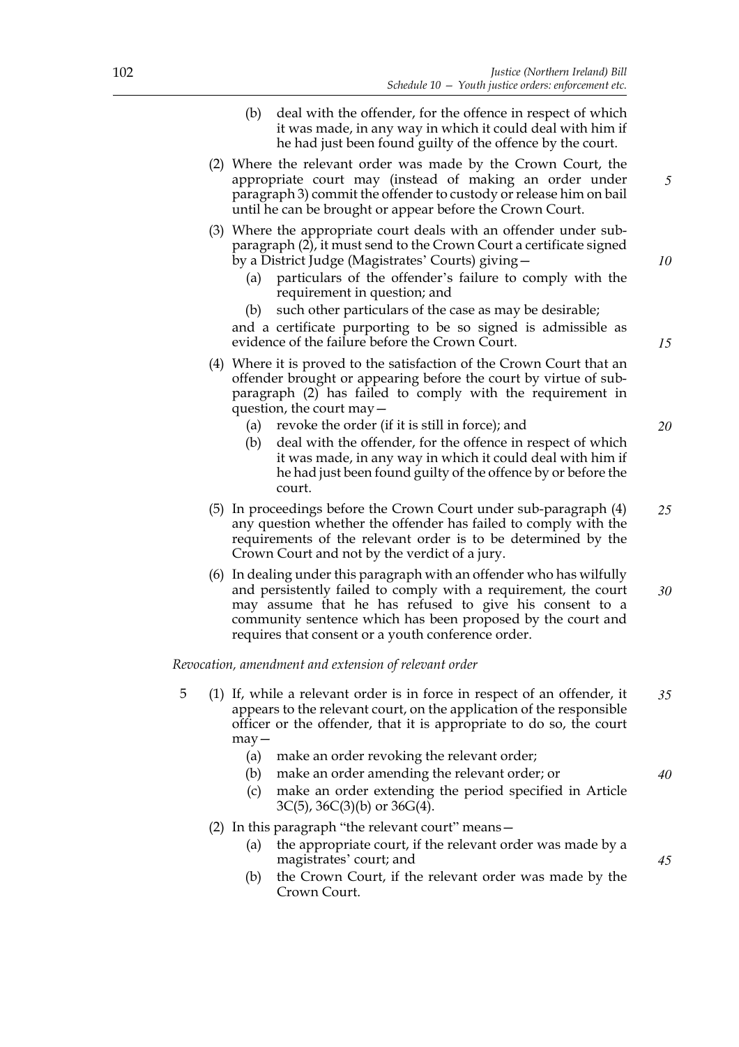(b) deal with the offender, for the offence in respect of which it was made, in any way in which it could deal with him if he had just been found guilty of the offence by the court.

(2) Where the relevant order was made by the Crown Court, the appropriate court may (instead of making an order under paragraph 3) commit the offender to custody or release him on bail until he can be brought or appear before the Crown Court.

(3) Where the appropriate court deals with an offender under sub-paragraph (2), it must send to the Crown Court a certificate signed by a District Judge (Magistrates' Courts) giving—

(a) particulars of the offender's failure to comply with the requirement in question; and

(b) such other particulars of the case as may be desirable;

and a certificate purporting to be so signed is admissible as evidence of the failure before the Crown Court.

(4) Where it is proved to the satisfaction of the Crown Court that an offender brought or appearing before the court by virtue of sub-paragraph (2) has failed to comply with the requirement in question, the court may—

(a) revoke the order (if it is still in force); and

(b) deal with the offender, for the offence in respect of which it was made, in any way in which it could deal with him if he had just been found guilty of the offence by or before the court.

(5) In proceedings before the Crown Court under sub-paragraph (4) any question whether the offender has failed to comply with the requirements of the relevant order is to be determined by the Crown Court and not by the verdict of a jury.

(6) In dealing under this paragraph with an offender who has wilfully and persistently failed to comply with a requirement, the court may assume that he has refused to give his consent to a community sentence which has been proposed by the court and requires that consent or a youth conference order.

*Revocation, amendment and extension of relevant order*

5 (1) If, while a relevant order is in force in respect of an offender, it appears to the relevant court, on the application of the responsible officer or the offender, that it is appropriate to do so, the court may—

(a) make an order revoking the relevant order;

(b) make an order amending the relevant order; or

(c) make an order extending the period specified in Article 3C(5), 36C(3)(b) or 36G(4).

(2) In this paragraph "the relevant court" means—

(a) the appropriate court, if the relevant order was made by a magistrates' court; and

(b) the Crown Court, if the relevant order was made by the Crown Court.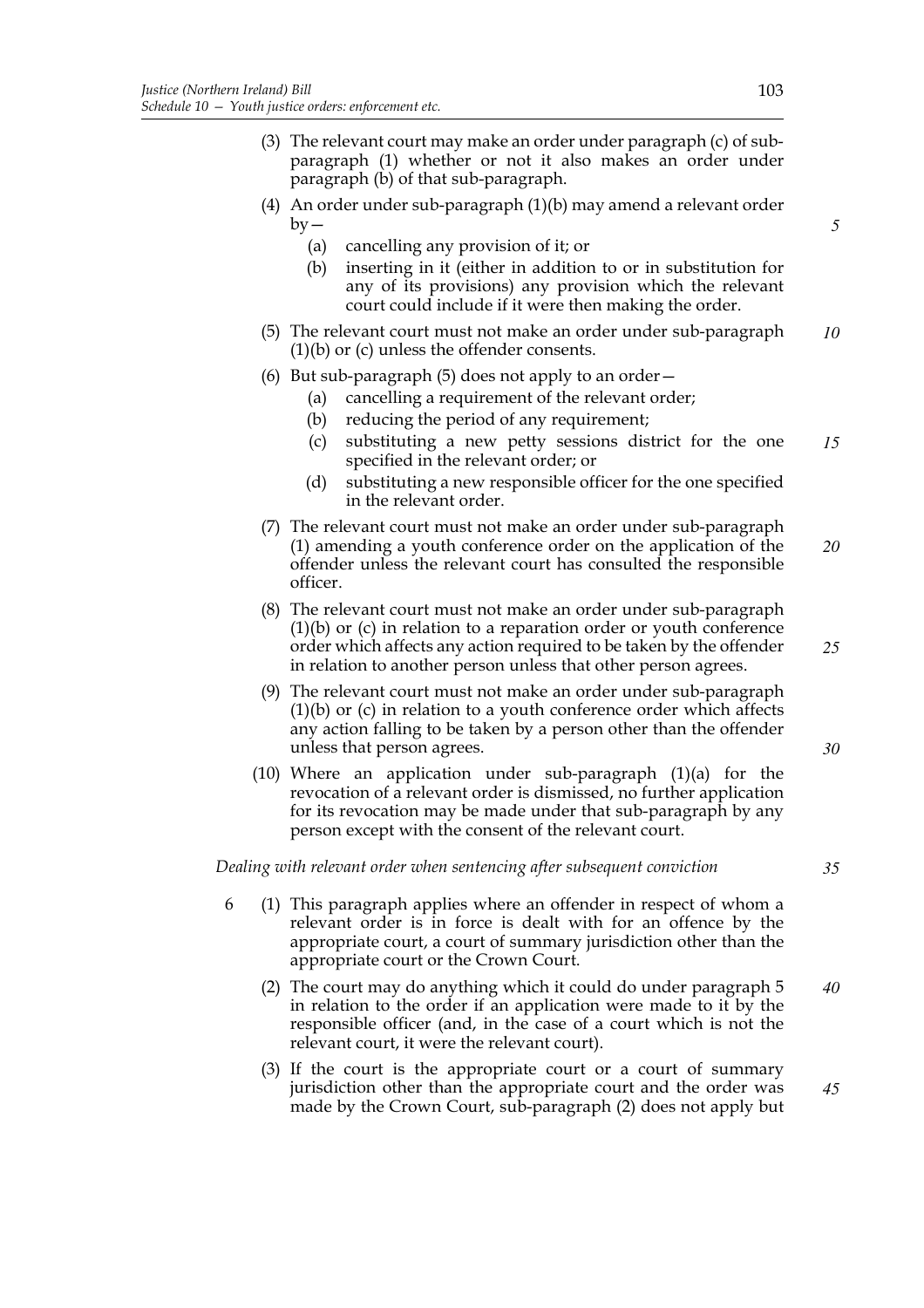(3) The relevant court may make an order under paragraph (c) of sub-paragraph (1) whether or not it also makes an order under paragraph (b) of that sub-paragraph.

(4) An order under sub-paragraph (1)(b) may amend a relevant order by—

  (a) cancelling any provision of it; or

  (b) inserting in it (either in addition to or in substitution for any of its provisions) any provision which the relevant court could include if it were then making the order.

(5) The relevant court must not make an order under sub-paragraph (1)(b) or (c) unless the offender consents.

(6) But sub-paragraph (5) does not apply to an order—

  (a) cancelling a requirement of the relevant order;

  (b) reducing the period of any requirement;

  (c) substituting a new petty sessions district for the one specified in the relevant order; or

  (d) substituting a new responsible officer for the one specified in the relevant order.

(7) The relevant court must not make an order under sub-paragraph (1) amending a youth conference order on the application of the offender unless the relevant court has consulted the responsible officer.

(8) The relevant court must not make an order under sub-paragraph (1)(b) or (c) in relation to a reparation order or youth conference order which affects any action required to be taken by the offender in relation to another person unless that other person agrees.

(9) The relevant court must not make an order under sub-paragraph (1)(b) or (c) in relation to a youth conference order which affects any action falling to be taken by a person other than the offender unless that person agrees.

(10) Where an application under sub-paragraph (1)(a) for the revocation of a relevant order is dismissed, no further application for its revocation may be made under that sub-paragraph by any person except with the consent of the relevant court.

*Dealing with relevant order when sentencing after subsequent conviction*

6 (1) This paragraph applies where an offender in respect of whom a relevant order is in force is dealt with for an offence by the appropriate court, a court of summary jurisdiction other than the appropriate court or the Crown Court.

(2) The court may do anything which it could do under paragraph 5 in relation to the order if an application were made to it by the responsible officer (and, in the case of a court which is not the relevant court, it were the relevant court).

(3) If the court is the appropriate court or a court of summary jurisdiction other than the appropriate court and the order was made by the Crown Court, sub-paragraph (2) does not apply but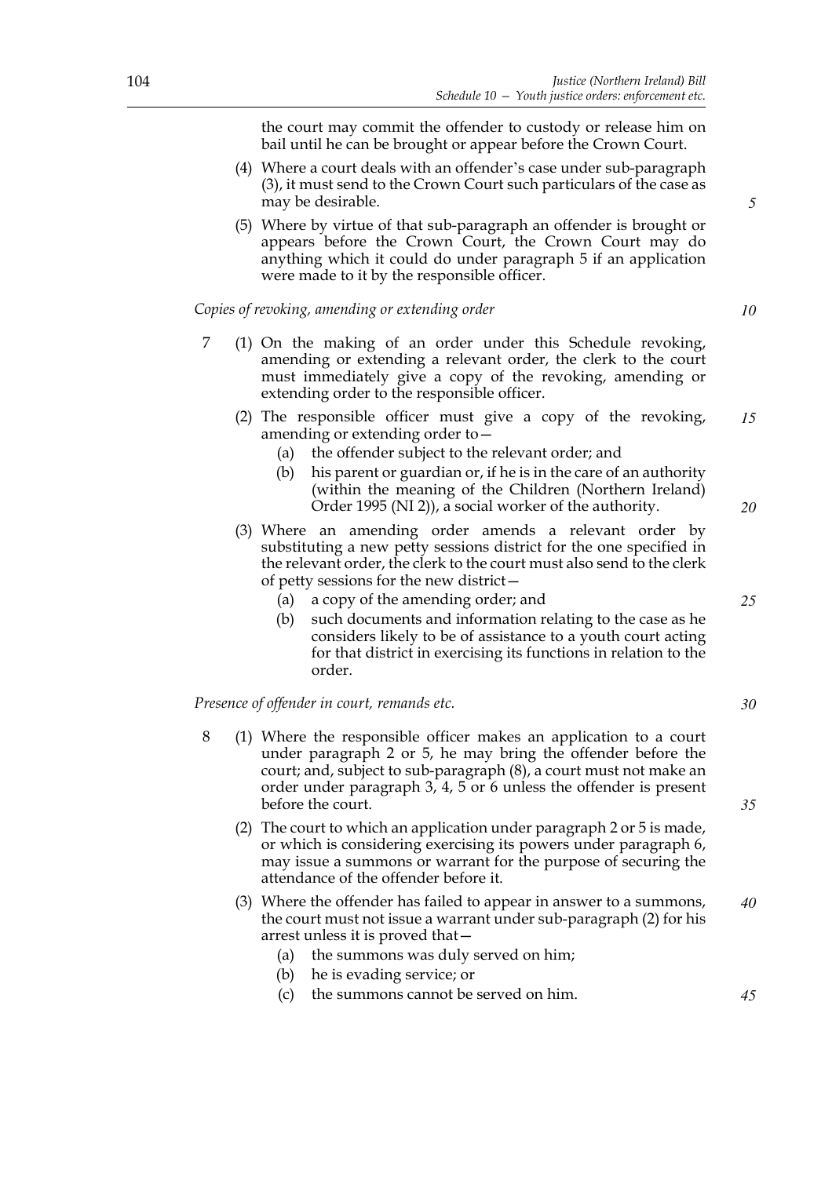the court may commit the offender to custody or release him on bail until he can be brought or appear before the Crown Court.

(4) Where a court deals with an offender's case under sub-paragraph (3), it must send to the Crown Court such particulars of the case as may be desirable.

(5) Where by virtue of that sub-paragraph an offender is brought or appears before the Crown Court, the Crown Court may do anything which it could do under paragraph 5 if an application were made to it by the responsible officer.

*Copies of revoking, amending or extending order*

7 (1) On the making of an order under this Schedule revoking, amending or extending a relevant order, the clerk to the court must immediately give a copy of the revoking, amending or extending order to the responsible officer.

(2) The responsible officer must give a copy of the revoking, amending or extending order to—

(a) the offender subject to the relevant order; and

(b) his parent or guardian or, if he is in the care of an authority (within the meaning of the Children (Northern Ireland) Order 1995 (NI 2)), a social worker of the authority.

(3) Where an amending order amends a relevant order by substituting a new petty sessions district for the one specified in the relevant order, the clerk to the court must also send to the clerk of petty sessions for the new district—

(a) a copy of the amending order; and

(b) such documents and information relating to the case as he considers likely to be of assistance to a youth court acting for that district in exercising its functions in relation to the order.

*Presence of offender in court, remands etc.*

8 (1) Where the responsible officer makes an application to a court under paragraph 2 or 5, he may bring the offender before the court; and, subject to sub-paragraph (8), a court must not make an order under paragraph 3, 4, 5 or 6 unless the offender is present before the court.

(2) The court to which an application under paragraph 2 or 5 is made, or which is considering exercising its powers under paragraph 6, may issue a summons or warrant for the purpose of securing the attendance of the offender before it.

(3) Where the offender has failed to appear in answer to a summons, the court must not issue a warrant under sub-paragraph (2) for his arrest unless it is proved that—

(a) the summons was duly served on him;

(b) he is evading service; or

(c) the summons cannot be served on him.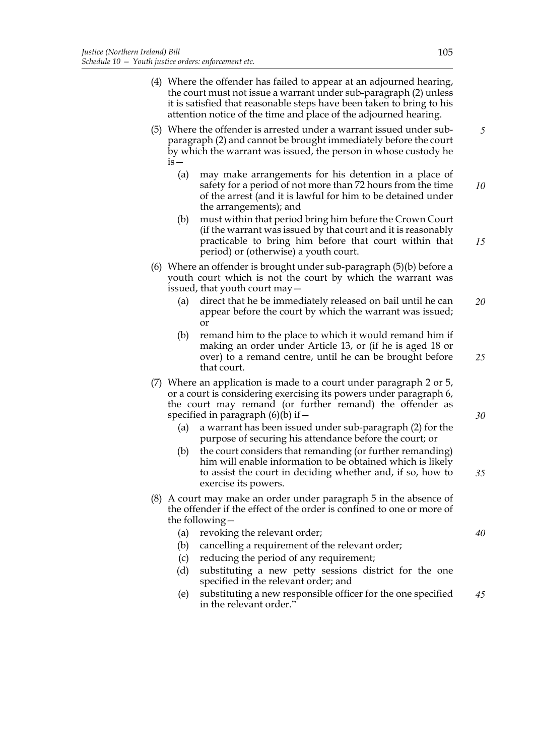(4) Where the offender has failed to appear at an adjourned hearing, the court must not issue a warrant under sub-paragraph (2) unless it is satisfied that reasonable steps have been taken to bring to his attention notice of the time and place of the adjourned hearing.

(5) Where the offender is arrested under a warrant issued under sub-paragraph (2) and cannot be brought immediately before the court by which the warrant was issued, the person in whose custody he is—

  (a) may make arrangements for his detention in a place of safety for a period of not more than 72 hours from the time of the arrest (and it is lawful for him to be detained under the arrangements); and

  (b) must within that period bring him before the Crown Court (if the warrant was issued by that court and it is reasonably practicable to bring him before that court within that period) or (otherwise) a youth court.

(6) Where an offender is brought under sub-paragraph (5)(b) before a youth court which is not the court by which the warrant was issued, that youth court may—

  (a) direct that he be immediately released on bail until he can appear before the court by which the warrant was issued; or

  (b) remand him to the place to which it would remand him if making an order under Article 13, or (if he is aged 18 or over) to a remand centre, until he can be brought before that court.

(7) Where an application is made to a court under paragraph 2 or 5, or a court is considering exercising its powers under paragraph 6, the court may remand (or further remand) the offender as specified in paragraph (6)(b) if—

  (a) a warrant has been issued under sub-paragraph (2) for the purpose of securing his attendance before the court; or

  (b) the court considers that remanding (or further remanding) him will enable information to be obtained which is likely to assist the court in deciding whether and, if so, how to exercise its powers.

(8) A court may make an order under paragraph 5 in the absence of the offender if the effect of the order is confined to one or more of the following—

  (a) revoking the relevant order;

  (b) cancelling a requirement of the relevant order;

  (c) reducing the period of any requirement;

  (d) substituting a new petty sessions district for the one specified in the relevant order; and

  (e) substituting a new responsible officer for the one specified in the relevant order."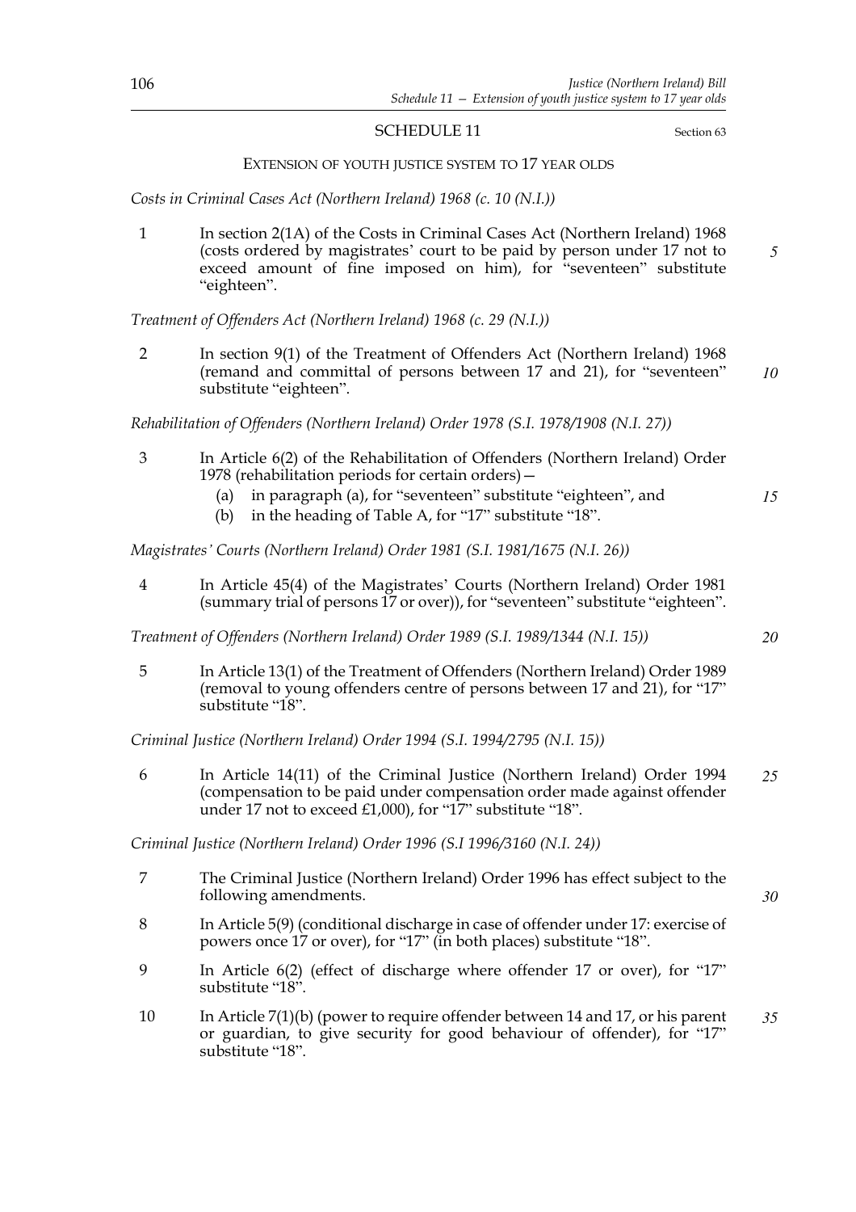## SCHEDULE 11

Section 63

### EXTENSION OF YOUTH JUSTICE SYSTEM TO 17 YEAR OLDS

*Costs in Criminal Cases Act (Northern Ireland) 1968 (c. 10 (N.I.))*

1 In section 2(1A) of the Costs in Criminal Cases Act (Northern Ireland) 1968 (costs ordered by magistrates' court to be paid by person under 17 not to exceed amount of fine imposed on him), for "seventeen" substitute "eighteen".

*Treatment of Offenders Act (Northern Ireland) 1968 (c. 29 (N.I.))*

2 In section 9(1) of the Treatment of Offenders Act (Northern Ireland) 1968 (remand and committal of persons between 17 and 21), for "seventeen" substitute "eighteen".

*Rehabilitation of Offenders (Northern Ireland) Order 1978 (S.I. 1978/1908 (N.I. 27))*

3 In Article 6(2) of the Rehabilitation of Offenders (Northern Ireland) Order 1978 (rehabilitation periods for certain orders)—

(a) in paragraph (a), for "seventeen" substitute "eighteen", and

(b) in the heading of Table A, for "17" substitute "18".

*Magistrates' Courts (Northern Ireland) Order 1981 (S.I. 1981/1675 (N.I. 26))*

4 In Article 45(4) of the Magistrates' Courts (Northern Ireland) Order 1981 (summary trial of persons 17 or over)), for "seventeen" substitute "eighteen".

*Treatment of Offenders (Northern Ireland) Order 1989 (S.I. 1989/1344 (N.I. 15))*

5 In Article 13(1) of the Treatment of Offenders (Northern Ireland) Order 1989 (removal to young offenders centre of persons between 17 and 21), for "17" substitute "18".

*Criminal Justice (Northern Ireland) Order 1994 (S.I. 1994/2795 (N.I. 15))*

6 In Article 14(11) of the Criminal Justice (Northern Ireland) Order 1994 (compensation to be paid under compensation order made against offender under 17 not to exceed £1,000), for "17" substitute "18".

*Criminal Justice (Northern Ireland) Order 1996 (S.I 1996/3160 (N.I. 24))*

7 The Criminal Justice (Northern Ireland) Order 1996 has effect subject to the following amendments.

8 In Article 5(9) (conditional discharge in case of offender under 17: exercise of powers once 17 or over), for "17" (in both places) substitute "18".

9 In Article 6(2) (effect of discharge where offender 17 or over), for "17" substitute "18".

10 In Article 7(1)(b) (power to require offender between 14 and 17, or his parent or guardian, to give security for good behaviour of offender), for "17" substitute "18".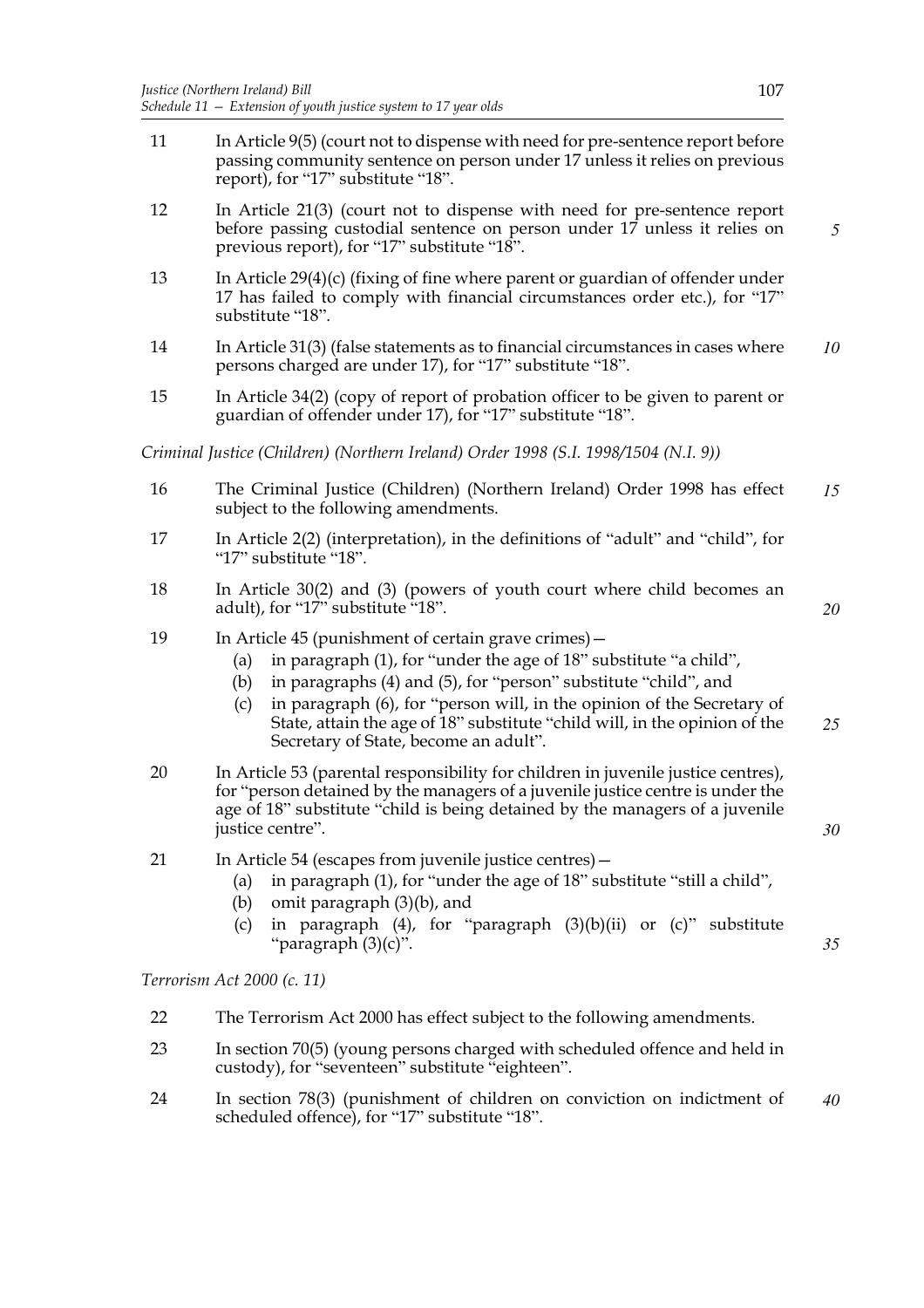11 In Article 9(5) (court not to dispense with need for pre-sentence report before passing community sentence on person under 17 unless it relies on previous report), for "17" substitute "18".

12 In Article 21(3) (court not to dispense with need for pre-sentence report before passing custodial sentence on person under 17 unless it relies on previous report), for "17" substitute "18".

13 In Article 29(4)(c) (fixing of fine where parent or guardian of offender under 17 has failed to comply with financial circumstances order etc.), for "17" substitute "18".

14 In Article 31(3) (false statements as to financial circumstances in cases where persons charged are under 17), for "17" substitute "18".

15 In Article 34(2) (copy of report of probation officer to be given to parent or guardian of offender under 17), for "17" substitute "18".

*Criminal Justice (Children) (Northern Ireland) Order 1998 (S.I. 1998/1504 (N.I. 9))*

16 The Criminal Justice (Children) (Northern Ireland) Order 1998 has effect subject to the following amendments.

17 In Article 2(2) (interpretation), in the definitions of "adult" and "child", for "17" substitute "18".

18 In Article 30(2) and (3) (powers of youth court where child becomes an adult), for "17" substitute "18".

19 In Article 45 (punishment of certain grave crimes)—
   (a) in paragraph (1), for "under the age of 18" substitute "a child",
   (b) in paragraphs (4) and (5), for "person" substitute "child", and
   (c) in paragraph (6), for "person will, in the opinion of the Secretary of State, attain the age of 18" substitute "child will, in the opinion of the Secretary of State, become an adult".

20 In Article 53 (parental responsibility for children in juvenile justice centres), for "person detained by the managers of a juvenile justice centre is under the age of 18" substitute "child is being detained by the managers of a juvenile justice centre".

21 In Article 54 (escapes from juvenile justice centres)—
   (a) in paragraph (1), for "under the age of 18" substitute "still a child",
   (b) omit paragraph (3)(b), and
   (c) in paragraph (4), for "paragraph (3)(b)(ii) or (c)" substitute "paragraph (3)(c)".

*Terrorism Act 2000 (c. 11)*

22 The Terrorism Act 2000 has effect subject to the following amendments.

23 In section 70(5) (young persons charged with scheduled offence and held in custody), for "seventeen" substitute "eighteen".

24 In section 78(3) (punishment of children on conviction on indictment of scheduled offence), for "17" substitute "18".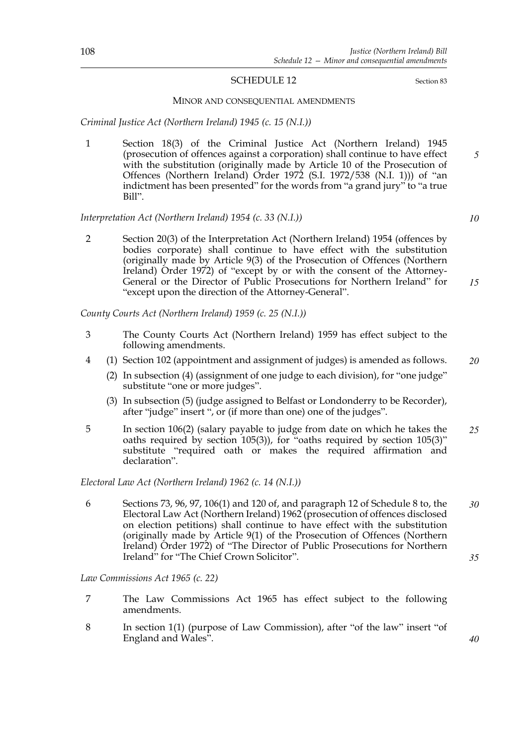## SCHEDULE 12

Section 83

### MINOR AND CONSEQUENTIAL AMENDMENTS

*Criminal Justice Act (Northern Ireland) 1945 (c. 15 (N.I.))*

1 Section 18(3) of the Criminal Justice Act (Northern Ireland) 1945 (prosecution of offences against a corporation) shall continue to have effect with the substitution (originally made by Article 10 of the Prosecution of Offences (Northern Ireland) Order 1972 (S.I. 1972/538 (N.I. 1))) of "an indictment has been presented" for the words from "a grand jury" to "a true Bill".

*Interpretation Act (Northern Ireland) 1954 (c. 33 (N.I.))*

2 Section 20(3) of the Interpretation Act (Northern Ireland) 1954 (offences by bodies corporate) shall continue to have effect with the substitution (originally made by Article 9(3) of the Prosecution of Offences (Northern Ireland) Order 1972) of "except by or with the consent of the Attorney-General or the Director of Public Prosecutions for Northern Ireland" for "except upon the direction of the Attorney-General".

*County Courts Act (Northern Ireland) 1959 (c. 25 (N.I.))*

3 The County Courts Act (Northern Ireland) 1959 has effect subject to the following amendments.

4 (1) Section 102 (appointment and assignment of judges) is amended as follows.

(2) In subsection (4) (assignment of one judge to each division), for "one judge" substitute "one or more judges".

(3) In subsection (5) (judge assigned to Belfast or Londonderry to be Recorder), after "judge" insert ", or (if more than one) one of the judges".

5 In section 106(2) (salary payable to judge from date on which he takes the oaths required by section 105(3)), for "oaths required by section 105(3)" substitute "required oath or makes the required affirmation and declaration".

*Electoral Law Act (Northern Ireland) 1962 (c. 14 (N.I.))*

6 Sections 73, 96, 97, 106(1) and 120 of, and paragraph 12 of Schedule 8 to, the Electoral Law Act (Northern Ireland) 1962 (prosecution of offences disclosed on election petitions) shall continue to have effect with the substitution (originally made by Article 9(1) of the Prosecution of Offences (Northern Ireland) Order 1972) of "The Director of Public Prosecutions for Northern Ireland" for "The Chief Crown Solicitor".

*Law Commissions Act 1965 (c. 22)*

7 The Law Commissions Act 1965 has effect subject to the following amendments.

8 In section 1(1) (purpose of Law Commission), after "of the law" insert "of England and Wales".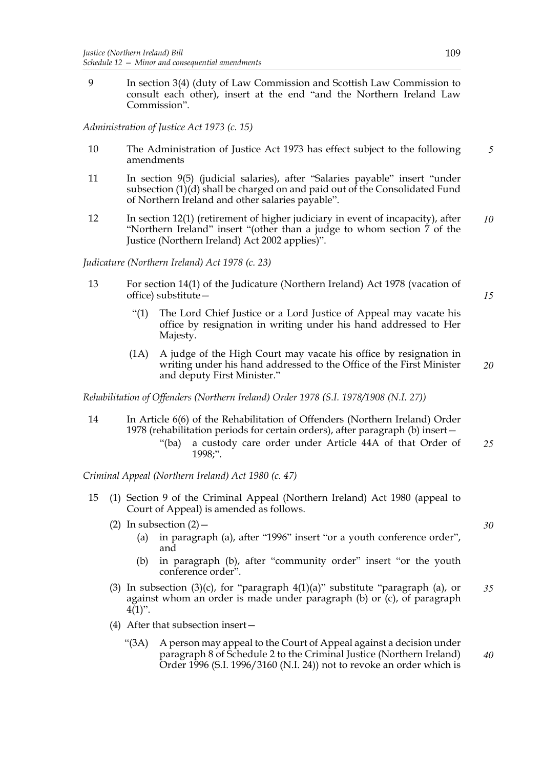9 In section 3(4) (duty of Law Commission and Scottish Law Commission to consult each other), insert at the end "and the Northern Ireland Law Commission".

*Administration of Justice Act 1973 (c. 15)*

10 The Administration of Justice Act 1973 has effect subject to the following amendments

11 In section 9(5) (judicial salaries), after "Salaries payable" insert "under subsection (1)(d) shall be charged on and paid out of the Consolidated Fund of Northern Ireland and other salaries payable".

12 In section 12(1) (retirement of higher judiciary in event of incapacity), after "Northern Ireland" insert "(other than a judge to whom section 7 of the Justice (Northern Ireland) Act 2002 applies)".

*Judicature (Northern Ireland) Act 1978 (c. 23)*

13 For section 14(1) of the Judicature (Northern Ireland) Act 1978 (vacation of office) substitute—

"(1) The Lord Chief Justice or a Lord Justice of Appeal may vacate his office by resignation in writing under his hand addressed to Her Majesty.

(1A) A judge of the High Court may vacate his office by resignation in writing under his hand addressed to the Office of the First Minister and deputy First Minister."

*Rehabilitation of Offenders (Northern Ireland) Order 1978 (S.I. 1978/1908 (N.I. 27))*

14 In Article 6(6) of the Rehabilitation of Offenders (Northern Ireland) Order 1978 (rehabilitation periods for certain orders), after paragraph (b) insert—

"(ba) a custody care order under Article 44A of that Order of 1998;".

*Criminal Appeal (Northern Ireland) Act 1980 (c. 47)*

15 (1) Section 9 of the Criminal Appeal (Northern Ireland) Act 1980 (appeal to Court of Appeal) is amended as follows.

(2) In subsection (2)—

(a) in paragraph (a), after "1996" insert "or a youth conference order", and

(b) in paragraph (b), after "community order" insert "or the youth conference order".

(3) In subsection (3)(c), for "paragraph 4(1)(a)" substitute "paragraph (a), or against whom an order is made under paragraph (b) or (c), of paragraph 4(1)".

(4) After that subsection insert—

"(3A) A person may appeal to the Court of Appeal against a decision under paragraph 8 of Schedule 2 to the Criminal Justice (Northern Ireland) Order 1996 (S.I. 1996/3160 (N.I. 24)) not to revoke an order which is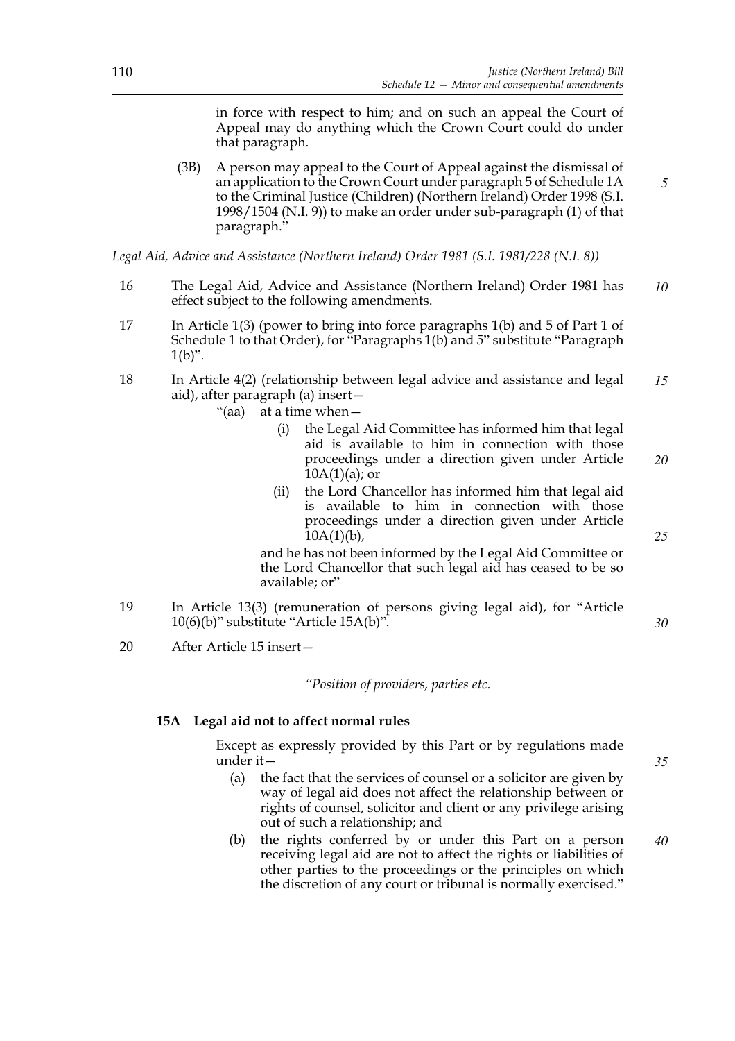in force with respect to him; and on such an appeal the Court of Appeal may do anything which the Crown Court could do under that paragraph.

(3B) A person may appeal to the Court of Appeal against the dismissal of an application to the Crown Court under paragraph 5 of Schedule 1A to the Criminal Justice (Children) (Northern Ireland) Order 1998 (S.I. 1998/1504 (N.I. 9)) to make an order under sub-paragraph (1) of that paragraph."

*Legal Aid, Advice and Assistance (Northern Ireland) Order 1981 (S.I. 1981/228 (N.I. 8))*

16 The Legal Aid, Advice and Assistance (Northern Ireland) Order 1981 has effect subject to the following amendments.

17 In Article 1(3) (power to bring into force paragraphs 1(b) and 5 of Part 1 of Schedule 1 to that Order), for "Paragraphs 1(b) and 5" substitute "Paragraph 1(b)".

18 In Article 4(2) (relationship between legal advice and assistance and legal aid), after paragraph (a) insert—

"(aa) at a time when—

(i) the Legal Aid Committee has informed him that legal aid is available to him in connection with those proceedings under a direction given under Article 10A(1)(a); or

(ii) the Lord Chancellor has informed him that legal aid is available to him in connection with those proceedings under a direction given under Article 10A(1)(b),

and he has not been informed by the Legal Aid Committee or the Lord Chancellor that such legal aid has ceased to be so available; or"

19 In Article 13(3) (remuneration of persons giving legal aid), for "Article 10(6)(b)" substitute "Article 15A(b)".

20 After Article 15 insert—

*"Position of providers, parties etc.*

**15A Legal aid not to affect normal rules**

Except as expressly provided by this Part or by regulations made under it—

(a) the fact that the services of counsel or a solicitor are given by way of legal aid does not affect the relationship between or rights of counsel, solicitor and client or any privilege arising out of such a relationship; and

(b) the rights conferred by or under this Part on a person receiving legal aid are not to affect the rights or liabilities of other parties to the proceedings or the principles on which the discretion of any court or tribunal is normally exercised."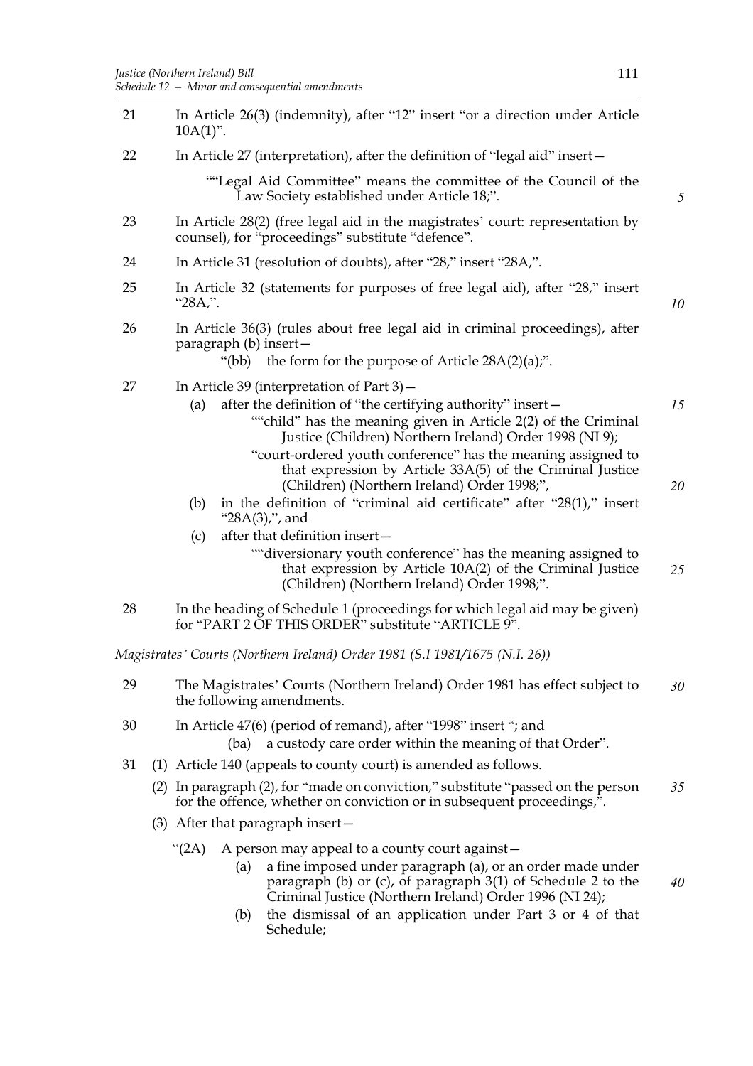21 In Article 26(3) (indemnity), after "12" insert "or a direction under Article 10A(1)".

22 In Article 27 (interpretation), after the definition of "legal aid" insert—

> ""Legal Aid Committee" means the committee of the Council of the Law Society established under Article 18;".

23 In Article 28(2) (free legal aid in the magistrates' court: representation by counsel), for "proceedings" substitute "defence".

24 In Article 31 (resolution of doubts), after "28," insert "28A,".

25 In Article 32 (statements for purposes of free legal aid), after "28," insert "28A,".

26 In Article 36(3) (rules about free legal aid in criminal proceedings), after paragraph (b) insert—

> "(bb) the form for the purpose of Article 28A(2)(a);".

27 In Article 39 (interpretation of Part 3)—

(a) after the definition of "the certifying authority" insert—

> ""child" has the meaning given in Article 2(2) of the Criminal Justice (Children) Northern Ireland) Order 1998 (NI 9);
>
> "court-ordered youth conference" has the meaning assigned to that expression by Article 33A(5) of the Criminal Justice (Children) (Northern Ireland) Order 1998;",

(b) in the definition of "criminal aid certificate" after "28(1)," insert "28A(3),", and

(c) after that definition insert—

> ""diversionary youth conference" has the meaning assigned to that expression by Article 10A(2) of the Criminal Justice (Children) (Northern Ireland) Order 1998;".

28 In the heading of Schedule 1 (proceedings for which legal aid may be given) for "PART 2 OF THIS ORDER" substitute "ARTICLE 9".

*Magistrates' Courts (Northern Ireland) Order 1981 (S.I 1981/1675 (N.I. 26))*

29 The Magistrates' Courts (Northern Ireland) Order 1981 has effect subject to the following amendments.

30 In Article 47(6) (period of remand), after "1998" insert "; and

> (ba) a custody care order within the meaning of that Order".

31 (1) Article 140 (appeals to county court) is amended as follows.

(2) In paragraph (2), for "made on conviction," substitute "passed on the person for the offence, whether on conviction or in subsequent proceedings,".

(3) After that paragraph insert—

> "(2A) A person may appeal to a county court against—
>
> (a) a fine imposed under paragraph (a), or an order made under paragraph (b) or (c), of paragraph 3(1) of Schedule 2 to the Criminal Justice (Northern Ireland) Order 1996 (NI 24);
>
> (b) the dismissal of an application under Part 3 or 4 of that Schedule;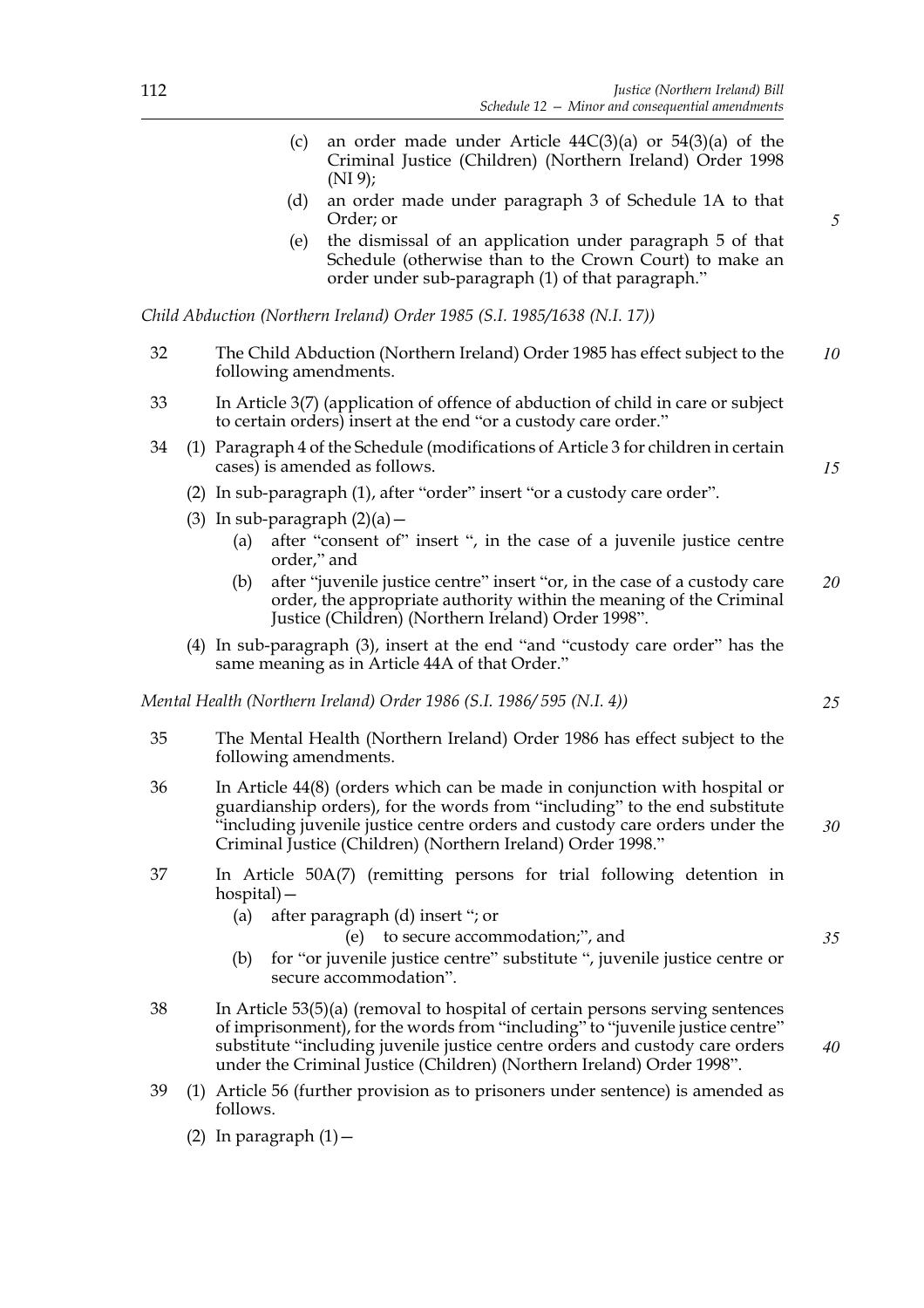(c) an order made under Article 44C(3)(a) or 54(3)(a) of the Criminal Justice (Children) (Northern Ireland) Order 1998 (NI 9);

(d) an order made under paragraph 3 of Schedule 1A to that Order; or

(e) the dismissal of an application under paragraph 5 of that Schedule (otherwise than to the Crown Court) to make an order under sub-paragraph (1) of that paragraph."

*Child Abduction (Northern Ireland) Order 1985 (S.I. 1985/1638 (N.I. 17))*

32 The Child Abduction (Northern Ireland) Order 1985 has effect subject to the following amendments.

33 In Article 3(7) (application of offence of abduction of child in care or subject to certain orders) insert at the end "or a custody care order."

34 (1) Paragraph 4 of the Schedule (modifications of Article 3 for children in certain cases) is amended as follows.

(2) In sub-paragraph (1), after "order" insert "or a custody care order".

(3) In sub-paragraph (2)(a)—

(a) after "consent of" insert ", in the case of a juvenile justice centre order," and

(b) after "juvenile justice centre" insert "or, in the case of a custody care order, the appropriate authority within the meaning of the Criminal Justice (Children) (Northern Ireland) Order 1998".

(4) In sub-paragraph (3), insert at the end "and "custody care order" has the same meaning as in Article 44A of that Order."

*Mental Health (Northern Ireland) Order 1986 (S.I. 1986/ 595 (N.I. 4))*

35 The Mental Health (Northern Ireland) Order 1986 has effect subject to the following amendments.

36 In Article 44(8) (orders which can be made in conjunction with hospital or guardianship orders), for the words from "including" to the end substitute "including juvenile justice centre orders and custody care orders under the Criminal Justice (Children) (Northern Ireland) Order 1998."

37 In Article 50A(7) (remitting persons for trial following detention in hospital)—

(a) after paragraph (d) insert "; or

(e) to secure accommodation;", and

(b) for "or juvenile justice centre" substitute ", juvenile justice centre or secure accommodation".

38 In Article 53(5)(a) (removal to hospital of certain persons serving sentences of imprisonment), for the words from "including" to "juvenile justice centre" substitute "including juvenile justice centre orders and custody care orders under the Criminal Justice (Children) (Northern Ireland) Order 1998".

39 (1) Article 56 (further provision as to prisoners under sentence) is amended as follows.

(2) In paragraph (1)—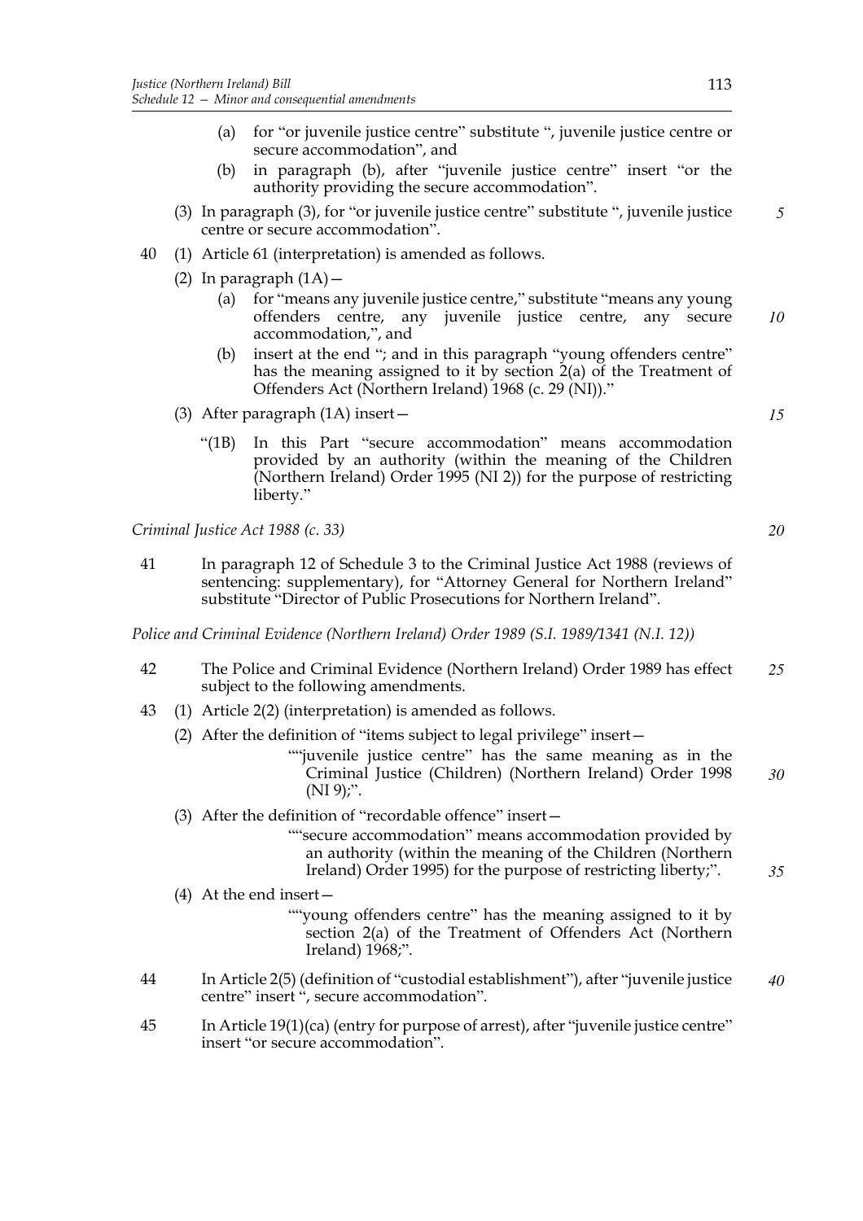(a) for "or juvenile justice centre" substitute ", juvenile justice centre or secure accommodation", and

(b) in paragraph (b), after "juvenile justice centre" insert "or the authority providing the secure accommodation".

(3) In paragraph (3), for "or juvenile justice centre" substitute ", juvenile justice centre or secure accommodation".

40 (1) Article 61 (interpretation) is amended as follows.

(2) In paragraph (1A)—

(a) for "means any juvenile justice centre," substitute "means any young offenders centre, any juvenile justice centre, any secure accommodation,", and

(b) insert at the end "; and in this paragraph "young offenders centre" has the meaning assigned to it by section 2(a) of the Treatment of Offenders Act (Northern Ireland) 1968 (c. 29 (NI))."

(3) After paragraph (1A) insert—

"(1B) In this Part "secure accommodation" means accommodation provided by an authority (within the meaning of the Children (Northern Ireland) Order 1995 (NI 2)) for the purpose of restricting liberty."

*Criminal Justice Act 1988 (c. 33)*

41 In paragraph 12 of Schedule 3 to the Criminal Justice Act 1988 (reviews of sentencing: supplementary), for "Attorney General for Northern Ireland" substitute "Director of Public Prosecutions for Northern Ireland".

*Police and Criminal Evidence (Northern Ireland) Order 1989 (S.I. 1989/1341 (N.I. 12))*

42 The Police and Criminal Evidence (Northern Ireland) Order 1989 has effect subject to the following amendments.

43 (1) Article 2(2) (interpretation) is amended as follows.

(2) After the definition of "items subject to legal privilege" insert—

""juvenile justice centre" has the same meaning as in the Criminal Justice (Children) (Northern Ireland) Order 1998 (NI 9);".

(3) After the definition of "recordable offence" insert—

""secure accommodation" means accommodation provided by an authority (within the meaning of the Children (Northern Ireland) Order 1995) for the purpose of restricting liberty;".

(4) At the end insert—

""young offenders centre" has the meaning assigned to it by section 2(a) of the Treatment of Offenders Act (Northern Ireland) 1968;".

44 In Article 2(5) (definition of "custodial establishment"), after "juvenile justice centre" insert ", secure accommodation".

45 In Article 19(1)(ca) (entry for purpose of arrest), after "juvenile justice centre" insert "or secure accommodation".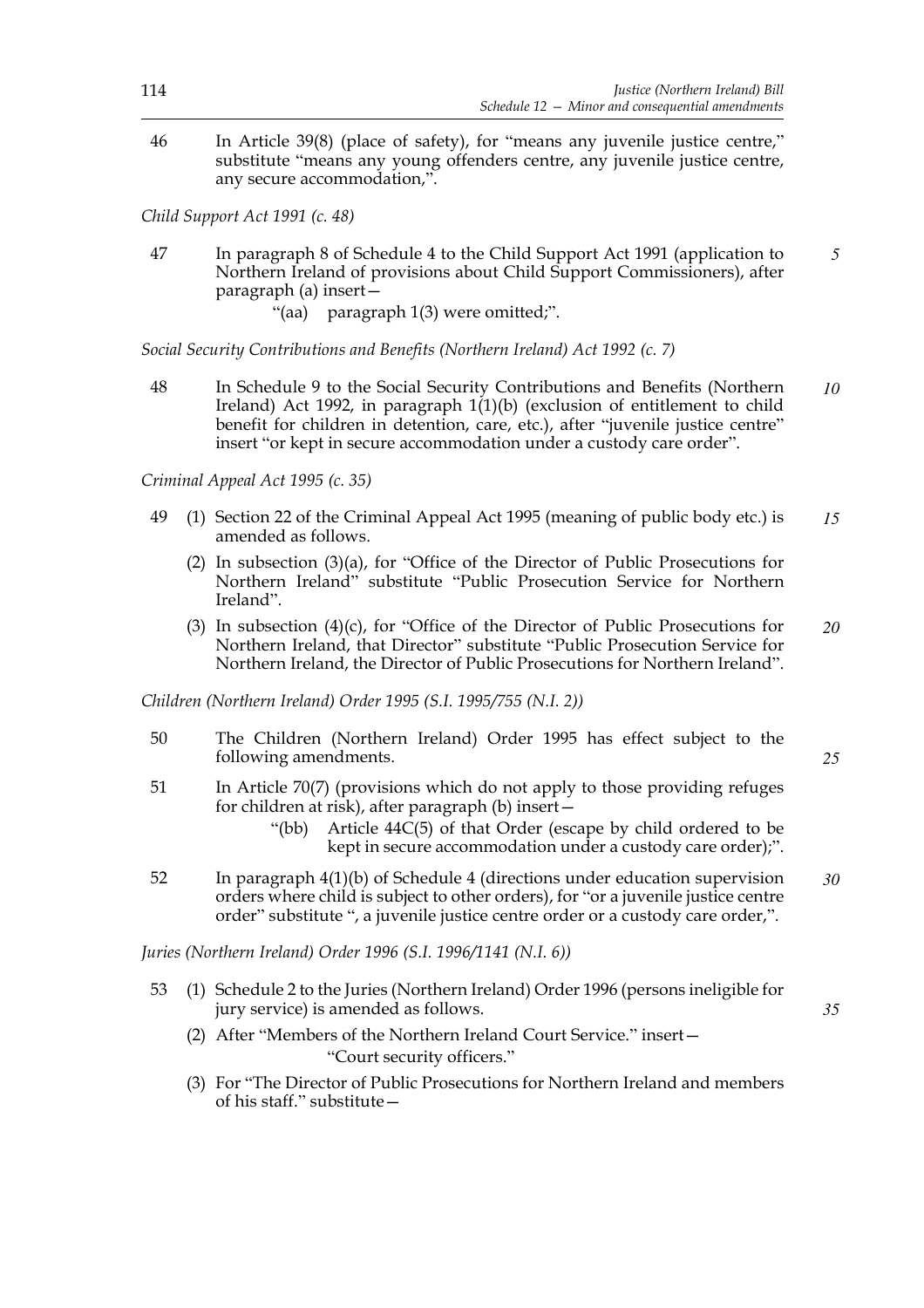46 In Article 39(8) (place of safety), for "means any juvenile justice centre," substitute "means any young offenders centre, any juvenile justice centre, any secure accommodation,".

*Child Support Act 1991 (c. 48)*

47 In paragraph 8 of Schedule 4 to the Child Support Act 1991 (application to Northern Ireland of provisions about Child Support Commissioners), after paragraph (a) insert—

"(aa) paragraph 1(3) were omitted;".

*Social Security Contributions and Benefits (Northern Ireland) Act 1992 (c. 7)*

48 In Schedule 9 to the Social Security Contributions and Benefits (Northern Ireland) Act 1992, in paragraph 1(1)(b) (exclusion of entitlement to child benefit for children in detention, care, etc.), after "juvenile justice centre" insert "or kept in secure accommodation under a custody care order".

*Criminal Appeal Act 1995 (c. 35)*

49 (1) Section 22 of the Criminal Appeal Act 1995 (meaning of public body etc.) is amended as follows.

(2) In subsection (3)(a), for "Office of the Director of Public Prosecutions for Northern Ireland" substitute "Public Prosecution Service for Northern Ireland".

(3) In subsection (4)(c), for "Office of the Director of Public Prosecutions for Northern Ireland, that Director" substitute "Public Prosecution Service for Northern Ireland, the Director of Public Prosecutions for Northern Ireland".

*Children (Northern Ireland) Order 1995 (S.I. 1995/755 (N.I. 2))*

50 The Children (Northern Ireland) Order 1995 has effect subject to the following amendments.

51 In Article 70(7) (provisions which do not apply to those providing refuges for children at risk), after paragraph (b) insert—

"(bb) Article 44C(5) of that Order (escape by child ordered to be kept in secure accommodation under a custody care order);".

52 In paragraph 4(1)(b) of Schedule 4 (directions under education supervision orders where child is subject to other orders), for "or a juvenile justice centre order" substitute ", a juvenile justice centre order or a custody care order,".

*Juries (Northern Ireland) Order 1996 (S.I. 1996/1141 (N.I. 6))*

53 (1) Schedule 2 to the Juries (Northern Ireland) Order 1996 (persons ineligible for jury service) is amended as follows.

(2) After "Members of the Northern Ireland Court Service." insert—

"Court security officers."

(3) For "The Director of Public Prosecutions for Northern Ireland and members of his staff." substitute—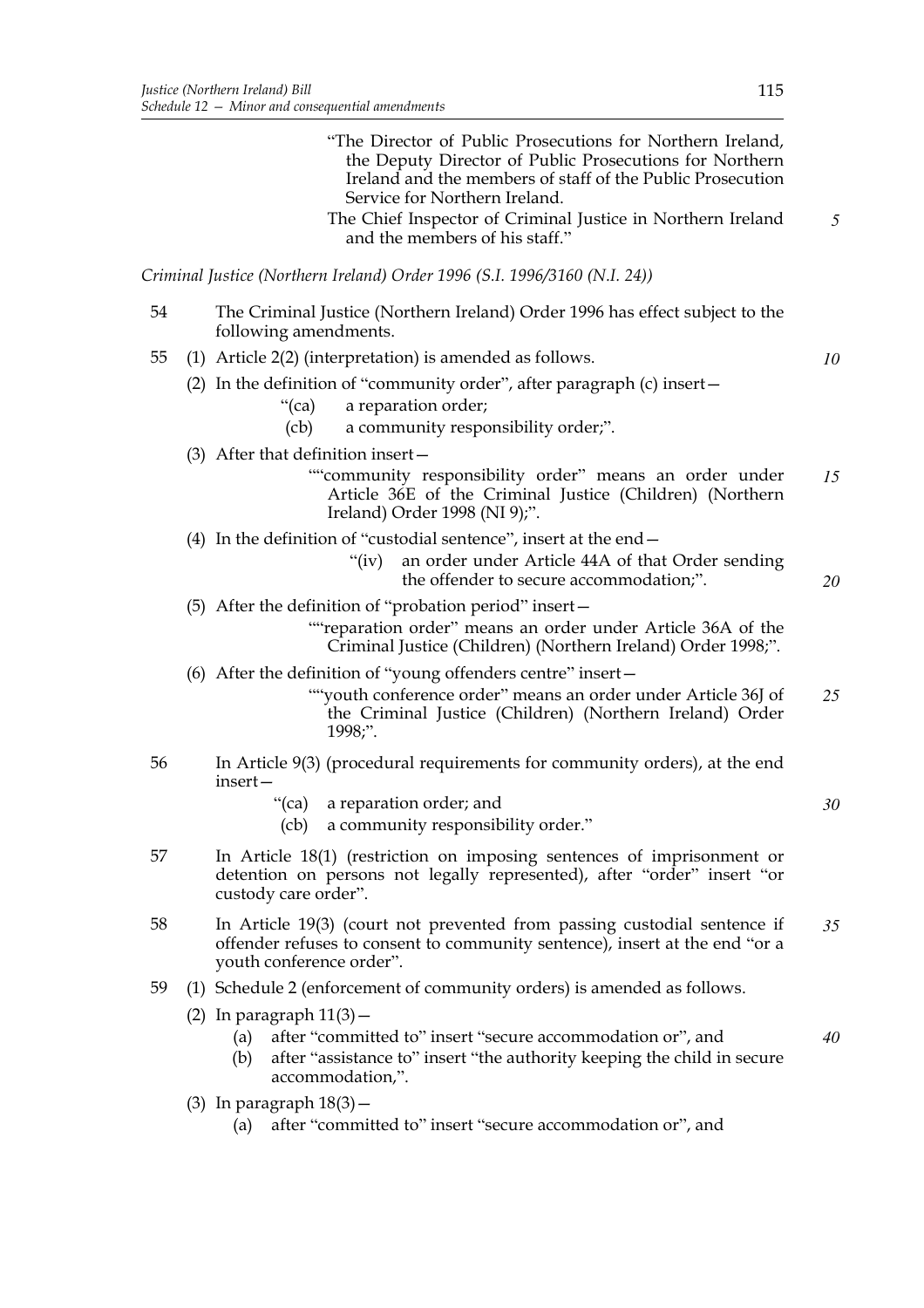"The Director of Public Prosecutions for Northern Ireland, the Deputy Director of Public Prosecutions for Northern Ireland and the members of staff of the Public Prosecution Service for Northern Ireland.

The Chief Inspector of Criminal Justice in Northern Ireland and the members of his staff."

*Criminal Justice (Northern Ireland) Order 1996 (S.I. 1996/3160 (N.I. 24))*

54 The Criminal Justice (Northern Ireland) Order 1996 has effect subject to the following amendments.

55 (1) Article 2(2) (interpretation) is amended as follows.

(2) In the definition of "community order", after paragraph (c) insert—

"(ca) a reparation order;

(cb) a community responsibility order;".

(3) After that definition insert—

""community responsibility order" means an order under Article 36E of the Criminal Justice (Children) (Northern Ireland) Order 1998 (NI 9);".

(4) In the definition of "custodial sentence", insert at the end—

"(iv) an order under Article 44A of that Order sending the offender to secure accommodation;".

(5) After the definition of "probation period" insert—

""reparation order" means an order under Article 36A of the Criminal Justice (Children) (Northern Ireland) Order 1998;".

(6) After the definition of "young offenders centre" insert—

""youth conference order" means an order under Article 36J of the Criminal Justice (Children) (Northern Ireland) Order 1998;".

56 In Article 9(3) (procedural requirements for community orders), at the end insert—

"(ca) a reparation order; and

(cb) a community responsibility order."

57 In Article 18(1) (restriction on imposing sentences of imprisonment or detention on persons not legally represented), after "order" insert "or custody care order".

58 In Article 19(3) (court not prevented from passing custodial sentence if offender refuses to consent to community sentence), insert at the end "or a youth conference order".

59 (1) Schedule 2 (enforcement of community orders) is amended as follows.

(2) In paragraph 11(3)—

(a) after "committed to" insert "secure accommodation or", and

(b) after "assistance to" insert "the authority keeping the child in secure accommodation,".

(3) In paragraph 18(3)—

(a) after "committed to" insert "secure accommodation or", and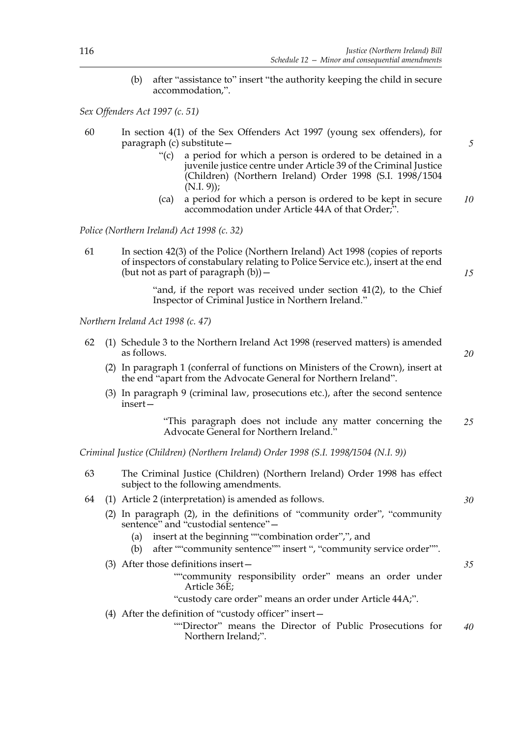(b) after "assistance to" insert "the authority keeping the child in secure accommodation,".

*Sex Offenders Act 1997 (c. 51)*

60 In section 4(1) of the Sex Offenders Act 1997 (young sex offenders), for paragraph (c) substitute—

> "(c) a period for which a person is ordered to be detained in a juvenile justice centre under Article 39 of the Criminal Justice (Children) (Northern Ireland) Order 1998 (S.I. 1998/1504 (N.I. 9));
>
> (ca) a period for which a person is ordered to be kept in secure accommodation under Article 44A of that Order;".

*Police (Northern Ireland) Act 1998 (c. 32)*

61 In section 42(3) of the Police (Northern Ireland) Act 1998 (copies of reports of inspectors of constabulary relating to Police Service etc.), insert at the end (but not as part of paragraph (b))—

> "and, if the report was received under section 41(2), to the Chief Inspector of Criminal Justice in Northern Ireland."

*Northern Ireland Act 1998 (c. 47)*

62 (1) Schedule 3 to the Northern Ireland Act 1998 (reserved matters) is amended as follows.

(2) In paragraph 1 (conferral of functions on Ministers of the Crown), insert at the end "apart from the Advocate General for Northern Ireland".

(3) In paragraph 9 (criminal law, prosecutions etc.), after the second sentence insert—

> "This paragraph does not include any matter concerning the Advocate General for Northern Ireland."

*Criminal Justice (Children) (Northern Ireland) Order 1998 (S.I. 1998/1504 (N.I. 9))*

63 The Criminal Justice (Children) (Northern Ireland) Order 1998 has effect subject to the following amendments.

64 (1) Article 2 (interpretation) is amended as follows.

(2) In paragraph (2), in the definitions of "community order", "community sentence" and "custodial sentence"—

(a) insert at the beginning ""combination order",", and

(b) after ""community sentence"" insert ", "community service order"".

(3) After those definitions insert—

> ""community responsibility order" means an order under Article 36E;
>
> "custody care order" means an order under Article 44A;".

(4) After the definition of "custody officer" insert—

> ""Director" means the Director of Public Prosecutions for Northern Ireland;".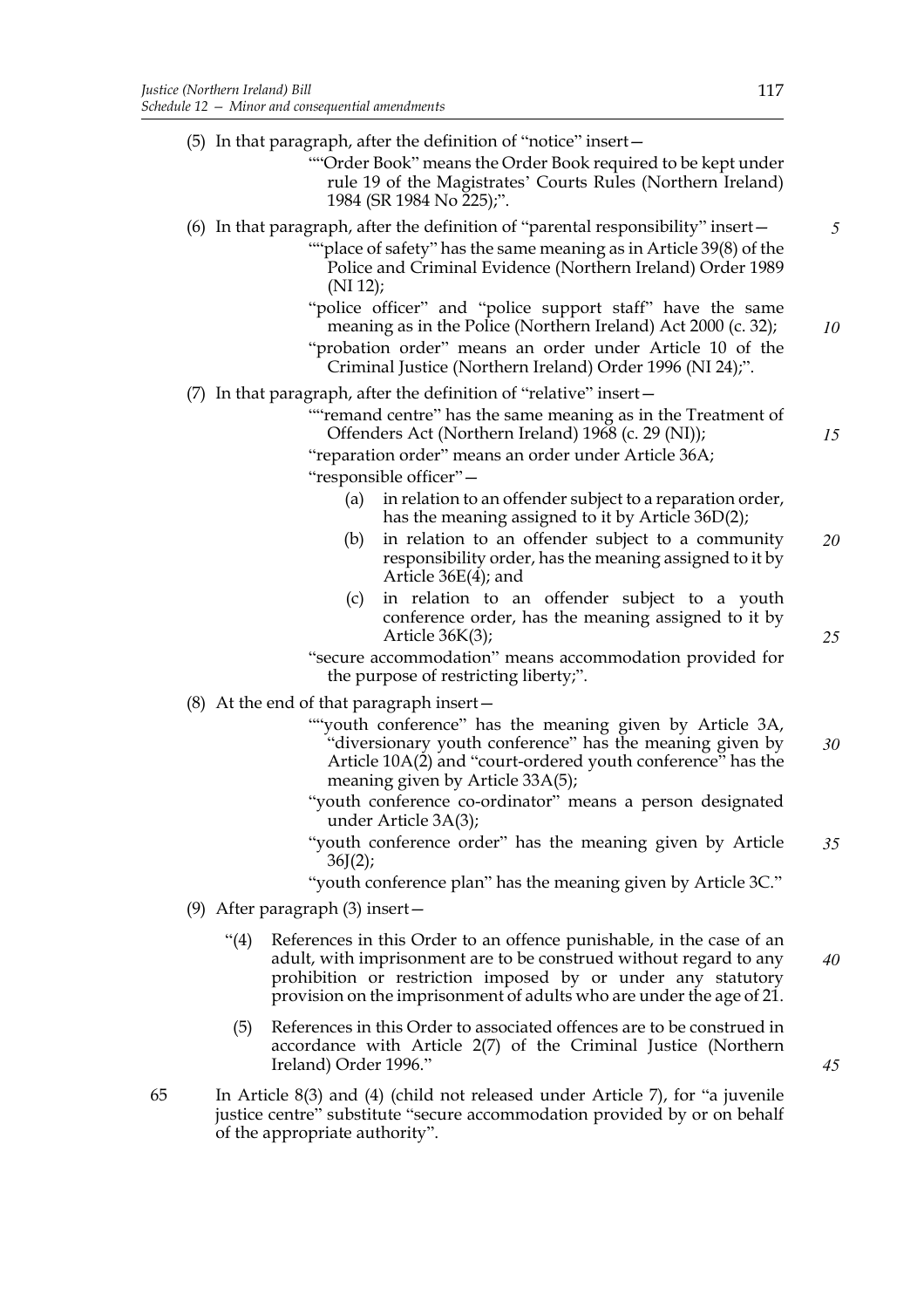(5) In that paragraph, after the definition of "notice" insert—

""Order Book" means the Order Book required to be kept under rule 19 of the Magistrates' Courts Rules (Northern Ireland) 1984 (SR 1984 No 225);".

(6) In that paragraph, after the definition of "parental responsibility" insert—

""place of safety" has the same meaning as in Article 39(8) of the Police and Criminal Evidence (Northern Ireland) Order 1989 (NI 12);

"police officer" and "police support staff" have the same meaning as in the Police (Northern Ireland) Act 2000 (c. 32);

"probation order" means an order under Article 10 of the Criminal Justice (Northern Ireland) Order 1996 (NI 24);".

(7) In that paragraph, after the definition of "relative" insert—

""remand centre" has the same meaning as in the Treatment of Offenders Act (Northern Ireland) 1968 (c. 29 (NI));

"reparation order" means an order under Article 36A;

"responsible officer"—

(a) in relation to an offender subject to a reparation order, has the meaning assigned to it by Article 36D(2);

(b) in relation to an offender subject to a community responsibility order, has the meaning assigned to it by Article 36E(4); and

(c) in relation to an offender subject to a youth conference order, has the meaning assigned to it by Article 36K(3);

"secure accommodation" means accommodation provided for the purpose of restricting liberty;".

(8) At the end of that paragraph insert—

""youth conference" has the meaning given by Article 3A, "diversionary youth conference" has the meaning given by Article 10A(2) and "court-ordered youth conference" has the meaning given by Article 33A(5);

"youth conference co-ordinator" means a person designated under Article 3A(3);

"youth conference order" has the meaning given by Article 36J(2);

"youth conference plan" has the meaning given by Article 3C."

(9) After paragraph (3) insert—

"(4) References in this Order to an offence punishable, in the case of an adult, with imprisonment are to be construed without regard to any prohibition or restriction imposed by or under any statutory provision on the imprisonment of adults who are under the age of 21.

(5) References in this Order to associated offences are to be construed in accordance with Article 2(7) of the Criminal Justice (Northern Ireland) Order 1996."

65 In Article 8(3) and (4) (child not released under Article 7), for "a juvenile justice centre" substitute "secure accommodation provided by or on behalf of the appropriate authority".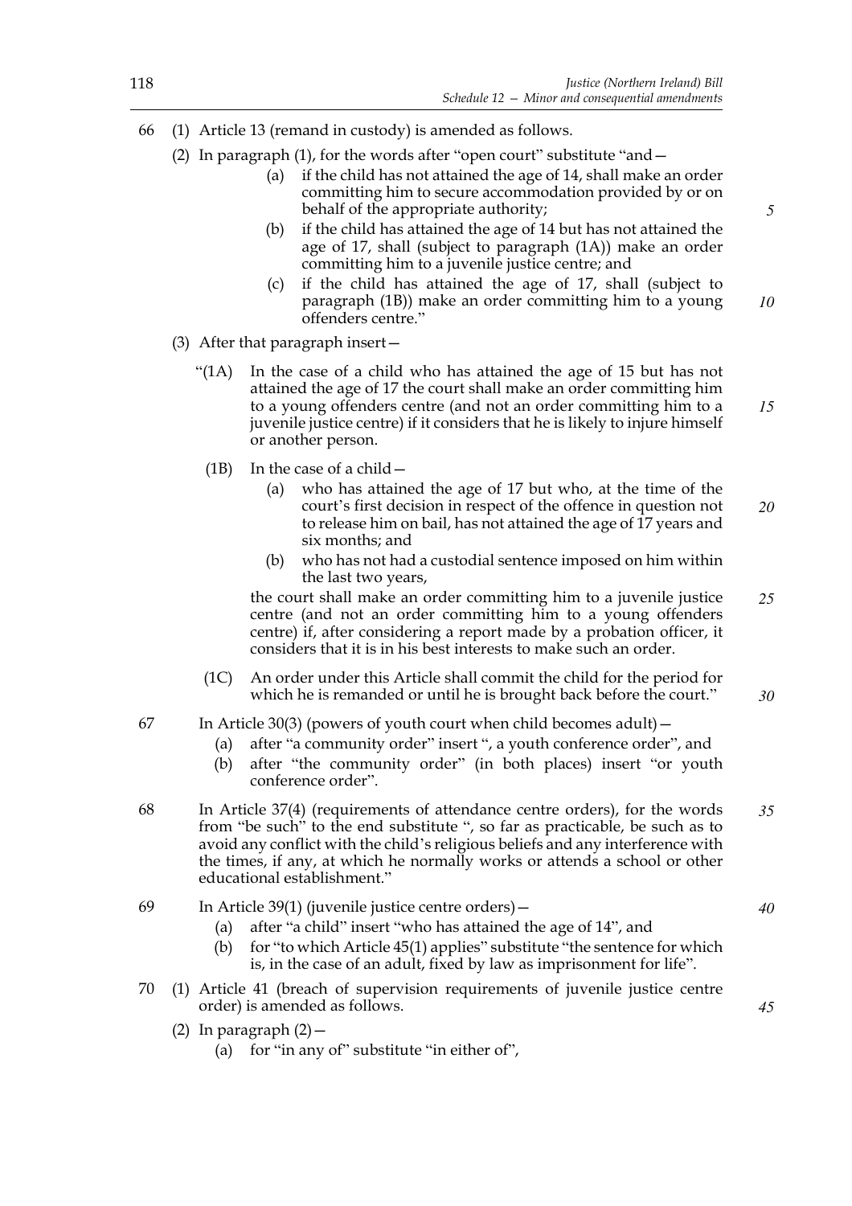66 (1) Article 13 (remand in custody) is amended as follows.

(2) In paragraph (1), for the words after "open court" substitute "and—

(a) if the child has not attained the age of 14, shall make an order committing him to secure accommodation provided by or on behalf of the appropriate authority;

(b) if the child has attained the age of 14 but has not attained the age of 17, shall (subject to paragraph (1A)) make an order committing him to a juvenile justice centre; and

(c) if the child has attained the age of 17, shall (subject to paragraph (1B)) make an order committing him to a young offenders centre."

(3) After that paragraph insert—

"(1A) In the case of a child who has attained the age of 15 but has not attained the age of 17 the court shall make an order committing him to a young offenders centre (and not an order committing him to a juvenile justice centre) if it considers that he is likely to injure himself or another person.

(1B) In the case of a child—

(a) who has attained the age of 17 but who, at the time of the court's first decision in respect of the offence in question not to release him on bail, has not attained the age of 17 years and six months; and

(b) who has not had a custodial sentence imposed on him within the last two years,

the court shall make an order committing him to a juvenile justice centre (and not an order committing him to a young offenders centre) if, after considering a report made by a probation officer, it considers that it is in his best interests to make such an order.

(1C) An order under this Article shall commit the child for the period for which he is remanded or until he is brought back before the court."

67 In Article 30(3) (powers of youth court when child becomes adult)—

(a) after "a community order" insert ", a youth conference order", and

(b) after "the community order" (in both places) insert "or youth conference order".

68 In Article 37(4) (requirements of attendance centre orders), for the words from "be such" to the end substitute ", so far as practicable, be such as to avoid any conflict with the child's religious beliefs and any interference with the times, if any, at which he normally works or attends a school or other educational establishment."

69 In Article 39(1) (juvenile justice centre orders)—

(a) after "a child" insert "who has attained the age of 14", and

(b) for "to which Article 45(1) applies" substitute "the sentence for which is, in the case of an adult, fixed by law as imprisonment for life".

70 (1) Article 41 (breach of supervision requirements of juvenile justice centre order) is amended as follows.

(2) In paragraph (2)—

(a) for "in any of" substitute "in either of",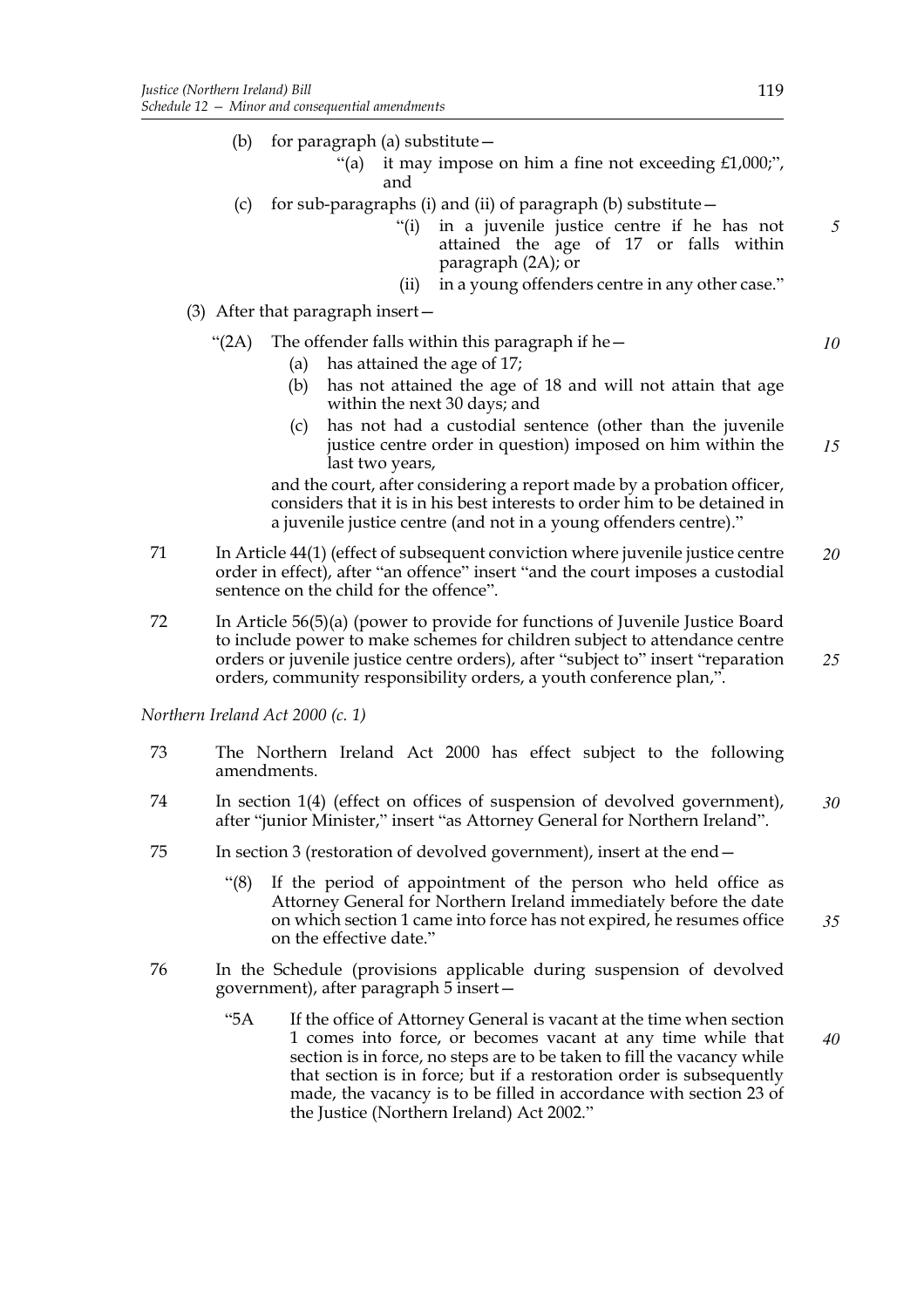(b) for paragraph (a) substitute—

"(a) it may impose on him a fine not exceeding £1,000;", and

(c) for sub-paragraphs (i) and (ii) of paragraph (b) substitute—

"(i) in a juvenile justice centre if he has not attained the age of 17 or falls within paragraph (2A); or

(ii) in a young offenders centre in any other case."

(3) After that paragraph insert—

"(2A) The offender falls within this paragraph if he—

(a) has attained the age of 17;

(b) has not attained the age of 18 and will not attain that age within the next 30 days; and

(c) has not had a custodial sentence (other than the juvenile justice centre order in question) imposed on him within the last two years,

and the court, after considering a report made by a probation officer, considers that it is in his best interests to order him to be detained in a juvenile justice centre (and not in a young offenders centre)."

71 In Article 44(1) (effect of subsequent conviction where juvenile justice centre order in effect), after "an offence" insert "and the court imposes a custodial sentence on the child for the offence".

72 In Article 56(5)(a) (power to provide for functions of Juvenile Justice Board to include power to make schemes for children subject to attendance centre orders or juvenile justice centre orders), after "subject to" insert "reparation orders, community responsibility orders, a youth conference plan,".

*Northern Ireland Act 2000 (c. 1)*

73 The Northern Ireland Act 2000 has effect subject to the following amendments.

74 In section 1(4) (effect on offices of suspension of devolved government), after "junior Minister," insert "as Attorney General for Northern Ireland".

75 In section 3 (restoration of devolved government), insert at the end—

"(8) If the period of appointment of the person who held office as Attorney General for Northern Ireland immediately before the date on which section 1 came into force has not expired, he resumes office on the effective date."

76 In the Schedule (provisions applicable during suspension of devolved government), after paragraph 5 insert—

"5A If the office of Attorney General is vacant at the time when section 1 comes into force, or becomes vacant at any time while that section is in force, no steps are to be taken to fill the vacancy while that section is in force; but if a restoration order is subsequently made, the vacancy is to be filled in accordance with section 23 of the Justice (Northern Ireland) Act 2002."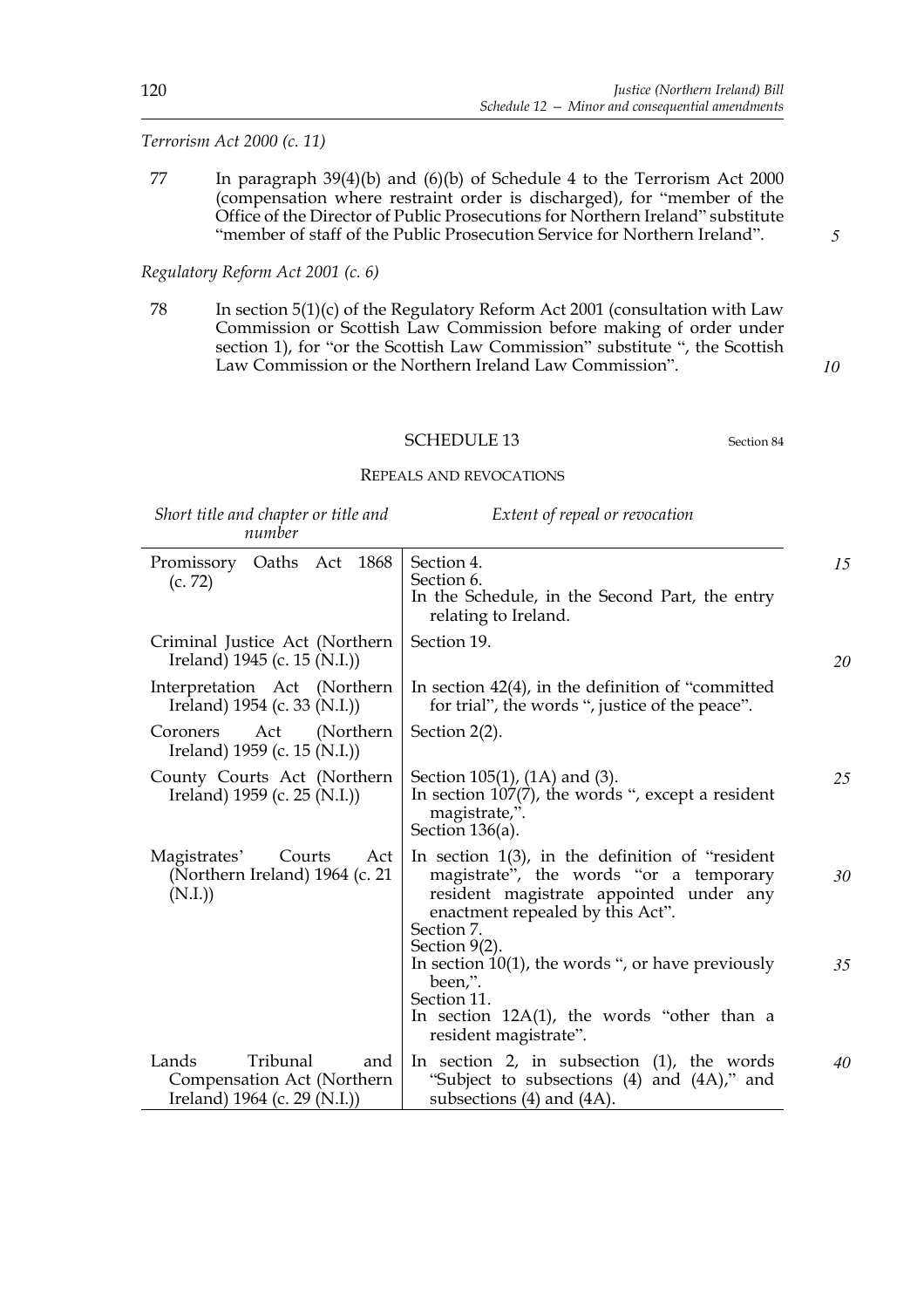*Terrorism Act 2000 (c. 11)*

77 In paragraph 39(4)(b) and (6)(b) of Schedule 4 to the Terrorism Act 2000 (compensation where restraint order is discharged), for "member of the Office of the Director of Public Prosecutions for Northern Ireland" substitute "member of staff of the Public Prosecution Service for Northern Ireland".

*Regulatory Reform Act 2001 (c. 6)*

78 In section 5(1)(c) of the Regulatory Reform Act 2001 (consultation with Law Commission or Scottish Law Commission before making of order under section 1), for "or the Scottish Law Commission" substitute ", the Scottish Law Commission or the Northern Ireland Law Commission".

## SCHEDULE 13

Section 84

### REPEALS AND REVOCATIONS

| *Short title and chapter or title and number* | *Extent of repeal or revocation* |
|---|---|
| Promissory Oaths Act 1868 (c. 72) | Section 4.<br>Section 6.<br>In the Schedule, in the Second Part, the entry relating to Ireland. |
| Criminal Justice Act (Northern Ireland) 1945 (c. 15 (N.I.)) | Section 19. |
| Interpretation Act (Northern Ireland) 1954 (c. 33 (N.I.)) | In section 42(4), in the definition of "committed for trial", the words ", justice of the peace". |
| Coroners Act (Northern Ireland) 1959 (c. 15 (N.I.)) | Section 2(2). |
| County Courts Act (Northern Ireland) 1959 (c. 25 (N.I.)) | Section 105(1), (1A) and (3).<br>In section 107(7), the words ", except a resident magistrate,".<br>Section 136(a). |
| Magistrates' Courts Act (Northern Ireland) 1964 (c. 21 (N.I.)) | In section 1(3), in the definition of "resident magistrate", the words "or a temporary resident magistrate appointed under any enactment repealed by this Act".<br>Section 7.<br>Section 9(2).<br>In section 10(1), the words ", or have previously been,".<br>Section 11.<br>In section 12A(1), the words "other than a resident magistrate". |
| Lands Tribunal and Compensation Act (Northern Ireland) 1964 (c. 29 (N.I.)) | In section 2, in subsection (1), the words "Subject to subsections (4) and (4A)," and subsections (4) and (4A). |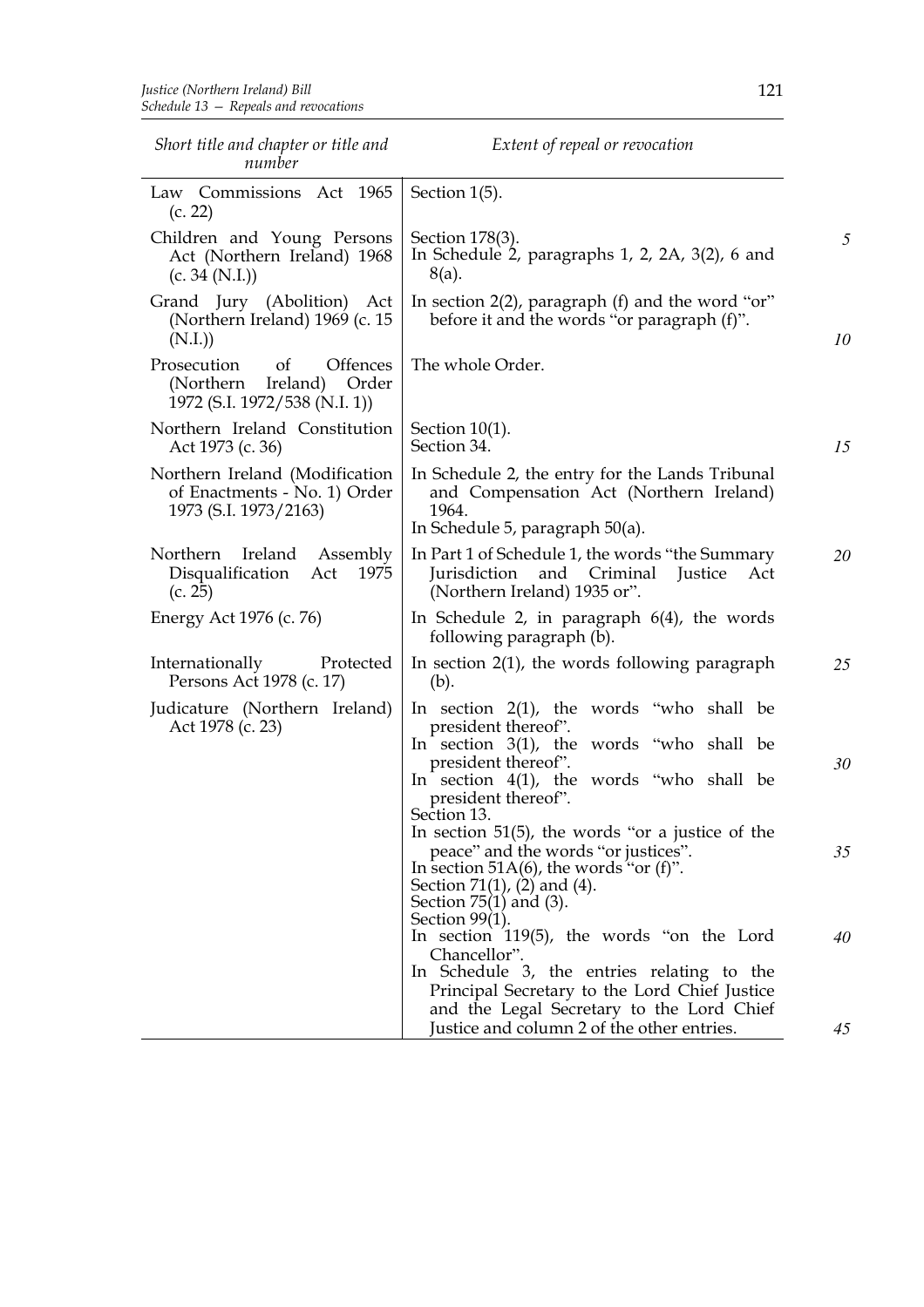| *Short title and chapter or title and number* | *Extent of repeal or revocation* |
|---|---|
| Law Commissions Act 1965 (c. 22) | Section 1(5). |
| Children and Young Persons Act (Northern Ireland) 1968 (c. 34 (N.I.)) | Section 178(3).<br>In Schedule 2, paragraphs 1, 2, 2A, 3(2), 6 and 8(a). |
| Grand Jury (Abolition) Act (Northern Ireland) 1969 (c. 15 (N.I.)) | In section 2(2), paragraph (f) and the word "or" before it and the words "or paragraph (f)". |
| Prosecution of Offences (Northern Ireland) Order 1972 (S.I. 1972/538 (N.I. 1)) | The whole Order. |
| Northern Ireland Constitution Act 1973 (c. 36) | Section 10(1).<br>Section 34. |
| Northern Ireland (Modification of Enactments - No. 1) Order 1973 (S.I. 1973/2163) | In Schedule 2, the entry for the Lands Tribunal and Compensation Act (Northern Ireland) 1964.<br>In Schedule 5, paragraph 50(a). |
| Northern Ireland Assembly Disqualification Act 1975 (c. 25) | In Part 1 of Schedule 1, the words "the Summary Jurisdiction and Criminal Justice Act (Northern Ireland) 1935 or". |
| Energy Act 1976 (c. 76) | In Schedule 2, in paragraph 6(4), the words following paragraph (b). |
| Internationally Protected Persons Act 1978 (c. 17) | In section 2(1), the words following paragraph (b). |
| Judicature (Northern Ireland) Act 1978 (c. 23) | In section 2(1), the words "who shall be president thereof".<br>In section 3(1), the words "who shall be president thereof".<br>In section 4(1), the words "who shall be president thereof".<br>Section 13.<br>In section 51(5), the words "or a justice of the peace" and the words "or justices".<br>In section 51A(6), the words "or (f)".<br>Section 71(1), (2) and (4).<br>Section 75(1) and (3).<br>Section 99(1).<br>In section 119(5), the words "on the Lord Chancellor".<br>In Schedule 3, the entries relating to the Principal Secretary to the Lord Chief Justice and the Legal Secretary to the Lord Chief Justice and column 2 of the other entries. |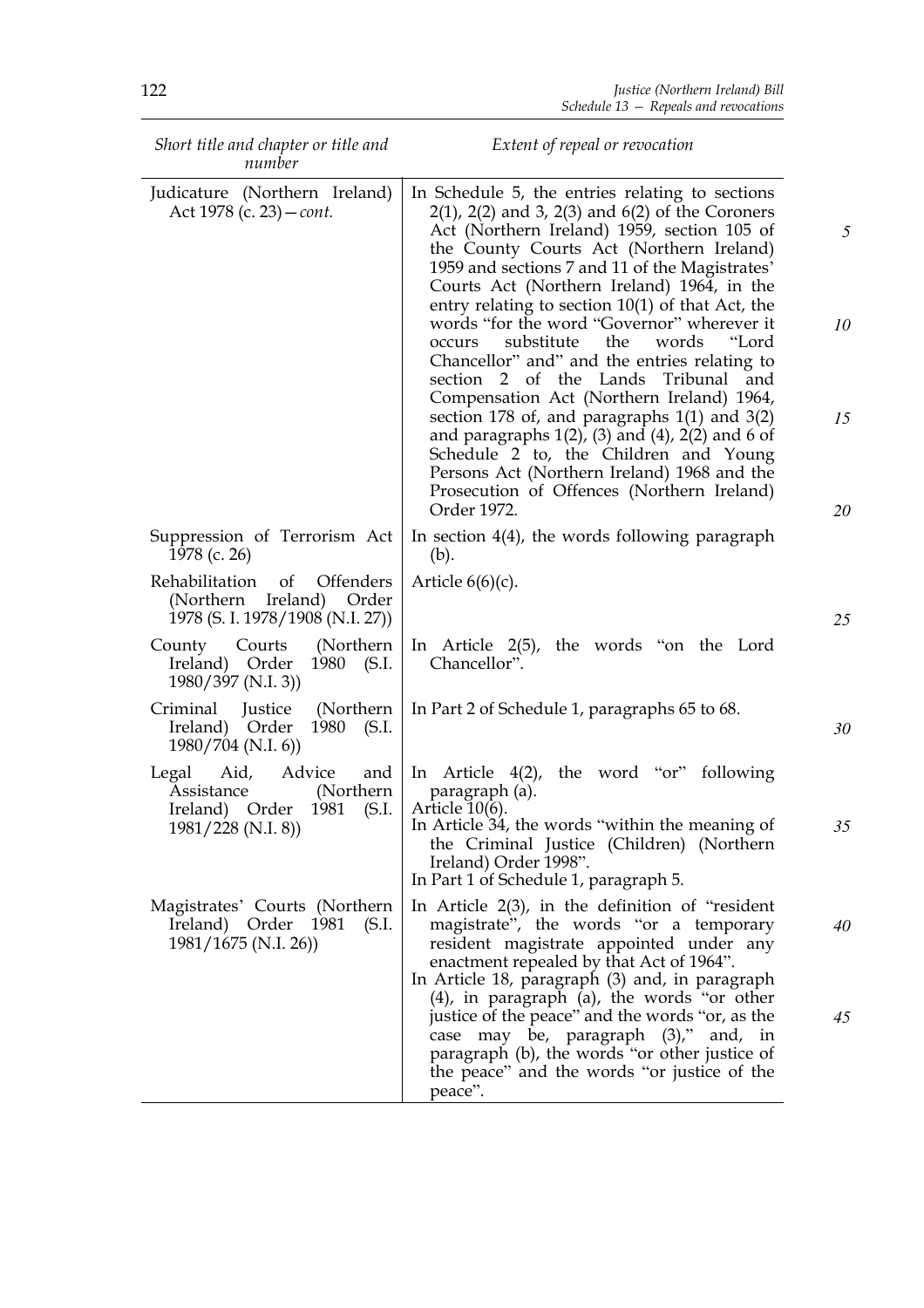| Short title and chapter or title and number | Extent of repeal or revocation |
|---|---|
| Judicature (Northern Ireland) Act 1978 (c. 23)—*cont.* | In Schedule 5, the entries relating to sections 2(1), 2(2) and 3, 2(3) and 6(2) of the Coroners Act (Northern Ireland) 1959, section 105 of the County Courts Act (Northern Ireland) 1959 and sections 7 and 11 of the Magistrates' Courts Act (Northern Ireland) 1964, in the entry relating to section 10(1) of that Act, the words "for the word "Governor" wherever it occurs substitute the words "Lord Chancellor" and" and the entries relating to section 2 of the Lands Tribunal and Compensation Act (Northern Ireland) 1964, section 178 of, and paragraphs 1(1) and 3(2) and paragraphs 1(2), (3) and (4), 2(2) and 6 of Schedule 2 to, the Children and Young Persons Act (Northern Ireland) 1968 and the Prosecution of Offences (Northern Ireland) Order 1972. |
| Suppression of Terrorism Act 1978 (c. 26) | In section 4(4), the words following paragraph (b). |
| Rehabilitation of Offenders (Northern Ireland) Order 1978 (S. I. 1978/1908 (N.I. 27)) | Article 6(6)(c). |
| County Courts (Northern Ireland) Order 1980 (S.I. 1980/397 (N.I. 3)) | In Article 2(5), the words "on the Lord Chancellor". |
| Criminal Justice (Northern Ireland) Order 1980 (S.I. 1980/704 (N.I. 6)) | In Part 2 of Schedule 1, paragraphs 65 to 68. |
| Legal Aid, Advice and Assistance (Northern Ireland) Order 1981 (S.I. 1981/228 (N.I. 8)) | In Article 4(2), the word "or" following paragraph (a).<br>Article 10(6).<br>In Article 34, the words "within the meaning of the Criminal Justice (Children) (Northern Ireland) Order 1998".<br>In Part 1 of Schedule 1, paragraph 5. |
| Magistrates' Courts (Northern Ireland) Order 1981 (S.I. 1981/1675 (N.I. 26)) | In Article 2(3), in the definition of "resident magistrate", the words "or a temporary resident magistrate appointed under any enactment repealed by that Act of 1964".<br>In Article 18, paragraph (3) and, in paragraph (4), in paragraph (a), the words "or other justice of the peace" and the words "or, as the case may be, paragraph (3)," and, in paragraph (b), the words "or other justice of the peace" and the words "or justice of the peace". |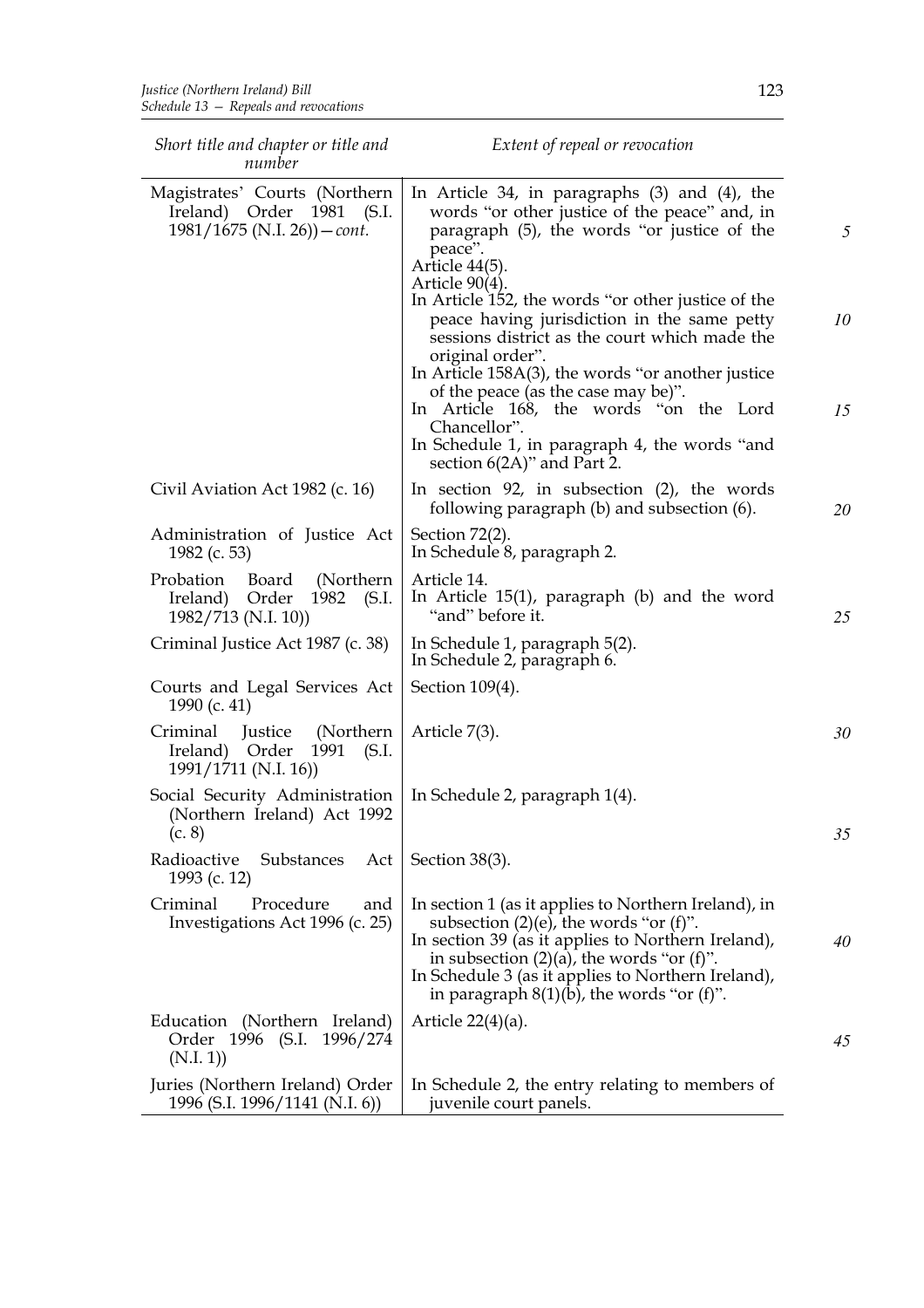| *Short title and chapter or title and number* | *Extent of repeal or revocation* |
|---|---|
| Magistrates' Courts (Northern Ireland) Order 1981 (S.I. 1981/1675 (N.I. 26))—*cont.* | In Article 34, in paragraphs (3) and (4), the words "or other justice of the peace" and, in paragraph (5), the words "or justice of the peace".<br>Article 44(5).<br>Article 90(4).<br>In Article 152, the words "or other justice of the peace having jurisdiction in the same petty sessions district as the court which made the original order".<br>In Article 158A(3), the words "or another justice of the peace (as the case may be)".<br>In Article 168, the words "on the Lord Chancellor".<br>In Schedule 1, in paragraph 4, the words "and section 6(2A)" and Part 2. |
| Civil Aviation Act 1982 (c. 16) | In section 92, in subsection (2), the words following paragraph (b) and subsection (6). |
| Administration of Justice Act 1982 (c. 53) | Section 72(2).<br>In Schedule 8, paragraph 2. |
| Probation Board (Northern Ireland) Order 1982 (S.I. 1982/713 (N.I. 10)) | Article 14.<br>In Article 15(1), paragraph (b) and the word "and" before it. |
| Criminal Justice Act 1987 (c. 38) | In Schedule 1, paragraph 5(2).<br>In Schedule 2, paragraph 6. |
| Courts and Legal Services Act 1990 (c. 41) | Section 109(4). |
| Criminal Justice (Northern Ireland) Order 1991 (S.I. 1991/1711 (N.I. 16)) | Article 7(3). |
| Social Security Administration (Northern Ireland) Act 1992 (c. 8) | In Schedule 2, paragraph 1(4). |
| Radioactive Substances Act 1993 (c. 12) | Section 38(3). |
| Criminal Procedure and Investigations Act 1996 (c. 25) | In section 1 (as it applies to Northern Ireland), in subsection (2)(e), the words "or (f)".<br>In section 39 (as it applies to Northern Ireland), in subsection (2)(a), the words "or (f)".<br>In Schedule 3 (as it applies to Northern Ireland), in paragraph 8(1)(b), the words "or (f)". |
| Education (Northern Ireland) Order 1996 (S.I. 1996/274 (N.I. 1)) | Article 22(4)(a). |
| Juries (Northern Ireland) Order 1996 (S.I. 1996/1141 (N.I. 6)) | In Schedule 2, the entry relating to members of juvenile court panels. |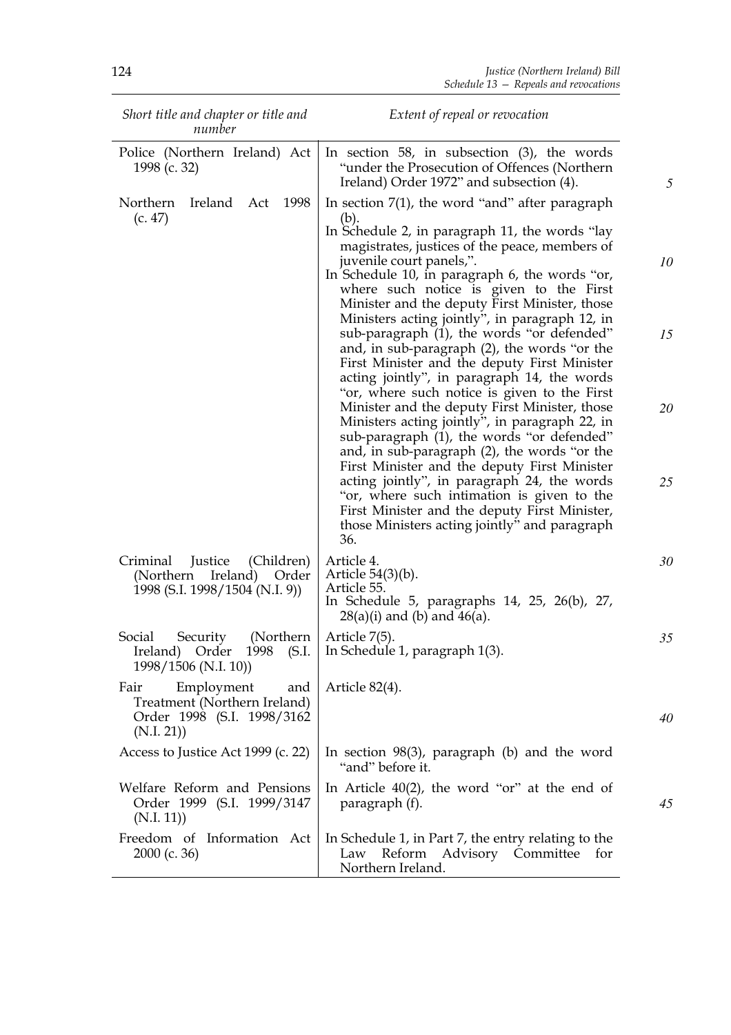| *Short title and chapter or title and number* | *Extent of repeal or revocation* |
| --- | --- |
| Police (Northern Ireland) Act 1998 (c. 32) | In section 58, in subsection (3), the words "under the Prosecution of Offences (Northern Ireland) Order 1972" and subsection (4). |
| Northern Ireland Act 1998 (c. 47) | In section 7(1), the word "and" after paragraph (b).<br>In Schedule 2, in paragraph 11, the words "lay magistrates, justices of the peace, members of juvenile court panels,".<br>In Schedule 10, in paragraph 6, the words "or, where such notice is given to the First Minister and the deputy First Minister, those Ministers acting jointly", in paragraph 12, in sub-paragraph (1), the words "or defended" and, in sub-paragraph (2), the words "or the First Minister and the deputy First Minister acting jointly", in paragraph 14, the words "or, where such notice is given to the First Minister and the deputy First Minister, those Ministers acting jointly", in paragraph 22, in sub-paragraph (1), the words "or defended" and, in sub-paragraph (2), the words "or the First Minister and the deputy First Minister acting jointly", in paragraph 24, the words "or, where such intimation is given to the First Minister and the deputy First Minister, those Ministers acting jointly" and paragraph 36. |
| Criminal Justice (Children) (Northern Ireland) Order 1998 (S.I. 1998/1504 (N.I. 9)) | Article 4.<br>Article 54(3)(b).<br>Article 55.<br>In Schedule 5, paragraphs 14, 25, 26(b), 27, 28(a)(i) and (b) and 46(a). |
| Social Security (Northern Ireland) Order 1998 (S.I. 1998/1506 (N.I. 10)) | Article 7(5).<br>In Schedule 1, paragraph 1(3). |
| Fair Employment and Treatment (Northern Ireland) Order 1998 (S.I. 1998/3162 (N.I. 21)) | Article 82(4). |
| Access to Justice Act 1999 (c. 22) | In section 98(3), paragraph (b) and the word "and" before it. |
| Welfare Reform and Pensions Order 1999 (S.I. 1999/3147 (N.I. 11)) | In Article 40(2), the word "or" at the end of paragraph (f). |
| Freedom of Information Act 2000 (c. 36) | In Schedule 1, in Part 7, the entry relating to the Law Reform Advisory Committee for Northern Ireland. |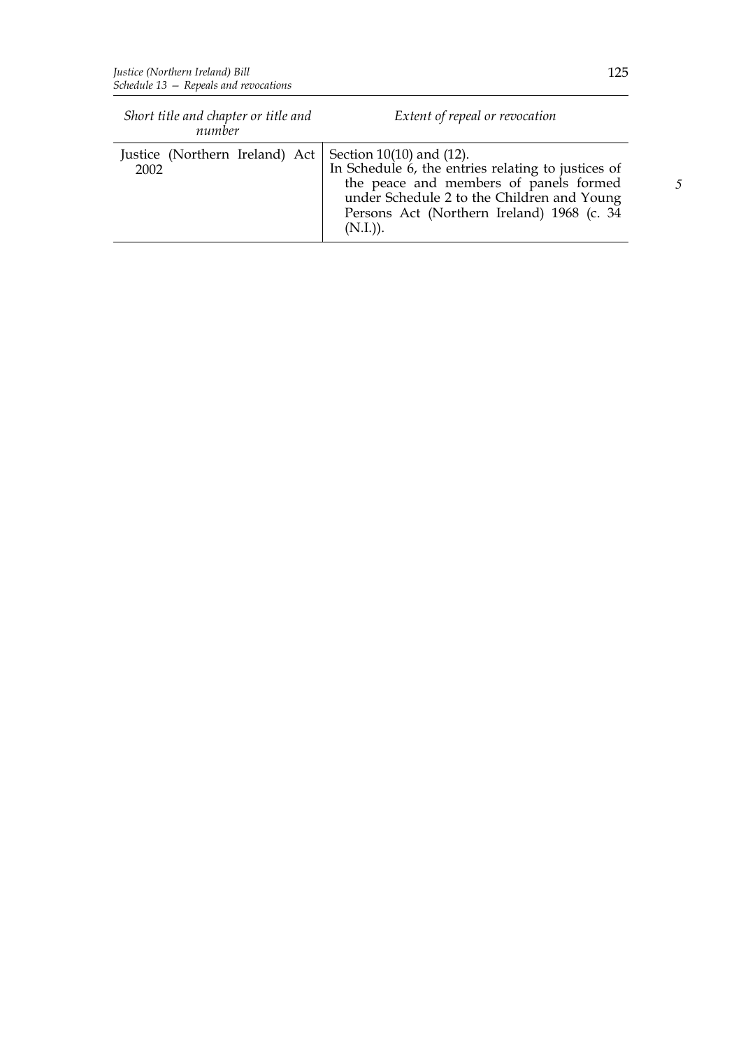| *Short title and chapter or title and number* | *Extent of repeal or revocation* |
|---|---|
| Justice (Northern Ireland) Act 2002 | Section 10(10) and (12).<br>In Schedule 6, the entries relating to justices of the peace and members of panels formed under Schedule 2 to the Children and Young Persons Act (Northern Ireland) 1968 (c. 34 (N.I.)). |